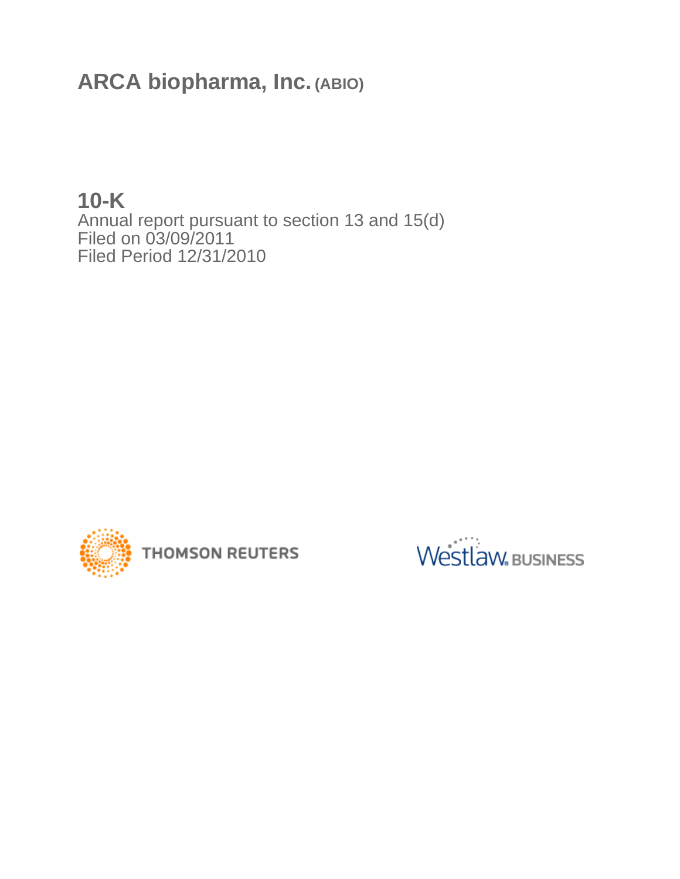# ARCA biopharma, Inc. (ABIO)

## 10-K

Annual report pursuant to section 13 and 15(d)
Filed on 03/09/2011
Filed Period 12/31/2010

THOMSON REUTERS

Westlaw BUSINESS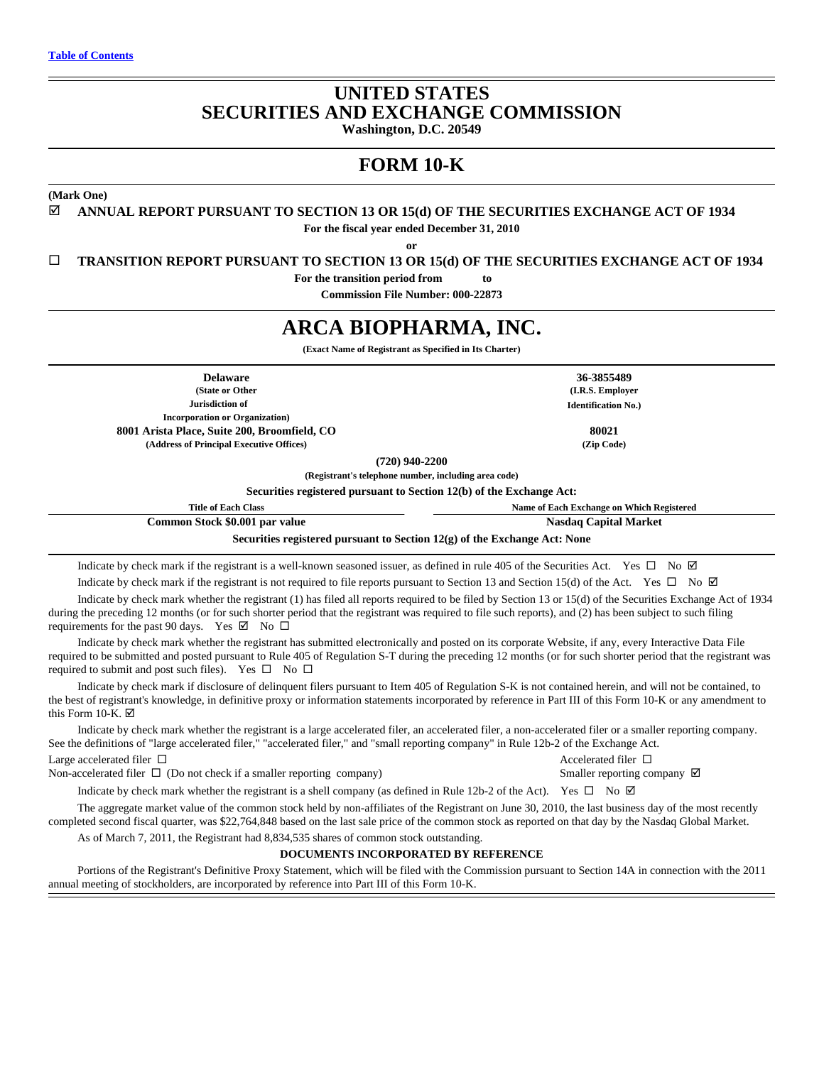Table of Contents

# UNITED STATES
# SECURITIES AND EXCHANGE COMMISSION

**Washington, D.C. 20549**

## FORM 10-K

**(Mark One)**

☑ **ANNUAL REPORT PURSUANT TO SECTION 13 OR 15(d) OF THE SECURITIES EXCHANGE ACT OF 1934**

**For the fiscal year ended December 31, 2010**

**or**

☐ **TRANSITION REPORT PURSUANT TO SECTION 13 OR 15(d) OF THE SECURITIES EXCHANGE ACT OF 1934**

**For the transition period from to**

**Commission File Number: 000-22873**

# ARCA BIOPHARMA, INC.

**(Exact Name of Registrant as Specified in Its Charter)**

| | |
|---|---|
| **Delaware**<br>**(State or Other Jurisdiction of Incorporation or Organization)** | **36-3855489**<br>**(I.R.S. Employer Identification No.)** |
| **8001 Arista Place, Suite 200, Broomfield, CO**<br>**(Address of Principal Executive Offices)** | **80021**<br>**(Zip Code)** |

**(720) 940-2200**

**(Registrant's telephone number, including area code)**

**Securities registered pursuant to Section 12(b) of the Exchange Act:**

| Title of Each Class | Name of Each Exchange on Which Registered |
|---|---|
| **Common Stock $0.001 par value** | **Nasdaq Capital Market** |

**Securities registered pursuant to Section 12(g) of the Exchange Act: None**

Indicate by check mark if the registrant is a well-known seasoned issuer, as defined in rule 405 of the Securities Act. Yes ☐ No ☑

Indicate by check mark if the registrant is not required to file reports pursuant to Section 13 and Section 15(d) of the Act. Yes ☐ No ☑

Indicate by check mark whether the registrant (1) has filed all reports required to be filed by Section 13 or 15(d) of the Securities Exchange Act of 1934 during the preceding 12 months (or for such shorter period that the registrant was required to file such reports), and (2) has been subject to such filing requirements for the past 90 days. Yes ☑ No ☐

Indicate by check mark whether the registrant has submitted electronically and posted on its corporate Website, if any, every Interactive Data File required to be submitted and posted pursuant to Rule 405 of Regulation S-T during the preceding 12 months (or for such shorter period that the registrant was required to submit and post such files). Yes ☐ No ☐

Indicate by check mark if disclosure of delinquent filers pursuant to Item 405 of Regulation S-K is not contained herein, and will not be contained, to the best of registrant's knowledge, in definitive proxy or information statements incorporated by reference in Part III of this Form 10-K or any amendment to this Form 10-K. ☑

Indicate by check mark whether the registrant is a large accelerated filer, an accelerated filer, a non-accelerated filer or a smaller reporting company. See the definitions of "large accelerated filer," "accelerated filer," and "small reporting company" in Rule 12b-2 of the Exchange Act.

| | |
|---|---|
| Large accelerated filer ☐ | Accelerated filer ☐ |
| Non-accelerated filer ☐ (Do not check if a smaller reporting company) | Smaller reporting company ☑ |

Indicate by check mark whether the registrant is a shell company (as defined in Rule 12b-2 of the Act). Yes ☐ No ☑

The aggregate market value of the common stock held by non-affiliates of the Registrant on June 30, 2010, the last business day of the most recently completed second fiscal quarter, was $22,764,848 based on the last sale price of the common stock as reported on that day by the Nasdaq Global Market.

As of March 7, 2011, the Registrant had 8,834,535 shares of common stock outstanding.

**DOCUMENTS INCORPORATED BY REFERENCE**

Portions of the Registrant's Definitive Proxy Statement, which will be filed with the Commission pursuant to Section 14A in connection with the 2011 annual meeting of stockholders, are incorporated by reference into Part III of this Form 10-K.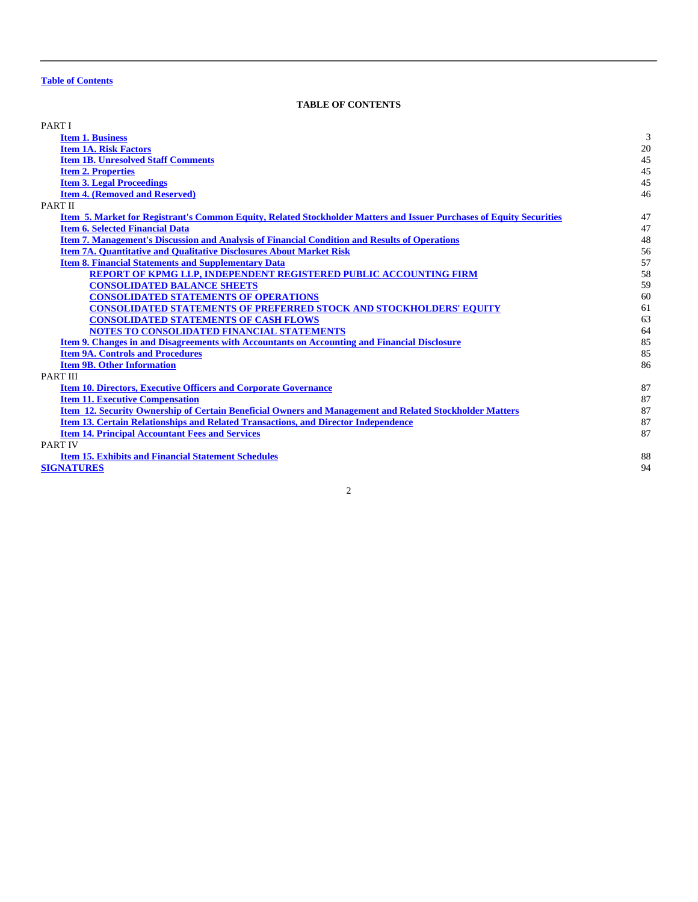Table of Contents

## TABLE OF CONTENTS

| | |
|---|---|
| PART I | |
| Item 1. Business | 3 |
| Item 1A. Risk Factors | 20 |
| Item 1B. Unresolved Staff Comments | 45 |
| Item 2. Properties | 45 |
| Item 3. Legal Proceedings | 45 |
| Item 4. (Removed and Reserved) | 46 |
| PART II | |
| Item 5. Market for Registrant's Common Equity, Related Stockholder Matters and Issuer Purchases of Equity Securities | 47 |
| Item 6. Selected Financial Data | 47 |
| Item 7. Management's Discussion and Analysis of Financial Condition and Results of Operations | 48 |
| Item 7A. Quantitative and Qualitative Disclosures About Market Risk | 56 |
| Item 8. Financial Statements and Supplementary Data | 57 |
| REPORT OF KPMG LLP, INDEPENDENT REGISTERED PUBLIC ACCOUNTING FIRM | 58 |
| CONSOLIDATED BALANCE SHEETS | 59 |
| CONSOLIDATED STATEMENTS OF OPERATIONS | 60 |
| CONSOLIDATED STATEMENTS OF PREFERRED STOCK AND STOCKHOLDERS' EQUITY | 61 |
| CONSOLIDATED STATEMENTS OF CASH FLOWS | 63 |
| NOTES TO CONSOLIDATED FINANCIAL STATEMENTS | 64 |
| Item 9. Changes in and Disagreements with Accountants on Accounting and Financial Disclosure | 85 |
| Item 9A. Controls and Procedures | 85 |
| Item 9B. Other Information | 86 |
| PART III | |
| Item 10. Directors, Executive Officers and Corporate Governance | 87 |
| Item 11. Executive Compensation | 87 |
| Item 12. Security Ownership of Certain Beneficial Owners and Management and Related Stockholder Matters | 87 |
| Item 13. Certain Relationships and Related Transactions, and Director Independence | 87 |
| Item 14. Principal Accountant Fees and Services | 87 |
| PART IV | |
| Item 15. Exhibits and Financial Statement Schedules | 88 |
| SIGNATURES | 94 |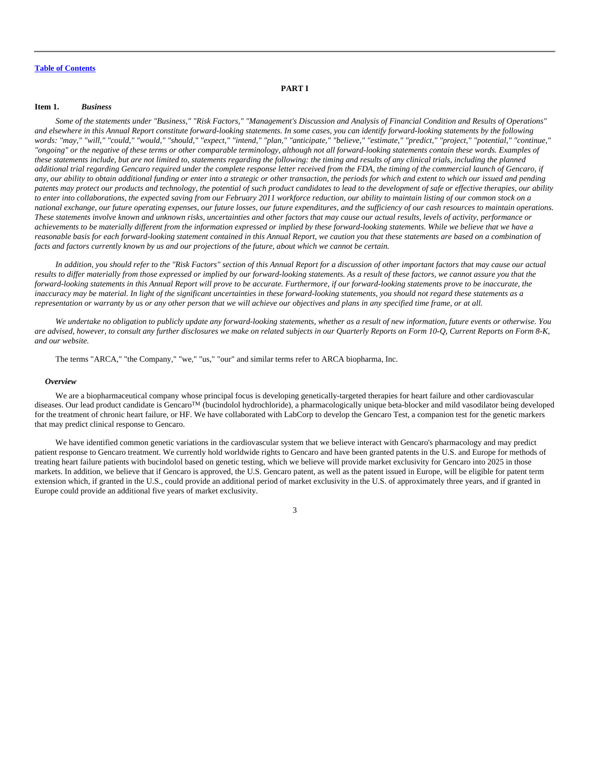[Table of Contents](#)

# PART I

## Item 1. *Business*

*Some of the statements under "Business," "Risk Factors," "Management's Discussion and Analysis of Financial Condition and Results of Operations" and elsewhere in this Annual Report constitute forward-looking statements. In some cases, you can identify forward-looking statements by the following words: "may," "will," "could," "would," "should," "expect," "intend," "plan," "anticipate," "believe," "estimate," "predict," "project," "potential," "continue," "ongoing" or the negative of these terms or other comparable terminology, although not all forward-looking statements contain these words. Examples of these statements include, but are not limited to, statements regarding the following: the timing and results of any clinical trials, including the planned additional trial regarding Gencaro required under the complete response letter received from the FDA, the timing of the commercial launch of Gencaro, if any, our ability to obtain additional funding or enter into a strategic or other transaction, the periods for which and extent to which our issued and pending patents may protect our products and technology, the potential of such product candidates to lead to the development of safe or effective therapies, our ability to enter into collaborations, the expected saving from our February 2011 workforce reduction, our ability to maintain listing of our common stock on a national exchange, our future operating expenses, our future losses, our future expenditures, and the sufficiency of our cash resources to maintain operations. These statements involve known and unknown risks, uncertainties and other factors that may cause our actual results, levels of activity, performance or achievements to be materially different from the information expressed or implied by these forward-looking statements. While we believe that we have a reasonable basis for each forward-looking statement contained in this Annual Report, we caution you that these statements are based on a combination of facts and factors currently known by us and our projections of the future, about which we cannot be certain.*

*In addition, you should refer to the "Risk Factors" section of this Annual Report for a discussion of other important factors that may cause our actual results to differ materially from those expressed or implied by our forward-looking statements. As a result of these factors, we cannot assure you that the forward-looking statements in this Annual Report will prove to be accurate. Furthermore, if our forward-looking statements prove to be inaccurate, the inaccuracy may be material. In light of the significant uncertainties in these forward-looking statements, you should not regard these statements as a representation or warranty by us or any other person that we will achieve our objectives and plans in any specified time frame, or at all.*

*We undertake no obligation to publicly update any forward-looking statements, whether as a result of new information, future events or otherwise. You are advised, however, to consult any further disclosures we make on related subjects in our Quarterly Reports on Form 10-Q, Current Reports on Form 8-K, and our website.*

The terms "ARCA," "the Company," "we," "us," "our" and similar terms refer to ARCA biopharma, Inc.

### *Overview*

We are a biopharmaceutical company whose principal focus is developing genetically-targeted therapies for heart failure and other cardiovascular diseases. Our lead product candidate is Gencaro™ (bucindolol hydrochloride), a pharmacologically unique beta-blocker and mild vasodilator being developed for the treatment of chronic heart failure, or HF. We have collaborated with LabCorp to develop the Gencaro Test, a companion test for the genetic markers that may predict clinical response to Gencaro.

We have identified common genetic variations in the cardiovascular system that we believe interact with Gencaro's pharmacology and may predict patient response to Gencaro treatment. We currently hold worldwide rights to Gencaro and have been granted patents in the U.S. and Europe for methods of treating heart failure patients with bucindolol based on genetic testing, which we believe will provide market exclusivity for Gencaro into 2025 in those markets. In addition, we believe that if Gencaro is approved, the U.S. Gencaro patent, as well as the patent issued in Europe, will be eligible for patent term extension which, if granted in the U.S., could provide an additional period of market exclusivity in the U.S. of approximately three years, and if granted in Europe could provide an additional five years of market exclusivity.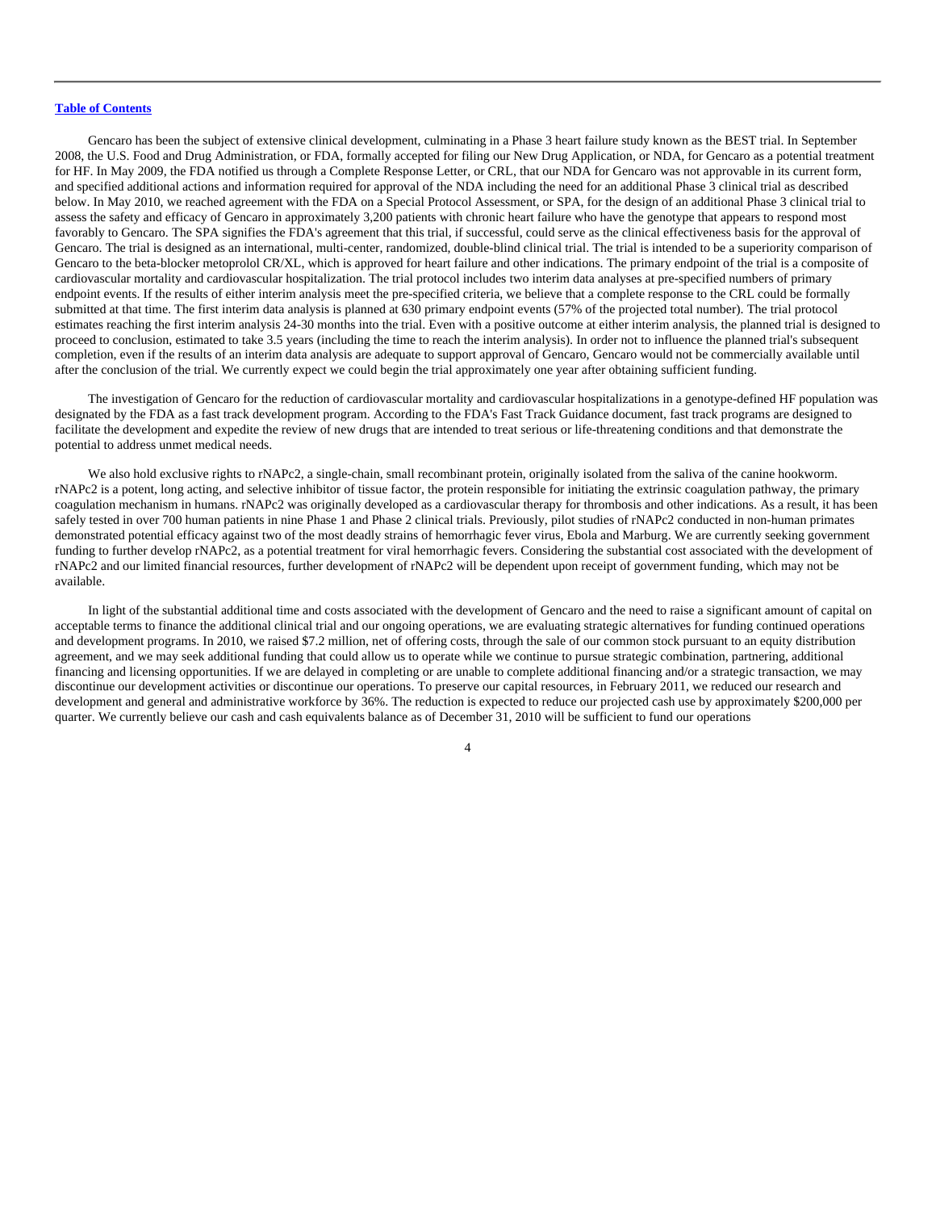Gencaro has been the subject of extensive clinical development, culminating in a Phase 3 heart failure study known as the BEST trial. In September 2008, the U.S. Food and Drug Administration, or FDA, formally accepted for filing our New Drug Application, or NDA, for Gencaro as a potential treatment for HF. In May 2009, the FDA notified us through a Complete Response Letter, or CRL, that our NDA for Gencaro was not approvable in its current form, and specified additional actions and information required for approval of the NDA including the need for an additional Phase 3 clinical trial as described below. In May 2010, we reached agreement with the FDA on a Special Protocol Assessment, or SPA, for the design of an additional Phase 3 clinical trial to assess the safety and efficacy of Gencaro in approximately 3,200 patients with chronic heart failure who have the genotype that appears to respond most favorably to Gencaro. The SPA signifies the FDA's agreement that this trial, if successful, could serve as the clinical effectiveness basis for the approval of Gencaro. The trial is designed as an international, multi-center, randomized, double-blind clinical trial. The trial is intended to be a superiority comparison of Gencaro to the beta-blocker metoprolol CR/XL, which is approved for heart failure and other indications. The primary endpoint of the trial is a composite of cardiovascular mortality and cardiovascular hospitalization. The trial protocol includes two interim data analyses at pre-specified numbers of primary endpoint events. If the results of either interim analysis meet the pre-specified criteria, we believe that a complete response to the CRL could be formally submitted at that time. The first interim data analysis is planned at 630 primary endpoint events (57% of the projected total number). The trial protocol estimates reaching the first interim analysis 24-30 months into the trial. Even with a positive outcome at either interim analysis, the planned trial is designed to proceed to conclusion, estimated to take 3.5 years (including the time to reach the interim analysis). In order not to influence the planned trial's subsequent completion, even if the results of an interim data analysis are adequate to support approval of Gencaro, Gencaro would not be commercially available until after the conclusion of the trial. We currently expect we could begin the trial approximately one year after obtaining sufficient funding.

The investigation of Gencaro for the reduction of cardiovascular mortality and cardiovascular hospitalizations in a genotype-defined HF population was designated by the FDA as a fast track development program. According to the FDA's Fast Track Guidance document, fast track programs are designed to facilitate the development and expedite the review of new drugs that are intended to treat serious or life-threatening conditions and that demonstrate the potential to address unmet medical needs.

We also hold exclusive rights to rNAPc2, a single-chain, small recombinant protein, originally isolated from the saliva of the canine hookworm. rNAPc2 is a potent, long acting, and selective inhibitor of tissue factor, the protein responsible for initiating the extrinsic coagulation pathway, the primary coagulation mechanism in humans. rNAPc2 was originally developed as a cardiovascular therapy for thrombosis and other indications. As a result, it has been safely tested in over 700 human patients in nine Phase 1 and Phase 2 clinical trials. Previously, pilot studies of rNAPc2 conducted in non-human primates demonstrated potential efficacy against two of the most deadly strains of hemorrhagic fever virus, Ebola and Marburg. We are currently seeking government funding to further develop rNAPc2, as a potential treatment for viral hemorrhagic fevers. Considering the substantial cost associated with the development of rNAPc2 and our limited financial resources, further development of rNAPc2 will be dependent upon receipt of government funding, which may not be available.

In light of the substantial additional time and costs associated with the development of Gencaro and the need to raise a significant amount of capital on acceptable terms to finance the additional clinical trial and our ongoing operations, we are evaluating strategic alternatives for funding continued operations and development programs. In 2010, we raised $7.2 million, net of offering costs, through the sale of our common stock pursuant to an equity distribution agreement, and we may seek additional funding that could allow us to operate while we continue to pursue strategic combination, partnering, additional financing and licensing opportunities. If we are delayed in completing or are unable to complete additional financing and/or a strategic transaction, we may discontinue our development activities or discontinue our operations. To preserve our capital resources, in February 2011, we reduced our research and development and general and administrative workforce by 36%. The reduction is expected to reduce our projected cash use by approximately $200,000 per quarter. We currently believe our cash and cash equivalents balance as of December 31, 2010 will be sufficient to fund our operations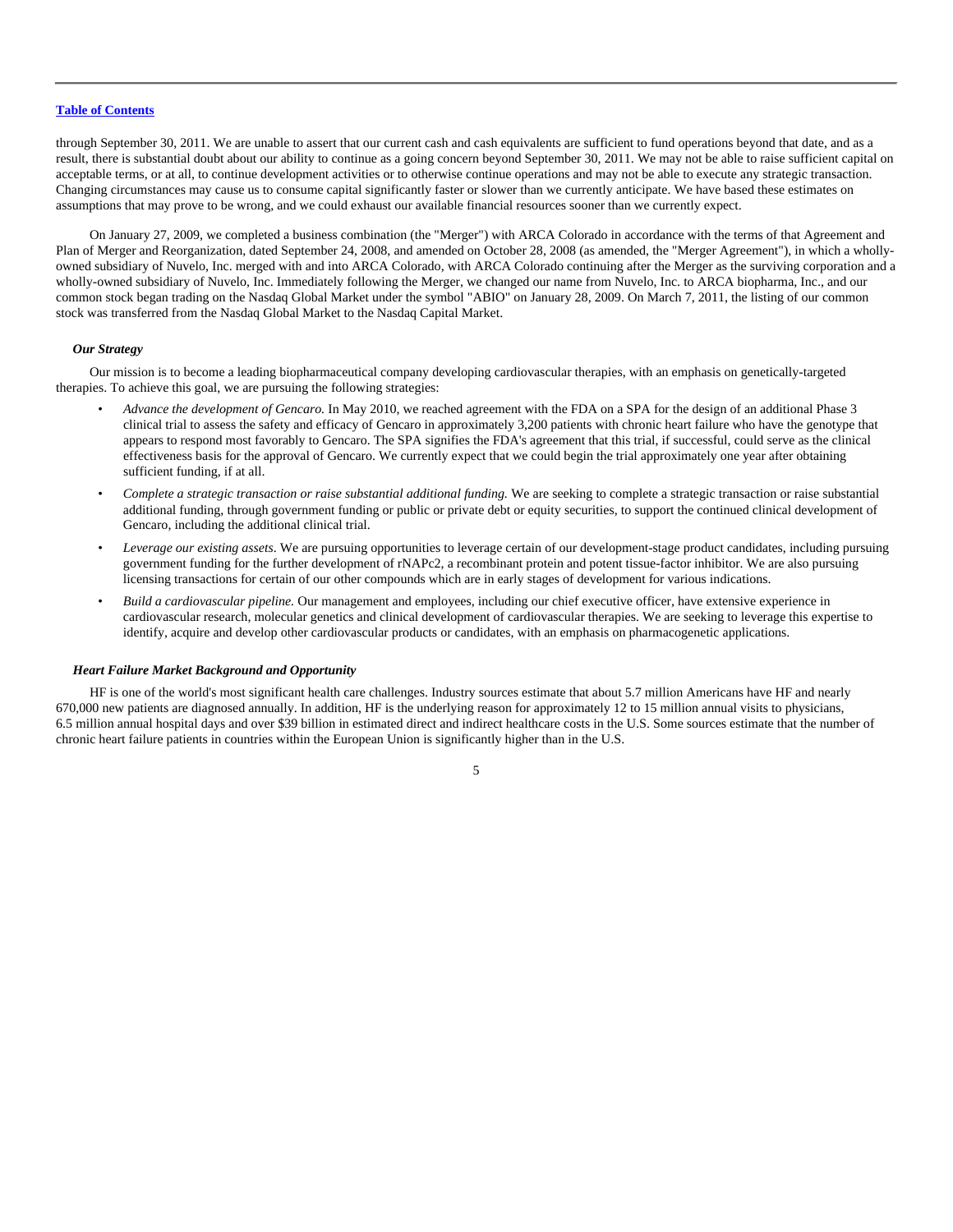through September 30, 2011. We are unable to assert that our current cash and cash equivalents are sufficient to fund operations beyond that date, and as a result, there is substantial doubt about our ability to continue as a going concern beyond September 30, 2011. We may not be able to raise sufficient capital on acceptable terms, or at all, to continue development activities or to otherwise continue operations and may not be able to execute any strategic transaction. Changing circumstances may cause us to consume capital significantly faster or slower than we currently anticipate. We have based these estimates on assumptions that may prove to be wrong, and we could exhaust our available financial resources sooner than we currently expect.

On January 27, 2009, we completed a business combination (the "Merger") with ARCA Colorado in accordance with the terms of that Agreement and Plan of Merger and Reorganization, dated September 24, 2008, and amended on October 28, 2008 (as amended, the "Merger Agreement"), in which a wholly-owned subsidiary of Nuvelo, Inc. merged with and into ARCA Colorado, with ARCA Colorado continuing after the Merger as the surviving corporation and a wholly-owned subsidiary of Nuvelo, Inc. Immediately following the Merger, we changed our name from Nuvelo, Inc. to ARCA biopharma, Inc., and our common stock began trading on the Nasdaq Global Market under the symbol "ABIO" on January 28, 2009. On March 7, 2011, the listing of our common stock was transferred from the Nasdaq Global Market to the Nasdaq Capital Market.

### *Our Strategy*

Our mission is to become a leading biopharmaceutical company developing cardiovascular therapies, with an emphasis on genetically-targeted therapies. To achieve this goal, we are pursuing the following strategies:

- *Advance the development of Gencaro.* In May 2010, we reached agreement with the FDA on a SPA for the design of an additional Phase 3 clinical trial to assess the safety and efficacy of Gencaro in approximately 3,200 patients with chronic heart failure who have the genotype that appears to respond most favorably to Gencaro. The SPA signifies the FDA's agreement that this trial, if successful, could serve as the clinical effectiveness basis for the approval of Gencaro. We currently expect that we could begin the trial approximately one year after obtaining sufficient funding, if at all.
- *Complete a strategic transaction or raise substantial additional funding.* We are seeking to complete a strategic transaction or raise substantial additional funding, through government funding or public or private debt or equity securities, to support the continued clinical development of Gencaro, including the additional clinical trial.
- *Leverage our existing assets*. We are pursuing opportunities to leverage certain of our development-stage product candidates, including pursuing government funding for the further development of rNAPc2, a recombinant protein and potent tissue-factor inhibitor. We are also pursuing licensing transactions for certain of our other compounds which are in early stages of development for various indications.
- *Build a cardiovascular pipeline.* Our management and employees, including our chief executive officer, have extensive experience in cardiovascular research, molecular genetics and clinical development of cardiovascular therapies. We are seeking to leverage this expertise to identify, acquire and develop other cardiovascular products or candidates, with an emphasis on pharmacogenetic applications.

### *Heart Failure Market Background and Opportunity*

HF is one of the world's most significant health care challenges. Industry sources estimate that about 5.7 million Americans have HF and nearly 670,000 new patients are diagnosed annually. In addition, HF is the underlying reason for approximately 12 to 15 million annual visits to physicians, 6.5 million annual hospital days and over $39 billion in estimated direct and indirect healthcare costs in the U.S. Some sources estimate that the number of chronic heart failure patients in countries within the European Union is significantly higher than in the U.S.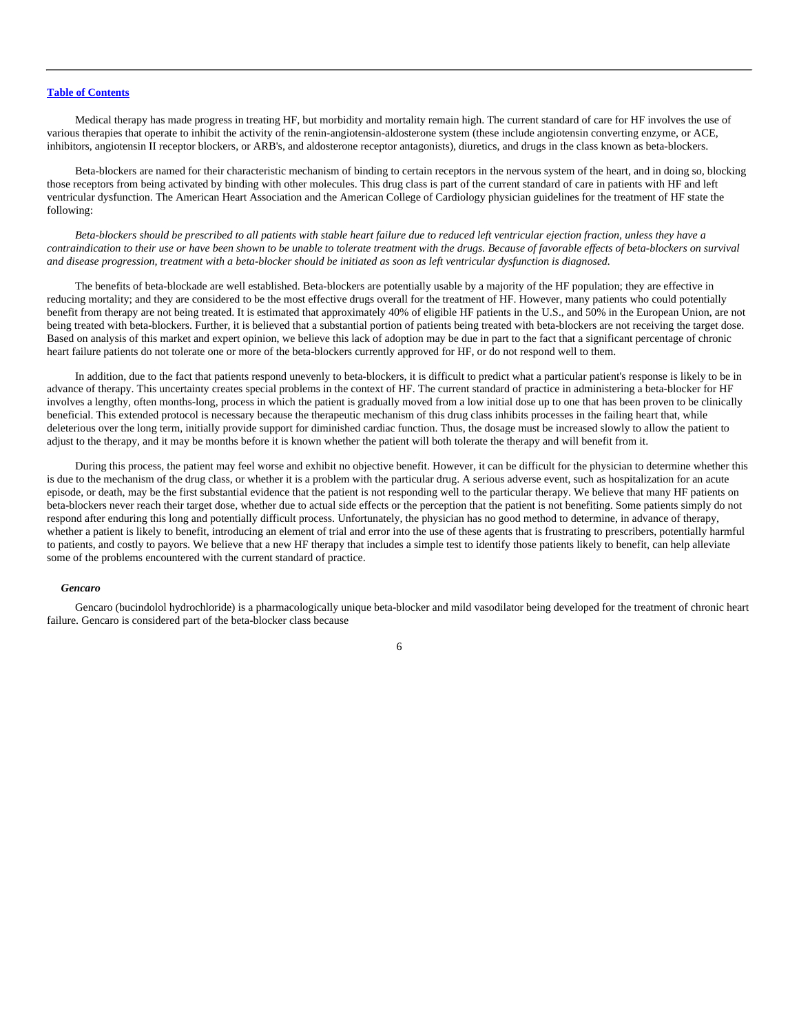Medical therapy has made progress in treating HF, but morbidity and mortality remain high. The current standard of care for HF involves the use of various therapies that operate to inhibit the activity of the renin-angiotensin-aldosterone system (these include angiotensin converting enzyme, or ACE, inhibitors, angiotensin II receptor blockers, or ARB's, and aldosterone receptor antagonists), diuretics, and drugs in the class known as beta-blockers.

Beta-blockers are named for their characteristic mechanism of binding to certain receptors in the nervous system of the heart, and in doing so, blocking those receptors from being activated by binding with other molecules. This drug class is part of the current standard of care in patients with HF and left ventricular dysfunction. The American Heart Association and the American College of Cardiology physician guidelines for the treatment of HF state the following:

*Beta-blockers should be prescribed to all patients with stable heart failure due to reduced left ventricular ejection fraction, unless they have a contraindication to their use or have been shown to be unable to tolerate treatment with the drugs. Because of favorable effects of beta-blockers on survival and disease progression, treatment with a beta-blocker should be initiated as soon as left ventricular dysfunction is diagnosed.*

The benefits of beta-blockade are well established. Beta-blockers are potentially usable by a majority of the HF population; they are effective in reducing mortality; and they are considered to be the most effective drugs overall for the treatment of HF. However, many patients who could potentially benefit from therapy are not being treated. It is estimated that approximately 40% of eligible HF patients in the U.S., and 50% in the European Union, are not being treated with beta-blockers. Further, it is believed that a substantial portion of patients being treated with beta-blockers are not receiving the target dose. Based on analysis of this market and expert opinion, we believe this lack of adoption may be due in part to the fact that a significant percentage of chronic heart failure patients do not tolerate one or more of the beta-blockers currently approved for HF, or do not respond well to them.

In addition, due to the fact that patients respond unevenly to beta-blockers, it is difficult to predict what a particular patient's response is likely to be in advance of therapy. This uncertainty creates special problems in the context of HF. The current standard of practice in administering a beta-blocker for HF involves a lengthy, often months-long, process in which the patient is gradually moved from a low initial dose up to one that has been proven to be clinically beneficial. This extended protocol is necessary because the therapeutic mechanism of this drug class inhibits processes in the failing heart that, while deleterious over the long term, initially provide support for diminished cardiac function. Thus, the dosage must be increased slowly to allow the patient to adjust to the therapy, and it may be months before it is known whether the patient will both tolerate the therapy and will benefit from it.

During this process, the patient may feel worse and exhibit no objective benefit. However, it can be difficult for the physician to determine whether this is due to the mechanism of the drug class, or whether it is a problem with the particular drug. A serious adverse event, such as hospitalization for an acute episode, or death, may be the first substantial evidence that the patient is not responding well to the particular therapy. We believe that many HF patients on beta-blockers never reach their target dose, whether due to actual side effects or the perception that the patient is not benefiting. Some patients simply do not respond after enduring this long and potentially difficult process. Unfortunately, the physician has no good method to determine, in advance of therapy, whether a patient is likely to benefit, introducing an element of trial and error into the use of these agents that is frustrating to prescribers, potentially harmful to patients, and costly to payors. We believe that a new HF therapy that includes a simple test to identify those patients likely to benefit, can help alleviate some of the problems encountered with the current standard of practice.

### *Gencaro*

Gencaro (bucindolol hydrochloride) is a pharmacologically unique beta-blocker and mild vasodilator being developed for the treatment of chronic heart failure. Gencaro is considered part of the beta-blocker class because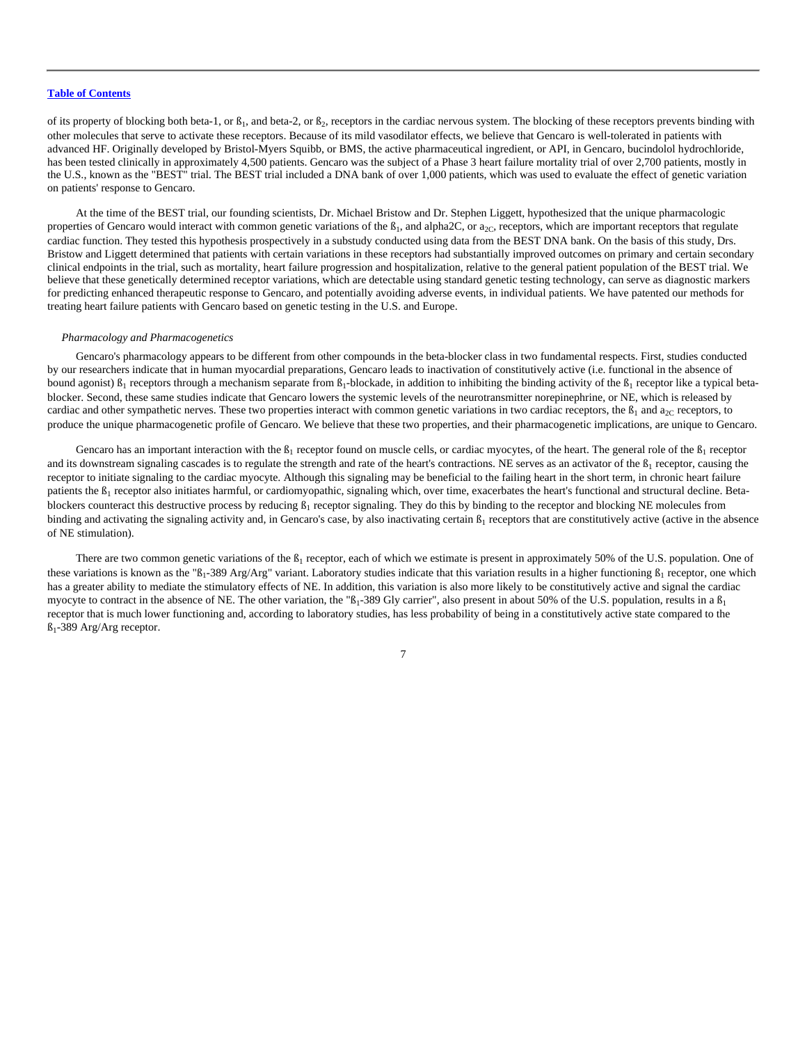of its property of blocking both beta-1, or ß$_1$, and beta-2, or ß$_2$, receptors in the cardiac nervous system. The blocking of these receptors prevents binding with other molecules that serve to activate these receptors. Because of its mild vasodilator effects, we believe that Gencaro is well-tolerated in patients with advanced HF. Originally developed by Bristol-Myers Squibb, or BMS, the active pharmaceutical ingredient, or API, in Gencaro, bucindolol hydrochloride, has been tested clinically in approximately 4,500 patients. Gencaro was the subject of a Phase 3 heart failure mortality trial of over 2,700 patients, mostly in the U.S., known as the "BEST" trial. The BEST trial included a DNA bank of over 1,000 patients, which was used to evaluate the effect of genetic variation on patients' response to Gencaro.

At the time of the BEST trial, our founding scientists, Dr. Michael Bristow and Dr. Stephen Liggett, hypothesized that the unique pharmacologic properties of Gencaro would interact with common genetic variations of the ß$_1$, and alpha2C, or a$_{2C}$, receptors, which are important receptors that regulate cardiac function. They tested this hypothesis prospectively in a substudy conducted using data from the BEST DNA bank. On the basis of this study, Drs. Bristow and Liggett determined that patients with certain variations in these receptors had substantially improved outcomes on primary and certain secondary clinical endpoints in the trial, such as mortality, heart failure progression and hospitalization, relative to the general patient population of the BEST trial. We believe that these genetically determined receptor variations, which are detectable using standard genetic testing technology, can serve as diagnostic markers for predicting enhanced therapeutic response to Gencaro, and potentially avoiding adverse events, in individual patients. We have patented our methods for treating heart failure patients with Gencaro based on genetic testing in the U.S. and Europe.

*Pharmacology and Pharmacogenetics*

Gencaro's pharmacology appears to be different from other compounds in the beta-blocker class in two fundamental respects. First, studies conducted by our researchers indicate that in human myocardial preparations, Gencaro leads to inactivation of constitutively active (i.e. functional in the absence of bound agonist) ß$_1$ receptors through a mechanism separate from ß$_1$-blockade, in addition to inhibiting the binding activity of the ß$_1$ receptor like a typical beta-blocker. Second, these same studies indicate that Gencaro lowers the systemic levels of the neurotransmitter norepinephrine, or NE, which is released by cardiac and other sympathetic nerves. These two properties interact with common genetic variations in two cardiac receptors, the ß$_1$ and a$_{2C}$ receptors, to produce the unique pharmacogenetic profile of Gencaro. We believe that these two properties, and their pharmacogenetic implications, are unique to Gencaro.

Gencaro has an important interaction with the ß$_1$ receptor found on muscle cells, or cardiac myocytes, of the heart. The general role of the ß$_1$ receptor and its downstream signaling cascades is to regulate the strength and rate of the heart's contractions. NE serves as an activator of the ß$_1$ receptor, causing the receptor to initiate signaling to the cardiac myocyte. Although this signaling may be beneficial to the failing heart in the short term, in chronic heart failure patients the ß$_1$ receptor also initiates harmful, or cardiomyopathic, signaling which, over time, exacerbates the heart's functional and structural decline. Beta-blockers counteract this destructive process by reducing ß$_1$ receptor signaling. They do this by binding to the receptor and blocking NE molecules from binding and activating the signaling activity and, in Gencaro's case, by also inactivating certain ß$_1$ receptors that are constitutively active (active in the absence of NE stimulation).

There are two common genetic variations of the ß$_1$ receptor, each of which we estimate is present in approximately 50% of the U.S. population. One of these variations is known as the "ß$_1$-389 Arg/Arg" variant. Laboratory studies indicate that this variation results in a higher functioning ß$_1$ receptor, one which has a greater ability to mediate the stimulatory effects of NE. In addition, this variation is also more likely to be constitutively active and signal the cardiac myocyte to contract in the absence of NE. The other variation, the "ß$_1$-389 Gly carrier", also present in about 50% of the U.S. population, results in a ß$_1$ receptor that is much lower functioning and, according to laboratory studies, has less probability of being in a constitutively active state compared to the ß$_1$-389 Arg/Arg receptor.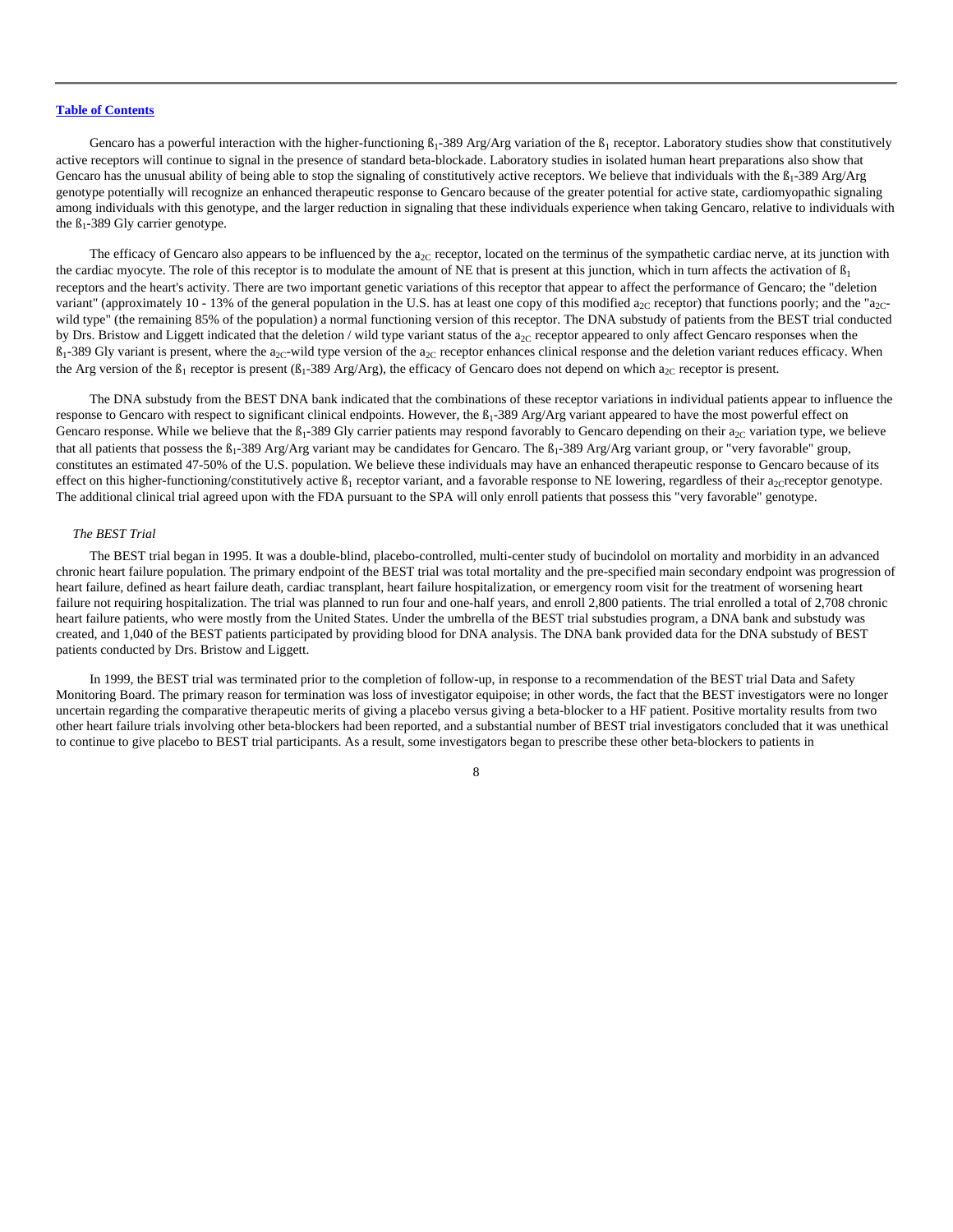Gencaro has a powerful interaction with the higher-functioning $ß_1$-389 Arg/Arg variation of the $ß_1$ receptor. Laboratory studies show that constitutively active receptors will continue to signal in the presence of standard beta-blockade. Laboratory studies in isolated human heart preparations also show that Gencaro has the unusual ability of being able to stop the signaling of constitutively active receptors. We believe that individuals with the $ß_1$-389 Arg/Arg genotype potentially will recognize an enhanced therapeutic response to Gencaro because of the greater potential for active state, cardiomyopathic signaling among individuals with this genotype, and the larger reduction in signaling that these individuals experience when taking Gencaro, relative to individuals with the $ß_1$-389 Gly carrier genotype.

The efficacy of Gencaro also appears to be influenced by the $a_{2C}$ receptor, located on the terminus of the sympathetic cardiac nerve, at its junction with the cardiac myocyte. The role of this receptor is to modulate the amount of NE that is present at this junction, which in turn affects the activation of $ß_1$ receptors and the heart's activity. There are two important genetic variations of this receptor that appear to affect the performance of Gencaro; the "deletion variant" (approximately 10 - 13% of the general population in the U.S. has at least one copy of this modified $a_{2C}$ receptor) that functions poorly; and the "$a_{2C}$-wild type" (the remaining 85% of the population) a normal functioning version of this receptor. The DNA substudy of patients from the BEST trial conducted by Drs. Bristow and Liggett indicated that the deletion / wild type variant status of the $a_{2C}$ receptor appeared to only affect Gencaro responses when the $ß_1$-389 Gly variant is present, where the $a_{2C}$-wild type version of the $a_{2C}$ receptor enhances clinical response and the deletion variant reduces efficacy. When the Arg version of the $ß_1$ receptor is present ($ß_1$-389 Arg/Arg), the efficacy of Gencaro does not depend on which $a_{2C}$ receptor is present.

The DNA substudy from the BEST DNA bank indicated that the combinations of these receptor variations in individual patients appear to influence the response to Gencaro with respect to significant clinical endpoints. However, the $ß_1$-389 Arg/Arg variant appeared to have the most powerful effect on Gencaro response. While we believe that the $ß_1$-389 Gly carrier patients may respond favorably to Gencaro depending on their $a_{2C}$ variation type, we believe that all patients that possess the $ß_1$-389 Arg/Arg variant may be candidates for Gencaro. The $ß_1$-389 Arg/Arg variant group, or "very favorable" group, constitutes an estimated 47-50% of the U.S. population. We believe these individuals may have an enhanced therapeutic response to Gencaro because of its effect on this higher-functioning/constitutively active $ß_1$ receptor variant, and a favorable response to NE lowering, regardless of their $a_{2C}$receptor genotype. The additional clinical trial agreed upon with the FDA pursuant to the SPA will only enroll patients that possess this "very favorable" genotype.

*The BEST Trial*

The BEST trial began in 1995. It was a double-blind, placebo-controlled, multi-center study of bucindolol on mortality and morbidity in an advanced chronic heart failure population. The primary endpoint of the BEST trial was total mortality and the pre-specified main secondary endpoint was progression of heart failure, defined as heart failure death, cardiac transplant, heart failure hospitalization, or emergency room visit for the treatment of worsening heart failure not requiring hospitalization. The trial was planned to run four and one-half years, and enroll 2,800 patients. The trial enrolled a total of 2,708 chronic heart failure patients, who were mostly from the United States. Under the umbrella of the BEST trial substudies program, a DNA bank and substudy was created, and 1,040 of the BEST patients participated by providing blood for DNA analysis. The DNA bank provided data for the DNA substudy of BEST patients conducted by Drs. Bristow and Liggett.

In 1999, the BEST trial was terminated prior to the completion of follow-up, in response to a recommendation of the BEST trial Data and Safety Monitoring Board. The primary reason for termination was loss of investigator equipoise; in other words, the fact that the BEST investigators were no longer uncertain regarding the comparative therapeutic merits of giving a placebo versus giving a beta-blocker to a HF patient. Positive mortality results from two other heart failure trials involving other beta-blockers had been reported, and a substantial number of BEST trial investigators concluded that it was unethical to continue to give placebo to BEST trial participants. As a result, some investigators began to prescribe these other beta-blockers to patients in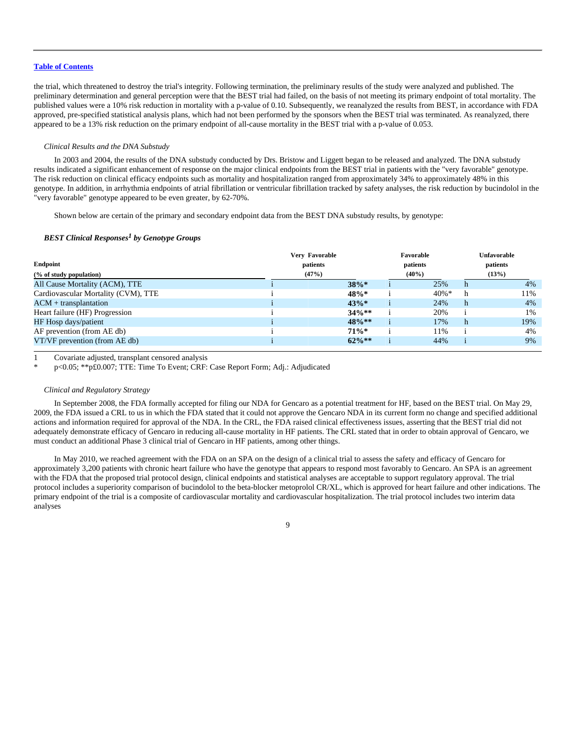the trial, which threatened to destroy the trial's integrity. Following termination, the preliminary results of the study were analyzed and published. The preliminary determination and general perception were that the BEST trial had failed, on the basis of not meeting its primary endpoint of total mortality. The published values were a 10% risk reduction in mortality with a p-value of 0.10. Subsequently, we reanalyzed the results from BEST, in accordance with FDA approved, pre-specified statistical analysis plans, which had not been performed by the sponsors when the BEST trial was terminated. As reanalyzed, there appeared to be a 13% risk reduction on the primary endpoint of all-cause mortality in the BEST trial with a p-value of 0.053.

*Clinical Results and the DNA Substudy*

In 2003 and 2004, the results of the DNA substudy conducted by Drs. Bristow and Liggett began to be released and analyzed. The DNA substudy results indicated a significant enhancement of response on the major clinical endpoints from the BEST trial in patients with the "very favorable" genotype. The risk reduction on clinical efficacy endpoints such as mortality and hospitalization ranged from approximately 34% to approximately 48% in this genotype. In addition, in arrhythmia endpoints of atrial fibrillation or ventricular fibrillation tracked by safety analyses, the risk reduction by bucindolol in the "very favorable" genotype appeared to be even greater, by 62-70%.

Shown below are certain of the primary and secondary endpoint data from the BEST DNA substudy results, by genotype:

***BEST Clinical Responses[1] by Genotype Groups***

| Endpoint (% of study population) | | Very Favorable patients (47%) | | Favorable patients (40%) | | Unfavorable patients (13%) |
|---|---|---|---|---|---|---|
| All Cause Mortality (ACM), TTE | i | **38%*** | i | 25% | h | 4% |
| Cardiovascular Mortality (CVM), TTE | i | **48%*** | i | 40%* | h | 11% |
| ACM + transplantation | i | **43%*** | i | 24% | h | 4% |
| Heart failure (HF) Progression | i | **34%**** | i | 20% | i | 1% |
| HF Hosp days/patient | i | **48%**** | i | 17% | h | 19% |
| AF prevention (from AE db) | i | **71%*** | i | 11% | i | 4% |
| VT/VF prevention (from AE db) | i | **62%**** | i | 44% | i | 9% |

1 Covariate adjusted, transplant censored analysis

\* p<0.05; **p£0.007; TTE: Time To Event; CRF: Case Report Form; Adj.: Adjudicated

*Clinical and Regulatory Strategy*

In September 2008, the FDA formally accepted for filing our NDA for Gencaro as a potential treatment for HF, based on the BEST trial. On May 29, 2009, the FDA issued a CRL to us in which the FDA stated that it could not approve the Gencaro NDA in its current form no change and specified additional actions and information required for approval of the NDA. In the CRL, the FDA raised clinical effectiveness issues, asserting that the BEST trial did not adequately demonstrate efficacy of Gencaro in reducing all-cause mortality in HF patients. The CRL stated that in order to obtain approval of Gencaro, we must conduct an additional Phase 3 clinical trial of Gencaro in HF patients, among other things.

In May 2010, we reached agreement with the FDA on an SPA on the design of a clinical trial to assess the safety and efficacy of Gencaro for approximately 3,200 patients with chronic heart failure who have the genotype that appears to respond most favorably to Gencaro. An SPA is an agreement with the FDA that the proposed trial protocol design, clinical endpoints and statistical analyses are acceptable to support regulatory approval. The trial protocol includes a superiority comparison of bucindolol to the beta-blocker metoprolol CR/XL, which is approved for heart failure and other indications. The primary endpoint of the trial is a composite of cardiovascular mortality and cardiovascular hospitalization. The trial protocol includes two interim data analyses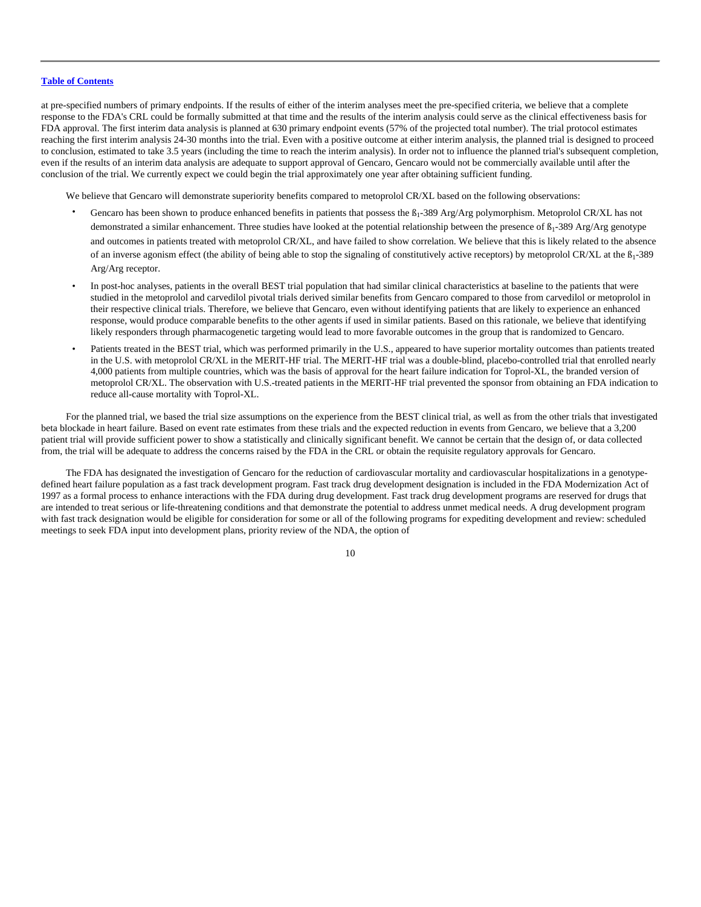at pre-specified numbers of primary endpoints. If the results of either of the interim analyses meet the pre-specified criteria, we believe that a complete response to the FDA's CRL could be formally submitted at that time and the results of the interim analysis could serve as the clinical effectiveness basis for FDA approval. The first interim data analysis is planned at 630 primary endpoint events (57% of the projected total number). The trial protocol estimates reaching the first interim analysis 24-30 months into the trial. Even with a positive outcome at either interim analysis, the planned trial is designed to proceed to conclusion, estimated to take 3.5 years (including the time to reach the interim analysis). In order not to influence the planned trial's subsequent completion, even if the results of an interim data analysis are adequate to support approval of Gencaro, Gencaro would not be commercially available until after the conclusion of the trial. We currently expect we could begin the trial approximately one year after obtaining sufficient funding.

We believe that Gencaro will demonstrate superiority benefits compared to metoprolol CR/XL based on the following observations:

- Gencaro has been shown to produce enhanced benefits in patients that possess the ß$_1$-389 Arg/Arg polymorphism. Metoprolol CR/XL has not demonstrated a similar enhancement. Three studies have looked at the potential relationship between the presence of ß$_1$-389 Arg/Arg genotype and outcomes in patients treated with metoprolol CR/XL, and have failed to show correlation. We believe that this is likely related to the absence of an inverse agonism effect (the ability of being able to stop the signaling of constitutively active receptors) by metoprolol CR/XL at the ß$_1$-389 Arg/Arg receptor.
- In post-hoc analyses, patients in the overall BEST trial population that had similar clinical characteristics at baseline to the patients that were studied in the metoprolol and carvedilol pivotal trials derived similar benefits from Gencaro compared to those from carvedilol or metoprolol in their respective clinical trials. Therefore, we believe that Gencaro, even without identifying patients that are likely to experience an enhanced response, would produce comparable benefits to the other agents if used in similar patients. Based on this rationale, we believe that identifying likely responders through pharmacogenetic targeting would lead to more favorable outcomes in the group that is randomized to Gencaro.
- Patients treated in the BEST trial, which was performed primarily in the U.S., appeared to have superior mortality outcomes than patients treated in the U.S. with metoprolol CR/XL in the MERIT-HF trial. The MERIT-HF trial was a double-blind, placebo-controlled trial that enrolled nearly 4,000 patients from multiple countries, which was the basis of approval for the heart failure indication for Toprol-XL, the branded version of metoprolol CR/XL. The observation with U.S.-treated patients in the MERIT-HF trial prevented the sponsor from obtaining an FDA indication to reduce all-cause mortality with Toprol-XL.

For the planned trial, we based the trial size assumptions on the experience from the BEST clinical trial, as well as from the other trials that investigated beta blockade in heart failure. Based on event rate estimates from these trials and the expected reduction in events from Gencaro, we believe that a 3,200 patient trial will provide sufficient power to show a statistically and clinically significant benefit. We cannot be certain that the design of, or data collected from, the trial will be adequate to address the concerns raised by the FDA in the CRL or obtain the requisite regulatory approvals for Gencaro.

The FDA has designated the investigation of Gencaro for the reduction of cardiovascular mortality and cardiovascular hospitalizations in a genotype-defined heart failure population as a fast track development program. Fast track drug development designation is included in the FDA Modernization Act of 1997 as a formal process to enhance interactions with the FDA during drug development. Fast track drug development programs are reserved for drugs that are intended to treat serious or life-threatening conditions and that demonstrate the potential to address unmet medical needs. A drug development program with fast track designation would be eligible for consideration for some or all of the following programs for expediting development and review: scheduled meetings to seek FDA input into development plans, priority review of the NDA, the option of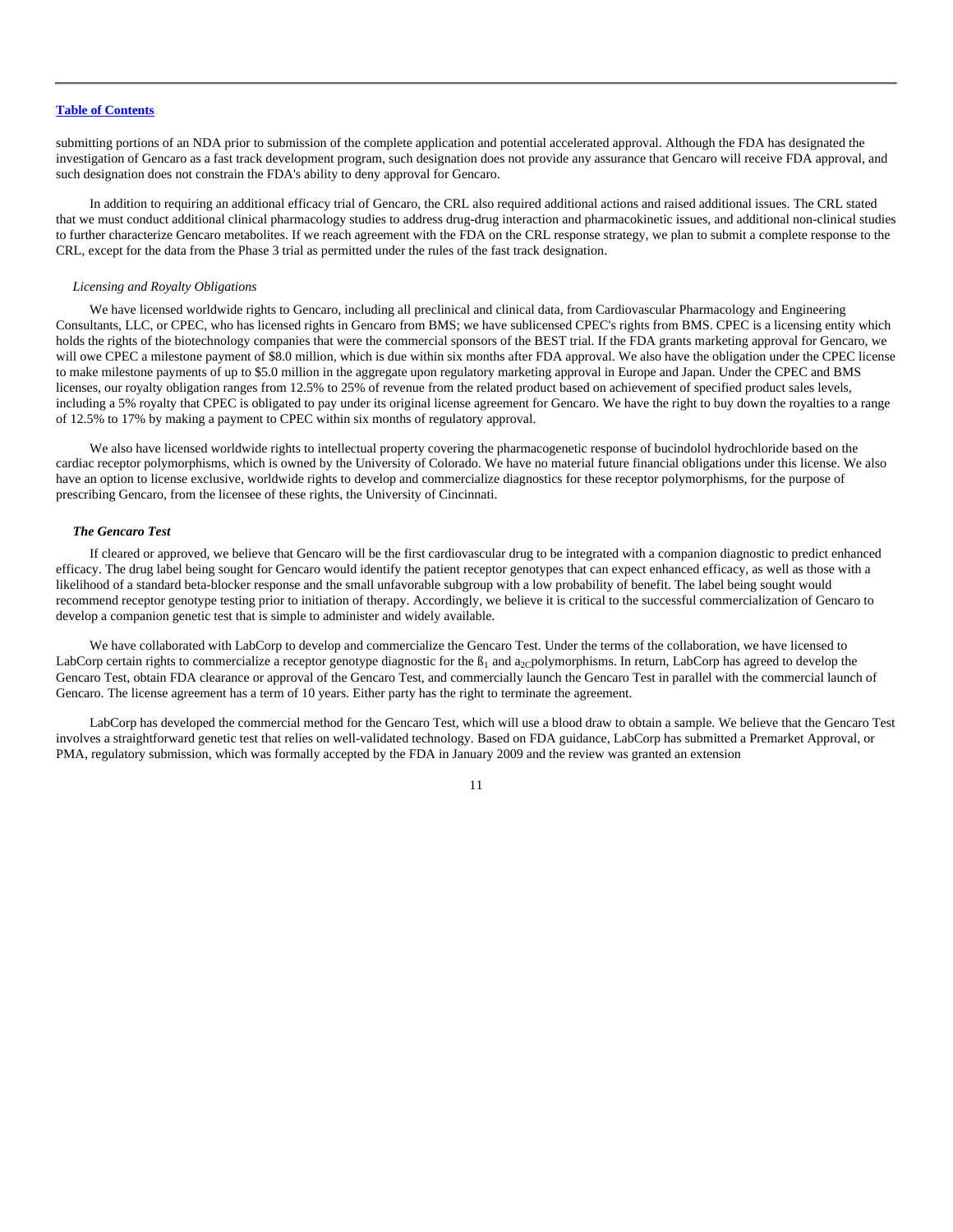submitting portions of an NDA prior to submission of the complete application and potential accelerated approval. Although the FDA has designated the investigation of Gencaro as a fast track development program, such designation does not provide any assurance that Gencaro will receive FDA approval, and such designation does not constrain the FDA's ability to deny approval for Gencaro.

In addition to requiring an additional efficacy trial of Gencaro, the CRL also required additional actions and raised additional issues. The CRL stated that we must conduct additional clinical pharmacology studies to address drug-drug interaction and pharmacokinetic issues, and additional non-clinical studies to further characterize Gencaro metabolites. If we reach agreement with the FDA on the CRL response strategy, we plan to submit a complete response to the CRL, except for the data from the Phase 3 trial as permitted under the rules of the fast track designation.

*Licensing and Royalty Obligations*

We have licensed worldwide rights to Gencaro, including all preclinical and clinical data, from Cardiovascular Pharmacology and Engineering Consultants, LLC, or CPEC, who has licensed rights in Gencaro from BMS; we have sublicensed CPEC's rights from BMS. CPEC is a licensing entity which holds the rights of the biotechnology companies that were the commercial sponsors of the BEST trial. If the FDA grants marketing approval for Gencaro, we will owe CPEC a milestone payment of $8.0 million, which is due within six months after FDA approval. We also have the obligation under the CPEC license to make milestone payments of up to $5.0 million in the aggregate upon regulatory marketing approval in Europe and Japan. Under the CPEC and BMS licenses, our royalty obligation ranges from 12.5% to 25% of revenue from the related product based on achievement of specified product sales levels, including a 5% royalty that CPEC is obligated to pay under its original license agreement for Gencaro. We have the right to buy down the royalties to a range of 12.5% to 17% by making a payment to CPEC within six months of regulatory approval.

We also have licensed worldwide rights to intellectual property covering the pharmacogenetic response of bucindolol hydrochloride based on the cardiac receptor polymorphisms, which is owned by the University of Colorado. We have no material future financial obligations under this license. We also have an option to license exclusive, worldwide rights to develop and commercialize diagnostics for these receptor polymorphisms, for the purpose of prescribing Gencaro, from the licensee of these rights, the University of Cincinnati.

***The Gencaro Test***

If cleared or approved, we believe that Gencaro will be the first cardiovascular drug to be integrated with a companion diagnostic to predict enhanced efficacy. The drug label being sought for Gencaro would identify the patient receptor genotypes that can expect enhanced efficacy, as well as those with a likelihood of a standard beta-blocker response and the small unfavorable subgroup with a low probability of benefit. The label being sought would recommend receptor genotype testing prior to initiation of therapy. Accordingly, we believe it is critical to the successful commercialization of Gencaro to develop a companion genetic test that is simple to administer and widely available.

We have collaborated with LabCorp to develop and commercialize the Gencaro Test. Under the terms of the collaboration, we have licensed to LabCorp certain rights to commercialize a receptor genotype diagnostic for the $ß_1$ and $a_{2C}$polymorphisms. In return, LabCorp has agreed to develop the Gencaro Test, obtain FDA clearance or approval of the Gencaro Test, and commercially launch the Gencaro Test in parallel with the commercial launch of Gencaro. The license agreement has a term of 10 years. Either party has the right to terminate the agreement.

LabCorp has developed the commercial method for the Gencaro Test, which will use a blood draw to obtain a sample. We believe that the Gencaro Test involves a straightforward genetic test that relies on well-validated technology. Based on FDA guidance, LabCorp has submitted a Premarket Approval, or PMA, regulatory submission, which was formally accepted by the FDA in January 2009 and the review was granted an extension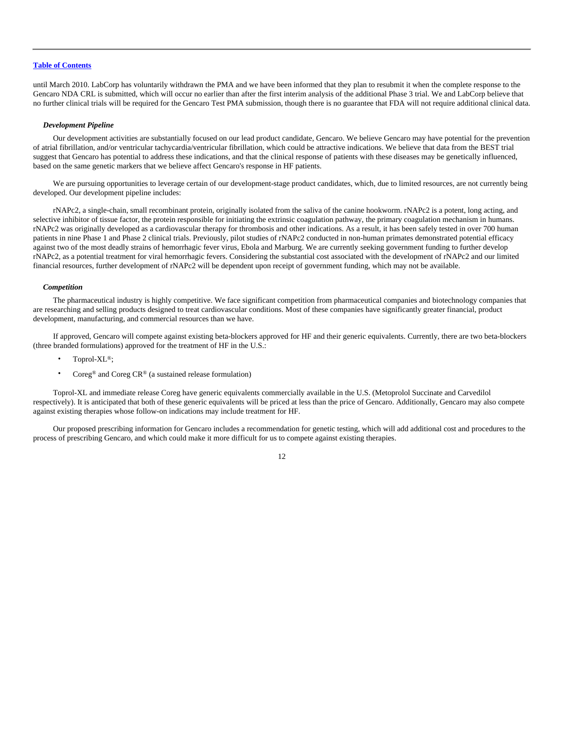until March 2010. LabCorp has voluntarily withdrawn the PMA and we have been informed that they plan to resubmit it when the complete response to the Gencaro NDA CRL is submitted, which will occur no earlier than after the first interim analysis of the additional Phase 3 trial. We and LabCorp believe that no further clinical trials will be required for the Gencaro Test PMA submission, though there is no guarantee that FDA will not require additional clinical data.

***Development Pipeline***

Our development activities are substantially focused on our lead product candidate, Gencaro. We believe Gencaro may have potential for the prevention of atrial fibrillation, and/or ventricular tachycardia/ventricular fibrillation, which could be attractive indications. We believe that data from the BEST trial suggest that Gencaro has potential to address these indications, and that the clinical response of patients with these diseases may be genetically influenced, based on the same genetic markers that we believe affect Gencaro's response in HF patients.

We are pursuing opportunities to leverage certain of our development-stage product candidates, which, due to limited resources, are not currently being developed. Our development pipeline includes:

rNAPc2, a single-chain, small recombinant protein, originally isolated from the saliva of the canine hookworm. rNAPc2 is a potent, long acting, and selective inhibitor of tissue factor, the protein responsible for initiating the extrinsic coagulation pathway, the primary coagulation mechanism in humans. rNAPc2 was originally developed as a cardiovascular therapy for thrombosis and other indications. As a result, it has been safely tested in over 700 human patients in nine Phase 1 and Phase 2 clinical trials. Previously, pilot studies of rNAPc2 conducted in non-human primates demonstrated potential efficacy against two of the most deadly strains of hemorrhagic fever virus, Ebola and Marburg. We are currently seeking government funding to further develop rNAPc2, as a potential treatment for viral hemorrhagic fevers. Considering the substantial cost associated with the development of rNAPc2 and our limited financial resources, further development of rNAPc2 will be dependent upon receipt of government funding, which may not be available.

***Competition***

The pharmaceutical industry is highly competitive. We face significant competition from pharmaceutical companies and biotechnology companies that are researching and selling products designed to treat cardiovascular conditions. Most of these companies have significantly greater financial, product development, manufacturing, and commercial resources than we have.

If approved, Gencaro will compete against existing beta-blockers approved for HF and their generic equivalents. Currently, there are two beta-blockers (three branded formulations) approved for the treatment of HF in the U.S.:

- Toprol-XL®;
- Coreg® and Coreg CR® (a sustained release formulation)

Toprol-XL and immediate release Coreg have generic equivalents commercially available in the U.S. (Metoprolol Succinate and Carvedilol respectively). It is anticipated that both of these generic equivalents will be priced at less than the price of Gencaro. Additionally, Gencaro may also compete against existing therapies whose follow-on indications may include treatment for HF.

Our proposed prescribing information for Gencaro includes a recommendation for genetic testing, which will add additional cost and procedures to the process of prescribing Gencaro, and which could make it more difficult for us to compete against existing therapies.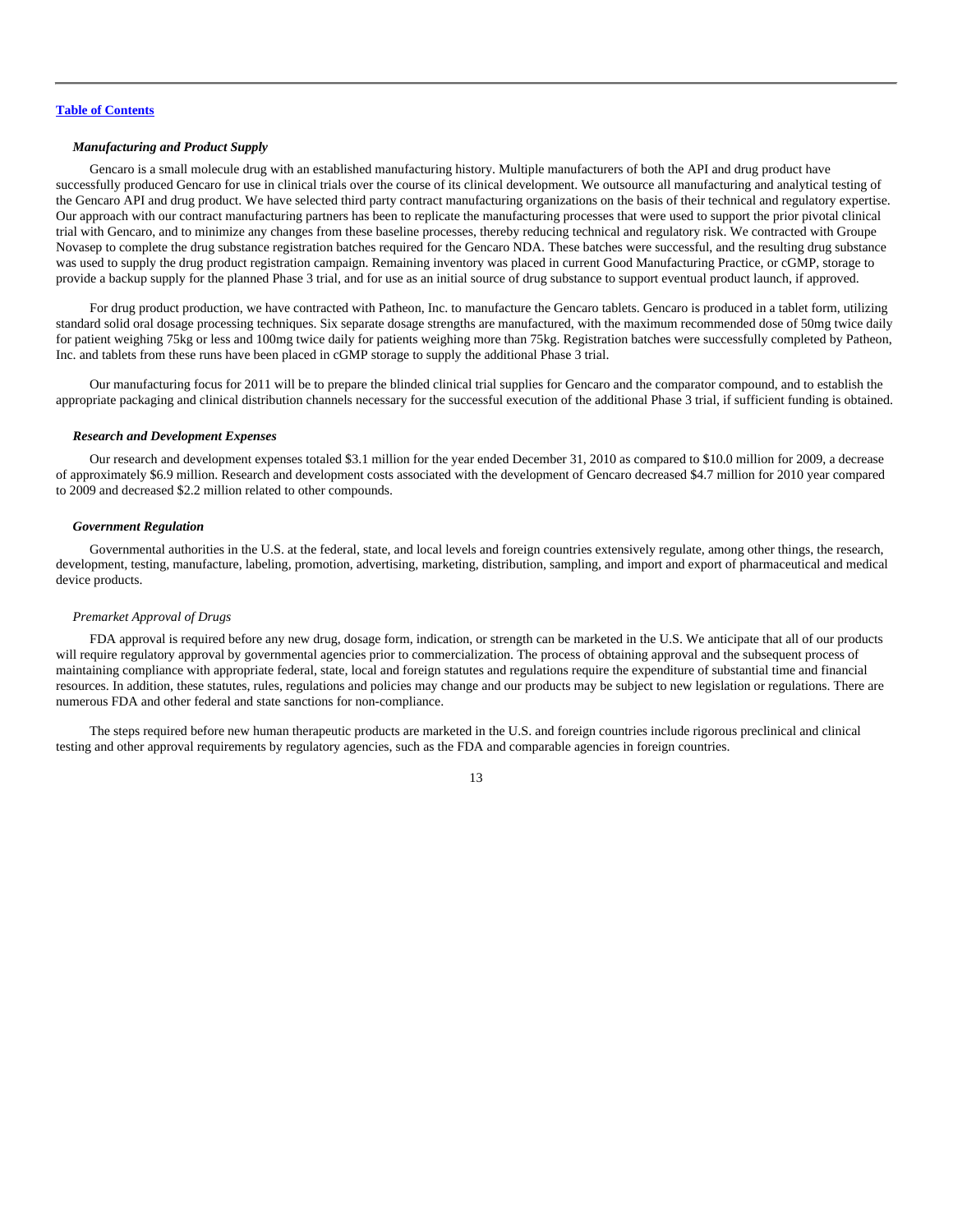[Table of Contents](#)

### *Manufacturing and Product Supply*

Gencaro is a small molecule drug with an established manufacturing history. Multiple manufacturers of both the API and drug product have successfully produced Gencaro for use in clinical trials over the course of its clinical development. We outsource all manufacturing and analytical testing of the Gencaro API and drug product. We have selected third party contract manufacturing organizations on the basis of their technical and regulatory expertise. Our approach with our contract manufacturing partners has been to replicate the manufacturing processes that were used to support the prior pivotal clinical trial with Gencaro, and to minimize any changes from these baseline processes, thereby reducing technical and regulatory risk. We contracted with Groupe Novasep to complete the drug substance registration batches required for the Gencaro NDA. These batches were successful, and the resulting drug substance was used to supply the drug product registration campaign. Remaining inventory was placed in current Good Manufacturing Practice, or cGMP, storage to provide a backup supply for the planned Phase 3 trial, and for use as an initial source of drug substance to support eventual product launch, if approved.

For drug product production, we have contracted with Patheon, Inc. to manufacture the Gencaro tablets. Gencaro is produced in a tablet form, utilizing standard solid oral dosage processing techniques. Six separate dosage strengths are manufactured, with the maximum recommended dose of 50mg twice daily for patient weighing 75kg or less and 100mg twice daily for patients weighing more than 75kg. Registration batches were successfully completed by Patheon, Inc. and tablets from these runs have been placed in cGMP storage to supply the additional Phase 3 trial.

Our manufacturing focus for 2011 will be to prepare the blinded clinical trial supplies for Gencaro and the comparator compound, and to establish the appropriate packaging and clinical distribution channels necessary for the successful execution of the additional Phase 3 trial, if sufficient funding is obtained.

### *Research and Development Expenses*

Our research and development expenses totaled $3.1 million for the year ended December 31, 2010 as compared to $10.0 million for 2009, a decrease of approximately $6.9 million. Research and development costs associated with the development of Gencaro decreased $4.7 million for 2010 year compared to 2009 and decreased $2.2 million related to other compounds.

### *Government Regulation*

Governmental authorities in the U.S. at the federal, state, and local levels and foreign countries extensively regulate, among other things, the research, development, testing, manufacture, labeling, promotion, advertising, marketing, distribution, sampling, and import and export of pharmaceutical and medical device products.

#### *Premarket Approval of Drugs*

FDA approval is required before any new drug, dosage form, indication, or strength can be marketed in the U.S. We anticipate that all of our products will require regulatory approval by governmental agencies prior to commercialization. The process of obtaining approval and the subsequent process of maintaining compliance with appropriate federal, state, local and foreign statutes and regulations require the expenditure of substantial time and financial resources. In addition, these statutes, rules, regulations and policies may change and our products may be subject to new legislation or regulations. There are numerous FDA and other federal and state sanctions for non-compliance.

The steps required before new human therapeutic products are marketed in the U.S. and foreign countries include rigorous preclinical and clinical testing and other approval requirements by regulatory agencies, such as the FDA and comparable agencies in foreign countries.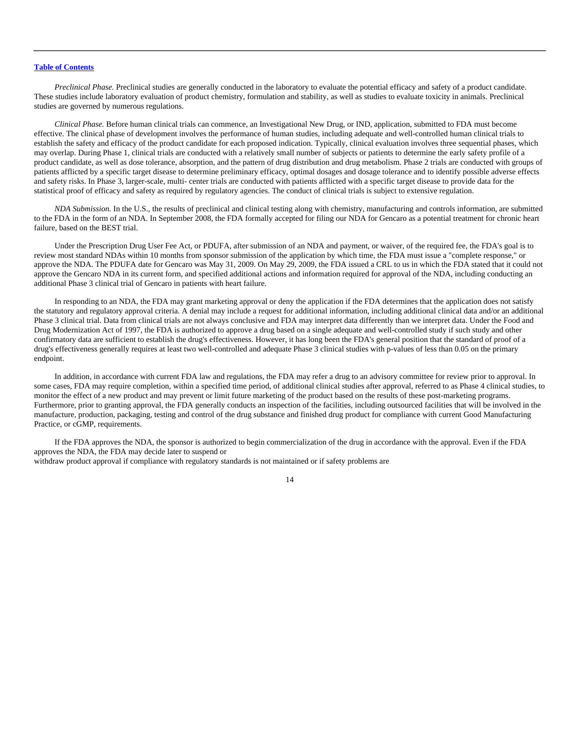[Table of Contents](#)

*Preclinical Phase.* Preclinical studies are generally conducted in the laboratory to evaluate the potential efficacy and safety of a product candidate. These studies include laboratory evaluation of product chemistry, formulation and stability, as well as studies to evaluate toxicity in animals. Preclinical studies are governed by numerous regulations.

*Clinical Phase.* Before human clinical trials can commence, an Investigational New Drug, or IND, application, submitted to FDA must become effective. The clinical phase of development involves the performance of human studies, including adequate and well-controlled human clinical trials to establish the safety and efficacy of the product candidate for each proposed indication. Typically, clinical evaluation involves three sequential phases, which may overlap. During Phase 1, clinical trials are conducted with a relatively small number of subjects or patients to determine the early safety profile of a product candidate, as well as dose tolerance, absorption, and the pattern of drug distribution and drug metabolism. Phase 2 trials are conducted with groups of patients afflicted by a specific target disease to determine preliminary efficacy, optimal dosages and dosage tolerance and to identify possible adverse effects and safety risks. In Phase 3, larger-scale, multi- center trials are conducted with patients afflicted with a specific target disease to provide data for the statistical proof of efficacy and safety as required by regulatory agencies. The conduct of clinical trials is subject to extensive regulation.

*NDA Submission.* In the U.S., the results of preclinical and clinical testing along with chemistry, manufacturing and controls information, are submitted to the FDA in the form of an NDA. In September 2008, the FDA formally accepted for filing our NDA for Gencaro as a potential treatment for chronic heart failure, based on the BEST trial.

Under the Prescription Drug User Fee Act, or PDUFA, after submission of an NDA and payment, or waiver, of the required fee, the FDA's goal is to review most standard NDAs within 10 months from sponsor submission of the application by which time, the FDA must issue a "complete response," or approve the NDA. The PDUFA date for Gencaro was May 31, 2009. On May 29, 2009, the FDA issued a CRL to us in which the FDA stated that it could not approve the Gencaro NDA in its current form, and specified additional actions and information required for approval of the NDA, including conducting an additional Phase 3 clinical trial of Gencaro in patients with heart failure.

In responding to an NDA, the FDA may grant marketing approval or deny the application if the FDA determines that the application does not satisfy the statutory and regulatory approval criteria. A denial may include a request for additional information, including additional clinical data and/or an additional Phase 3 clinical trial. Data from clinical trials are not always conclusive and FDA may interpret data differently than we interpret data. Under the Food and Drug Modernization Act of 1997, the FDA is authorized to approve a drug based on a single adequate and well-controlled study if such study and other confirmatory data are sufficient to establish the drug's effectiveness. However, it has long been the FDA's general position that the standard of proof of a drug's effectiveness generally requires at least two well-controlled and adequate Phase 3 clinical studies with p-values of less than 0.05 on the primary endpoint.

In addition, in accordance with current FDA law and regulations, the FDA may refer a drug to an advisory committee for review prior to approval. In some cases, FDA may require completion, within a specified time period, of additional clinical studies after approval, referred to as Phase 4 clinical studies, to monitor the effect of a new product and may prevent or limit future marketing of the product based on the results of these post-marketing programs. Furthermore, prior to granting approval, the FDA generally conducts an inspection of the facilities, including outsourced facilities that will be involved in the manufacture, production, packaging, testing and control of the drug substance and finished drug product for compliance with current Good Manufacturing Practice, or cGMP, requirements.

If the FDA approves the NDA, the sponsor is authorized to begin commercialization of the drug in accordance with the approval. Even if the FDA approves the NDA, the FDA may decide later to suspend or withdraw product approval if compliance with regulatory standards is not maintained or if safety problems are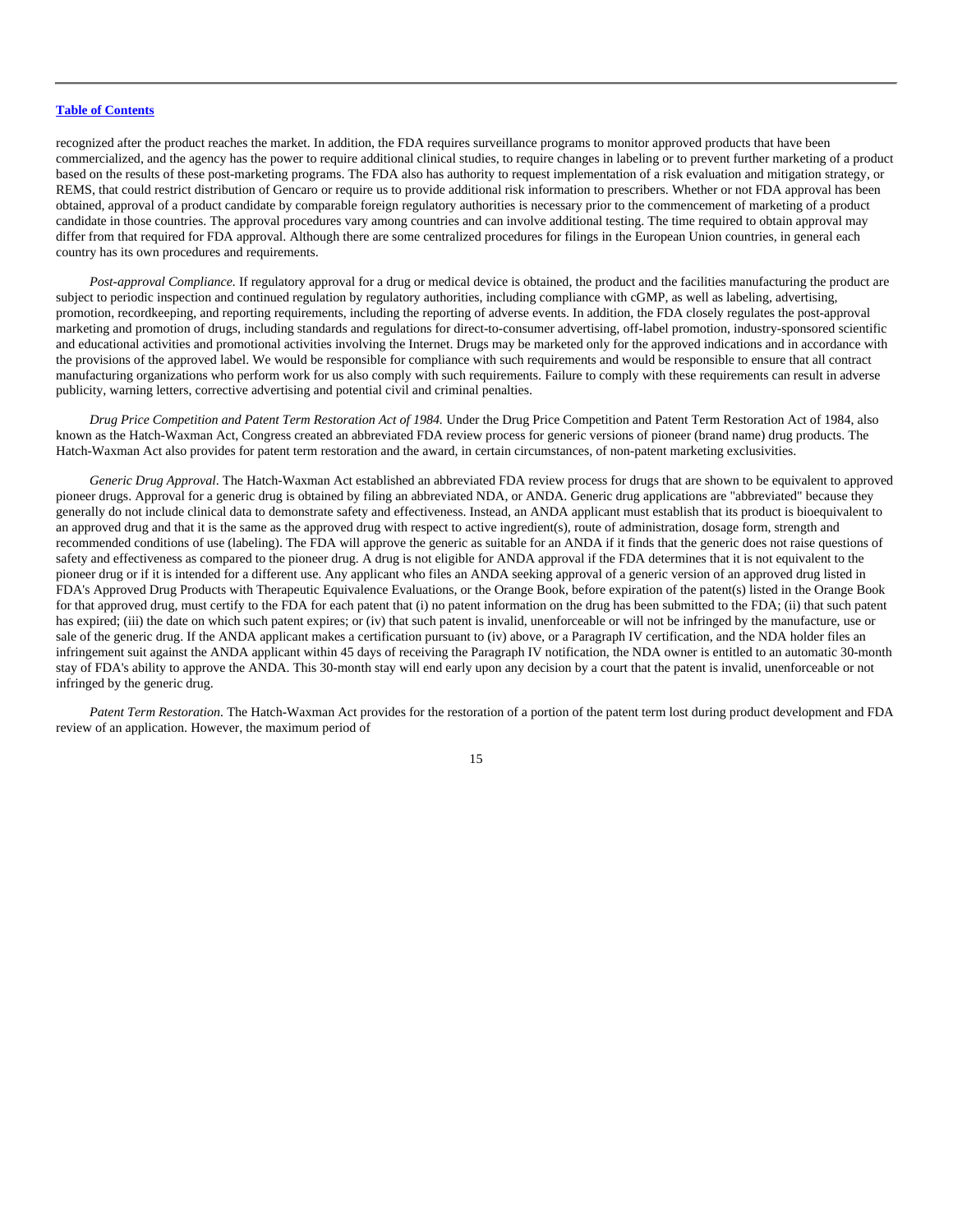recognized after the product reaches the market. In addition, the FDA requires surveillance programs to monitor approved products that have been commercialized, and the agency has the power to require additional clinical studies, to require changes in labeling or to prevent further marketing of a product based on the results of these post-marketing programs. The FDA also has authority to request implementation of a risk evaluation and mitigation strategy, or REMS, that could restrict distribution of Gencaro or require us to provide additional risk information to prescribers. Whether or not FDA approval has been obtained, approval of a product candidate by comparable foreign regulatory authorities is necessary prior to the commencement of marketing of a product candidate in those countries. The approval procedures vary among countries and can involve additional testing. The time required to obtain approval may differ from that required for FDA approval. Although there are some centralized procedures for filings in the European Union countries, in general each country has its own procedures and requirements.

*Post-approval Compliance.* If regulatory approval for a drug or medical device is obtained, the product and the facilities manufacturing the product are subject to periodic inspection and continued regulation by regulatory authorities, including compliance with cGMP, as well as labeling, advertising, promotion, recordkeeping, and reporting requirements, including the reporting of adverse events. In addition, the FDA closely regulates the post-approval marketing and promotion of drugs, including standards and regulations for direct-to-consumer advertising, off-label promotion, industry-sponsored scientific and educational activities and promotional activities involving the Internet. Drugs may be marketed only for the approved indications and in accordance with the provisions of the approved label. We would be responsible for compliance with such requirements and would be responsible to ensure that all contract manufacturing organizations who perform work for us also comply with such requirements. Failure to comply with these requirements can result in adverse publicity, warning letters, corrective advertising and potential civil and criminal penalties.

*Drug Price Competition and Patent Term Restoration Act of 1984.* Under the Drug Price Competition and Patent Term Restoration Act of 1984, also known as the Hatch-Waxman Act, Congress created an abbreviated FDA review process for generic versions of pioneer (brand name) drug products. The Hatch-Waxman Act also provides for patent term restoration and the award, in certain circumstances, of non-patent marketing exclusivities.

*Generic Drug Approval.* The Hatch-Waxman Act established an abbreviated FDA review process for drugs that are shown to be equivalent to approved pioneer drugs. Approval for a generic drug is obtained by filing an abbreviated NDA, or ANDA. Generic drug applications are "abbreviated" because they generally do not include clinical data to demonstrate safety and effectiveness. Instead, an ANDA applicant must establish that its product is bioequivalent to an approved drug and that it is the same as the approved drug with respect to active ingredient(s), route of administration, dosage form, strength and recommended conditions of use (labeling). The FDA will approve the generic as suitable for an ANDA if it finds that the generic does not raise questions of safety and effectiveness as compared to the pioneer drug. A drug is not eligible for ANDA approval if the FDA determines that it is not equivalent to the pioneer drug or if it is intended for a different use. Any applicant who files an ANDA seeking approval of a generic version of an approved drug listed in FDA's Approved Drug Products with Therapeutic Equivalence Evaluations, or the Orange Book, before expiration of the patent(s) listed in the Orange Book for that approved drug, must certify to the FDA for each patent that (i) no patent information on the drug has been submitted to the FDA; (ii) that such patent has expired; (iii) the date on which such patent expires; or (iv) that such patent is invalid, unenforceable or will not be infringed by the manufacture, use or sale of the generic drug. If the ANDA applicant makes a certification pursuant to (iv) above, or a Paragraph IV certification, and the NDA holder files an infringement suit against the ANDA applicant within 45 days of receiving the Paragraph IV notification, the NDA owner is entitled to an automatic 30-month stay of FDA's ability to approve the ANDA. This 30-month stay will end early upon any decision by a court that the patent is invalid, unenforceable or not infringed by the generic drug.

*Patent Term Restoration.* The Hatch-Waxman Act provides for the restoration of a portion of the patent term lost during product development and FDA review of an application. However, the maximum period of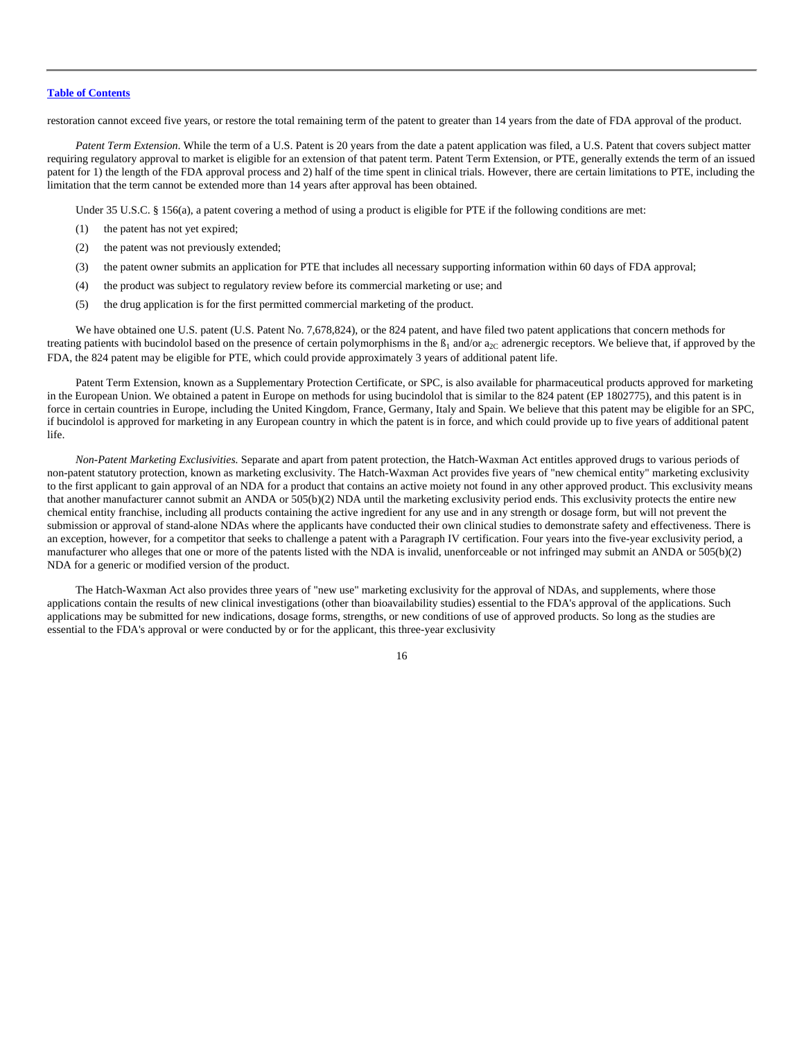restoration cannot exceed five years, or restore the total remaining term of the patent to greater than 14 years from the date of FDA approval of the product.

*Patent Term Extension*. While the term of a U.S. Patent is 20 years from the date a patent application was filed, a U.S. Patent that covers subject matter requiring regulatory approval to market is eligible for an extension of that patent term. Patent Term Extension, or PTE, generally extends the term of an issued patent for 1) the length of the FDA approval process and 2) half of the time spent in clinical trials. However, there are certain limitations to PTE, including the limitation that the term cannot be extended more than 14 years after approval has been obtained.

Under 35 U.S.C. § 156(a), a patent covering a method of using a product is eligible for PTE if the following conditions are met:

(1) the patent has not yet expired;

(2) the patent was not previously extended;

(3) the patent owner submits an application for PTE that includes all necessary supporting information within 60 days of FDA approval;

(4) the product was subject to regulatory review before its commercial marketing or use; and

(5) the drug application is for the first permitted commercial marketing of the product.

We have obtained one U.S. patent (U.S. Patent No. 7,678,824), or the 824 patent, and have filed two patent applications that concern methods for treating patients with bucindolol based on the presence of certain polymorphisms in the $ß_1$ and/or $a_{2C}$ adrenergic receptors. We believe that, if approved by the FDA, the 824 patent may be eligible for PTE, which could provide approximately 3 years of additional patent life.

Patent Term Extension, known as a Supplementary Protection Certificate, or SPC, is also available for pharmaceutical products approved for marketing in the European Union. We obtained a patent in Europe on methods for using bucindolol that is similar to the 824 patent (EP 1802775), and this patent is in force in certain countries in Europe, including the United Kingdom, France, Germany, Italy and Spain. We believe that this patent may be eligible for an SPC, if bucindolol is approved for marketing in any European country in which the patent is in force, and which could provide up to five years of additional patent life.

*Non-Patent Marketing Exclusivities.* Separate and apart from patent protection, the Hatch-Waxman Act entitles approved drugs to various periods of non-patent statutory protection, known as marketing exclusivity. The Hatch-Waxman Act provides five years of "new chemical entity" marketing exclusivity to the first applicant to gain approval of an NDA for a product that contains an active moiety not found in any other approved product. This exclusivity means that another manufacturer cannot submit an ANDA or 505(b)(2) NDA until the marketing exclusivity period ends. This exclusivity protects the entire new chemical entity franchise, including all products containing the active ingredient for any use and in any strength or dosage form, but will not prevent the submission or approval of stand-alone NDAs where the applicants have conducted their own clinical studies to demonstrate safety and effectiveness. There is an exception, however, for a competitor that seeks to challenge a patent with a Paragraph IV certification. Four years into the five-year exclusivity period, a manufacturer who alleges that one or more of the patents listed with the NDA is invalid, unenforceable or not infringed may submit an ANDA or 505(b)(2) NDA for a generic or modified version of the product.

The Hatch-Waxman Act also provides three years of "new use" marketing exclusivity for the approval of NDAs, and supplements, where those applications contain the results of new clinical investigations (other than bioavailability studies) essential to the FDA's approval of the applications. Such applications may be submitted for new indications, dosage forms, strengths, or new conditions of use of approved products. So long as the studies are essential to the FDA's approval or were conducted by or for the applicant, this three-year exclusivity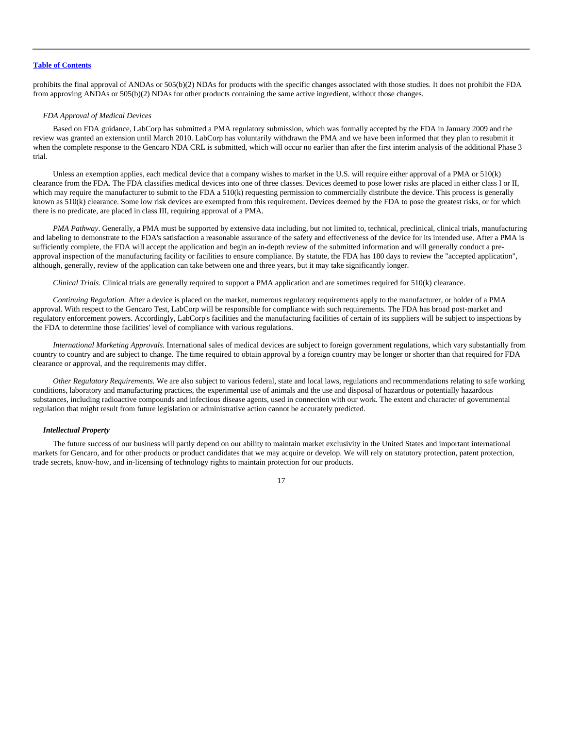prohibits the final approval of ANDAs or 505(b)(2) NDAs for products with the specific changes associated with those studies. It does not prohibit the FDA from approving ANDAs or 505(b)(2) NDAs for other products containing the same active ingredient, without those changes.

*FDA Approval of Medical Devices*

Based on FDA guidance, LabCorp has submitted a PMA regulatory submission, which was formally accepted by the FDA in January 2009 and the review was granted an extension until March 2010. LabCorp has voluntarily withdrawn the PMA and we have been informed that they plan to resubmit it when the complete response to the Gencaro NDA CRL is submitted, which will occur no earlier than after the first interim analysis of the additional Phase 3 trial.

Unless an exemption applies, each medical device that a company wishes to market in the U.S. will require either approval of a PMA or 510(k) clearance from the FDA. The FDA classifies medical devices into one of three classes. Devices deemed to pose lower risks are placed in either class I or II, which may require the manufacturer to submit to the FDA a 510(k) requesting permission to commercially distribute the device. This process is generally known as 510(k) clearance. Some low risk devices are exempted from this requirement. Devices deemed by the FDA to pose the greatest risks, or for which there is no predicate, are placed in class III, requiring approval of a PMA.

*PMA Pathway*. Generally, a PMA must be supported by extensive data including, but not limited to, technical, preclinical, clinical trials, manufacturing and labeling to demonstrate to the FDA's satisfaction a reasonable assurance of the safety and effectiveness of the device for its intended use. After a PMA is sufficiently complete, the FDA will accept the application and begin an in-depth review of the submitted information and will generally conduct a pre-approval inspection of the manufacturing facility or facilities to ensure compliance. By statute, the FDA has 180 days to review the "accepted application", although, generally, review of the application can take between one and three years, but it may take significantly longer.

*Clinical Trials.* Clinical trials are generally required to support a PMA application and are sometimes required for 510(k) clearance.

*Continuing Regulation.* After a device is placed on the market, numerous regulatory requirements apply to the manufacturer, or holder of a PMA approval. With respect to the Gencaro Test, LabCorp will be responsible for compliance with such requirements. The FDA has broad post-market and regulatory enforcement powers. Accordingly, LabCorp's facilities and the manufacturing facilities of certain of its suppliers will be subject to inspections by the FDA to determine those facilities' level of compliance with various regulations.

*International Marketing Approvals.* International sales of medical devices are subject to foreign government regulations, which vary substantially from country to country and are subject to change. The time required to obtain approval by a foreign country may be longer or shorter than that required for FDA clearance or approval, and the requirements may differ.

*Other Regulatory Requirements.* We are also subject to various federal, state and local laws, regulations and recommendations relating to safe working conditions, laboratory and manufacturing practices, the experimental use of animals and the use and disposal of hazardous or potentially hazardous substances, including radioactive compounds and infectious disease agents, used in connection with our work. The extent and character of governmental regulation that might result from future legislation or administrative action cannot be accurately predicted.

***Intellectual Property***

The future success of our business will partly depend on our ability to maintain market exclusivity in the United States and important international markets for Gencaro, and for other products or product candidates that we may acquire or develop. We will rely on statutory protection, patent protection, trade secrets, know-how, and in-licensing of technology rights to maintain protection for our products.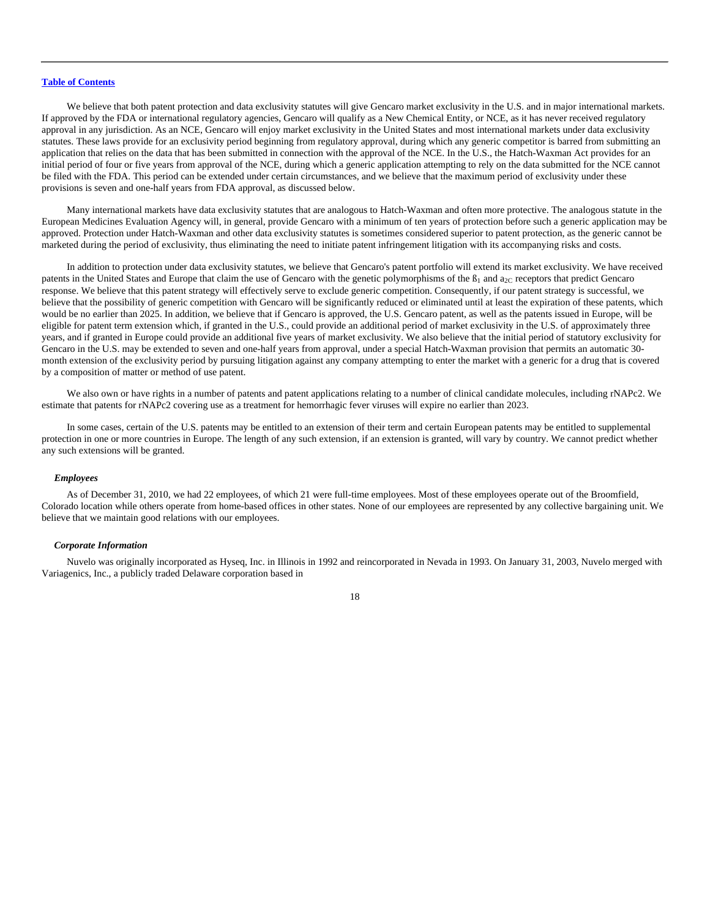We believe that both patent protection and data exclusivity statutes will give Gencaro market exclusivity in the U.S. and in major international markets. If approved by the FDA or international regulatory agencies, Gencaro will qualify as a New Chemical Entity, or NCE, as it has never received regulatory approval in any jurisdiction. As an NCE, Gencaro will enjoy market exclusivity in the United States and most international markets under data exclusivity statutes. These laws provide for an exclusivity period beginning from regulatory approval, during which any generic competitor is barred from submitting an application that relies on the data that has been submitted in connection with the approval of the NCE. In the U.S., the Hatch-Waxman Act provides for an initial period of four or five years from approval of the NCE, during which a generic application attempting to rely on the data submitted for the NCE cannot be filed with the FDA. This period can be extended under certain circumstances, and we believe that the maximum period of exclusivity under these provisions is seven and one-half years from FDA approval, as discussed below.

Many international markets have data exclusivity statutes that are analogous to Hatch-Waxman and often more protective. The analogous statute in the European Medicines Evaluation Agency will, in general, provide Gencaro with a minimum of ten years of protection before such a generic application may be approved. Protection under Hatch-Waxman and other data exclusivity statutes is sometimes considered superior to patent protection, as the generic cannot be marketed during the period of exclusivity, thus eliminating the need to initiate patent infringement litigation with its accompanying risks and costs.

In addition to protection under data exclusivity statutes, we believe that Gencaro's patent portfolio will extend its market exclusivity. We have received patents in the United States and Europe that claim the use of Gencaro with the genetic polymorphisms of the $ß_1$ and $a_{2C}$ receptors that predict Gencaro response. We believe that this patent strategy will effectively serve to exclude generic competition. Consequently, if our patent strategy is successful, we believe that the possibility of generic competition with Gencaro will be significantly reduced or eliminated until at least the expiration of these patents, which would be no earlier than 2025. In addition, we believe that if Gencaro is approved, the U.S. Gencaro patent, as well as the patents issued in Europe, will be eligible for patent term extension which, if granted in the U.S., could provide an additional period of market exclusivity in the U.S. of approximately three years, and if granted in Europe could provide an additional five years of market exclusivity. We also believe that the initial period of statutory exclusivity for Gencaro in the U.S. may be extended to seven and one-half years from approval, under a special Hatch-Waxman provision that permits an automatic 30-month extension of the exclusivity period by pursuing litigation against any company attempting to enter the market with a generic for a drug that is covered by a composition of matter or method of use patent.

We also own or have rights in a number of patents and patent applications relating to a number of clinical candidate molecules, including rNAPc2. We estimate that patents for rNAPc2 covering use as a treatment for hemorrhagic fever viruses will expire no earlier than 2023.

In some cases, certain of the U.S. patents may be entitled to an extension of their term and certain European patents may be entitled to supplemental protection in one or more countries in Europe. The length of any such extension, if an extension is granted, will vary by country. We cannot predict whether any such extensions will be granted.

### *Employees*

As of December 31, 2010, we had 22 employees, of which 21 were full-time employees. Most of these employees operate out of the Broomfield, Colorado location while others operate from home-based offices in other states. None of our employees are represented by any collective bargaining unit. We believe that we maintain good relations with our employees.

### *Corporate Information*

Nuvelo was originally incorporated as Hyseq, Inc. in Illinois in 1992 and reincorporated in Nevada in 1993. On January 31, 2003, Nuvelo merged with Variagenics, Inc., a publicly traded Delaware corporation based in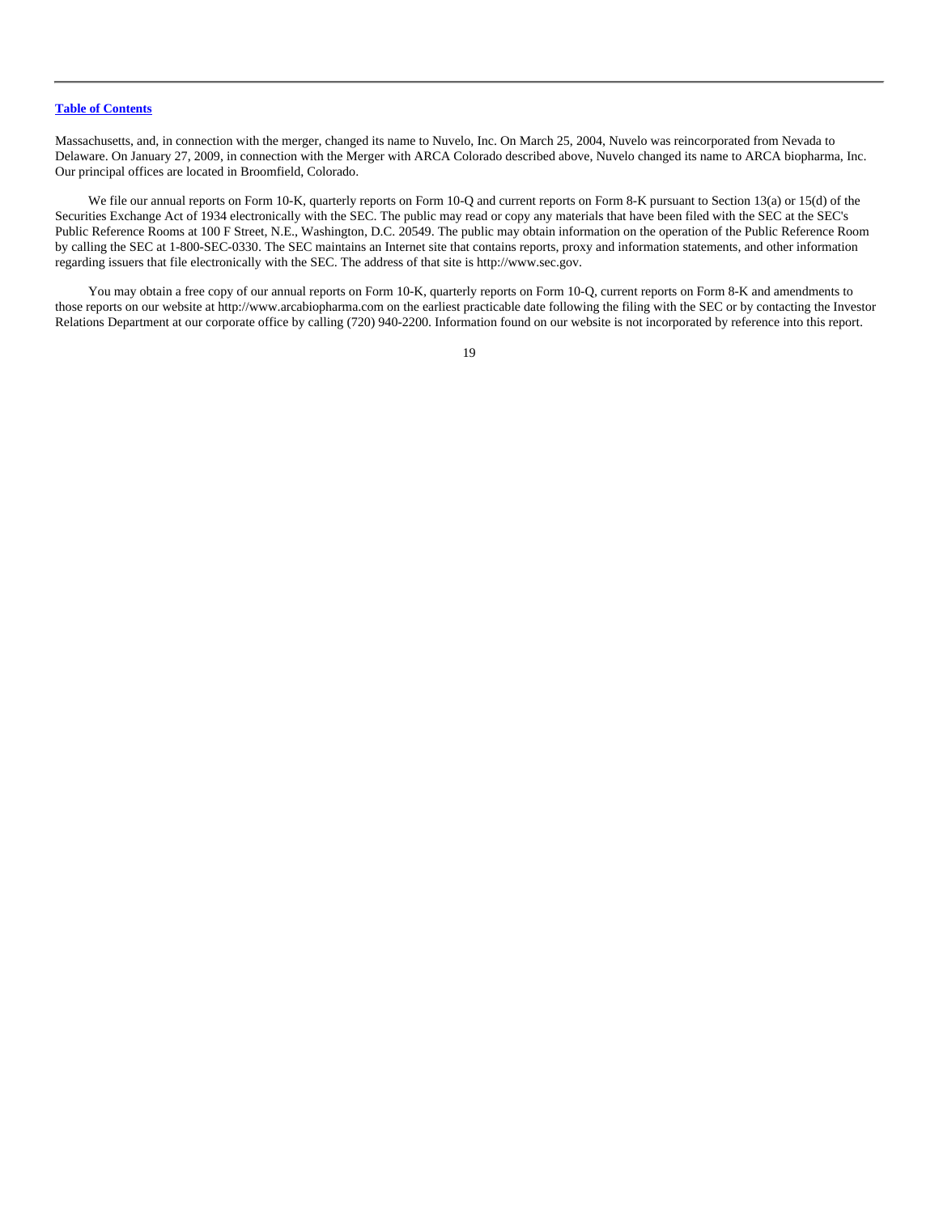Massachusetts, and, in connection with the merger, changed its name to Nuvelo, Inc. On March 25, 2004, Nuvelo was reincorporated from Nevada to Delaware. On January 27, 2009, in connection with the Merger with ARCA Colorado described above, Nuvelo changed its name to ARCA biopharma, Inc. Our principal offices are located in Broomfield, Colorado.

We file our annual reports on Form 10-K, quarterly reports on Form 10-Q and current reports on Form 8-K pursuant to Section 13(a) or 15(d) of the Securities Exchange Act of 1934 electronically with the SEC. The public may read or copy any materials that have been filed with the SEC at the SEC's Public Reference Rooms at 100 F Street, N.E., Washington, D.C. 20549. The public may obtain information on the operation of the Public Reference Room by calling the SEC at 1-800-SEC-0330. The SEC maintains an Internet site that contains reports, proxy and information statements, and other information regarding issuers that file electronically with the SEC. The address of that site is http://www.sec.gov.

You may obtain a free copy of our annual reports on Form 10-K, quarterly reports on Form 10-Q, current reports on Form 8-K and amendments to those reports on our website at http://www.arcabiopharma.com on the earliest practicable date following the filing with the SEC or by contacting the Investor Relations Department at our corporate office by calling (720) 940-2200. Information found on our website is not incorporated by reference into this report.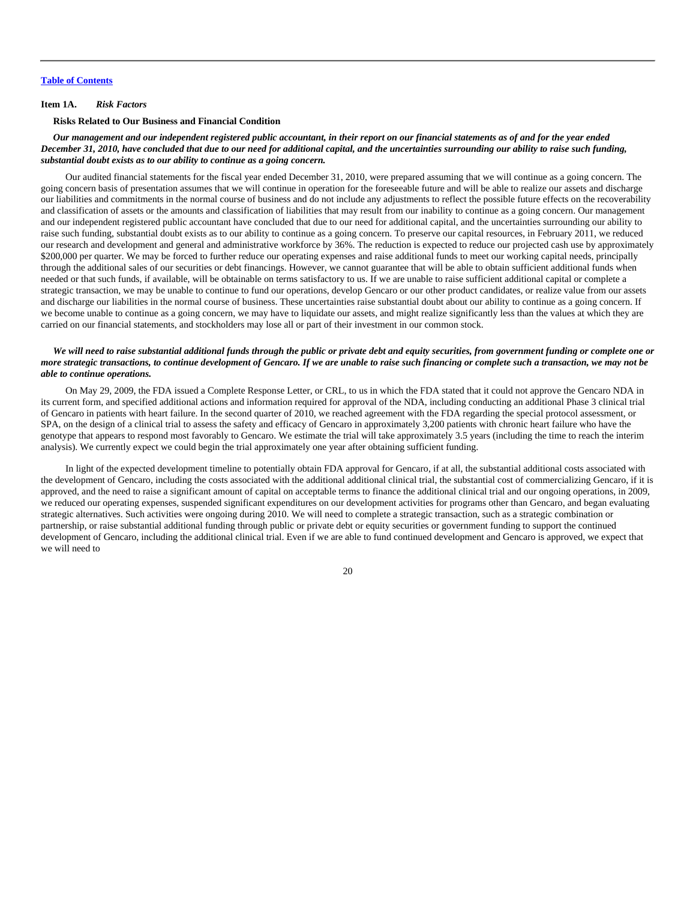[Table of Contents](#)

**Item 1A.** ***Risk Factors***

**Risks Related to Our Business and Financial Condition**

***Our management and our independent registered public accountant, in their report on our financial statements as of and for the year ended December 31, 2010, have concluded that due to our need for additional capital, and the uncertainties surrounding our ability to raise such funding, substantial doubt exists as to our ability to continue as a going concern.***

Our audited financial statements for the fiscal year ended December 31, 2010, were prepared assuming that we will continue as a going concern. The going concern basis of presentation assumes that we will continue in operation for the foreseeable future and will be able to realize our assets and discharge our liabilities and commitments in the normal course of business and do not include any adjustments to reflect the possible future effects on the recoverability and classification of assets or the amounts and classification of liabilities that may result from our inability to continue as a going concern. Our management and our independent registered public accountant have concluded that due to our need for additional capital, and the uncertainties surrounding our ability to raise such funding, substantial doubt exists as to our ability to continue as a going concern. To preserve our capital resources, in February 2011, we reduced our research and development and general and administrative workforce by 36%. The reduction is expected to reduce our projected cash use by approximately $200,000 per quarter. We may be forced to further reduce our operating expenses and raise additional funds to meet our working capital needs, principally through the additional sales of our securities or debt financings. However, we cannot guarantee that will be able to obtain sufficient additional funds when needed or that such funds, if available, will be obtainable on terms satisfactory to us. If we are unable to raise sufficient additional capital or complete a strategic transaction, we may be unable to continue to fund our operations, develop Gencaro or our other product candidates, or realize value from our assets and discharge our liabilities in the normal course of business. These uncertainties raise substantial doubt about our ability to continue as a going concern. If we become unable to continue as a going concern, we may have to liquidate our assets, and might realize significantly less than the values at which they are carried on our financial statements, and stockholders may lose all or part of their investment in our common stock.

***We will need to raise substantial additional funds through the public or private debt and equity securities, from government funding or complete one or more strategic transactions, to continue development of Gencaro. If we are unable to raise such financing or complete such a transaction, we may not be able to continue operations.***

On May 29, 2009, the FDA issued a Complete Response Letter, or CRL, to us in which the FDA stated that it could not approve the Gencaro NDA in its current form, and specified additional actions and information required for approval of the NDA, including conducting an additional Phase 3 clinical trial of Gencaro in patients with heart failure. In the second quarter of 2010, we reached agreement with the FDA regarding the special protocol assessment, or SPA, on the design of a clinical trial to assess the safety and efficacy of Gencaro in approximately 3,200 patients with chronic heart failure who have the genotype that appears to respond most favorably to Gencaro. We estimate the trial will take approximately 3.5 years (including the time to reach the interim analysis). We currently expect we could begin the trial approximately one year after obtaining sufficient funding.

In light of the expected development timeline to potentially obtain FDA approval for Gencaro, if at all, the substantial additional costs associated with the development of Gencaro, including the costs associated with the additional additional clinical trial, the substantial cost of commercializing Gencaro, if it is approved, and the need to raise a significant amount of capital on acceptable terms to finance the additional clinical trial and our ongoing operations, in 2009, we reduced our operating expenses, suspended significant expenditures on our development activities for programs other than Gencaro, and began evaluating strategic alternatives. Such activities were ongoing during 2010. We will need to complete a strategic transaction, such as a strategic combination or partnership, or raise substantial additional funding through public or private debt or equity securities or government funding to support the continued development of Gencaro, including the additional clinical trial. Even if we are able to fund continued development and Gencaro is approved, we expect that we will need to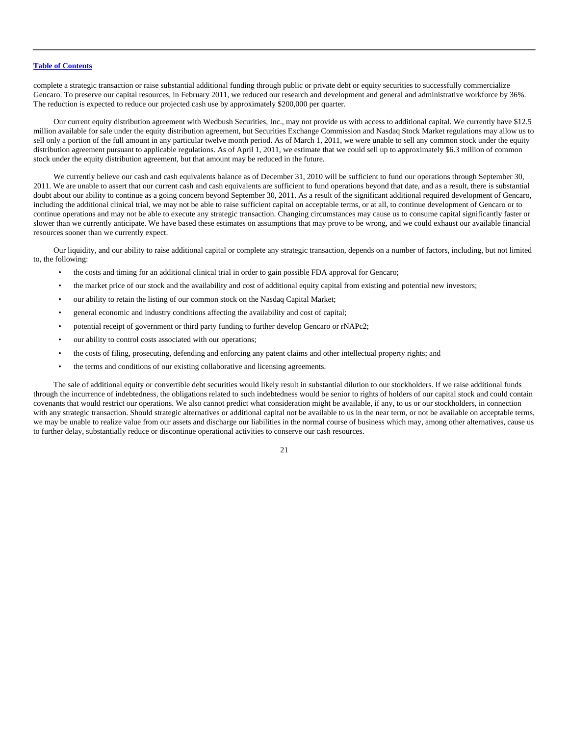complete a strategic transaction or raise substantial additional funding through public or private debt or equity securities to successfully commercialize Gencaro. To preserve our capital resources, in February 2011, we reduced our research and development and general and administrative workforce by 36%. The reduction is expected to reduce our projected cash use by approximately $200,000 per quarter.

Our current equity distribution agreement with Wedbush Securities, Inc., may not provide us with access to additional capital. We currently have $12.5 million available for sale under the equity distribution agreement, but Securities Exchange Commission and Nasdaq Stock Market regulations may allow us to sell only a portion of the full amount in any particular twelve month period. As of March 1, 2011, we were unable to sell any common stock under the equity distribution agreement pursuant to applicable regulations. As of April 1, 2011, we estimate that we could sell up to approximately $6.3 million of common stock under the equity distribution agreement, but that amount may be reduced in the future.

We currently believe our cash and cash equivalents balance as of December 31, 2010 will be sufficient to fund our operations through September 30, 2011. We are unable to assert that our current cash and cash equivalents are sufficient to fund operations beyond that date, and as a result, there is substantial doubt about our ability to continue as a going concern beyond September 30, 2011. As a result of the significant additional required development of Gencaro, including the additional clinical trial, we may not be able to raise sufficient capital on acceptable terms, or at all, to continue development of Gencaro or to continue operations and may not be able to execute any strategic transaction. Changing circumstances may cause us to consume capital significantly faster or slower than we currently anticipate. We have based these estimates on assumptions that may prove to be wrong, and we could exhaust our available financial resources sooner than we currently expect.

Our liquidity, and our ability to raise additional capital or complete any strategic transaction, depends on a number of factors, including, but not limited to, the following:

- the costs and timing for an additional clinical trial in order to gain possible FDA approval for Gencaro;
- the market price of our stock and the availability and cost of additional equity capital from existing and potential new investors;
- our ability to retain the listing of our common stock on the Nasdaq Capital Market;
- general economic and industry conditions affecting the availability and cost of capital;
- potential receipt of government or third party funding to further develop Gencaro or rNAPc2;
- our ability to control costs associated with our operations;
- the costs of filing, prosecuting, defending and enforcing any patent claims and other intellectual property rights; and
- the terms and conditions of our existing collaborative and licensing agreements.

The sale of additional equity or convertible debt securities would likely result in substantial dilution to our stockholders. If we raise additional funds through the incurrence of indebtedness, the obligations related to such indebtedness would be senior to rights of holders of our capital stock and could contain covenants that would restrict our operations. We also cannot predict what consideration might be available, if any, to us or our stockholders, in connection with any strategic transaction. Should strategic alternatives or additional capital not be available to us in the near term, or not be available on acceptable terms, we may be unable to realize value from our assets and discharge our liabilities in the normal course of business which may, among other alternatives, cause us to further delay, substantially reduce or discontinue operational activities to conserve our cash resources.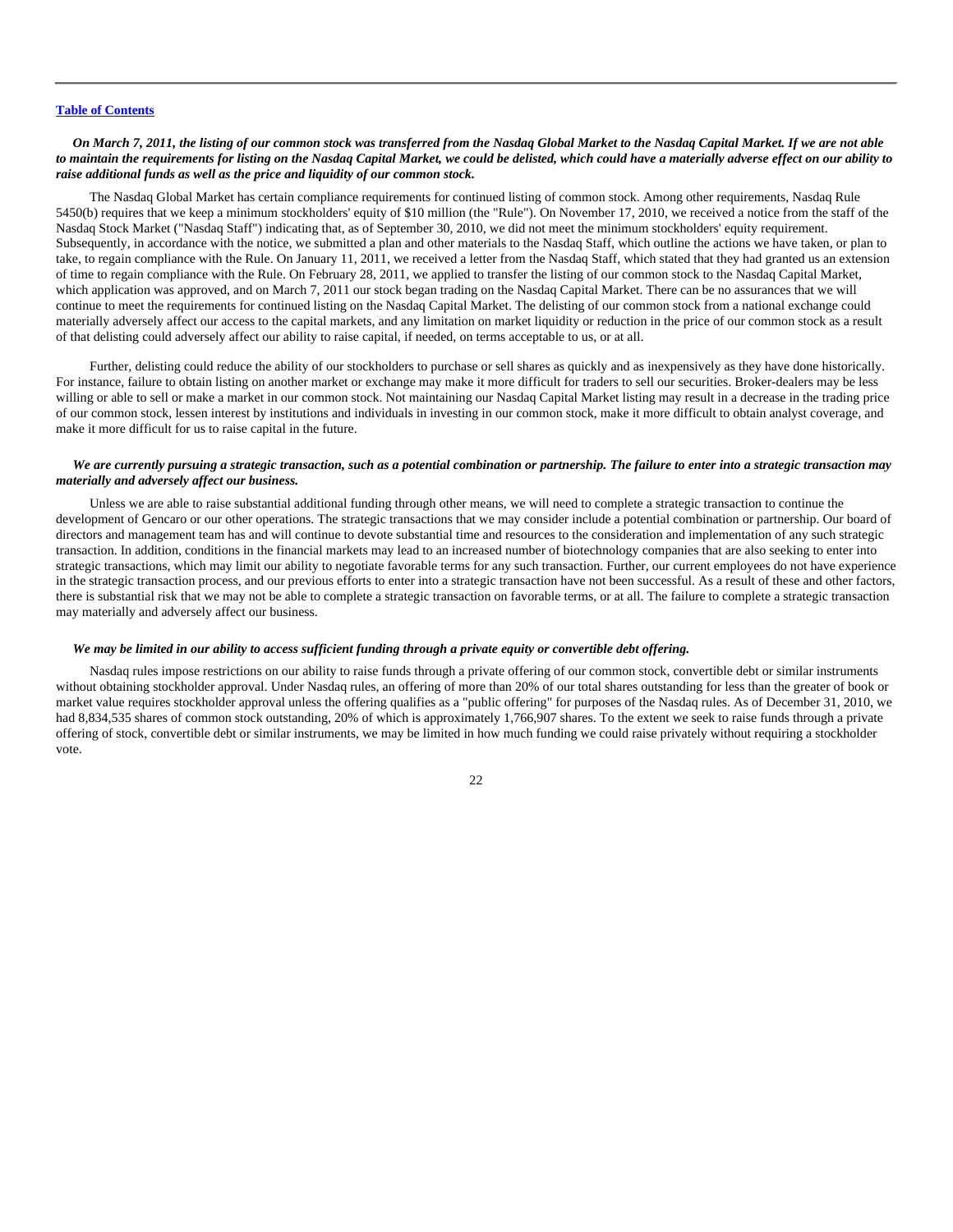***On March 7, 2011, the listing of our common stock was transferred from the Nasdaq Global Market to the Nasdaq Capital Market. If we are not able to maintain the requirements for listing on the Nasdaq Capital Market, we could be delisted, which could have a materially adverse effect on our ability to raise additional funds as well as the price and liquidity of our common stock.***

The Nasdaq Global Market has certain compliance requirements for continued listing of common stock. Among other requirements, Nasdaq Rule 5450(b) requires that we keep a minimum stockholders' equity of $10 million (the "Rule"). On November 17, 2010, we received a notice from the staff of the Nasdaq Stock Market ("Nasdaq Staff") indicating that, as of September 30, 2010, we did not meet the minimum stockholders' equity requirement. Subsequently, in accordance with the notice, we submitted a plan and other materials to the Nasdaq Staff, which outline the actions we have taken, or plan to take, to regain compliance with the Rule. On January 11, 2011, we received a letter from the Nasdaq Staff, which stated that they had granted us an extension of time to regain compliance with the Rule. On February 28, 2011, we applied to transfer the listing of our common stock to the Nasdaq Capital Market, which application was approved, and on March 7, 2011 our stock began trading on the Nasdaq Capital Market. There can be no assurances that we will continue to meet the requirements for continued listing on the Nasdaq Capital Market. The delisting of our common stock from a national exchange could materially adversely affect our access to the capital markets, and any limitation on market liquidity or reduction in the price of our common stock as a result of that delisting could adversely affect our ability to raise capital, if needed, on terms acceptable to us, or at all.

Further, delisting could reduce the ability of our stockholders to purchase or sell shares as quickly and as inexpensively as they have done historically. For instance, failure to obtain listing on another market or exchange may make it more difficult for traders to sell our securities. Broker-dealers may be less willing or able to sell or make a market in our common stock. Not maintaining our Nasdaq Capital Market listing may result in a decrease in the trading price of our common stock, lessen interest by institutions and individuals in investing in our common stock, make it more difficult to obtain analyst coverage, and make it more difficult for us to raise capital in the future.

***We are currently pursuing a strategic transaction, such as a potential combination or partnership. The failure to enter into a strategic transaction may materially and adversely affect our business.***

Unless we are able to raise substantial additional funding through other means, we will need to complete a strategic transaction to continue the development of Gencaro or our other operations. The strategic transactions that we may consider include a potential combination or partnership. Our board of directors and management team has and will continue to devote substantial time and resources to the consideration and implementation of any such strategic transaction. In addition, conditions in the financial markets may lead to an increased number of biotechnology companies that are also seeking to enter into strategic transactions, which may limit our ability to negotiate favorable terms for any such transaction. Further, our current employees do not have experience in the strategic transaction process, and our previous efforts to enter into a strategic transaction have not been successful. As a result of these and other factors, there is substantial risk that we may not be able to complete a strategic transaction on favorable terms, or at all. The failure to complete a strategic transaction may materially and adversely affect our business.

***We may be limited in our ability to access sufficient funding through a private equity or convertible debt offering.***

Nasdaq rules impose restrictions on our ability to raise funds through a private offering of our common stock, convertible debt or similar instruments without obtaining stockholder approval. Under Nasdaq rules, an offering of more than 20% of our total shares outstanding for less than the greater of book or market value requires stockholder approval unless the offering qualifies as a "public offering" for purposes of the Nasdaq rules. As of December 31, 2010, we had 8,834,535 shares of common stock outstanding, 20% of which is approximately 1,766,907 shares. To the extent we seek to raise funds through a private offering of stock, convertible debt or similar instruments, we may be limited in how much funding we could raise privately without requiring a stockholder vote.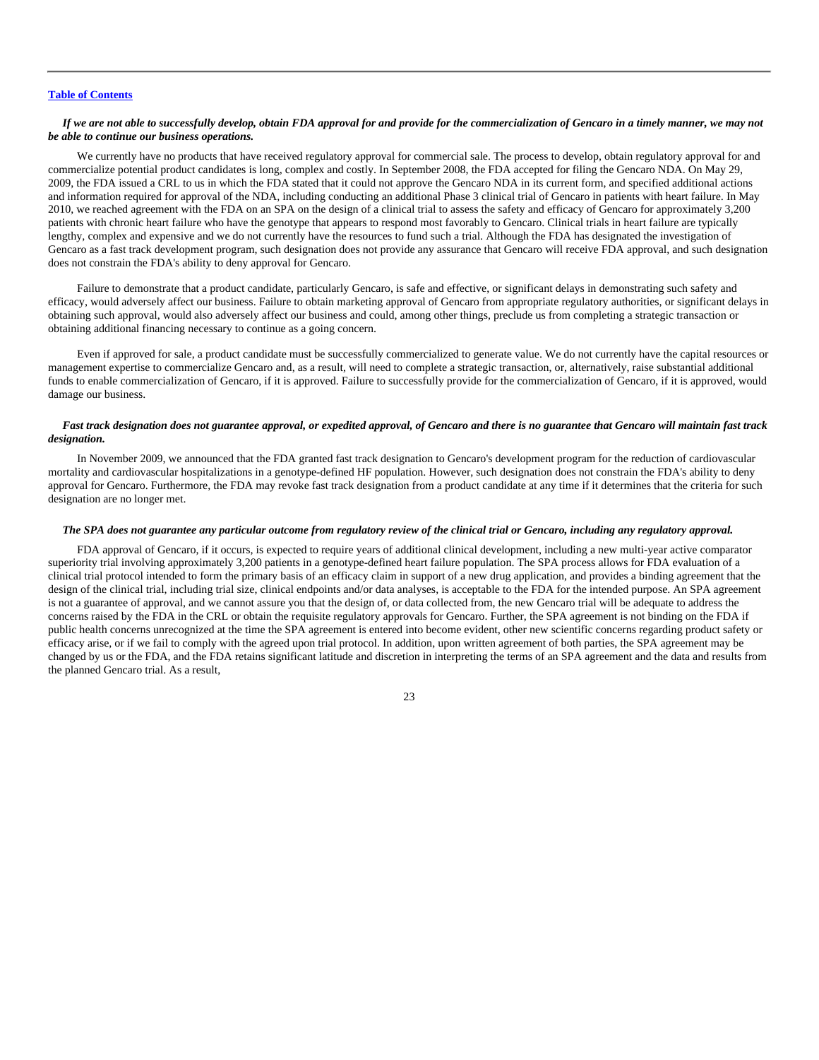[Table of Contents](#)

***If we are not able to successfully develop, obtain FDA approval for and provide for the commercialization of Gencaro in a timely manner, we may not be able to continue our business operations.***

We currently have no products that have received regulatory approval for commercial sale. The process to develop, obtain regulatory approval for and commercialize potential product candidates is long, complex and costly. In September 2008, the FDA accepted for filing the Gencaro NDA. On May 29, 2009, the FDA issued a CRL to us in which the FDA stated that it could not approve the Gencaro NDA in its current form, and specified additional actions and information required for approval of the NDA, including conducting an additional Phase 3 clinical trial of Gencaro in patients with heart failure. In May 2010, we reached agreement with the FDA on an SPA on the design of a clinical trial to assess the safety and efficacy of Gencaro for approximately 3,200 patients with chronic heart failure who have the genotype that appears to respond most favorably to Gencaro. Clinical trials in heart failure are typically lengthy, complex and expensive and we do not currently have the resources to fund such a trial. Although the FDA has designated the investigation of Gencaro as a fast track development program, such designation does not provide any assurance that Gencaro will receive FDA approval, and such designation does not constrain the FDA's ability to deny approval for Gencaro.

Failure to demonstrate that a product candidate, particularly Gencaro, is safe and effective, or significant delays in demonstrating such safety and efficacy, would adversely affect our business. Failure to obtain marketing approval of Gencaro from appropriate regulatory authorities, or significant delays in obtaining such approval, would also adversely affect our business and could, among other things, preclude us from completing a strategic transaction or obtaining additional financing necessary to continue as a going concern.

Even if approved for sale, a product candidate must be successfully commercialized to generate value. We do not currently have the capital resources or management expertise to commercialize Gencaro and, as a result, will need to complete a strategic transaction, or, alternatively, raise substantial additional funds to enable commercialization of Gencaro, if it is approved. Failure to successfully provide for the commercialization of Gencaro, if it is approved, would damage our business.

***Fast track designation does not guarantee approval, or expedited approval, of Gencaro and there is no guarantee that Gencaro will maintain fast track designation.***

In November 2009, we announced that the FDA granted fast track designation to Gencaro's development program for the reduction of cardiovascular mortality and cardiovascular hospitalizations in a genotype-defined HF population. However, such designation does not constrain the FDA's ability to deny approval for Gencaro. Furthermore, the FDA may revoke fast track designation from a product candidate at any time if it determines that the criteria for such designation are no longer met.

***The SPA does not guarantee any particular outcome from regulatory review of the clinical trial or Gencaro, including any regulatory approval.***

FDA approval of Gencaro, if it occurs, is expected to require years of additional clinical development, including a new multi-year active comparator superiority trial involving approximately 3,200 patients in a genotype-defined heart failure population. The SPA process allows for FDA evaluation of a clinical trial protocol intended to form the primary basis of an efficacy claim in support of a new drug application, and provides a binding agreement that the design of the clinical trial, including trial size, clinical endpoints and/or data analyses, is acceptable to the FDA for the intended purpose. An SPA agreement is not a guarantee of approval, and we cannot assure you that the design of, or data collected from, the new Gencaro trial will be adequate to address the concerns raised by the FDA in the CRL or obtain the requisite regulatory approvals for Gencaro. Further, the SPA agreement is not binding on the FDA if public health concerns unrecognized at the time the SPA agreement is entered into become evident, other new scientific concerns regarding product safety or efficacy arise, or if we fail to comply with the agreed upon trial protocol. In addition, upon written agreement of both parties, the SPA agreement may be changed by us or the FDA, and the FDA retains significant latitude and discretion in interpreting the terms of an SPA agreement and the data and results from the planned Gencaro trial. As a result,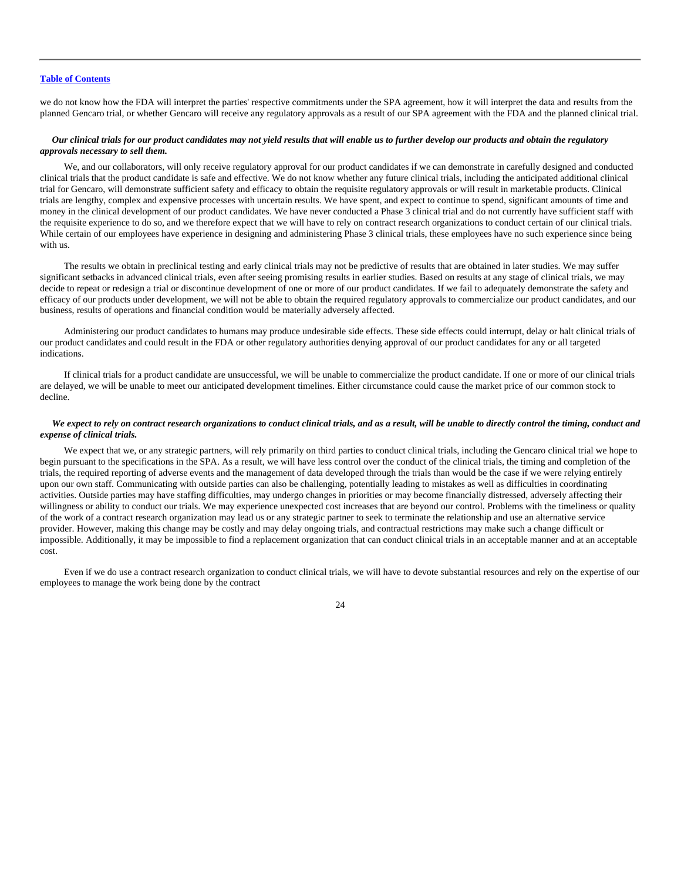we do not know how the FDA will interpret the parties' respective commitments under the SPA agreement, how it will interpret the data and results from the planned Gencaro trial, or whether Gencaro will receive any regulatory approvals as a result of our SPA agreement with the FDA and the planned clinical trial.

***Our clinical trials for our product candidates may not yield results that will enable us to further develop our products and obtain the regulatory approvals necessary to sell them.***

We, and our collaborators, will only receive regulatory approval for our product candidates if we can demonstrate in carefully designed and conducted clinical trials that the product candidate is safe and effective. We do not know whether any future clinical trials, including the anticipated additional clinical trial for Gencaro, will demonstrate sufficient safety and efficacy to obtain the requisite regulatory approvals or will result in marketable products. Clinical trials are lengthy, complex and expensive processes with uncertain results. We have spent, and expect to continue to spend, significant amounts of time and money in the clinical development of our product candidates. We have never conducted a Phase 3 clinical trial and do not currently have sufficient staff with the requisite experience to do so, and we therefore expect that we will have to rely on contract research organizations to conduct certain of our clinical trials. While certain of our employees have experience in designing and administering Phase 3 clinical trials, these employees have no such experience since being with us.

The results we obtain in preclinical testing and early clinical trials may not be predictive of results that are obtained in later studies. We may suffer significant setbacks in advanced clinical trials, even after seeing promising results in earlier studies. Based on results at any stage of clinical trials, we may decide to repeat or redesign a trial or discontinue development of one or more of our product candidates. If we fail to adequately demonstrate the safety and efficacy of our products under development, we will not be able to obtain the required regulatory approvals to commercialize our product candidates, and our business, results of operations and financial condition would be materially adversely affected.

Administering our product candidates to humans may produce undesirable side effects. These side effects could interrupt, delay or halt clinical trials of our product candidates and could result in the FDA or other regulatory authorities denying approval of our product candidates for any or all targeted indications.

If clinical trials for a product candidate are unsuccessful, we will be unable to commercialize the product candidate. If one or more of our clinical trials are delayed, we will be unable to meet our anticipated development timelines. Either circumstance could cause the market price of our common stock to decline.

***We expect to rely on contract research organizations to conduct clinical trials, and as a result, will be unable to directly control the timing, conduct and expense of clinical trials.***

We expect that we, or any strategic partners, will rely primarily on third parties to conduct clinical trials, including the Gencaro clinical trial we hope to begin pursuant to the specifications in the SPA. As a result, we will have less control over the conduct of the clinical trials, the timing and completion of the trials, the required reporting of adverse events and the management of data developed through the trials than would be the case if we were relying entirely upon our own staff. Communicating with outside parties can also be challenging, potentially leading to mistakes as well as difficulties in coordinating activities. Outside parties may have staffing difficulties, may undergo changes in priorities or may become financially distressed, adversely affecting their willingness or ability to conduct our trials. We may experience unexpected cost increases that are beyond our control. Problems with the timeliness or quality of the work of a contract research organization may lead us or any strategic partner to seek to terminate the relationship and use an alternative service provider. However, making this change may be costly and may delay ongoing trials, and contractual restrictions may make such a change difficult or impossible. Additionally, it may be impossible to find a replacement organization that can conduct clinical trials in an acceptable manner and at an acceptable cost.

Even if we do use a contract research organization to conduct clinical trials, we will have to devote substantial resources and rely on the expertise of our employees to manage the work being done by the contract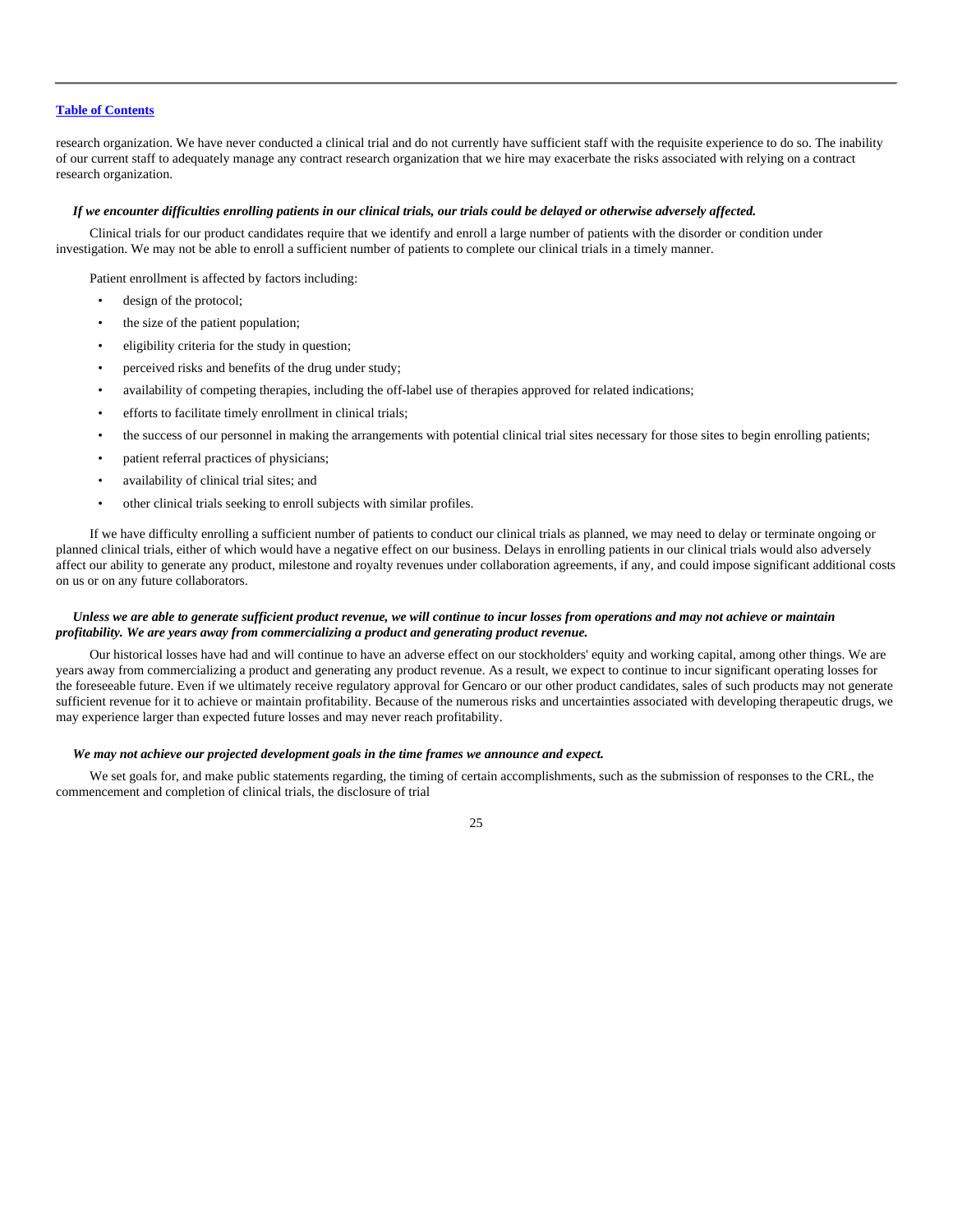research organization. We have never conducted a clinical trial and do not currently have sufficient staff with the requisite experience to do so. The inability of our current staff to adequately manage any contract research organization that we hire may exacerbate the risks associated with relying on a contract research organization.

***If we encounter difficulties enrolling patients in our clinical trials, our trials could be delayed or otherwise adversely affected.***

Clinical trials for our product candidates require that we identify and enroll a large number of patients with the disorder or condition under investigation. We may not be able to enroll a sufficient number of patients to complete our clinical trials in a timely manner.

Patient enrollment is affected by factors including:

- design of the protocol;
- the size of the patient population;
- eligibility criteria for the study in question;
- perceived risks and benefits of the drug under study;
- availability of competing therapies, including the off-label use of therapies approved for related indications;
- efforts to facilitate timely enrollment in clinical trials;
- the success of our personnel in making the arrangements with potential clinical trial sites necessary for those sites to begin enrolling patients;
- patient referral practices of physicians;
- availability of clinical trial sites; and
- other clinical trials seeking to enroll subjects with similar profiles.

If we have difficulty enrolling a sufficient number of patients to conduct our clinical trials as planned, we may need to delay or terminate ongoing or planned clinical trials, either of which would have a negative effect on our business. Delays in enrolling patients in our clinical trials would also adversely affect our ability to generate any product, milestone and royalty revenues under collaboration agreements, if any, and could impose significant additional costs on us or on any future collaborators.

***Unless we are able to generate sufficient product revenue, we will continue to incur losses from operations and may not achieve or maintain profitability. We are years away from commercializing a product and generating product revenue.***

Our historical losses have had and will continue to have an adverse effect on our stockholders' equity and working capital, among other things. We are years away from commercializing a product and generating any product revenue. As a result, we expect to continue to incur significant operating losses for the foreseeable future. Even if we ultimately receive regulatory approval for Gencaro or our other product candidates, sales of such products may not generate sufficient revenue for it to achieve or maintain profitability. Because of the numerous risks and uncertainties associated with developing therapeutic drugs, we may experience larger than expected future losses and may never reach profitability.

***We may not achieve our projected development goals in the time frames we announce and expect.***

We set goals for, and make public statements regarding, the timing of certain accomplishments, such as the submission of responses to the CRL, the commencement and completion of clinical trials, the disclosure of trial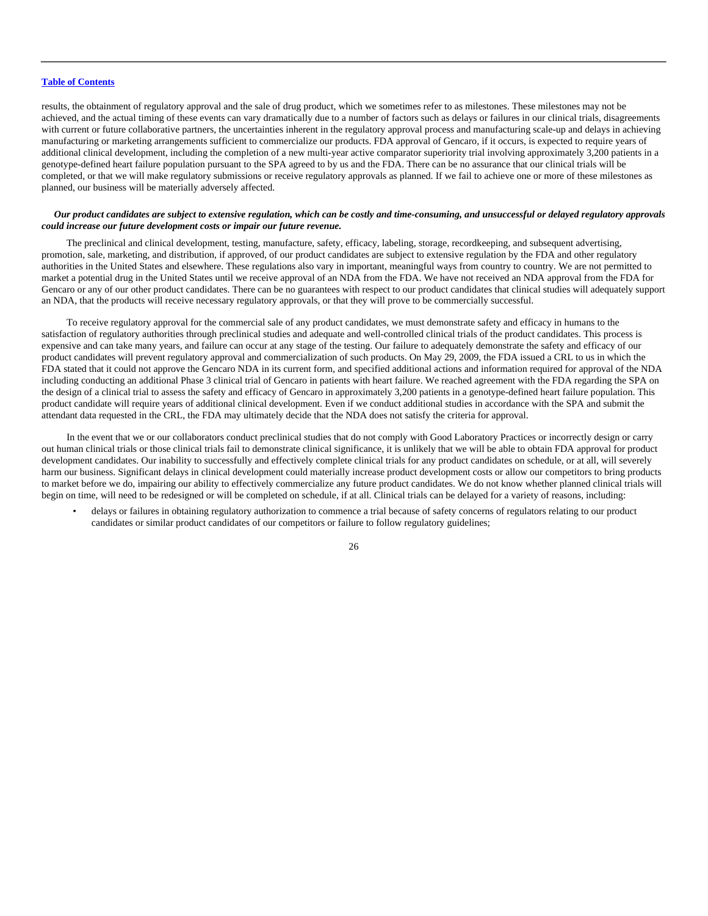results, the obtainment of regulatory approval and the sale of drug product, which we sometimes refer to as milestones. These milestones may not be achieved, and the actual timing of these events can vary dramatically due to a number of factors such as delays or failures in our clinical trials, disagreements with current or future collaborative partners, the uncertainties inherent in the regulatory approval process and manufacturing scale-up and delays in achieving manufacturing or marketing arrangements sufficient to commercialize our products. FDA approval of Gencaro, if it occurs, is expected to require years of additional clinical development, including the completion of a new multi-year active comparator superiority trial involving approximately 3,200 patients in a genotype-defined heart failure population pursuant to the SPA agreed to by us and the FDA. There can be no assurance that our clinical trials will be completed, or that we will make regulatory submissions or receive regulatory approvals as planned. If we fail to achieve one or more of these milestones as planned, our business will be materially adversely affected.

***Our product candidates are subject to extensive regulation, which can be costly and time-consuming, and unsuccessful or delayed regulatory approvals could increase our future development costs or impair our future revenue.***

The preclinical and clinical development, testing, manufacture, safety, efficacy, labeling, storage, recordkeeping, and subsequent advertising, promotion, sale, marketing, and distribution, if approved, of our product candidates are subject to extensive regulation by the FDA and other regulatory authorities in the United States and elsewhere. These regulations also vary in important, meaningful ways from country to country. We are not permitted to market a potential drug in the United States until we receive approval of an NDA from the FDA. We have not received an NDA approval from the FDA for Gencaro or any of our other product candidates. There can be no guarantees with respect to our product candidates that clinical studies will adequately support an NDA, that the products will receive necessary regulatory approvals, or that they will prove to be commercially successful.

To receive regulatory approval for the commercial sale of any product candidates, we must demonstrate safety and efficacy in humans to the satisfaction of regulatory authorities through preclinical studies and adequate and well-controlled clinical trials of the product candidates. This process is expensive and can take many years, and failure can occur at any stage of the testing. Our failure to adequately demonstrate the safety and efficacy of our product candidates will prevent regulatory approval and commercialization of such products. On May 29, 2009, the FDA issued a CRL to us in which the FDA stated that it could not approve the Gencaro NDA in its current form, and specified additional actions and information required for approval of the NDA including conducting an additional Phase 3 clinical trial of Gencaro in patients with heart failure. We reached agreement with the FDA regarding the SPA on the design of a clinical trial to assess the safety and efficacy of Gencaro in approximately 3,200 patients in a genotype-defined heart failure population. This product candidate will require years of additional clinical development. Even if we conduct additional studies in accordance with the SPA and submit the attendant data requested in the CRL, the FDA may ultimately decide that the NDA does not satisfy the criteria for approval.

In the event that we or our collaborators conduct preclinical studies that do not comply with Good Laboratory Practices or incorrectly design or carry out human clinical trials or those clinical trials fail to demonstrate clinical significance, it is unlikely that we will be able to obtain FDA approval for product development candidates. Our inability to successfully and effectively complete clinical trials for any product candidates on schedule, or at all, will severely harm our business. Significant delays in clinical development could materially increase product development costs or allow our competitors to bring products to market before we do, impairing our ability to effectively commercialize any future product candidates. We do not know whether planned clinical trials will begin on time, will need to be redesigned or will be completed on schedule, if at all. Clinical trials can be delayed for a variety of reasons, including:

- delays or failures in obtaining regulatory authorization to commence a trial because of safety concerns of regulators relating to our product candidates or similar product candidates of our competitors or failure to follow regulatory guidelines;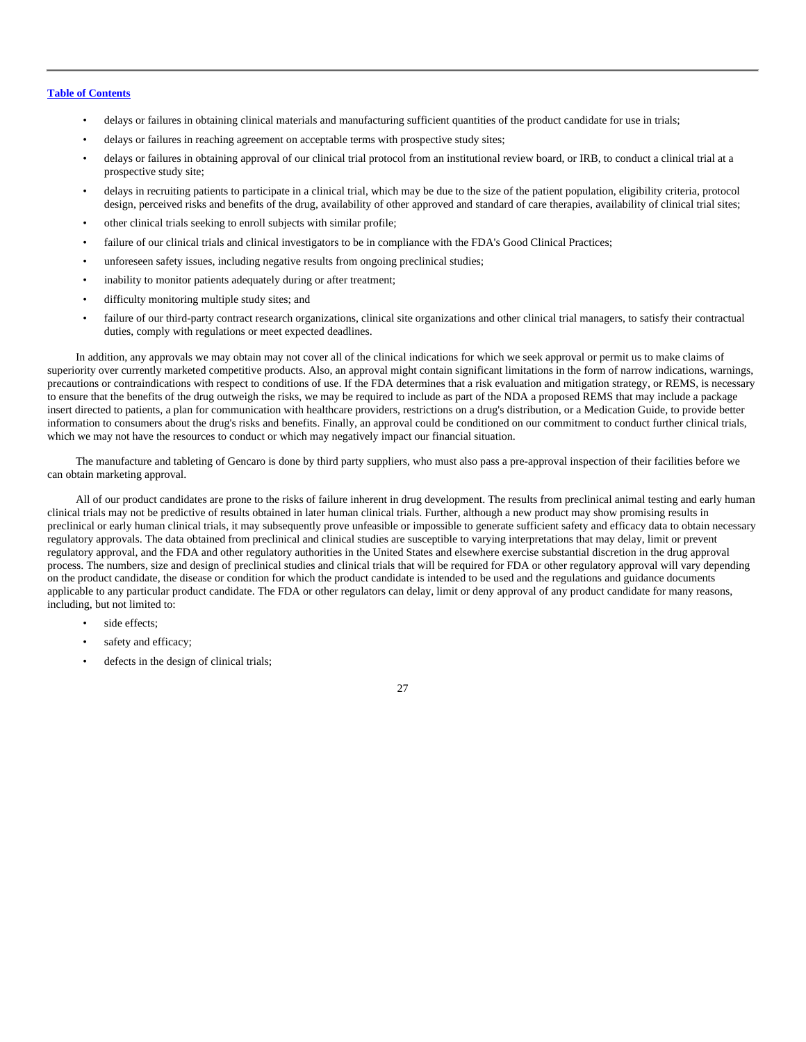- delays or failures in obtaining clinical materials and manufacturing sufficient quantities of the product candidate for use in trials;
- delays or failures in reaching agreement on acceptable terms with prospective study sites;
- delays or failures in obtaining approval of our clinical trial protocol from an institutional review board, or IRB, to conduct a clinical trial at a prospective study site;
- delays in recruiting patients to participate in a clinical trial, which may be due to the size of the patient population, eligibility criteria, protocol design, perceived risks and benefits of the drug, availability of other approved and standard of care therapies, availability of clinical trial sites;
- other clinical trials seeking to enroll subjects with similar profile;
- failure of our clinical trials and clinical investigators to be in compliance with the FDA's Good Clinical Practices;
- unforeseen safety issues, including negative results from ongoing preclinical studies;
- inability to monitor patients adequately during or after treatment;
- difficulty monitoring multiple study sites; and
- failure of our third-party contract research organizations, clinical site organizations and other clinical trial managers, to satisfy their contractual duties, comply with regulations or meet expected deadlines.

In addition, any approvals we may obtain may not cover all of the clinical indications for which we seek approval or permit us to make claims of superiority over currently marketed competitive products. Also, an approval might contain significant limitations in the form of narrow indications, warnings, precautions or contraindications with respect to conditions of use. If the FDA determines that a risk evaluation and mitigation strategy, or REMS, is necessary to ensure that the benefits of the drug outweigh the risks, we may be required to include as part of the NDA a proposed REMS that may include a package insert directed to patients, a plan for communication with healthcare providers, restrictions on a drug's distribution, or a Medication Guide, to provide better information to consumers about the drug's risks and benefits. Finally, an approval could be conditioned on our commitment to conduct further clinical trials, which we may not have the resources to conduct or which may negatively impact our financial situation.

The manufacture and tableting of Gencaro is done by third party suppliers, who must also pass a pre-approval inspection of their facilities before we can obtain marketing approval.

All of our product candidates are prone to the risks of failure inherent in drug development. The results from preclinical animal testing and early human clinical trials may not be predictive of results obtained in later human clinical trials. Further, although a new product may show promising results in preclinical or early human clinical trials, it may subsequently prove unfeasible or impossible to generate sufficient safety and efficacy data to obtain necessary regulatory approvals. The data obtained from preclinical and clinical studies are susceptible to varying interpretations that may delay, limit or prevent regulatory approval, and the FDA and other regulatory authorities in the United States and elsewhere exercise substantial discretion in the drug approval process. The numbers, size and design of preclinical studies and clinical trials that will be required for FDA or other regulatory approval will vary depending on the product candidate, the disease or condition for which the product candidate is intended to be used and the regulations and guidance documents applicable to any particular product candidate. The FDA or other regulators can delay, limit or deny approval of any product candidate for many reasons, including, but not limited to:

- side effects;
- safety and efficacy;
- defects in the design of clinical trials;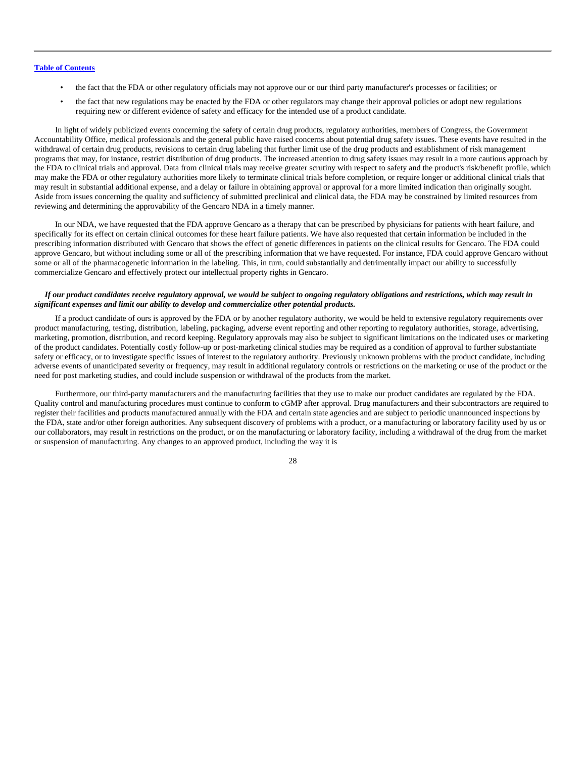- the fact that the FDA or other regulatory officials may not approve our or our third party manufacturer's processes or facilities; or
- the fact that new regulations may be enacted by the FDA or other regulators may change their approval policies or adopt new regulations requiring new or different evidence of safety and efficacy for the intended use of a product candidate.

In light of widely publicized events concerning the safety of certain drug products, regulatory authorities, members of Congress, the Government Accountability Office, medical professionals and the general public have raised concerns about potential drug safety issues. These events have resulted in the withdrawal of certain drug products, revisions to certain drug labeling that further limit use of the drug products and establishment of risk management programs that may, for instance, restrict distribution of drug products. The increased attention to drug safety issues may result in a more cautious approach by the FDA to clinical trials and approval. Data from clinical trials may receive greater scrutiny with respect to safety and the product's risk/benefit profile, which may make the FDA or other regulatory authorities more likely to terminate clinical trials before completion, or require longer or additional clinical trials that may result in substantial additional expense, and a delay or failure in obtaining approval or approval for a more limited indication than originally sought. Aside from issues concerning the quality and sufficiency of submitted preclinical and clinical data, the FDA may be constrained by limited resources from reviewing and determining the approvability of the Gencaro NDA in a timely manner.

In our NDA, we have requested that the FDA approve Gencaro as a therapy that can be prescribed by physicians for patients with heart failure, and specifically for its effect on certain clinical outcomes for these heart failure patients. We have also requested that certain information be included in the prescribing information distributed with Gencaro that shows the effect of genetic differences in patients on the clinical results for Gencaro. The FDA could approve Gencaro, but without including some or all of the prescribing information that we have requested. For instance, FDA could approve Gencaro without some or all of the pharmacogenetic information in the labeling. This, in turn, could substantially and detrimentally impact our ability to successfully commercialize Gencaro and effectively protect our intellectual property rights in Gencaro.

***If our product candidates receive regulatory approval, we would be subject to ongoing regulatory obligations and restrictions, which may result in significant expenses and limit our ability to develop and commercialize other potential products.***

If a product candidate of ours is approved by the FDA or by another regulatory authority, we would be held to extensive regulatory requirements over product manufacturing, testing, distribution, labeling, packaging, adverse event reporting and other reporting to regulatory authorities, storage, advertising, marketing, promotion, distribution, and record keeping. Regulatory approvals may also be subject to significant limitations on the indicated uses or marketing of the product candidates. Potentially costly follow-up or post-marketing clinical studies may be required as a condition of approval to further substantiate safety or efficacy, or to investigate specific issues of interest to the regulatory authority. Previously unknown problems with the product candidate, including adverse events of unanticipated severity or frequency, may result in additional regulatory controls or restrictions on the marketing or use of the product or the need for post marketing studies, and could include suspension or withdrawal of the products from the market.

Furthermore, our third-party manufacturers and the manufacturing facilities that they use to make our product candidates are regulated by the FDA. Quality control and manufacturing procedures must continue to conform to cGMP after approval. Drug manufacturers and their subcontractors are required to register their facilities and products manufactured annually with the FDA and certain state agencies and are subject to periodic unannounced inspections by the FDA, state and/or other foreign authorities. Any subsequent discovery of problems with a product, or a manufacturing or laboratory facility used by us or our collaborators, may result in restrictions on the product, or on the manufacturing or laboratory facility, including a withdrawal of the drug from the market or suspension of manufacturing. Any changes to an approved product, including the way it is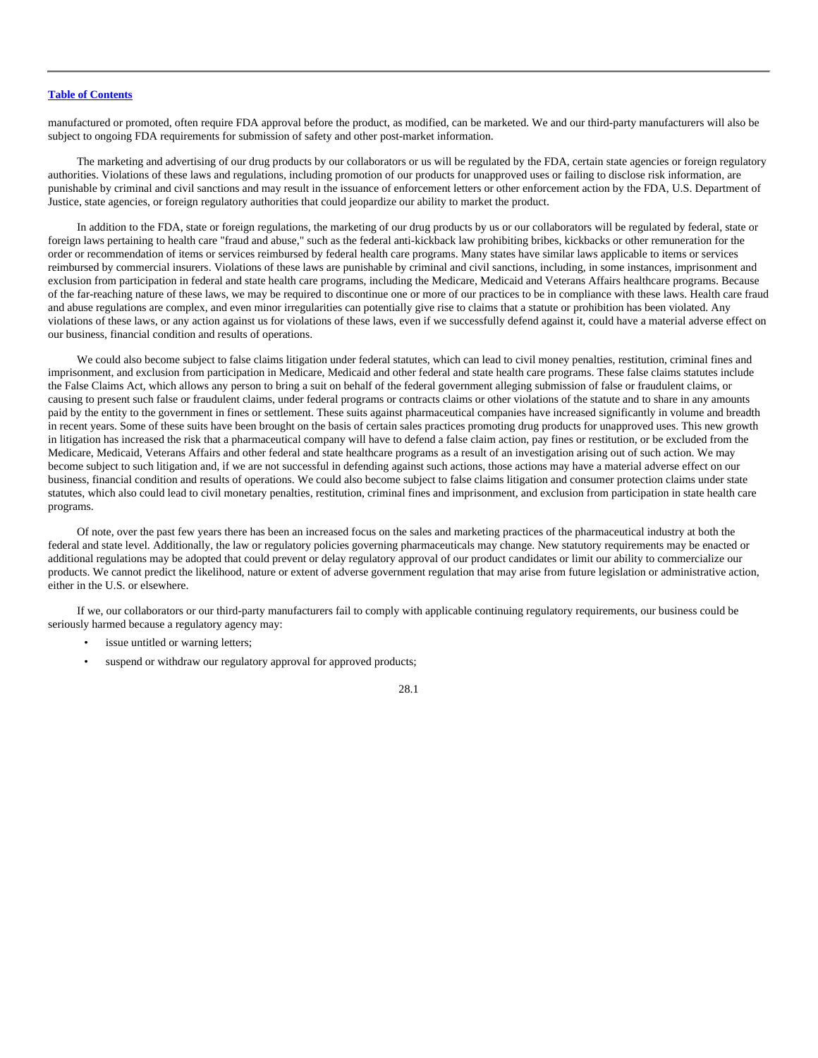manufactured or promoted, often require FDA approval before the product, as modified, can be marketed. We and our third-party manufacturers will also be subject to ongoing FDA requirements for submission of safety and other post-market information.

The marketing and advertising of our drug products by our collaborators or us will be regulated by the FDA, certain state agencies or foreign regulatory authorities. Violations of these laws and regulations, including promotion of our products for unapproved uses or failing to disclose risk information, are punishable by criminal and civil sanctions and may result in the issuance of enforcement letters or other enforcement action by the FDA, U.S. Department of Justice, state agencies, or foreign regulatory authorities that could jeopardize our ability to market the product.

In addition to the FDA, state or foreign regulations, the marketing of our drug products by us or our collaborators will be regulated by federal, state or foreign laws pertaining to health care "fraud and abuse," such as the federal anti-kickback law prohibiting bribes, kickbacks or other remuneration for the order or recommendation of items or services reimbursed by federal health care programs. Many states have similar laws applicable to items or services reimbursed by commercial insurers. Violations of these laws are punishable by criminal and civil sanctions, including, in some instances, imprisonment and exclusion from participation in federal and state health care programs, including the Medicare, Medicaid and Veterans Affairs healthcare programs. Because of the far-reaching nature of these laws, we may be required to discontinue one or more of our practices to be in compliance with these laws. Health care fraud and abuse regulations are complex, and even minor irregularities can potentially give rise to claims that a statute or prohibition has been violated. Any violations of these laws, or any action against us for violations of these laws, even if we successfully defend against it, could have a material adverse effect on our business, financial condition and results of operations.

We could also become subject to false claims litigation under federal statutes, which can lead to civil money penalties, restitution, criminal fines and imprisonment, and exclusion from participation in Medicare, Medicaid and other federal and state health care programs. These false claims statutes include the False Claims Act, which allows any person to bring a suit on behalf of the federal government alleging submission of false or fraudulent claims, or causing to present such false or fraudulent claims, under federal programs or contracts claims or other violations of the statute and to share in any amounts paid by the entity to the government in fines or settlement. These suits against pharmaceutical companies have increased significantly in volume and breadth in recent years. Some of these suits have been brought on the basis of certain sales practices promoting drug products for unapproved uses. This new growth in litigation has increased the risk that a pharmaceutical company will have to defend a false claim action, pay fines or restitution, or be excluded from the Medicare, Medicaid, Veterans Affairs and other federal and state healthcare programs as a result of an investigation arising out of such action. We may become subject to such litigation and, if we are not successful in defending against such actions, those actions may have a material adverse effect on our business, financial condition and results of operations. We could also become subject to false claims litigation and consumer protection claims under state statutes, which also could lead to civil monetary penalties, restitution, criminal fines and imprisonment, and exclusion from participation in state health care programs.

Of note, over the past few years there has been an increased focus on the sales and marketing practices of the pharmaceutical industry at both the federal and state level. Additionally, the law or regulatory policies governing pharmaceuticals may change. New statutory requirements may be enacted or additional regulations may be adopted that could prevent or delay regulatory approval of our product candidates or limit our ability to commercialize our products. We cannot predict the likelihood, nature or extent of adverse government regulation that may arise from future legislation or administrative action, either in the U.S. or elsewhere.

If we, our collaborators or our third-party manufacturers fail to comply with applicable continuing regulatory requirements, our business could be seriously harmed because a regulatory agency may:

- issue untitled or warning letters;
- suspend or withdraw our regulatory approval for approved products;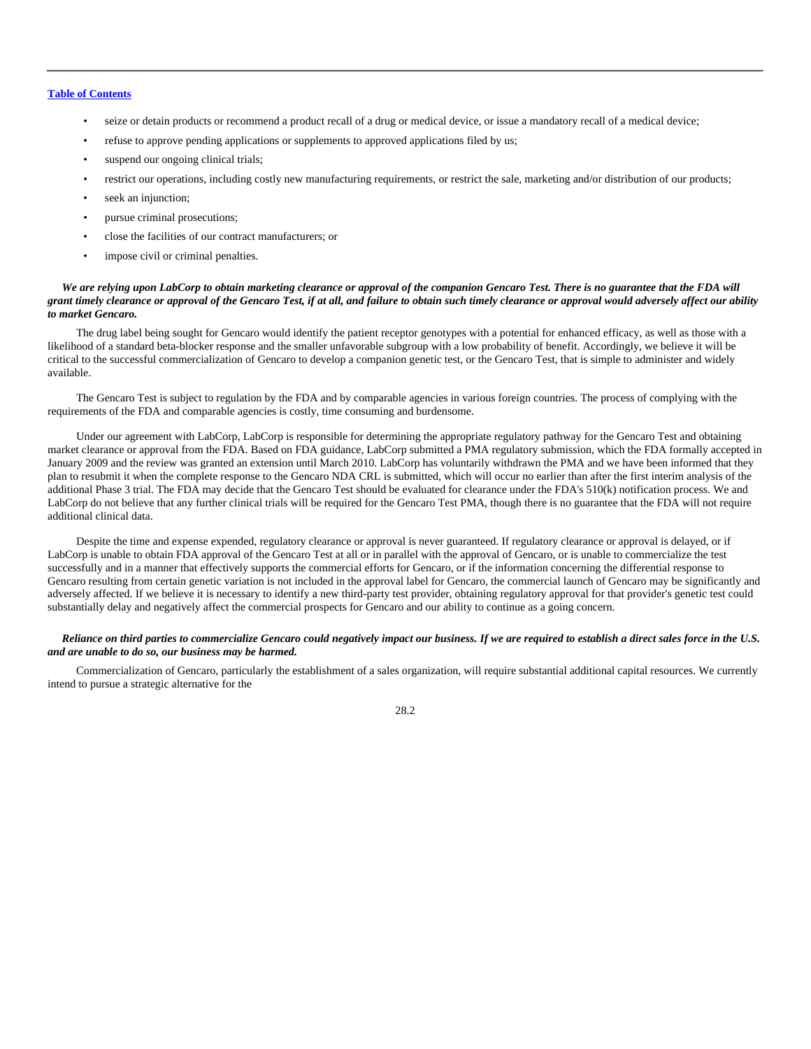- seize or detain products or recommend a product recall of a drug or medical device, or issue a mandatory recall of a medical device;
- refuse to approve pending applications or supplements to approved applications filed by us;
- suspend our ongoing clinical trials;
- restrict our operations, including costly new manufacturing requirements, or restrict the sale, marketing and/or distribution of our products;
- seek an injunction;
- pursue criminal prosecutions;
- close the facilities of our contract manufacturers; or
- impose civil or criminal penalties.

***We are relying upon LabCorp to obtain marketing clearance or approval of the companion Gencaro Test. There is no guarantee that the FDA will grant timely clearance or approval of the Gencaro Test, if at all, and failure to obtain such timely clearance or approval would adversely affect our ability to market Gencaro.***

The drug label being sought for Gencaro would identify the patient receptor genotypes with a potential for enhanced efficacy, as well as those with a likelihood of a standard beta-blocker response and the smaller unfavorable subgroup with a low probability of benefit. Accordingly, we believe it will be critical to the successful commercialization of Gencaro to develop a companion genetic test, or the Gencaro Test, that is simple to administer and widely available.

The Gencaro Test is subject to regulation by the FDA and by comparable agencies in various foreign countries. The process of complying with the requirements of the FDA and comparable agencies is costly, time consuming and burdensome.

Under our agreement with LabCorp, LabCorp is responsible for determining the appropriate regulatory pathway for the Gencaro Test and obtaining market clearance or approval from the FDA. Based on FDA guidance, LabCorp submitted a PMA regulatory submission, which the FDA formally accepted in January 2009 and the review was granted an extension until March 2010. LabCorp has voluntarily withdrawn the PMA and we have been informed that they plan to resubmit it when the complete response to the Gencaro NDA CRL is submitted, which will occur no earlier than after the first interim analysis of the additional Phase 3 trial. The FDA may decide that the Gencaro Test should be evaluated for clearance under the FDA's 510(k) notification process. We and LabCorp do not believe that any further clinical trials will be required for the Gencaro Test PMA, though there is no guarantee that the FDA will not require additional clinical data.

Despite the time and expense expended, regulatory clearance or approval is never guaranteed. If regulatory clearance or approval is delayed, or if LabCorp is unable to obtain FDA approval of the Gencaro Test at all or in parallel with the approval of Gencaro, or is unable to commercialize the test successfully and in a manner that effectively supports the commercial efforts for Gencaro, or if the information concerning the differential response to Gencaro resulting from certain genetic variation is not included in the approval label for Gencaro, the commercial launch of Gencaro may be significantly and adversely affected. If we believe it is necessary to identify a new third-party test provider, obtaining regulatory approval for that provider's genetic test could substantially delay and negatively affect the commercial prospects for Gencaro and our ability to continue as a going concern.

***Reliance on third parties to commercialize Gencaro could negatively impact our business. If we are required to establish a direct sales force in the U.S. and are unable to do so, our business may be harmed.***

Commercialization of Gencaro, particularly the establishment of a sales organization, will require substantial additional capital resources. We currently intend to pursue a strategic alternative for the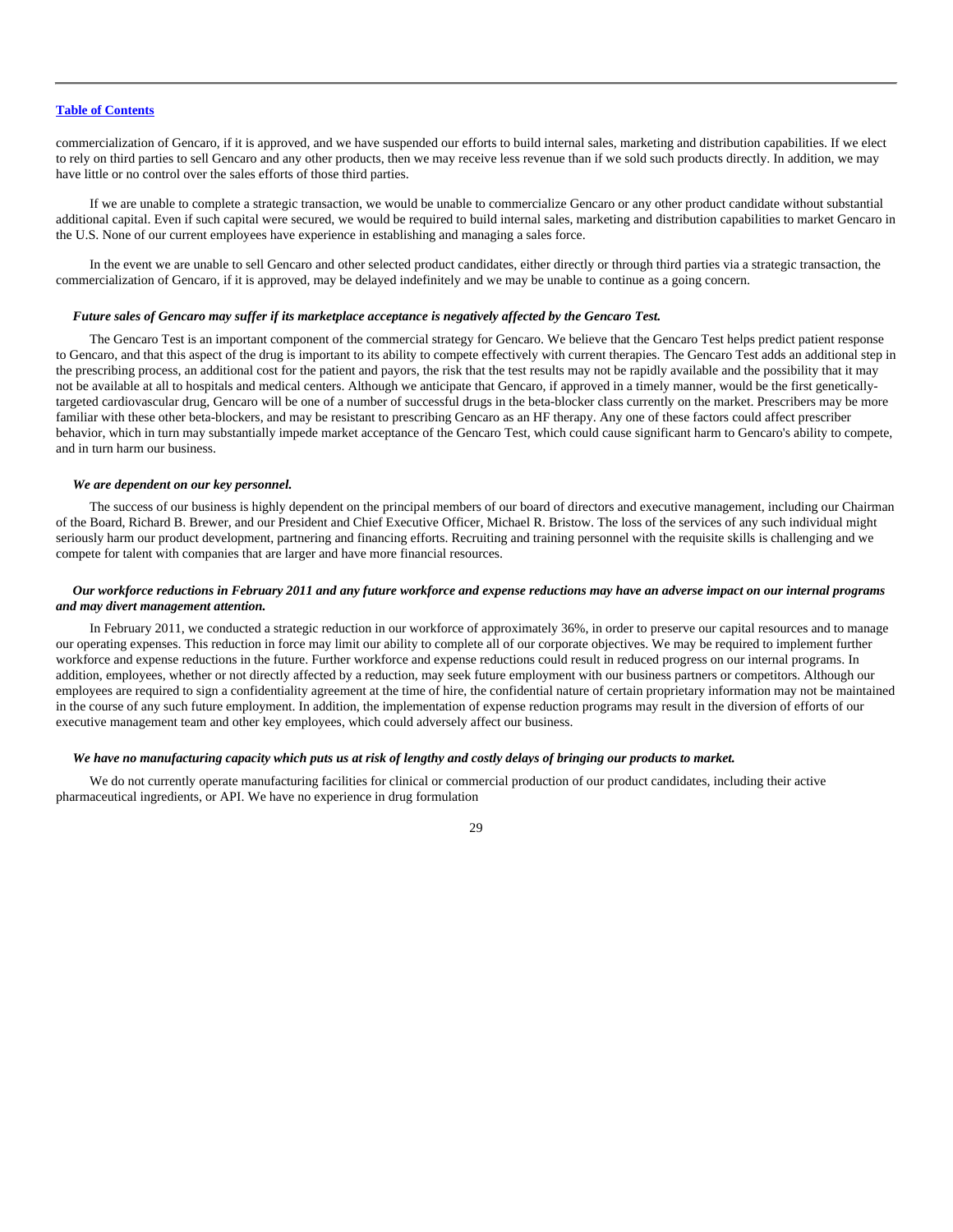commercialization of Gencaro, if it is approved, and we have suspended our efforts to build internal sales, marketing and distribution capabilities. If we elect to rely on third parties to sell Gencaro and any other products, then we may receive less revenue than if we sold such products directly. In addition, we may have little or no control over the sales efforts of those third parties.

If we are unable to complete a strategic transaction, we would be unable to commercialize Gencaro or any other product candidate without substantial additional capital. Even if such capital were secured, we would be required to build internal sales, marketing and distribution capabilities to market Gencaro in the U.S. None of our current employees have experience in establishing and managing a sales force.

In the event we are unable to sell Gencaro and other selected product candidates, either directly or through third parties via a strategic transaction, the commercialization of Gencaro, if it is approved, may be delayed indefinitely and we may be unable to continue as a going concern.

***Future sales of Gencaro may suffer if its marketplace acceptance is negatively affected by the Gencaro Test.***

The Gencaro Test is an important component of the commercial strategy for Gencaro. We believe that the Gencaro Test helps predict patient response to Gencaro, and that this aspect of the drug is important to its ability to compete effectively with current therapies. The Gencaro Test adds an additional step in the prescribing process, an additional cost for the patient and payors, the risk that the test results may not be rapidly available and the possibility that it may not be available at all to hospitals and medical centers. Although we anticipate that Gencaro, if approved in a timely manner, would be the first genetically-targeted cardiovascular drug, Gencaro will be one of a number of successful drugs in the beta-blocker class currently on the market. Prescribers may be more familiar with these other beta-blockers, and may be resistant to prescribing Gencaro as an HF therapy. Any one of these factors could affect prescriber behavior, which in turn may substantially impede market acceptance of the Gencaro Test, which could cause significant harm to Gencaro's ability to compete, and in turn harm our business.

***We are dependent on our key personnel.***

The success of our business is highly dependent on the principal members of our board of directors and executive management, including our Chairman of the Board, Richard B. Brewer, and our President and Chief Executive Officer, Michael R. Bristow. The loss of the services of any such individual might seriously harm our product development, partnering and financing efforts. Recruiting and training personnel with the requisite skills is challenging and we compete for talent with companies that are larger and have more financial resources.

***Our workforce reductions in February 2011 and any future workforce and expense reductions may have an adverse impact on our internal programs and may divert management attention.***

In February 2011, we conducted a strategic reduction in our workforce of approximately 36%, in order to preserve our capital resources and to manage our operating expenses. This reduction in force may limit our ability to complete all of our corporate objectives. We may be required to implement further workforce and expense reductions in the future. Further workforce and expense reductions could result in reduced progress on our internal programs. In addition, employees, whether or not directly affected by a reduction, may seek future employment with our business partners or competitors. Although our employees are required to sign a confidentiality agreement at the time of hire, the confidential nature of certain proprietary information may not be maintained in the course of any such future employment. In addition, the implementation of expense reduction programs may result in the diversion of efforts of our executive management team and other key employees, which could adversely affect our business.

***We have no manufacturing capacity which puts us at risk of lengthy and costly delays of bringing our products to market.***

We do not currently operate manufacturing facilities for clinical or commercial production of our product candidates, including their active pharmaceutical ingredients, or API. We have no experience in drug formulation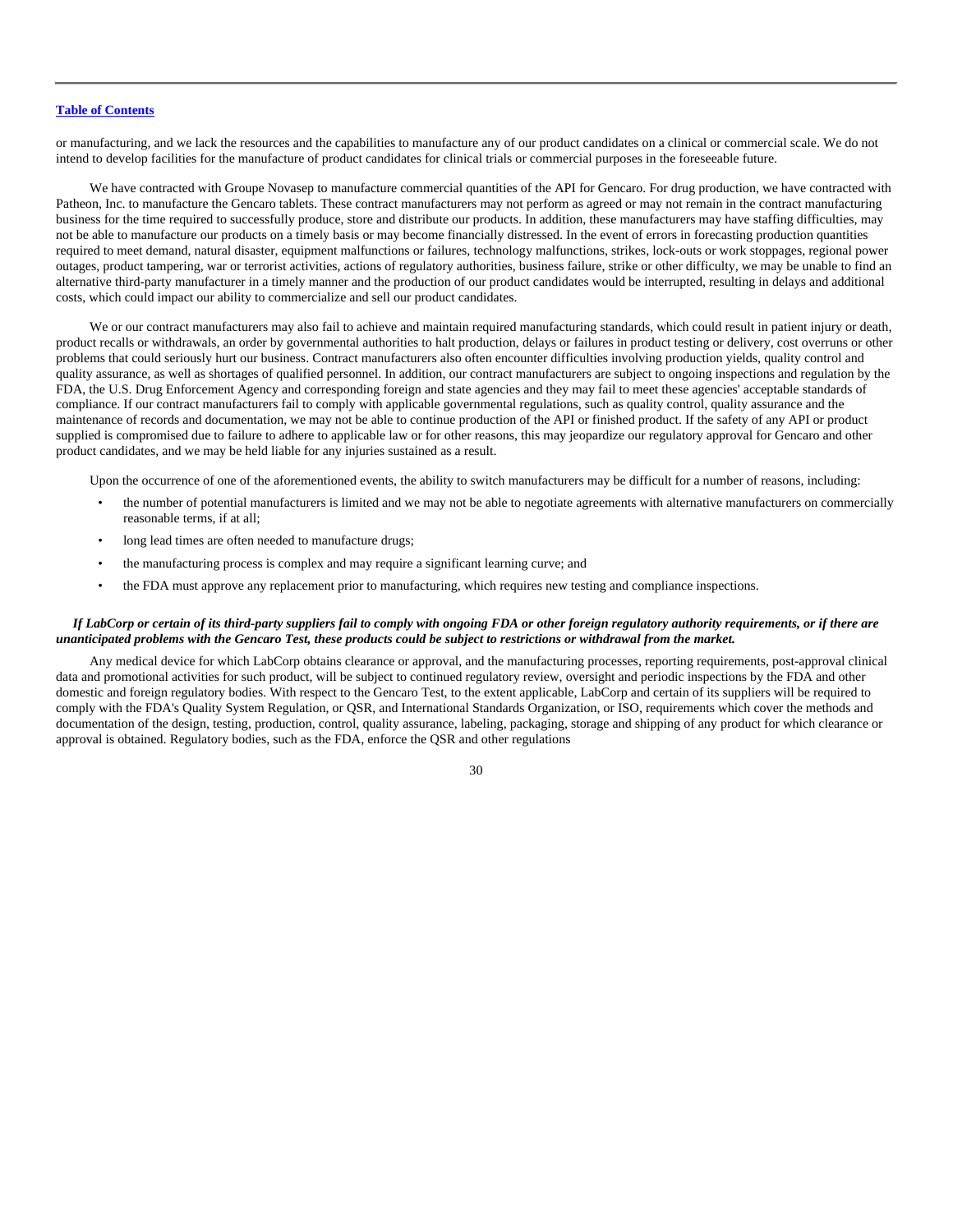or manufacturing, and we lack the resources and the capabilities to manufacture any of our product candidates on a clinical or commercial scale. We do not intend to develop facilities for the manufacture of product candidates for clinical trials or commercial purposes in the foreseeable future.

We have contracted with Groupe Novasep to manufacture commercial quantities of the API for Gencaro. For drug production, we have contracted with Patheon, Inc. to manufacture the Gencaro tablets. These contract manufacturers may not perform as agreed or may not remain in the contract manufacturing business for the time required to successfully produce, store and distribute our products. In addition, these manufacturers may have staffing difficulties, may not be able to manufacture our products on a timely basis or may become financially distressed. In the event of errors in forecasting production quantities required to meet demand, natural disaster, equipment malfunctions or failures, technology malfunctions, strikes, lock-outs or work stoppages, regional power outages, product tampering, war or terrorist activities, actions of regulatory authorities, business failure, strike or other difficulty, we may be unable to find an alternative third-party manufacturer in a timely manner and the production of our product candidates would be interrupted, resulting in delays and additional costs, which could impact our ability to commercialize and sell our product candidates.

We or our contract manufacturers may also fail to achieve and maintain required manufacturing standards, which could result in patient injury or death, product recalls or withdrawals, an order by governmental authorities to halt production, delays or failures in product testing or delivery, cost overruns or other problems that could seriously hurt our business. Contract manufacturers also often encounter difficulties involving production yields, quality control and quality assurance, as well as shortages of qualified personnel. In addition, our contract manufacturers are subject to ongoing inspections and regulation by the FDA, the U.S. Drug Enforcement Agency and corresponding foreign and state agencies and they may fail to meet these agencies' acceptable standards of compliance. If our contract manufacturers fail to comply with applicable governmental regulations, such as quality control, quality assurance and the maintenance of records and documentation, we may not be able to continue production of the API or finished product. If the safety of any API or product supplied is compromised due to failure to adhere to applicable law or for other reasons, this may jeopardize our regulatory approval for Gencaro and other product candidates, and we may be held liable for any injuries sustained as a result.

Upon the occurrence of one of the aforementioned events, the ability to switch manufacturers may be difficult for a number of reasons, including:

- the number of potential manufacturers is limited and we may not be able to negotiate agreements with alternative manufacturers on commercially reasonable terms, if at all;
- long lead times are often needed to manufacture drugs;
- the manufacturing process is complex and may require a significant learning curve; and
- the FDA must approve any replacement prior to manufacturing, which requires new testing and compliance inspections.

***If LabCorp or certain of its third-party suppliers fail to comply with ongoing FDA or other foreign regulatory authority requirements, or if there are unanticipated problems with the Gencaro Test, these products could be subject to restrictions or withdrawal from the market.***

Any medical device for which LabCorp obtains clearance or approval, and the manufacturing processes, reporting requirements, post-approval clinical data and promotional activities for such product, will be subject to continued regulatory review, oversight and periodic inspections by the FDA and other domestic and foreign regulatory bodies. With respect to the Gencaro Test, to the extent applicable, LabCorp and certain of its suppliers will be required to comply with the FDA's Quality System Regulation, or QSR, and International Standards Organization, or ISO, requirements which cover the methods and documentation of the design, testing, production, control, quality assurance, labeling, packaging, storage and shipping of any product for which clearance or approval is obtained. Regulatory bodies, such as the FDA, enforce the QSR and other regulations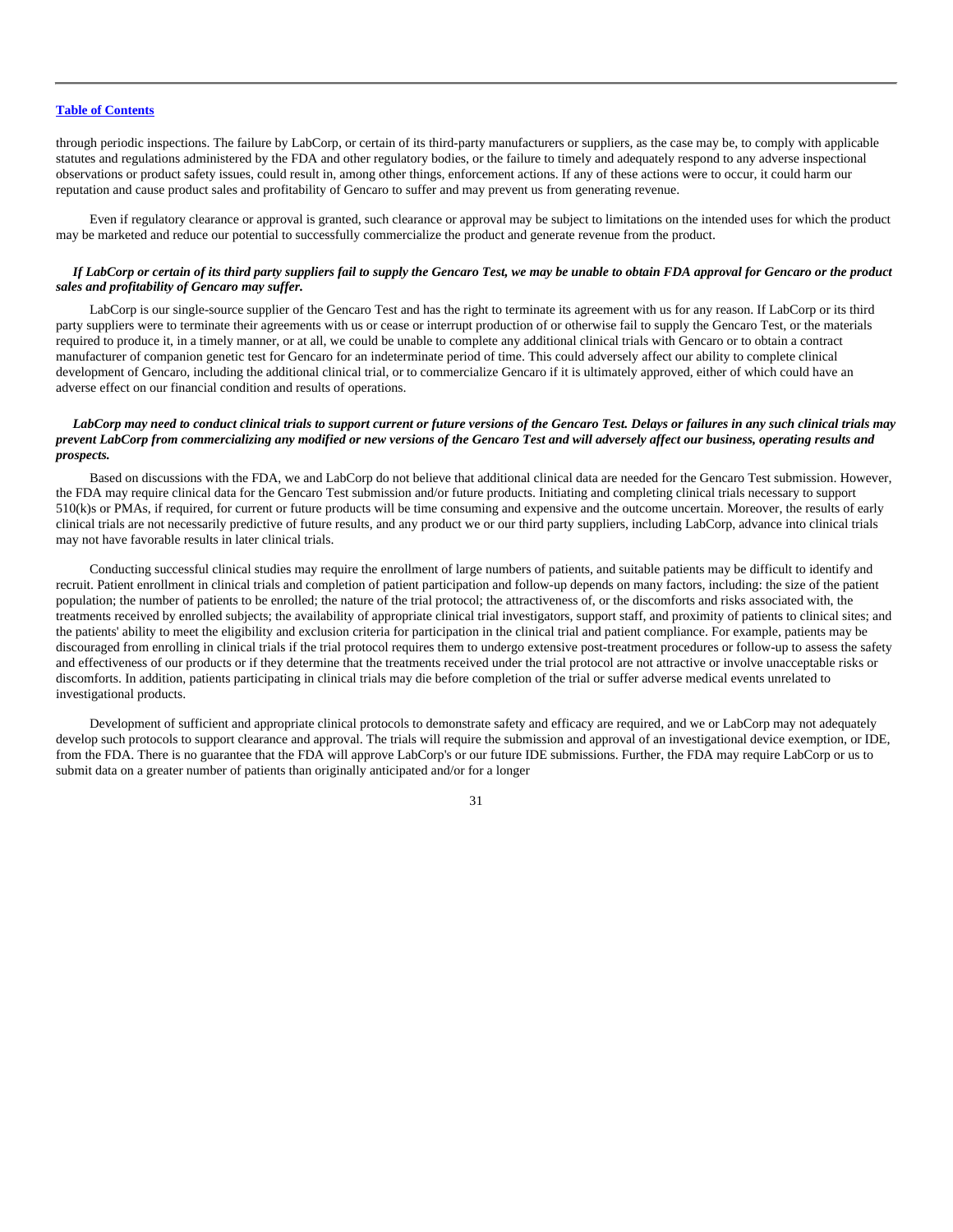through periodic inspections. The failure by LabCorp, or certain of its third-party manufacturers or suppliers, as the case may be, to comply with applicable statutes and regulations administered by the FDA and other regulatory bodies, or the failure to timely and adequately respond to any adverse inspectional observations or product safety issues, could result in, among other things, enforcement actions. If any of these actions were to occur, it could harm our reputation and cause product sales and profitability of Gencaro to suffer and may prevent us from generating revenue.

Even if regulatory clearance or approval is granted, such clearance or approval may be subject to limitations on the intended uses for which the product may be marketed and reduce our potential to successfully commercialize the product and generate revenue from the product.

***If LabCorp or certain of its third party suppliers fail to supply the Gencaro Test, we may be unable to obtain FDA approval for Gencaro or the product sales and profitability of Gencaro may suffer.***

LabCorp is our single-source supplier of the Gencaro Test and has the right to terminate its agreement with us for any reason. If LabCorp or its third party suppliers were to terminate their agreements with us or cease or interrupt production of or otherwise fail to supply the Gencaro Test, or the materials required to produce it, in a timely manner, or at all, we could be unable to complete any additional clinical trials with Gencaro or to obtain a contract manufacturer of companion genetic test for Gencaro for an indeterminate period of time. This could adversely affect our ability to complete clinical development of Gencaro, including the additional clinical trial, or to commercialize Gencaro if it is ultimately approved, either of which could have an adverse effect on our financial condition and results of operations.

***LabCorp may need to conduct clinical trials to support current or future versions of the Gencaro Test. Delays or failures in any such clinical trials may prevent LabCorp from commercializing any modified or new versions of the Gencaro Test and will adversely affect our business, operating results and prospects.***

Based on discussions with the FDA, we and LabCorp do not believe that additional clinical data are needed for the Gencaro Test submission. However, the FDA may require clinical data for the Gencaro Test submission and/or future products. Initiating and completing clinical trials necessary to support 510(k)s or PMAs, if required, for current or future products will be time consuming and expensive and the outcome uncertain. Moreover, the results of early clinical trials are not necessarily predictive of future results, and any product we or our third party suppliers, including LabCorp, advance into clinical trials may not have favorable results in later clinical trials.

Conducting successful clinical studies may require the enrollment of large numbers of patients, and suitable patients may be difficult to identify and recruit. Patient enrollment in clinical trials and completion of patient participation and follow-up depends on many factors, including: the size of the patient population; the number of patients to be enrolled; the nature of the trial protocol; the attractiveness of, or the discomforts and risks associated with, the treatments received by enrolled subjects; the availability of appropriate clinical trial investigators, support staff, and proximity of patients to clinical sites; and the patients' ability to meet the eligibility and exclusion criteria for participation in the clinical trial and patient compliance. For example, patients may be discouraged from enrolling in clinical trials if the trial protocol requires them to undergo extensive post-treatment procedures or follow-up to assess the safety and effectiveness of our products or if they determine that the treatments received under the trial protocol are not attractive or involve unacceptable risks or discomforts. In addition, patients participating in clinical trials may die before completion of the trial or suffer adverse medical events unrelated to investigational products.

Development of sufficient and appropriate clinical protocols to demonstrate safety and efficacy are required, and we or LabCorp may not adequately develop such protocols to support clearance and approval. The trials will require the submission and approval of an investigational device exemption, or IDE, from the FDA. There is no guarantee that the FDA will approve LabCorp's or our future IDE submissions. Further, the FDA may require LabCorp or us to submit data on a greater number of patients than originally anticipated and/or for a longer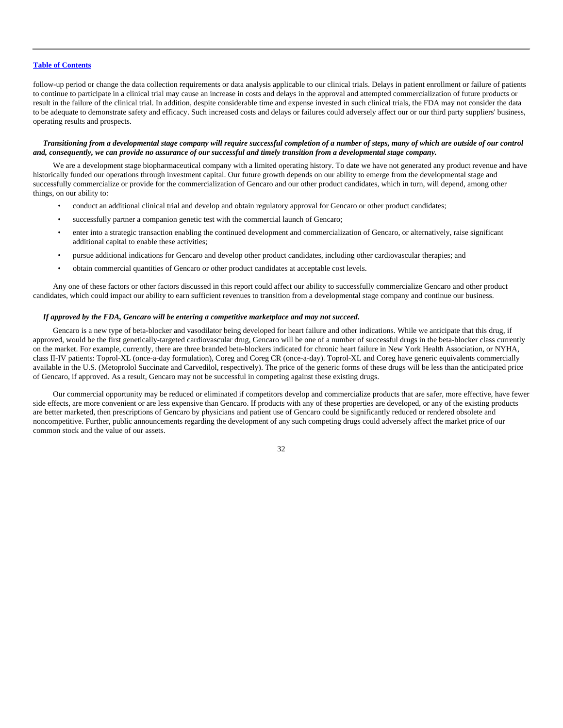follow-up period or change the data collection requirements or data analysis applicable to our clinical trials. Delays in patient enrollment or failure of patients to continue to participate in a clinical trial may cause an increase in costs and delays in the approval and attempted commercialization of future products or result in the failure of the clinical trial. In addition, despite considerable time and expense invested in such clinical trials, the FDA may not consider the data to be adequate to demonstrate safety and efficacy. Such increased costs and delays or failures could adversely affect our or our third party suppliers' business, operating results and prospects.

***Transitioning from a developmental stage company will require successful completion of a number of steps, many of which are outside of our control and, consequently, we can provide no assurance of our successful and timely transition from a developmental stage company.***

We are a development stage biopharmaceutical company with a limited operating history. To date we have not generated any product revenue and have historically funded our operations through investment capital. Our future growth depends on our ability to emerge from the developmental stage and successfully commercialize or provide for the commercialization of Gencaro and our other product candidates, which in turn, will depend, among other things, on our ability to:

- conduct an additional clinical trial and develop and obtain regulatory approval for Gencaro or other product candidates;
- successfully partner a companion genetic test with the commercial launch of Gencaro;
- enter into a strategic transaction enabling the continued development and commercialization of Gencaro, or alternatively, raise significant additional capital to enable these activities;
- pursue additional indications for Gencaro and develop other product candidates, including other cardiovascular therapies; and
- obtain commercial quantities of Gencaro or other product candidates at acceptable cost levels.

Any one of these factors or other factors discussed in this report could affect our ability to successfully commercialize Gencaro and other product candidates, which could impact our ability to earn sufficient revenues to transition from a developmental stage company and continue our business.

***If approved by the FDA, Gencaro will be entering a competitive marketplace and may not succeed.***

Gencaro is a new type of beta-blocker and vasodilator being developed for heart failure and other indications. While we anticipate that this drug, if approved, would be the first genetically-targeted cardiovascular drug, Gencaro will be one of a number of successful drugs in the beta-blocker class currently on the market. For example, currently, there are three branded beta-blockers indicated for chronic heart failure in New York Health Association, or NYHA, class II-IV patients: Toprol-XL (once-a-day formulation), Coreg and Coreg CR (once-a-day). Toprol-XL and Coreg have generic equivalents commercially available in the U.S. (Metoprolol Succinate and Carvedilol, respectively). The price of the generic forms of these drugs will be less than the anticipated price of Gencaro, if approved. As a result, Gencaro may not be successful in competing against these existing drugs.

Our commercial opportunity may be reduced or eliminated if competitors develop and commercialize products that are safer, more effective, have fewer side effects, are more convenient or are less expensive than Gencaro. If products with any of these properties are developed, or any of the existing products are better marketed, then prescriptions of Gencaro by physicians and patient use of Gencaro could be significantly reduced or rendered obsolete and noncompetitive. Further, public announcements regarding the development of any such competing drugs could adversely affect the market price of our common stock and the value of our assets.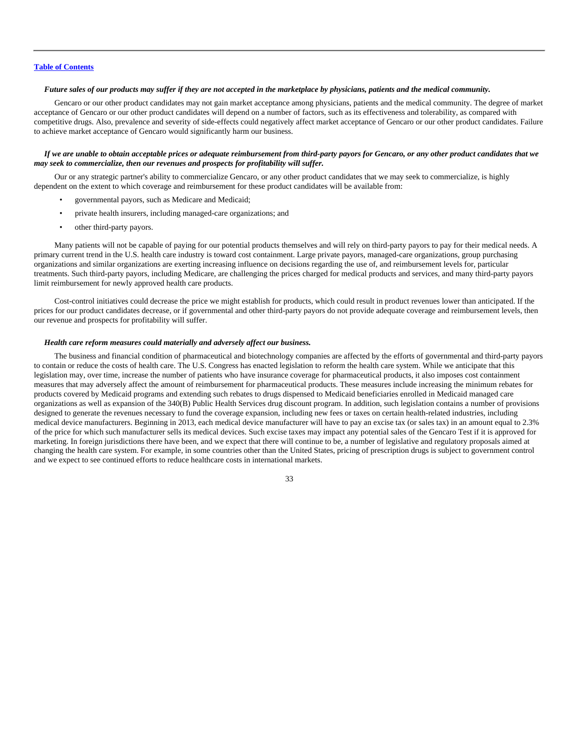***Future sales of our products may suffer if they are not accepted in the marketplace by physicians, patients and the medical community.***

Gencaro or our other product candidates may not gain market acceptance among physicians, patients and the medical community. The degree of market acceptance of Gencaro or our other product candidates will depend on a number of factors, such as its effectiveness and tolerability, as compared with competitive drugs. Also, prevalence and severity of side-effects could negatively affect market acceptance of Gencaro or our other product candidates. Failure to achieve market acceptance of Gencaro would significantly harm our business.

***If we are unable to obtain acceptable prices or adequate reimbursement from third-party payors for Gencaro, or any other product candidates that we may seek to commercialize, then our revenues and prospects for profitability will suffer.***

Our or any strategic partner's ability to commercialize Gencaro, or any other product candidates that we may seek to commercialize, is highly dependent on the extent to which coverage and reimbursement for these product candidates will be available from:

- governmental payors, such as Medicare and Medicaid;
- private health insurers, including managed-care organizations; and
- other third-party payors.

Many patients will not be capable of paying for our potential products themselves and will rely on third-party payors to pay for their medical needs. A primary current trend in the U.S. health care industry is toward cost containment. Large private payors, managed-care organizations, group purchasing organizations and similar organizations are exerting increasing influence on decisions regarding the use of, and reimbursement levels for, particular treatments. Such third-party payors, including Medicare, are challenging the prices charged for medical products and services, and many third-party payors limit reimbursement for newly approved health care products.

Cost-control initiatives could decrease the price we might establish for products, which could result in product revenues lower than anticipated. If the prices for our product candidates decrease, or if governmental and other third-party payors do not provide adequate coverage and reimbursement levels, then our revenue and prospects for profitability will suffer.

***Health care reform measures could materially and adversely affect our business.***

The business and financial condition of pharmaceutical and biotechnology companies are affected by the efforts of governmental and third-party payors to contain or reduce the costs of health care. The U.S. Congress has enacted legislation to reform the health care system. While we anticipate that this legislation may, over time, increase the number of patients who have insurance coverage for pharmaceutical products, it also imposes cost containment measures that may adversely affect the amount of reimbursement for pharmaceutical products. These measures include increasing the minimum rebates for products covered by Medicaid programs and extending such rebates to drugs dispensed to Medicaid beneficiaries enrolled in Medicaid managed care organizations as well as expansion of the 340(B) Public Health Services drug discount program. In addition, such legislation contains a number of provisions designed to generate the revenues necessary to fund the coverage expansion, including new fees or taxes on certain health-related industries, including medical device manufacturers. Beginning in 2013, each medical device manufacturer will have to pay an excise tax (or sales tax) in an amount equal to 2.3% of the price for which such manufacturer sells its medical devices. Such excise taxes may impact any potential sales of the Gencaro Test if it is approved for marketing. In foreign jurisdictions there have been, and we expect that there will continue to be, a number of legislative and regulatory proposals aimed at changing the health care system. For example, in some countries other than the United States, pricing of prescription drugs is subject to government control and we expect to see continued efforts to reduce healthcare costs in international markets.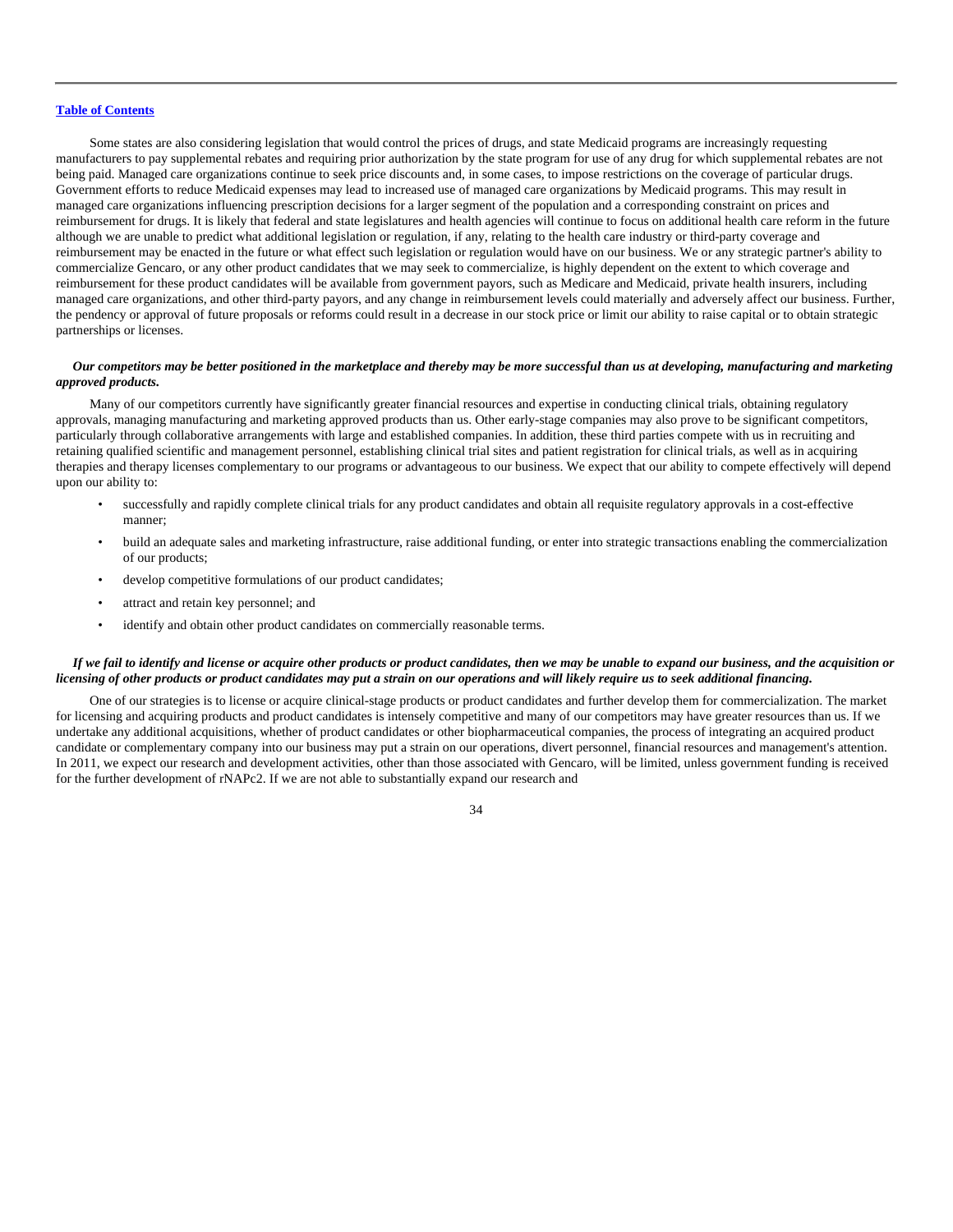Some states are also considering legislation that would control the prices of drugs, and state Medicaid programs are increasingly requesting manufacturers to pay supplemental rebates and requiring prior authorization by the state program for use of any drug for which supplemental rebates are not being paid. Managed care organizations continue to seek price discounts and, in some cases, to impose restrictions on the coverage of particular drugs. Government efforts to reduce Medicaid expenses may lead to increased use of managed care organizations by Medicaid programs. This may result in managed care organizations influencing prescription decisions for a larger segment of the population and a corresponding constraint on prices and reimbursement for drugs. It is likely that federal and state legislatures and health agencies will continue to focus on additional health care reform in the future although we are unable to predict what additional legislation or regulation, if any, relating to the health care industry or third-party coverage and reimbursement may be enacted in the future or what effect such legislation or regulation would have on our business. We or any strategic partner's ability to commercialize Gencaro, or any other product candidates that we may seek to commercialize, is highly dependent on the extent to which coverage and reimbursement for these product candidates will be available from government payors, such as Medicare and Medicaid, private health insurers, including managed care organizations, and other third-party payors, and any change in reimbursement levels could materially and adversely affect our business. Further, the pendency or approval of future proposals or reforms could result in a decrease in our stock price or limit our ability to raise capital or to obtain strategic partnerships or licenses.

***Our competitors may be better positioned in the marketplace and thereby may be more successful than us at developing, manufacturing and marketing approved products.***

Many of our competitors currently have significantly greater financial resources and expertise in conducting clinical trials, obtaining regulatory approvals, managing manufacturing and marketing approved products than us. Other early-stage companies may also prove to be significant competitors, particularly through collaborative arrangements with large and established companies. In addition, these third parties compete with us in recruiting and retaining qualified scientific and management personnel, establishing clinical trial sites and patient registration for clinical trials, as well as in acquiring therapies and therapy licenses complementary to our programs or advantageous to our business. We expect that our ability to compete effectively will depend upon our ability to:

- successfully and rapidly complete clinical trials for any product candidates and obtain all requisite regulatory approvals in a cost-effective manner;
- build an adequate sales and marketing infrastructure, raise additional funding, or enter into strategic transactions enabling the commercialization of our products;
- develop competitive formulations of our product candidates;
- attract and retain key personnel; and
- identify and obtain other product candidates on commercially reasonable terms.

***If we fail to identify and license or acquire other products or product candidates, then we may be unable to expand our business, and the acquisition or licensing of other products or product candidates may put a strain on our operations and will likely require us to seek additional financing.***

One of our strategies is to license or acquire clinical-stage products or product candidates and further develop them for commercialization. The market for licensing and acquiring products and product candidates is intensely competitive and many of our competitors may have greater resources than us. If we undertake any additional acquisitions, whether of product candidates or other biopharmaceutical companies, the process of integrating an acquired product candidate or complementary company into our business may put a strain on our operations, divert personnel, financial resources and management's attention. In 2011, we expect our research and development activities, other than those associated with Gencaro, will be limited, unless government funding is received for the further development of rNAPc2. If we are not able to substantially expand our research and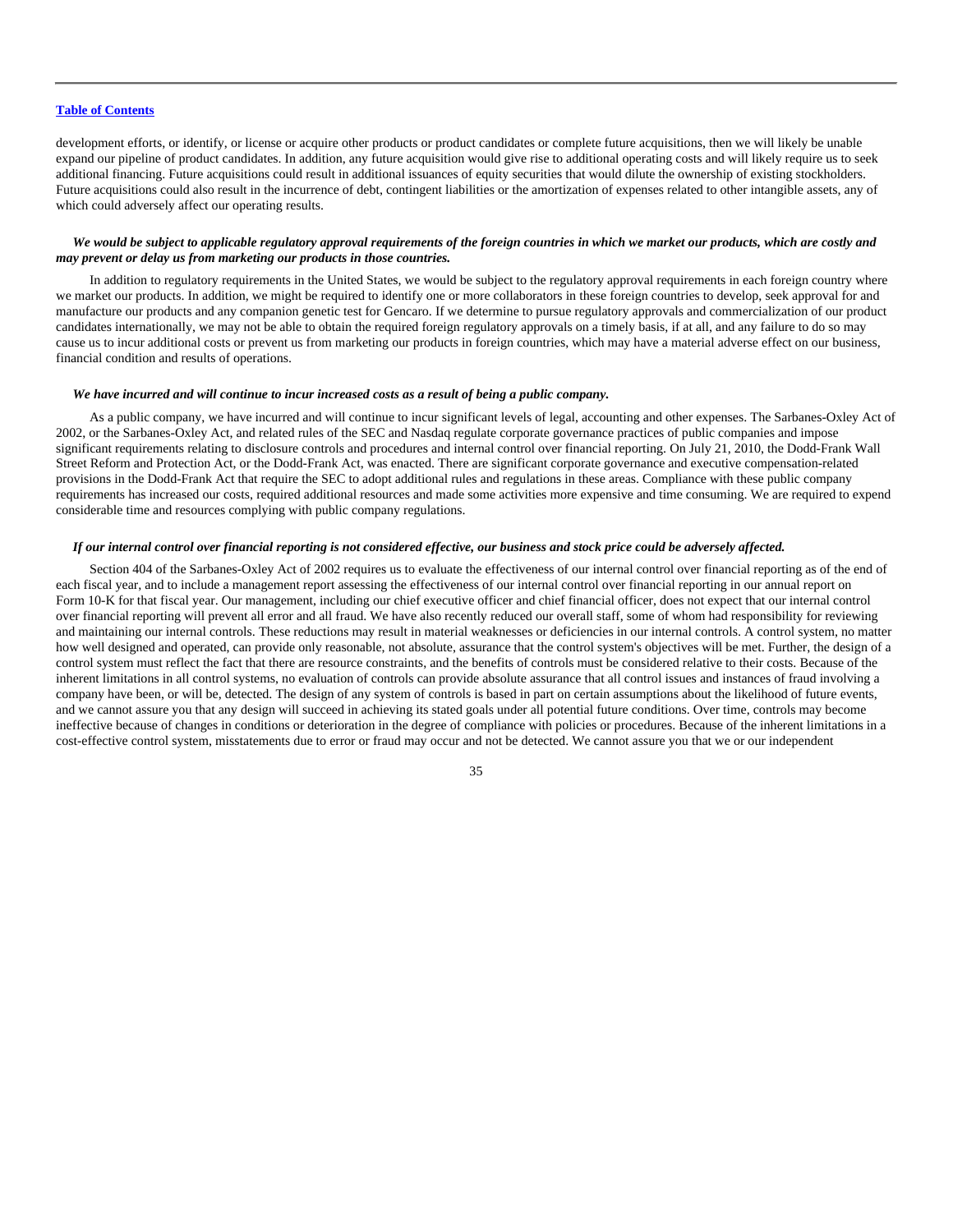development efforts, or identify, or license or acquire other products or product candidates or complete future acquisitions, then we will likely be unable expand our pipeline of product candidates. In addition, any future acquisition would give rise to additional operating costs and will likely require us to seek additional financing. Future acquisitions could result in additional issuances of equity securities that would dilute the ownership of existing stockholders. Future acquisitions could also result in the incurrence of debt, contingent liabilities or the amortization of expenses related to other intangible assets, any of which could adversely affect our operating results.

***We would be subject to applicable regulatory approval requirements of the foreign countries in which we market our products, which are costly and may prevent or delay us from marketing our products in those countries.***

In addition to regulatory requirements in the United States, we would be subject to the regulatory approval requirements in each foreign country where we market our products. In addition, we might be required to identify one or more collaborators in these foreign countries to develop, seek approval for and manufacture our products and any companion genetic test for Gencaro. If we determine to pursue regulatory approvals and commercialization of our product candidates internationally, we may not be able to obtain the required foreign regulatory approvals on a timely basis, if at all, and any failure to do so may cause us to incur additional costs or prevent us from marketing our products in foreign countries, which may have a material adverse effect on our business, financial condition and results of operations.

***We have incurred and will continue to incur increased costs as a result of being a public company.***

As a public company, we have incurred and will continue to incur significant levels of legal, accounting and other expenses. The Sarbanes-Oxley Act of 2002, or the Sarbanes-Oxley Act, and related rules of the SEC and Nasdaq regulate corporate governance practices of public companies and impose significant requirements relating to disclosure controls and procedures and internal control over financial reporting. On July 21, 2010, the Dodd-Frank Wall Street Reform and Protection Act, or the Dodd-Frank Act, was enacted. There are significant corporate governance and executive compensation-related provisions in the Dodd-Frank Act that require the SEC to adopt additional rules and regulations in these areas. Compliance with these public company requirements has increased our costs, required additional resources and made some activities more expensive and time consuming. We are required to expend considerable time and resources complying with public company regulations.

***If our internal control over financial reporting is not considered effective, our business and stock price could be adversely affected.***

Section 404 of the Sarbanes-Oxley Act of 2002 requires us to evaluate the effectiveness of our internal control over financial reporting as of the end of each fiscal year, and to include a management report assessing the effectiveness of our internal control over financial reporting in our annual report on Form 10-K for that fiscal year. Our management, including our chief executive officer and chief financial officer, does not expect that our internal control over financial reporting will prevent all error and all fraud. We have also recently reduced our overall staff, some of whom had responsibility for reviewing and maintaining our internal controls. These reductions may result in material weaknesses or deficiencies in our internal controls. A control system, no matter how well designed and operated, can provide only reasonable, not absolute, assurance that the control system's objectives will be met. Further, the design of a control system must reflect the fact that there are resource constraints, and the benefits of controls must be considered relative to their costs. Because of the inherent limitations in all control systems, no evaluation of controls can provide absolute assurance that all control issues and instances of fraud involving a company have been, or will be, detected. The design of any system of controls is based in part on certain assumptions about the likelihood of future events, and we cannot assure you that any design will succeed in achieving its stated goals under all potential future conditions. Over time, controls may become ineffective because of changes in conditions or deterioration in the degree of compliance with policies or procedures. Because of the inherent limitations in a cost-effective control system, misstatements due to error or fraud may occur and not be detected. We cannot assure you that we or our independent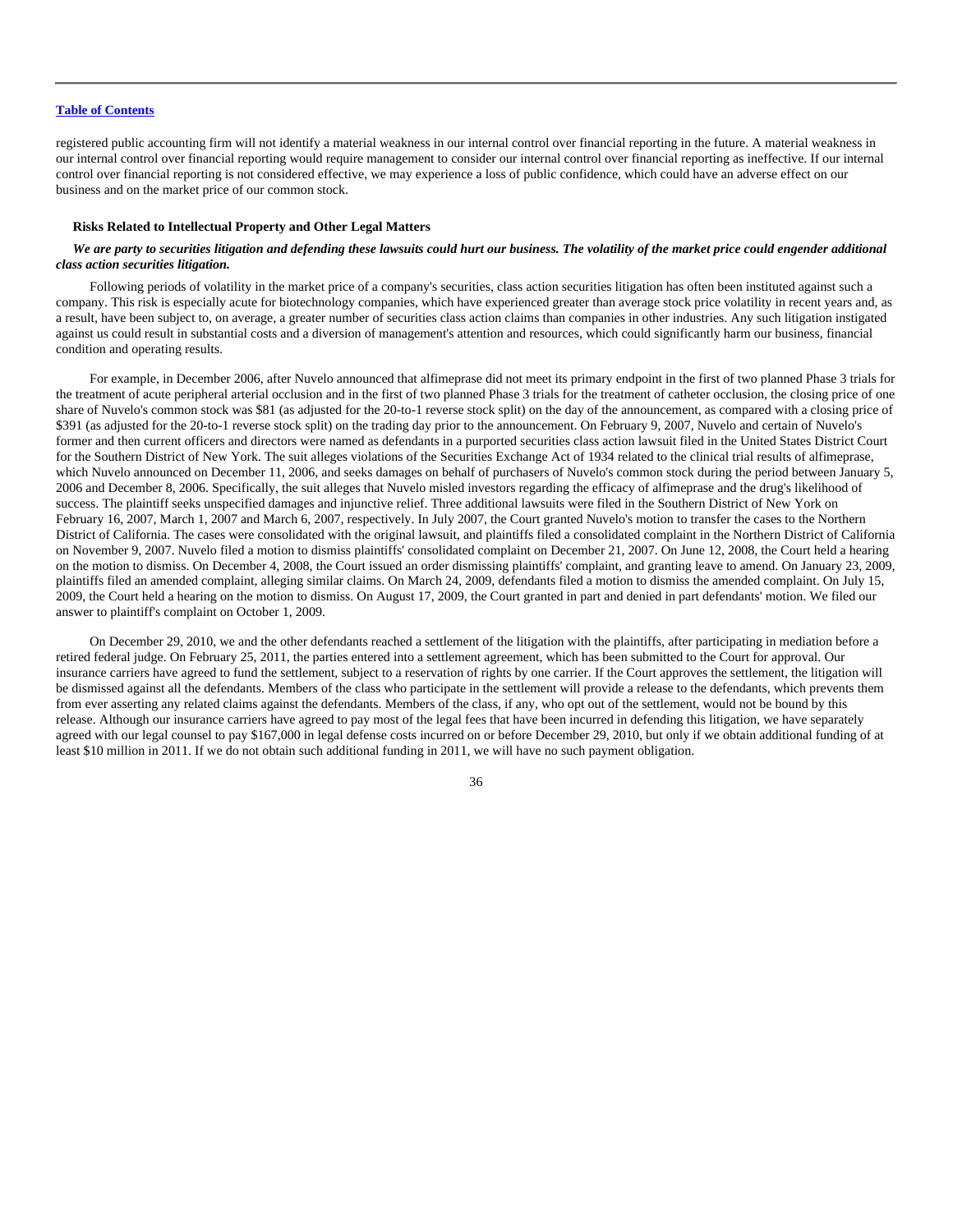registered public accounting firm will not identify a material weakness in our internal control over financial reporting in the future. A material weakness in our internal control over financial reporting would require management to consider our internal control over financial reporting as ineffective. If our internal control over financial reporting is not considered effective, we may experience a loss of public confidence, which could have an adverse effect on our business and on the market price of our common stock.

### Risks Related to Intellectual Property and Other Legal Matters

***We are party to securities litigation and defending these lawsuits could hurt our business. The volatility of the market price could engender additional class action securities litigation.***

Following periods of volatility in the market price of a company's securities, class action securities litigation has often been instituted against such a company. This risk is especially acute for biotechnology companies, which have experienced greater than average stock price volatility in recent years and, as a result, have been subject to, on average, a greater number of securities class action claims than companies in other industries. Any such litigation instigated against us could result in substantial costs and a diversion of management's attention and resources, which could significantly harm our business, financial condition and operating results.

For example, in December 2006, after Nuvelo announced that alfimeprase did not meet its primary endpoint in the first of two planned Phase 3 trials for the treatment of acute peripheral arterial occlusion and in the first of two planned Phase 3 trials for the treatment of catheter occlusion, the closing price of one share of Nuvelo's common stock was $81 (as adjusted for the 20-to-1 reverse stock split) on the day of the announcement, as compared with a closing price of $391 (as adjusted for the 20-to-1 reverse stock split) on the trading day prior to the announcement. On February 9, 2007, Nuvelo and certain of Nuvelo's former and then current officers and directors were named as defendants in a purported securities class action lawsuit filed in the United States District Court for the Southern District of New York. The suit alleges violations of the Securities Exchange Act of 1934 related to the clinical trial results of alfimeprase, which Nuvelo announced on December 11, 2006, and seeks damages on behalf of purchasers of Nuvelo's common stock during the period between January 5, 2006 and December 8, 2006. Specifically, the suit alleges that Nuvelo misled investors regarding the efficacy of alfimeprase and the drug's likelihood of success. The plaintiff seeks unspecified damages and injunctive relief. Three additional lawsuits were filed in the Southern District of New York on February 16, 2007, March 1, 2007 and March 6, 2007, respectively. In July 2007, the Court granted Nuvelo's motion to transfer the cases to the Northern District of California. The cases were consolidated with the original lawsuit, and plaintiffs filed a consolidated complaint in the Northern District of California on November 9, 2007. Nuvelo filed a motion to dismiss plaintiffs' consolidated complaint on December 21, 2007. On June 12, 2008, the Court held a hearing on the motion to dismiss. On December 4, 2008, the Court issued an order dismissing plaintiffs' complaint, and granting leave to amend. On January 23, 2009, plaintiffs filed an amended complaint, alleging similar claims. On March 24, 2009, defendants filed a motion to dismiss the amended complaint. On July 15, 2009, the Court held a hearing on the motion to dismiss. On August 17, 2009, the Court granted in part and denied in part defendants' motion. We filed our answer to plaintiff's complaint on October 1, 2009.

On December 29, 2010, we and the other defendants reached a settlement of the litigation with the plaintiffs, after participating in mediation before a retired federal judge. On February 25, 2011, the parties entered into a settlement agreement, which has been submitted to the Court for approval. Our insurance carriers have agreed to fund the settlement, subject to a reservation of rights by one carrier. If the Court approves the settlement, the litigation will be dismissed against all the defendants. Members of the class who participate in the settlement will provide a release to the defendants, which prevents them from ever asserting any related claims against the defendants. Members of the class, if any, who opt out of the settlement, would not be bound by this release. Although our insurance carriers have agreed to pay most of the legal fees that have been incurred in defending this litigation, we have separately agreed with our legal counsel to pay $167,000 in legal defense costs incurred on or before December 29, 2010, but only if we obtain additional funding of at least $10 million in 2011. If we do not obtain such additional funding in 2011, we will have no such payment obligation.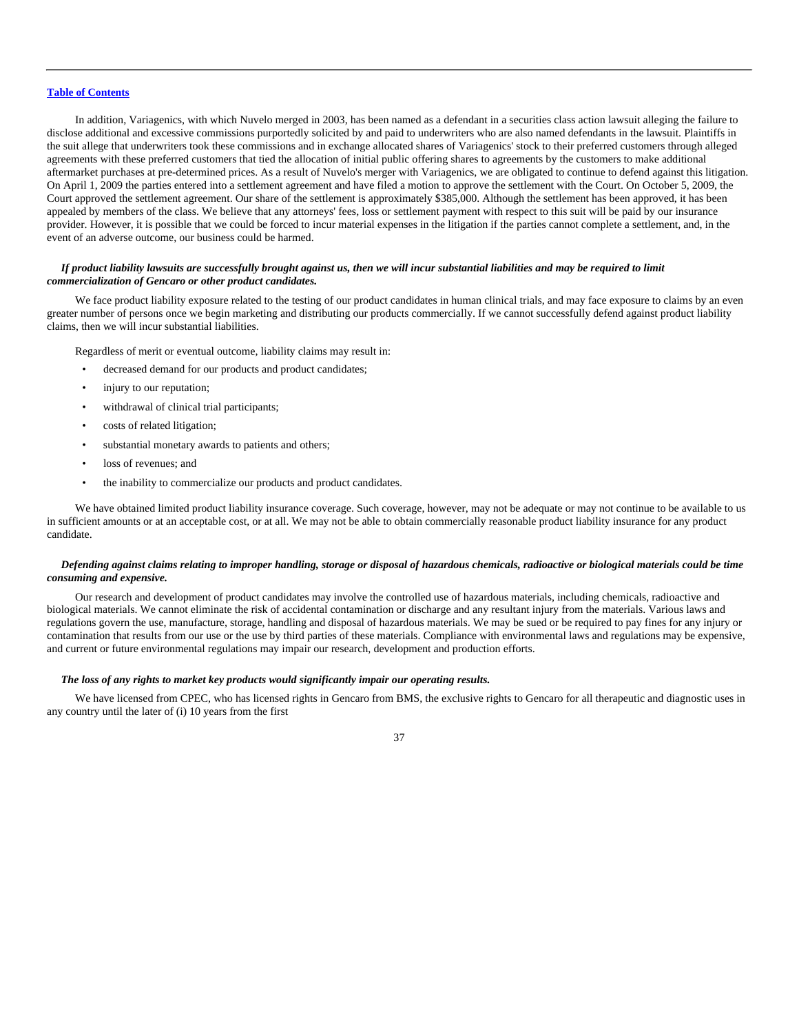In addition, Variagenics, with which Nuvelo merged in 2003, has been named as a defendant in a securities class action lawsuit alleging the failure to disclose additional and excessive commissions purportedly solicited by and paid to underwriters who are also named defendants in the lawsuit. Plaintiffs in the suit allege that underwriters took these commissions and in exchange allocated shares of Variagenics' stock to their preferred customers through alleged agreements with these preferred customers that tied the allocation of initial public offering shares to agreements by the customers to make additional aftermarket purchases at pre-determined prices. As a result of Nuvelo's merger with Variagenics, we are obligated to continue to defend against this litigation. On April 1, 2009 the parties entered into a settlement agreement and have filed a motion to approve the settlement with the Court. On October 5, 2009, the Court approved the settlement agreement. Our share of the settlement is approximately $385,000. Although the settlement has been approved, it has been appealed by members of the class. We believe that any attorneys' fees, loss or settlement payment with respect to this suit will be paid by our insurance provider. However, it is possible that we could be forced to incur material expenses in the litigation if the parties cannot complete a settlement, and, in the event of an adverse outcome, our business could be harmed.

***If product liability lawsuits are successfully brought against us, then we will incur substantial liabilities and may be required to limit commercialization of Gencaro or other product candidates.***

We face product liability exposure related to the testing of our product candidates in human clinical trials, and may face exposure to claims by an even greater number of persons once we begin marketing and distributing our products commercially. If we cannot successfully defend against product liability claims, then we will incur substantial liabilities.

Regardless of merit or eventual outcome, liability claims may result in:

- decreased demand for our products and product candidates;
- injury to our reputation;
- withdrawal of clinical trial participants;
- costs of related litigation;
- substantial monetary awards to patients and others;
- loss of revenues; and
- the inability to commercialize our products and product candidates.

We have obtained limited product liability insurance coverage. Such coverage, however, may not be adequate or may not continue to be available to us in sufficient amounts or at an acceptable cost, or at all. We may not be able to obtain commercially reasonable product liability insurance for any product candidate.

***Defending against claims relating to improper handling, storage or disposal of hazardous chemicals, radioactive or biological materials could be time consuming and expensive.***

Our research and development of product candidates may involve the controlled use of hazardous materials, including chemicals, radioactive and biological materials. We cannot eliminate the risk of accidental contamination or discharge and any resultant injury from the materials. Various laws and regulations govern the use, manufacture, storage, handling and disposal of hazardous materials. We may be sued or be required to pay fines for any injury or contamination that results from our use or the use by third parties of these materials. Compliance with environmental laws and regulations may be expensive, and current or future environmental regulations may impair our research, development and production efforts.

***The loss of any rights to market key products would significantly impair our operating results.***

We have licensed from CPEC, who has licensed rights in Gencaro from BMS, the exclusive rights to Gencaro for all therapeutic and diagnostic uses in any country until the later of (i) 10 years from the first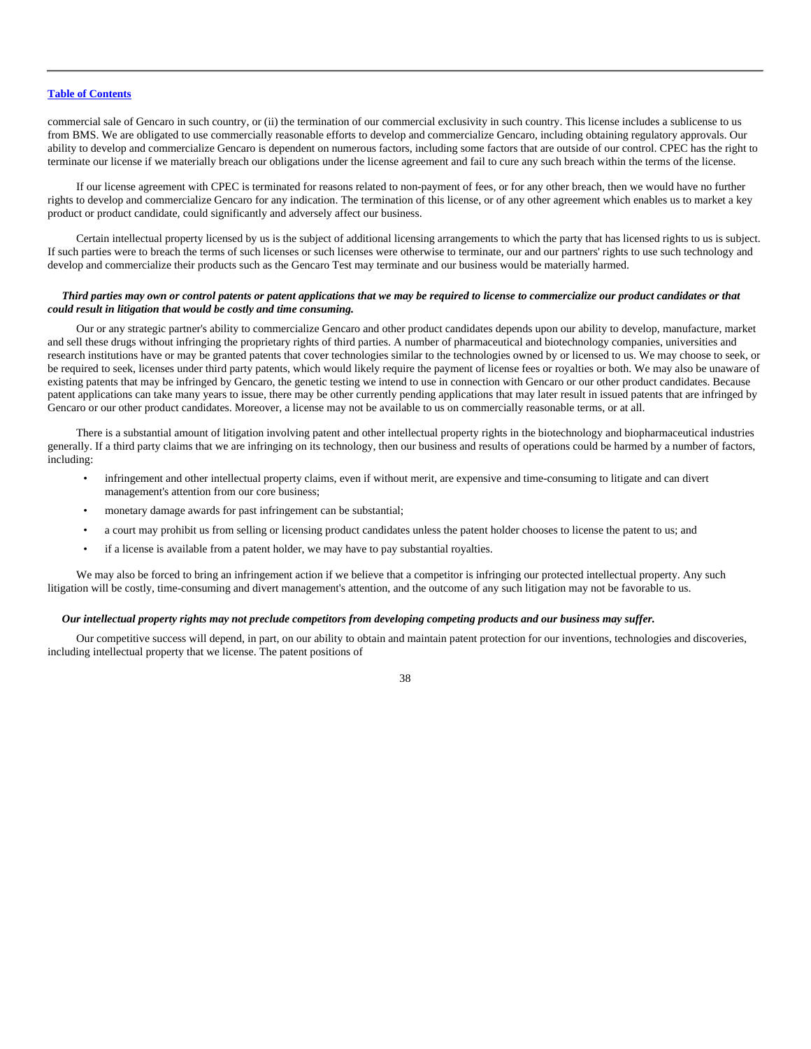commercial sale of Gencaro in such country, or (ii) the termination of our commercial exclusivity in such country. This license includes a sublicense to us from BMS. We are obligated to use commercially reasonable efforts to develop and commercialize Gencaro, including obtaining regulatory approvals. Our ability to develop and commercialize Gencaro is dependent on numerous factors, including some factors that are outside of our control. CPEC has the right to terminate our license if we materially breach our obligations under the license agreement and fail to cure any such breach within the terms of the license.

If our license agreement with CPEC is terminated for reasons related to non-payment of fees, or for any other breach, then we would have no further rights to develop and commercialize Gencaro for any indication. The termination of this license, or of any other agreement which enables us to market a key product or product candidate, could significantly and adversely affect our business.

Certain intellectual property licensed by us is the subject of additional licensing arrangements to which the party that has licensed rights to us is subject. If such parties were to breach the terms of such licenses or such licenses were otherwise to terminate, our and our partners' rights to use such technology and develop and commercialize their products such as the Gencaro Test may terminate and our business would be materially harmed.

***Third parties may own or control patents or patent applications that we may be required to license to commercialize our product candidates or that could result in litigation that would be costly and time consuming.***

Our or any strategic partner's ability to commercialize Gencaro and other product candidates depends upon our ability to develop, manufacture, market and sell these drugs without infringing the proprietary rights of third parties. A number of pharmaceutical and biotechnology companies, universities and research institutions have or may be granted patents that cover technologies similar to the technologies owned by or licensed to us. We may choose to seek, or be required to seek, licenses under third party patents, which would likely require the payment of license fees or royalties or both. We may also be unaware of existing patents that may be infringed by Gencaro, the genetic testing we intend to use in connection with Gencaro or our other product candidates. Because patent applications can take many years to issue, there may be other currently pending applications that may later result in issued patents that are infringed by Gencaro or our other product candidates. Moreover, a license may not be available to us on commercially reasonable terms, or at all.

There is a substantial amount of litigation involving patent and other intellectual property rights in the biotechnology and biopharmaceutical industries generally. If a third party claims that we are infringing on its technology, then our business and results of operations could be harmed by a number of factors, including:

- infringement and other intellectual property claims, even if without merit, are expensive and time-consuming to litigate and can divert management's attention from our core business;
- monetary damage awards for past infringement can be substantial;
- a court may prohibit us from selling or licensing product candidates unless the patent holder chooses to license the patent to us; and
- if a license is available from a patent holder, we may have to pay substantial royalties.

We may also be forced to bring an infringement action if we believe that a competitor is infringing our protected intellectual property. Any such litigation will be costly, time-consuming and divert management's attention, and the outcome of any such litigation may not be favorable to us.

***Our intellectual property rights may not preclude competitors from developing competing products and our business may suffer.***

Our competitive success will depend, in part, on our ability to obtain and maintain patent protection for our inventions, technologies and discoveries, including intellectual property that we license. The patent positions of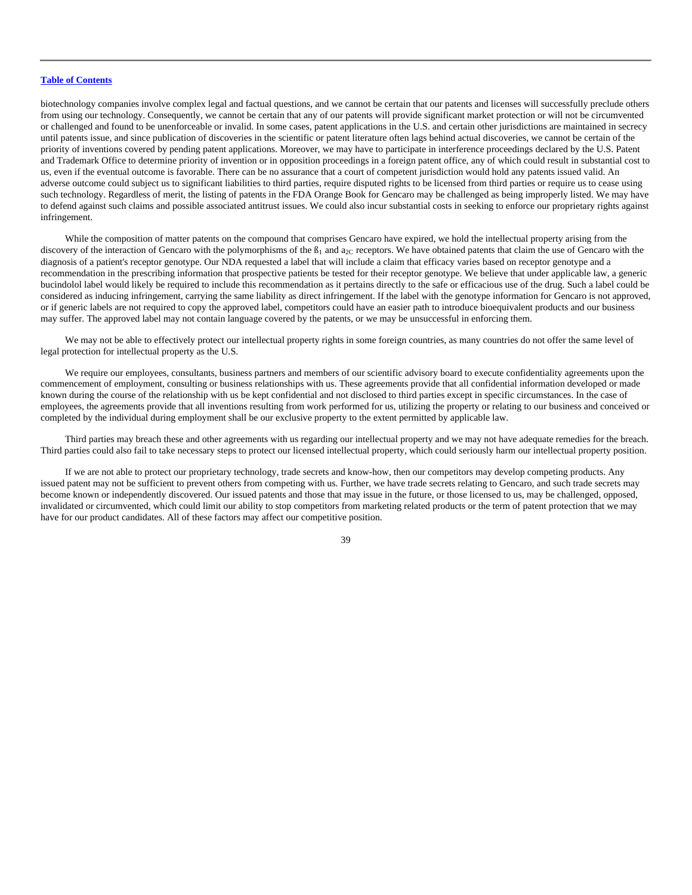biotechnology companies involve complex legal and factual questions, and we cannot be certain that our patents and licenses will successfully preclude others from using our technology. Consequently, we cannot be certain that any of our patents will provide significant market protection or will not be circumvented or challenged and found to be unenforceable or invalid. In some cases, patent applications in the U.S. and certain other jurisdictions are maintained in secrecy until patents issue, and since publication of discoveries in the scientific or patent literature often lags behind actual discoveries, we cannot be certain of the priority of inventions covered by pending patent applications. Moreover, we may have to participate in interference proceedings declared by the U.S. Patent and Trademark Office to determine priority of invention or in opposition proceedings in a foreign patent office, any of which could result in substantial cost to us, even if the eventual outcome is favorable. There can be no assurance that a court of competent jurisdiction would hold any patents issued valid. An adverse outcome could subject us to significant liabilities to third parties, require disputed rights to be licensed from third parties or require us to cease using such technology. Regardless of merit, the listing of patents in the FDA Orange Book for Gencaro may be challenged as being improperly listed. We may have to defend against such claims and possible associated antitrust issues. We could also incur substantial costs in seeking to enforce our proprietary rights against infringement.

While the composition of matter patents on the compound that comprises Gencaro have expired, we hold the intellectual property arising from the discovery of the interaction of Gencaro with the polymorphisms of the $ß_1$ and $a_{2C}$ receptors. We have obtained patents that claim the use of Gencaro with the diagnosis of a patient's receptor genotype. Our NDA requested a label that will include a claim that efficacy varies based on receptor genotype and a recommendation in the prescribing information that prospective patients be tested for their receptor genotype. We believe that under applicable law, a generic bucindolol label would likely be required to include this recommendation as it pertains directly to the safe or efficacious use of the drug. Such a label could be considered as inducing infringement, carrying the same liability as direct infringement. If the label with the genotype information for Gencaro is not approved, or if generic labels are not required to copy the approved label, competitors could have an easier path to introduce bioequivalent products and our business may suffer. The approved label may not contain language covered by the patents, or we may be unsuccessful in enforcing them.

We may not be able to effectively protect our intellectual property rights in some foreign countries, as many countries do not offer the same level of legal protection for intellectual property as the U.S.

We require our employees, consultants, business partners and members of our scientific advisory board to execute confidentiality agreements upon the commencement of employment, consulting or business relationships with us. These agreements provide that all confidential information developed or made known during the course of the relationship with us be kept confidential and not disclosed to third parties except in specific circumstances. In the case of employees, the agreements provide that all inventions resulting from work performed for us, utilizing the property or relating to our business and conceived or completed by the individual during employment shall be our exclusive property to the extent permitted by applicable law.

Third parties may breach these and other agreements with us regarding our intellectual property and we may not have adequate remedies for the breach. Third parties could also fail to take necessary steps to protect our licensed intellectual property, which could seriously harm our intellectual property position.

If we are not able to protect our proprietary technology, trade secrets and know-how, then our competitors may develop competing products. Any issued patent may not be sufficient to prevent others from competing with us. Further, we have trade secrets relating to Gencaro, and such trade secrets may become known or independently discovered. Our issued patents and those that may issue in the future, or those licensed to us, may be challenged, opposed, invalidated or circumvented, which could limit our ability to stop competitors from marketing related products or the term of patent protection that we may have for our product candidates. All of these factors may affect our competitive position.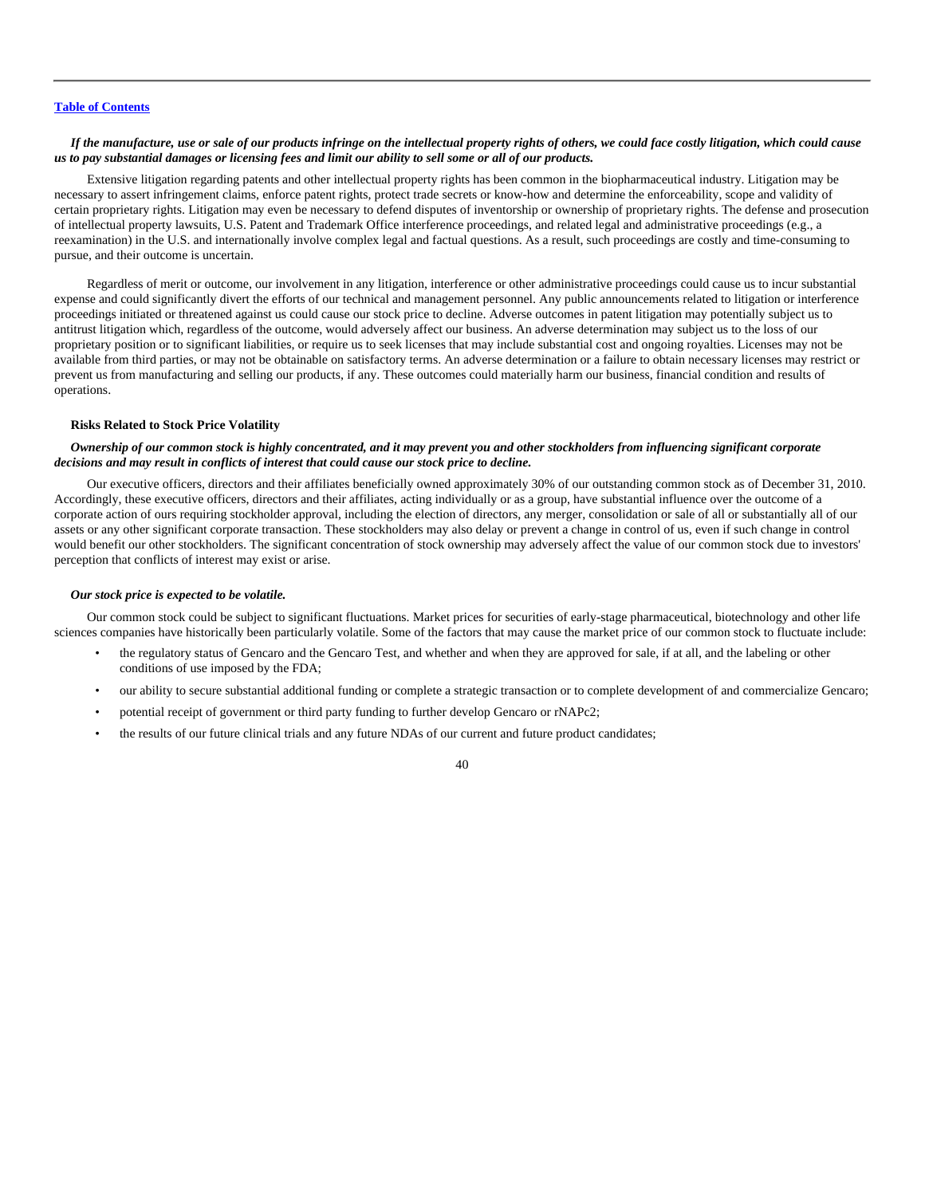*If the manufacture, use or sale of our products infringe on the intellectual property rights of others, we could face costly litigation, which could cause us to pay substantial damages or licensing fees and limit our ability to sell some or all of our products.*

Extensive litigation regarding patents and other intellectual property rights has been common in the biopharmaceutical industry. Litigation may be necessary to assert infringement claims, enforce patent rights, protect trade secrets or know-how and determine the enforceability, scope and validity of certain proprietary rights. Litigation may even be necessary to defend disputes of inventorship or ownership of proprietary rights. The defense and prosecution of intellectual property lawsuits, U.S. Patent and Trademark Office interference proceedings, and related legal and administrative proceedings (e.g., a reexamination) in the U.S. and internationally involve complex legal and factual questions. As a result, such proceedings are costly and time-consuming to pursue, and their outcome is uncertain.

Regardless of merit or outcome, our involvement in any litigation, interference or other administrative proceedings could cause us to incur substantial expense and could significantly divert the efforts of our technical and management personnel. Any public announcements related to litigation or interference proceedings initiated or threatened against us could cause our stock price to decline. Adverse outcomes in patent litigation may potentially subject us to antitrust litigation which, regardless of the outcome, would adversely affect our business. An adverse determination may subject us to the loss of our proprietary position or to significant liabilities, or require us to seek licenses that may include substantial cost and ongoing royalties. Licenses may not be available from third parties, or may not be obtainable on satisfactory terms. An adverse determination or a failure to obtain necessary licenses may restrict or prevent us from manufacturing and selling our products, if any. These outcomes could materially harm our business, financial condition and results of operations.

**Risks Related to Stock Price Volatility**

*Ownership of our common stock is highly concentrated, and it may prevent you and other stockholders from influencing significant corporate decisions and may result in conflicts of interest that could cause our stock price to decline.*

Our executive officers, directors and their affiliates beneficially owned approximately 30% of our outstanding common stock as of December 31, 2010. Accordingly, these executive officers, directors and their affiliates, acting individually or as a group, have substantial influence over the outcome of a corporate action of ours requiring stockholder approval, including the election of directors, any merger, consolidation or sale of all or substantially all of our assets or any other significant corporate transaction. These stockholders may also delay or prevent a change in control of us, even if such change in control would benefit our other stockholders. The significant concentration of stock ownership may adversely affect the value of our common stock due to investors' perception that conflicts of interest may exist or arise.

*Our stock price is expected to be volatile.*

Our common stock could be subject to significant fluctuations. Market prices for securities of early-stage pharmaceutical, biotechnology and other life sciences companies have historically been particularly volatile. Some of the factors that may cause the market price of our common stock to fluctuate include:

- the regulatory status of Gencaro and the Gencaro Test, and whether and when they are approved for sale, if at all, and the labeling or other conditions of use imposed by the FDA;
- our ability to secure substantial additional funding or complete a strategic transaction or to complete development of and commercialize Gencaro;
- potential receipt of government or third party funding to further develop Gencaro or rNAPc2;
- the results of our future clinical trials and any future NDAs of our current and future product candidates;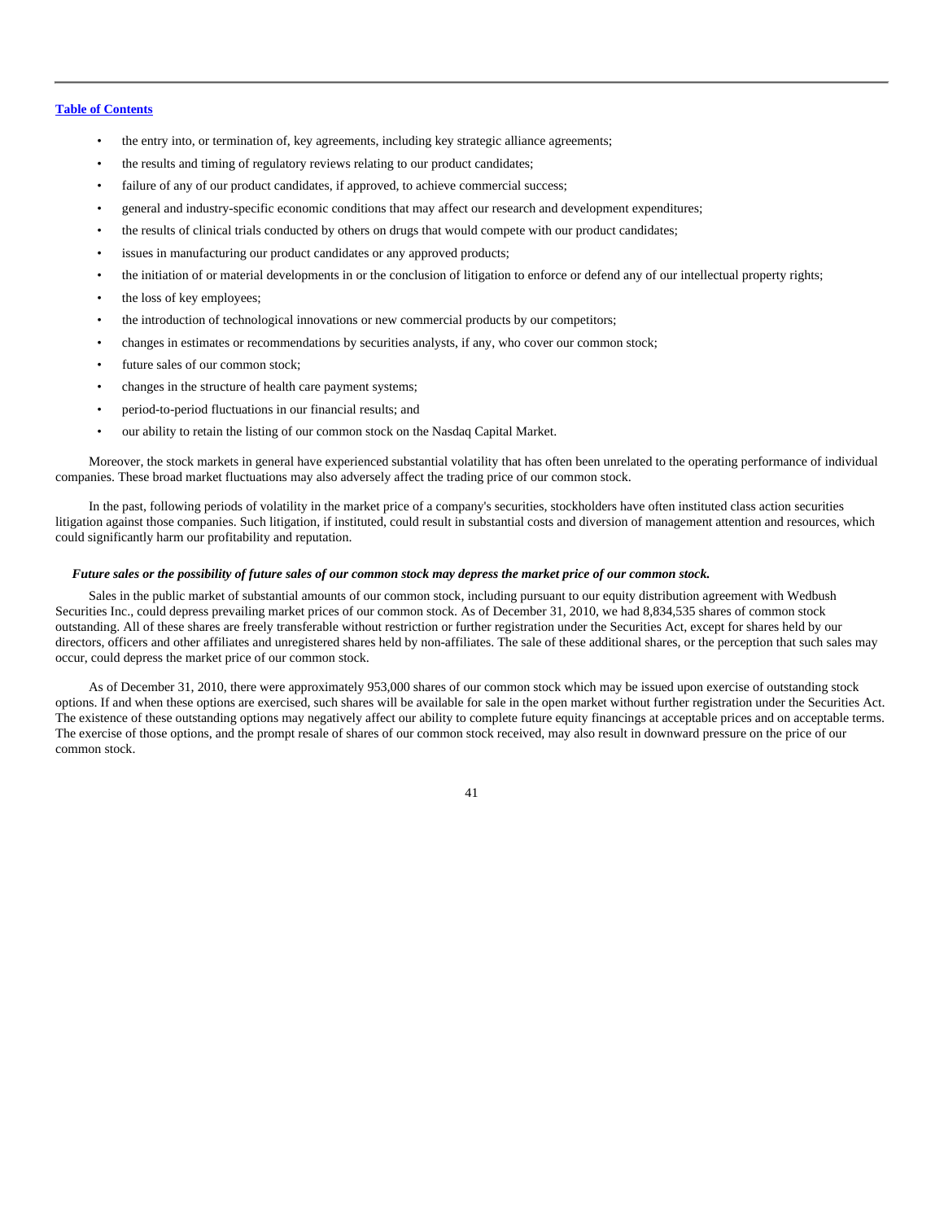- the entry into, or termination of, key agreements, including key strategic alliance agreements;
- the results and timing of regulatory reviews relating to our product candidates;
- failure of any of our product candidates, if approved, to achieve commercial success;
- general and industry-specific economic conditions that may affect our research and development expenditures;
- the results of clinical trials conducted by others on drugs that would compete with our product candidates;
- issues in manufacturing our product candidates or any approved products;
- the initiation of or material developments in or the conclusion of litigation to enforce or defend any of our intellectual property rights;
- the loss of key employees;
- the introduction of technological innovations or new commercial products by our competitors;
- changes in estimates or recommendations by securities analysts, if any, who cover our common stock;
- future sales of our common stock;
- changes in the structure of health care payment systems;
- period-to-period fluctuations in our financial results; and
- our ability to retain the listing of our common stock on the Nasdaq Capital Market.

Moreover, the stock markets in general have experienced substantial volatility that has often been unrelated to the operating performance of individual companies. These broad market fluctuations may also adversely affect the trading price of our common stock.

In the past, following periods of volatility in the market price of a company's securities, stockholders have often instituted class action securities litigation against those companies. Such litigation, if instituted, could result in substantial costs and diversion of management attention and resources, which could significantly harm our profitability and reputation.

***Future sales or the possibility of future sales of our common stock may depress the market price of our common stock.***

Sales in the public market of substantial amounts of our common stock, including pursuant to our equity distribution agreement with Wedbush Securities Inc., could depress prevailing market prices of our common stock. As of December 31, 2010, we had 8,834,535 shares of common stock outstanding. All of these shares are freely transferable without restriction or further registration under the Securities Act, except for shares held by our directors, officers and other affiliates and unregistered shares held by non-affiliates. The sale of these additional shares, or the perception that such sales may occur, could depress the market price of our common stock.

As of December 31, 2010, there were approximately 953,000 shares of our common stock which may be issued upon exercise of outstanding stock options. If and when these options are exercised, such shares will be available for sale in the open market without further registration under the Securities Act. The existence of these outstanding options may negatively affect our ability to complete future equity financings at acceptable prices and on acceptable terms. The exercise of those options, and the prompt resale of shares of our common stock received, may also result in downward pressure on the price of our common stock.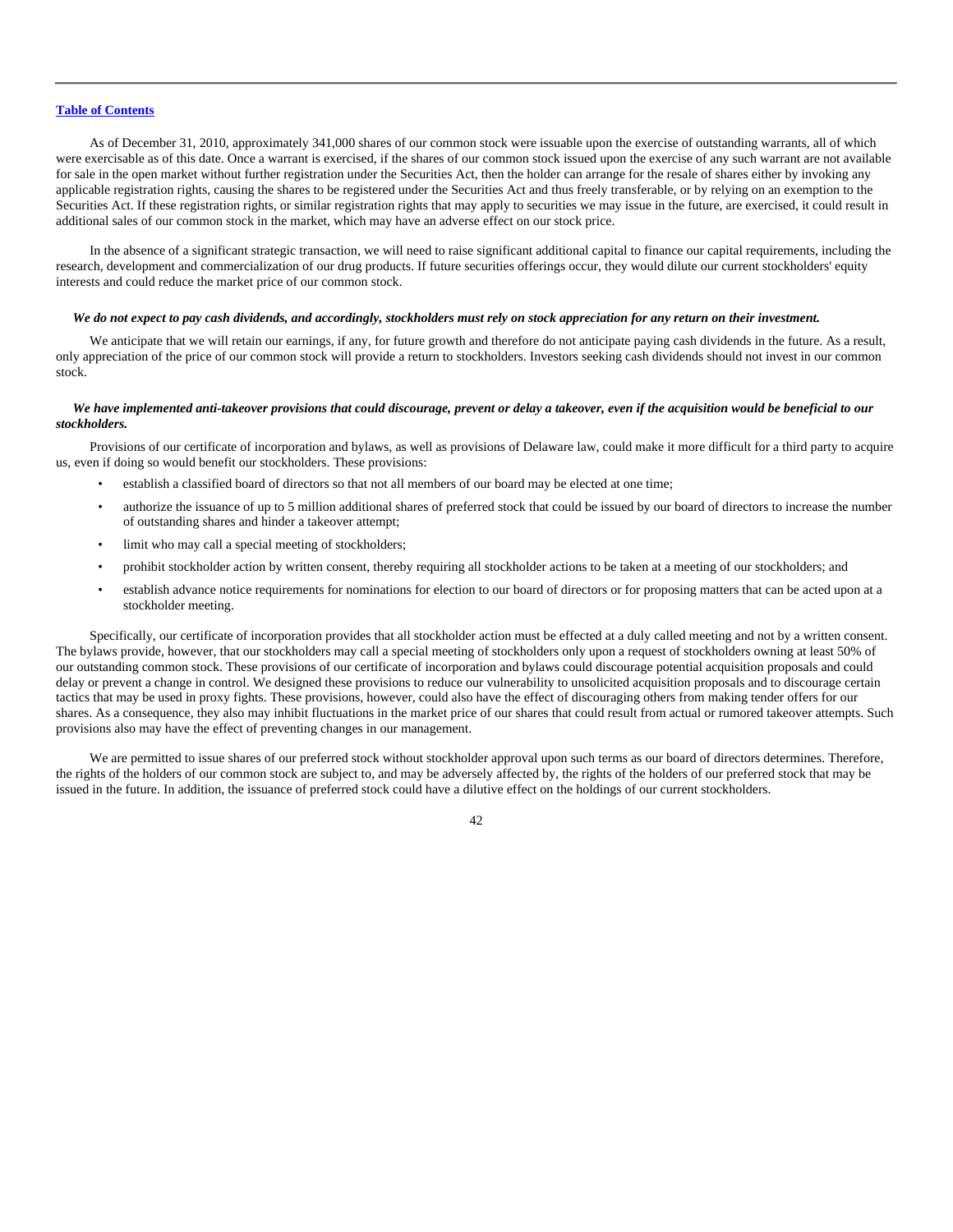As of December 31, 2010, approximately 341,000 shares of our common stock were issuable upon the exercise of outstanding warrants, all of which were exercisable as of this date. Once a warrant is exercised, if the shares of our common stock issued upon the exercise of any such warrant are not available for sale in the open market without further registration under the Securities Act, then the holder can arrange for the resale of shares either by invoking any applicable registration rights, causing the shares to be registered under the Securities Act and thus freely transferable, or by relying on an exemption to the Securities Act. If these registration rights, or similar registration rights that may apply to securities we may issue in the future, are exercised, it could result in additional sales of our common stock in the market, which may have an adverse effect on our stock price.

In the absence of a significant strategic transaction, we will need to raise significant additional capital to finance our capital requirements, including the research, development and commercialization of our drug products. If future securities offerings occur, they would dilute our current stockholders' equity interests and could reduce the market price of our common stock.

***We do not expect to pay cash dividends, and accordingly, stockholders must rely on stock appreciation for any return on their investment.***

We anticipate that we will retain our earnings, if any, for future growth and therefore do not anticipate paying cash dividends in the future. As a result, only appreciation of the price of our common stock will provide a return to stockholders. Investors seeking cash dividends should not invest in our common stock.

***We have implemented anti-takeover provisions that could discourage, prevent or delay a takeover, even if the acquisition would be beneficial to our stockholders.***

Provisions of our certificate of incorporation and bylaws, as well as provisions of Delaware law, could make it more difficult for a third party to acquire us, even if doing so would benefit our stockholders. These provisions:

- establish a classified board of directors so that not all members of our board may be elected at one time;
- authorize the issuance of up to 5 million additional shares of preferred stock that could be issued by our board of directors to increase the number of outstanding shares and hinder a takeover attempt;
- limit who may call a special meeting of stockholders;
- prohibit stockholder action by written consent, thereby requiring all stockholder actions to be taken at a meeting of our stockholders; and
- establish advance notice requirements for nominations for election to our board of directors or for proposing matters that can be acted upon at a stockholder meeting.

Specifically, our certificate of incorporation provides that all stockholder action must be effected at a duly called meeting and not by a written consent. The bylaws provide, however, that our stockholders may call a special meeting of stockholders only upon a request of stockholders owning at least 50% of our outstanding common stock. These provisions of our certificate of incorporation and bylaws could discourage potential acquisition proposals and could delay or prevent a change in control. We designed these provisions to reduce our vulnerability to unsolicited acquisition proposals and to discourage certain tactics that may be used in proxy fights. These provisions, however, could also have the effect of discouraging others from making tender offers for our shares. As a consequence, they also may inhibit fluctuations in the market price of our shares that could result from actual or rumored takeover attempts. Such provisions also may have the effect of preventing changes in our management.

We are permitted to issue shares of our preferred stock without stockholder approval upon such terms as our board of directors determines. Therefore, the rights of the holders of our common stock are subject to, and may be adversely affected by, the rights of the holders of our preferred stock that may be issued in the future. In addition, the issuance of preferred stock could have a dilutive effect on the holdings of our current stockholders.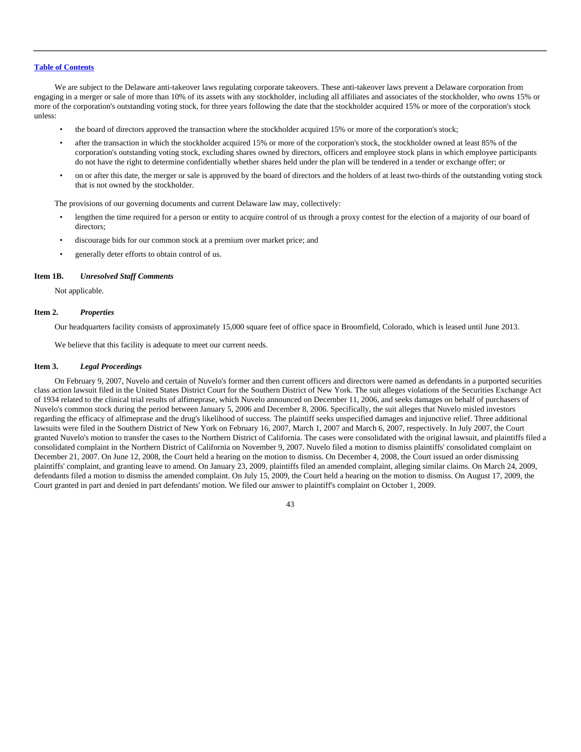We are subject to the Delaware anti-takeover laws regulating corporate takeovers. These anti-takeover laws prevent a Delaware corporation from engaging in a merger or sale of more than 10% of its assets with any stockholder, including all affiliates and associates of the stockholder, who owns 15% or more of the corporation's outstanding voting stock, for three years following the date that the stockholder acquired 15% or more of the corporation's stock unless:

- the board of directors approved the transaction where the stockholder acquired 15% or more of the corporation's stock;
- after the transaction in which the stockholder acquired 15% or more of the corporation's stock, the stockholder owned at least 85% of the corporation's outstanding voting stock, excluding shares owned by directors, officers and employee stock plans in which employee participants do not have the right to determine confidentially whether shares held under the plan will be tendered in a tender or exchange offer; or
- on or after this date, the merger or sale is approved by the board of directors and the holders of at least two-thirds of the outstanding voting stock that is not owned by the stockholder.

The provisions of our governing documents and current Delaware law may, collectively:

- lengthen the time required for a person or entity to acquire control of us through a proxy contest for the election of a majority of our board of directors;
- discourage bids for our common stock at a premium over market price; and
- generally deter efforts to obtain control of us.

### Item 1B. *Unresolved Staff Comments*

Not applicable.

### Item 2. *Properties*

Our headquarters facility consists of approximately 15,000 square feet of office space in Broomfield, Colorado, which is leased until June 2013.

We believe that this facility is adequate to meet our current needs.

### Item 3. *Legal Proceedings*

On February 9, 2007, Nuvelo and certain of Nuvelo's former and then current officers and directors were named as defendants in a purported securities class action lawsuit filed in the United States District Court for the Southern District of New York. The suit alleges violations of the Securities Exchange Act of 1934 related to the clinical trial results of alfimeprase, which Nuvelo announced on December 11, 2006, and seeks damages on behalf of purchasers of Nuvelo's common stock during the period between January 5, 2006 and December 8, 2006. Specifically, the suit alleges that Nuvelo misled investors regarding the efficacy of alfimeprase and the drug's likelihood of success. The plaintiff seeks unspecified damages and injunctive relief. Three additional lawsuits were filed in the Southern District of New York on February 16, 2007, March 1, 2007 and March 6, 2007, respectively. In July 2007, the Court granted Nuvelo's motion to transfer the cases to the Northern District of California. The cases were consolidated with the original lawsuit, and plaintiffs filed a consolidated complaint in the Northern District of California on November 9, 2007. Nuvelo filed a motion to dismiss plaintiffs' consolidated complaint on December 21, 2007. On June 12, 2008, the Court held a hearing on the motion to dismiss. On December 4, 2008, the Court issued an order dismissing plaintiffs' complaint, and granting leave to amend. On January 23, 2009, plaintiffs filed an amended complaint, alleging similar claims. On March 24, 2009, defendants filed a motion to dismiss the amended complaint. On July 15, 2009, the Court held a hearing on the motion to dismiss. On August 17, 2009, the Court granted in part and denied in part defendants' motion. We filed our answer to plaintiff's complaint on October 1, 2009.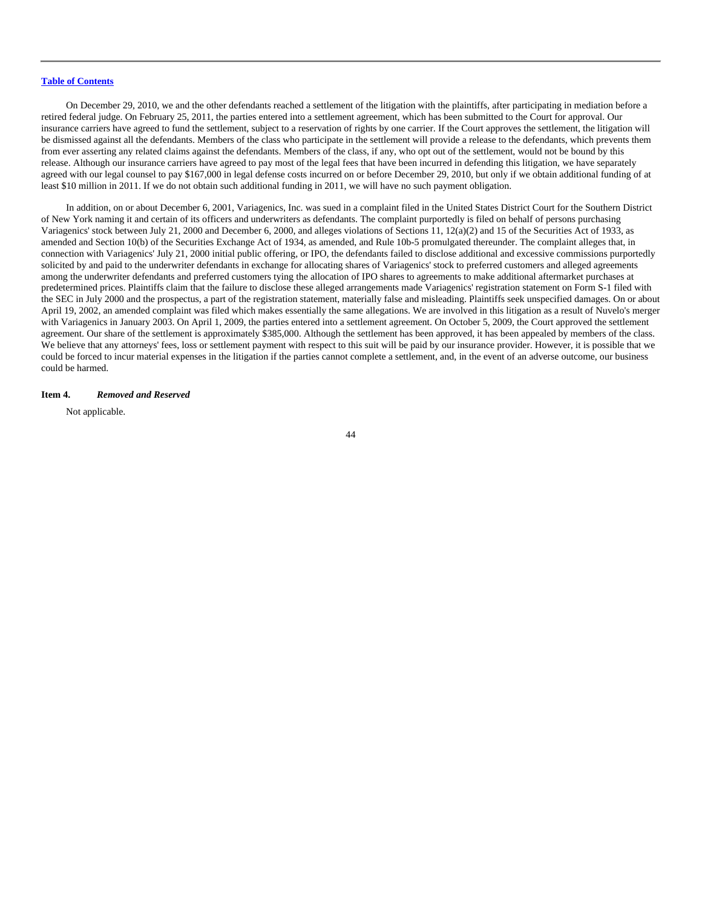On December 29, 2010, we and the other defendants reached a settlement of the litigation with the plaintiffs, after participating in mediation before a retired federal judge. On February 25, 2011, the parties entered into a settlement agreement, which has been submitted to the Court for approval. Our insurance carriers have agreed to fund the settlement, subject to a reservation of rights by one carrier. If the Court approves the settlement, the litigation will be dismissed against all the defendants. Members of the class who participate in the settlement will provide a release to the defendants, which prevents them from ever asserting any related claims against the defendants. Members of the class, if any, who opt out of the settlement, would not be bound by this release. Although our insurance carriers have agreed to pay most of the legal fees that have been incurred in defending this litigation, we have separately agreed with our legal counsel to pay $167,000 in legal defense costs incurred on or before December 29, 2010, but only if we obtain additional funding of at least $10 million in 2011. If we do not obtain such additional funding in 2011, we will have no such payment obligation.

In addition, on or about December 6, 2001, Variagenics, Inc. was sued in a complaint filed in the United States District Court for the Southern District of New York naming it and certain of its officers and underwriters as defendants. The complaint purportedly is filed on behalf of persons purchasing Variagenics' stock between July 21, 2000 and December 6, 2000, and alleges violations of Sections 11, 12(a)(2) and 15 of the Securities Act of 1933, as amended and Section 10(b) of the Securities Exchange Act of 1934, as amended, and Rule 10b-5 promulgated thereunder. The complaint alleges that, in connection with Variagenics' July 21, 2000 initial public offering, or IPO, the defendants failed to disclose additional and excessive commissions purportedly solicited by and paid to the underwriter defendants in exchange for allocating shares of Variagenics' stock to preferred customers and alleged agreements among the underwriter defendants and preferred customers tying the allocation of IPO shares to agreements to make additional aftermarket purchases at predetermined prices. Plaintiffs claim that the failure to disclose these alleged arrangements made Variagenics' registration statement on Form S-1 filed with the SEC in July 2000 and the prospectus, a part of the registration statement, materially false and misleading. Plaintiffs seek unspecified damages. On or about April 19, 2002, an amended complaint was filed which makes essentially the same allegations. We are involved in this litigation as a result of Nuvelo's merger with Variagenics in January 2003. On April 1, 2009, the parties entered into a settlement agreement. On October 5, 2009, the Court approved the settlement agreement. Our share of the settlement is approximately $385,000. Although the settlement has been approved, it has been appealed by members of the class. We believe that any attorneys' fees, loss or settlement payment with respect to this suit will be paid by our insurance provider. However, it is possible that we could be forced to incur material expenses in the litigation if the parties cannot complete a settlement, and, in the event of an adverse outcome, our business could be harmed.

**Item 4. *Removed and Reserved***

Not applicable.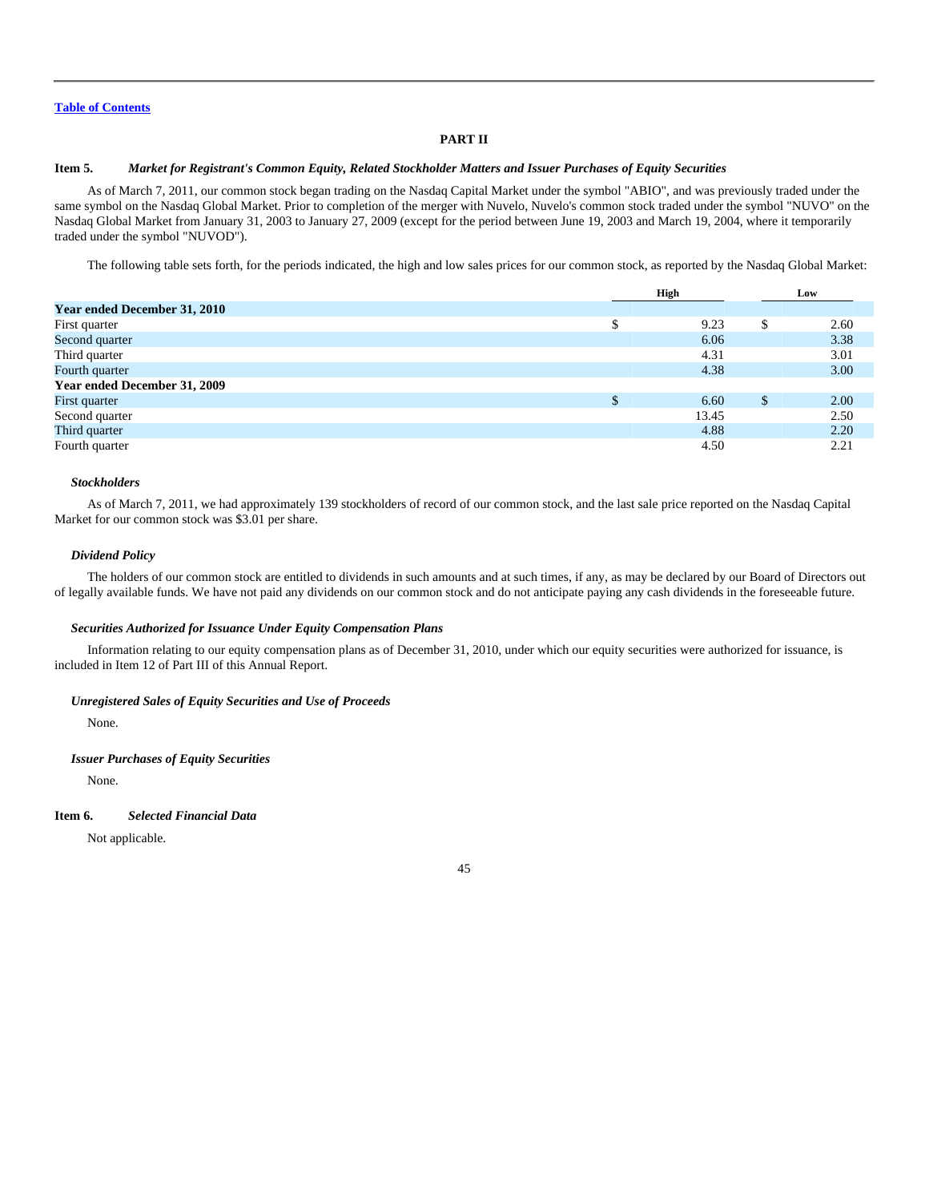[Table of Contents](#)

## PART II

### Item 5. *Market for Registrant's Common Equity, Related Stockholder Matters and Issuer Purchases of Equity Securities*

As of March 7, 2011, our common stock began trading on the Nasdaq Capital Market under the symbol "ABIO", and was previously traded under the same symbol on the Nasdaq Global Market. Prior to completion of the merger with Nuvelo, Nuvelo's common stock traded under the symbol "NUVO" on the Nasdaq Global Market from January 31, 2003 to January 27, 2009 (except for the period between June 19, 2003 and March 19, 2004, where it temporarily traded under the symbol "NUVOD").

The following table sets forth, for the periods indicated, the high and low sales prices for our common stock, as reported by the Nasdaq Global Market:

| | High | Low |
|---|---|---|
| **Year ended December 31, 2010** | | |
| First quarter | $ 9.23 | $ 2.60 |
| Second quarter | 6.06 | 3.38 |
| Third quarter | 4.31 | 3.01 |
| Fourth quarter | 4.38 | 3.00 |
| **Year ended December 31, 2009** | | |
| First quarter | $ 6.60 | $ 2.00 |
| Second quarter | 13.45 | 2.50 |
| Third quarter | 4.88 | 2.20 |
| Fourth quarter | 4.50 | 2.21 |

#### *Stockholders*

As of March 7, 2011, we had approximately 139 stockholders of record of our common stock, and the last sale price reported on the Nasdaq Capital Market for our common stock was $3.01 per share.

#### *Dividend Policy*

The holders of our common stock are entitled to dividends in such amounts and at such times, if any, as may be declared by our Board of Directors out of legally available funds. We have not paid any dividends on our common stock and do not anticipate paying any cash dividends in the foreseeable future.

#### *Securities Authorized for Issuance Under Equity Compensation Plans*

Information relating to our equity compensation plans as of December 31, 2010, under which our equity securities were authorized for issuance, is included in Item 12 of Part III of this Annual Report.

#### *Unregistered Sales of Equity Securities and Use of Proceeds*

None.

#### *Issuer Purchases of Equity Securities*

None.

### Item 6. *Selected Financial Data*

Not applicable.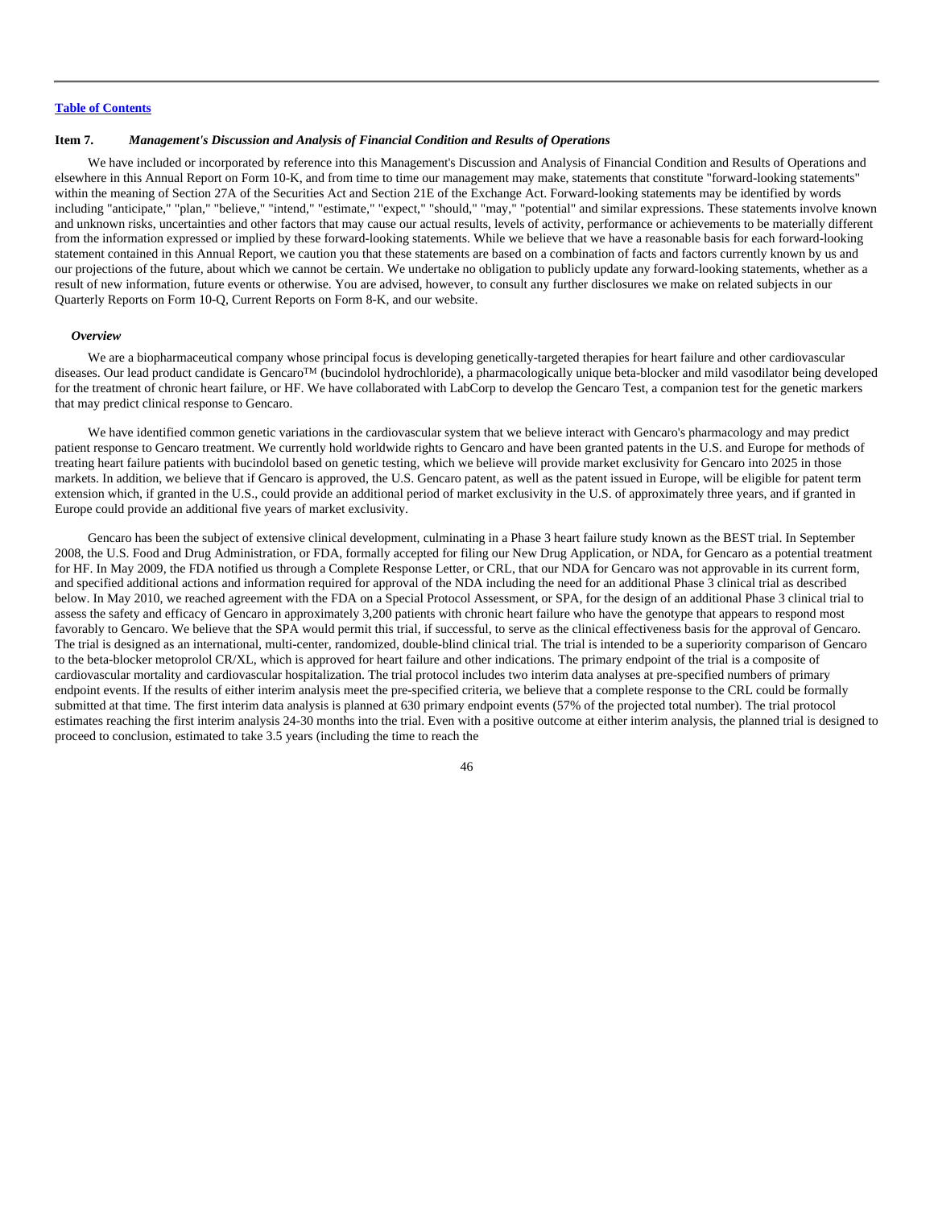[Table of Contents](#)

**Item 7.** ***Management's Discussion and Analysis of Financial Condition and Results of Operations***

We have included or incorporated by reference into this Management's Discussion and Analysis of Financial Condition and Results of Operations and elsewhere in this Annual Report on Form 10-K, and from time to time our management may make, statements that constitute "forward-looking statements" within the meaning of Section 27A of the Securities Act and Section 21E of the Exchange Act. Forward-looking statements may be identified by words including "anticipate," "plan," "believe," "intend," "estimate," "expect," "should," "may," "potential" and similar expressions. These statements involve known and unknown risks, uncertainties and other factors that may cause our actual results, levels of activity, performance or achievements to be materially different from the information expressed or implied by these forward-looking statements. While we believe that we have a reasonable basis for each forward-looking statement contained in this Annual Report, we caution you that these statements are based on a combination of facts and factors currently known by us and our projections of the future, about which we cannot be certain. We undertake no obligation to publicly update any forward-looking statements, whether as a result of new information, future events or otherwise. You are advised, however, to consult any further disclosures we make on related subjects in our Quarterly Reports on Form 10-Q, Current Reports on Form 8-K, and our website.

***Overview***

We are a biopharmaceutical company whose principal focus is developing genetically-targeted therapies for heart failure and other cardiovascular diseases. Our lead product candidate is Gencaro™ (bucindolol hydrochloride), a pharmacologically unique beta-blocker and mild vasodilator being developed for the treatment of chronic heart failure, or HF. We have collaborated with LabCorp to develop the Gencaro Test, a companion test for the genetic markers that may predict clinical response to Gencaro.

We have identified common genetic variations in the cardiovascular system that we believe interact with Gencaro's pharmacology and may predict patient response to Gencaro treatment. We currently hold worldwide rights to Gencaro and have been granted patents in the U.S. and Europe for methods of treating heart failure patients with bucindolol based on genetic testing, which we believe will provide market exclusivity for Gencaro into 2025 in those markets. In addition, we believe that if Gencaro is approved, the U.S. Gencaro patent, as well as the patent issued in Europe, will be eligible for patent term extension which, if granted in the U.S., could provide an additional period of market exclusivity in the U.S. of approximately three years, and if granted in Europe could provide an additional five years of market exclusivity.

Gencaro has been the subject of extensive clinical development, culminating in a Phase 3 heart failure study known as the BEST trial. In September 2008, the U.S. Food and Drug Administration, or FDA, formally accepted for filing our New Drug Application, or NDA, for Gencaro as a potential treatment for HF. In May 2009, the FDA notified us through a Complete Response Letter, or CRL, that our NDA for Gencaro was not approvable in its current form, and specified additional actions and information required for approval of the NDA including the need for an additional Phase 3 clinical trial as described below. In May 2010, we reached agreement with the FDA on a Special Protocol Assessment, or SPA, for the design of an additional Phase 3 clinical trial to assess the safety and efficacy of Gencaro in approximately 3,200 patients with chronic heart failure who have the genotype that appears to respond most favorably to Gencaro. We believe that the SPA would permit this trial, if successful, to serve as the clinical effectiveness basis for the approval of Gencaro. The trial is designed as an international, multi-center, randomized, double-blind clinical trial. The trial is intended to be a superiority comparison of Gencaro to the beta-blocker metoprolol CR/XL, which is approved for heart failure and other indications. The primary endpoint of the trial is a composite of cardiovascular mortality and cardiovascular hospitalization. The trial protocol includes two interim data analyses at pre-specified numbers of primary endpoint events. If the results of either interim analysis meet the pre-specified criteria, we believe that a complete response to the CRL could be formally submitted at that time. The first interim data analysis is planned at 630 primary endpoint events (57% of the projected total number). The trial protocol estimates reaching the first interim analysis 24-30 months into the trial. Even with a positive outcome at either interim analysis, the planned trial is designed to proceed to conclusion, estimated to take 3.5 years (including the time to reach the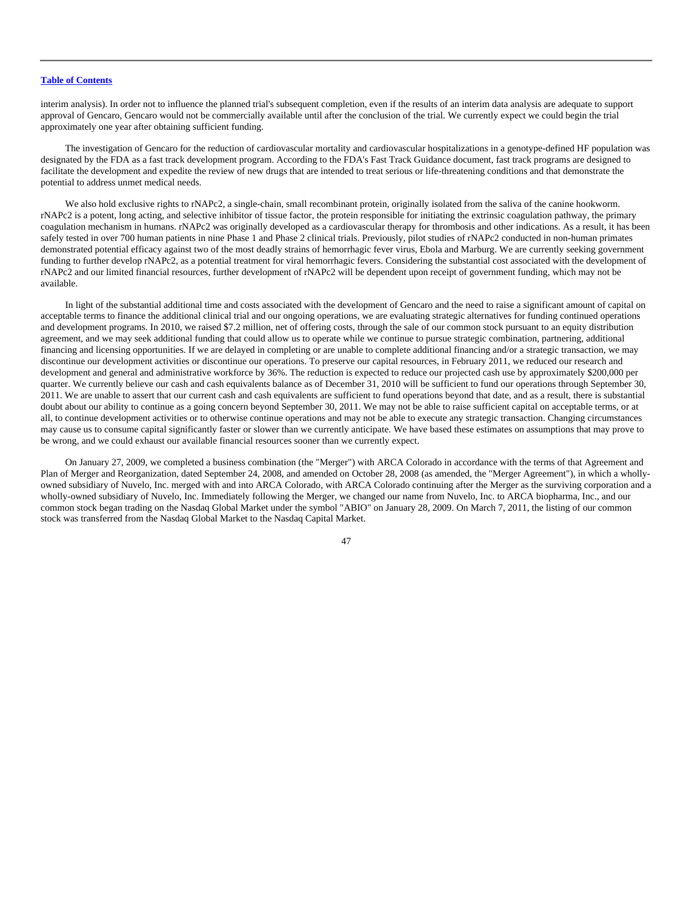interim analysis). In order not to influence the planned trial's subsequent completion, even if the results of an interim data analysis are adequate to support approval of Gencaro, Gencaro would not be commercially available until after the conclusion of the trial. We currently expect we could begin the trial approximately one year after obtaining sufficient funding.

The investigation of Gencaro for the reduction of cardiovascular mortality and cardiovascular hospitalizations in a genotype-defined HF population was designated by the FDA as a fast track development program. According to the FDA's Fast Track Guidance document, fast track programs are designed to facilitate the development and expedite the review of new drugs that are intended to treat serious or life-threatening conditions and that demonstrate the potential to address unmet medical needs.

We also hold exclusive rights to rNAPc2, a single-chain, small recombinant protein, originally isolated from the saliva of the canine hookworm. rNAPc2 is a potent, long acting, and selective inhibitor of tissue factor, the protein responsible for initiating the extrinsic coagulation pathway, the primary coagulation mechanism in humans. rNAPc2 was originally developed as a cardiovascular therapy for thrombosis and other indications. As a result, it has been safely tested in over 700 human patients in nine Phase 1 and Phase 2 clinical trials. Previously, pilot studies of rNAPc2 conducted in non-human primates demonstrated potential efficacy against two of the most deadly strains of hemorrhagic fever virus, Ebola and Marburg. We are currently seeking government funding to further develop rNAPc2, as a potential treatment for viral hemorrhagic fevers. Considering the substantial cost associated with the development of rNAPc2 and our limited financial resources, further development of rNAPc2 will be dependent upon receipt of government funding, which may not be available.

In light of the substantial additional time and costs associated with the development of Gencaro and the need to raise a significant amount of capital on acceptable terms to finance the additional clinical trial and our ongoing operations, we are evaluating strategic alternatives for funding continued operations and development programs. In 2010, we raised $7.2 million, net of offering costs, through the sale of our common stock pursuant to an equity distribution agreement, and we may seek additional funding that could allow us to operate while we continue to pursue strategic combination, partnering, additional financing and licensing opportunities. If we are delayed in completing or are unable to complete additional financing and/or a strategic transaction, we may discontinue our development activities or discontinue our operations. To preserve our capital resources, in February 2011, we reduced our research and development and general and administrative workforce by 36%. The reduction is expected to reduce our projected cash use by approximately $200,000 per quarter. We currently believe our cash and cash equivalents balance as of December 31, 2010 will be sufficient to fund our operations through September 30, 2011. We are unable to assert that our current cash and cash equivalents are sufficient to fund operations beyond that date, and as a result, there is substantial doubt about our ability to continue as a going concern beyond September 30, 2011. We may not be able to raise sufficient capital on acceptable terms, or at all, to continue development activities or to otherwise continue operations and may not be able to execute any strategic transaction. Changing circumstances may cause us to consume capital significantly faster or slower than we currently anticipate. We have based these estimates on assumptions that may prove to be wrong, and we could exhaust our available financial resources sooner than we currently expect.

On January 27, 2009, we completed a business combination (the "Merger") with ARCA Colorado in accordance with the terms of that Agreement and Plan of Merger and Reorganization, dated September 24, 2008, and amended on October 28, 2008 (as amended, the "Merger Agreement"), in which a wholly-owned subsidiary of Nuvelo, Inc. merged with and into ARCA Colorado, with ARCA Colorado continuing after the Merger as the surviving corporation and a wholly-owned subsidiary of Nuvelo, Inc. Immediately following the Merger, we changed our name from Nuvelo, Inc. to ARCA biopharma, Inc., and our common stock began trading on the Nasdaq Global Market under the symbol "ABIO" on January 28, 2009. On March 7, 2011, the listing of our common stock was transferred from the Nasdaq Global Market to the Nasdaq Capital Market.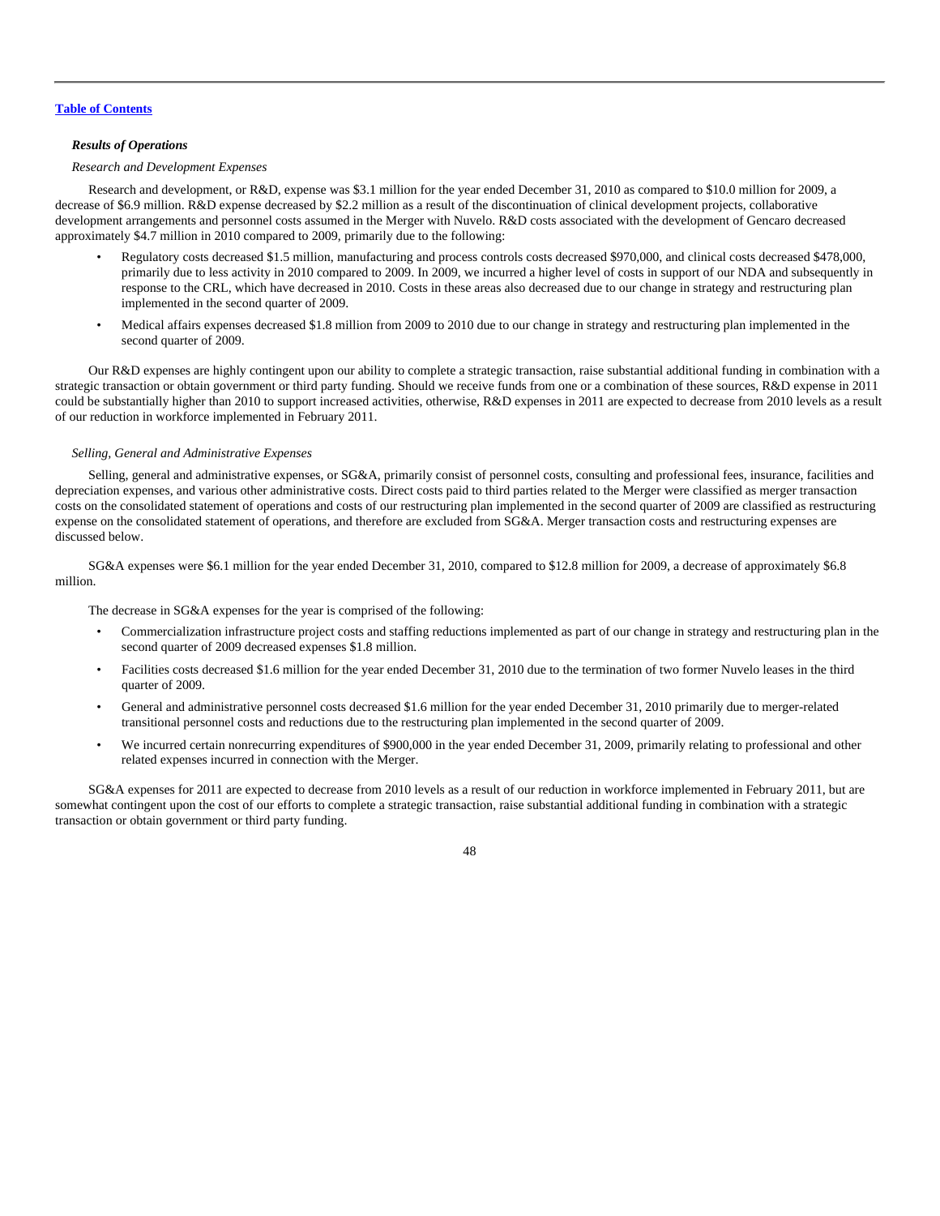[Table of Contents](#)

***Results of Operations***

*Research and Development Expenses*

Research and development, or R&D, expense was $3.1 million for the year ended December 31, 2010 as compared to $10.0 million for 2009, a decrease of $6.9 million. R&D expense decreased by $2.2 million as a result of the discontinuation of clinical development projects, collaborative development arrangements and personnel costs assumed in the Merger with Nuvelo. R&D costs associated with the development of Gencaro decreased approximately $4.7 million in 2010 compared to 2009, primarily due to the following:

- Regulatory costs decreased $1.5 million, manufacturing and process controls costs decreased $970,000, and clinical costs decreased $478,000, primarily due to less activity in 2010 compared to 2009. In 2009, we incurred a higher level of costs in support of our NDA and subsequently in response to the CRL, which have decreased in 2010. Costs in these areas also decreased due to our change in strategy and restructuring plan implemented in the second quarter of 2009.
- Medical affairs expenses decreased $1.8 million from 2009 to 2010 due to our change in strategy and restructuring plan implemented in the second quarter of 2009.

Our R&D expenses are highly contingent upon our ability to complete a strategic transaction, raise substantial additional funding in combination with a strategic transaction or obtain government or third party funding. Should we receive funds from one or a combination of these sources, R&D expense in 2011 could be substantially higher than 2010 to support increased activities, otherwise, R&D expenses in 2011 are expected to decrease from 2010 levels as a result of our reduction in workforce implemented in February 2011.

*Selling, General and Administrative Expenses*

Selling, general and administrative expenses, or SG&A, primarily consist of personnel costs, consulting and professional fees, insurance, facilities and depreciation expenses, and various other administrative costs. Direct costs paid to third parties related to the Merger were classified as merger transaction costs on the consolidated statement of operations and costs of our restructuring plan implemented in the second quarter of 2009 are classified as restructuring expense on the consolidated statement of operations, and therefore are excluded from SG&A. Merger transaction costs and restructuring expenses are discussed below.

SG&A expenses were $6.1 million for the year ended December 31, 2010, compared to $12.8 million for 2009, a decrease of approximately $6.8 million.

The decrease in SG&A expenses for the year is comprised of the following:

- Commercialization infrastructure project costs and staffing reductions implemented as part of our change in strategy and restructuring plan in the second quarter of 2009 decreased expenses $1.8 million.
- Facilities costs decreased $1.6 million for the year ended December 31, 2010 due to the termination of two former Nuvelo leases in the third quarter of 2009.
- General and administrative personnel costs decreased $1.6 million for the year ended December 31, 2010 primarily due to merger-related transitional personnel costs and reductions due to the restructuring plan implemented in the second quarter of 2009.
- We incurred certain nonrecurring expenditures of $900,000 in the year ended December 31, 2009, primarily relating to professional and other related expenses incurred in connection with the Merger.

SG&A expenses for 2011 are expected to decrease from 2010 levels as a result of our reduction in workforce implemented in February 2011, but are somewhat contingent upon the cost of our efforts to complete a strategic transaction, raise substantial additional funding in combination with a strategic transaction or obtain government or third party funding.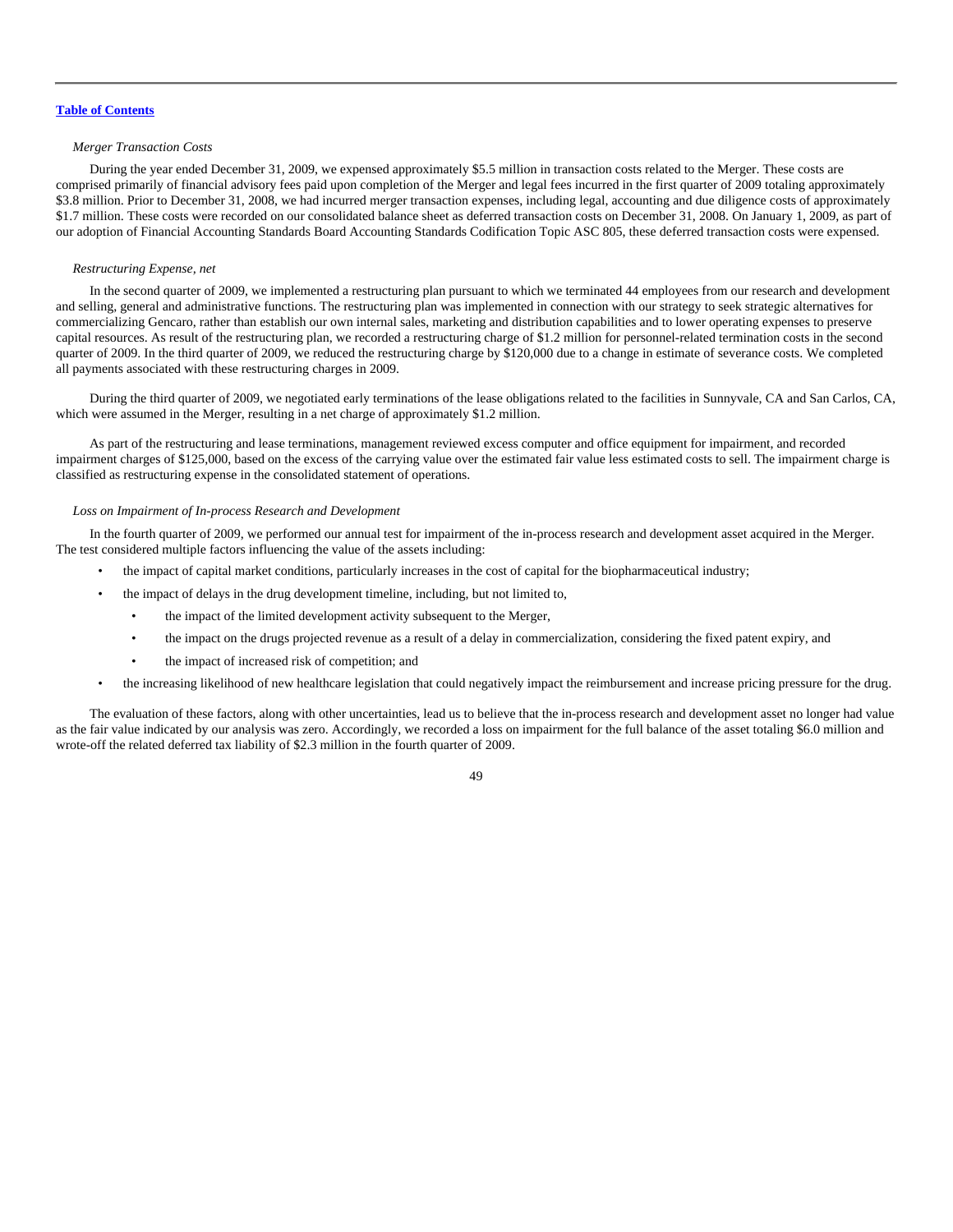[Table of Contents](#)

*Merger Transaction Costs*

During the year ended December 31, 2009, we expensed approximately $5.5 million in transaction costs related to the Merger. These costs are comprised primarily of financial advisory fees paid upon completion of the Merger and legal fees incurred in the first quarter of 2009 totaling approximately $3.8 million. Prior to December 31, 2008, we had incurred merger transaction expenses, including legal, accounting and due diligence costs of approximately $1.7 million. These costs were recorded on our consolidated balance sheet as deferred transaction costs on December 31, 2008. On January 1, 2009, as part of our adoption of Financial Accounting Standards Board Accounting Standards Codification Topic ASC 805, these deferred transaction costs were expensed.

*Restructuring Expense, net*

In the second quarter of 2009, we implemented a restructuring plan pursuant to which we terminated 44 employees from our research and development and selling, general and administrative functions. The restructuring plan was implemented in connection with our strategy to seek strategic alternatives for commercializing Gencaro, rather than establish our own internal sales, marketing and distribution capabilities and to lower operating expenses to preserve capital resources. As result of the restructuring plan, we recorded a restructuring charge of $1.2 million for personnel-related termination costs in the second quarter of 2009. In the third quarter of 2009, we reduced the restructuring charge by $120,000 due to a change in estimate of severance costs. We completed all payments associated with these restructuring charges in 2009.

During the third quarter of 2009, we negotiated early terminations of the lease obligations related to the facilities in Sunnyvale, CA and San Carlos, CA, which were assumed in the Merger, resulting in a net charge of approximately $1.2 million.

As part of the restructuring and lease terminations, management reviewed excess computer and office equipment for impairment, and recorded impairment charges of $125,000, based on the excess of the carrying value over the estimated fair value less estimated costs to sell. The impairment charge is classified as restructuring expense in the consolidated statement of operations.

*Loss on Impairment of In-process Research and Development*

In the fourth quarter of 2009, we performed our annual test for impairment of the in-process research and development asset acquired in the Merger. The test considered multiple factors influencing the value of the assets including:

- the impact of capital market conditions, particularly increases in the cost of capital for the biopharmaceutical industry;
- the impact of delays in the drug development timeline, including, but not limited to,
  - the impact of the limited development activity subsequent to the Merger,
  - the impact on the drugs projected revenue as a result of a delay in commercialization, considering the fixed patent expiry, and
  - the impact of increased risk of competition; and
- the increasing likelihood of new healthcare legislation that could negatively impact the reimbursement and increase pricing pressure for the drug.

The evaluation of these factors, along with other uncertainties, lead us to believe that the in-process research and development asset no longer had value as the fair value indicated by our analysis was zero. Accordingly, we recorded a loss on impairment for the full balance of the asset totaling $6.0 million and wrote-off the related deferred tax liability of $2.3 million in the fourth quarter of 2009.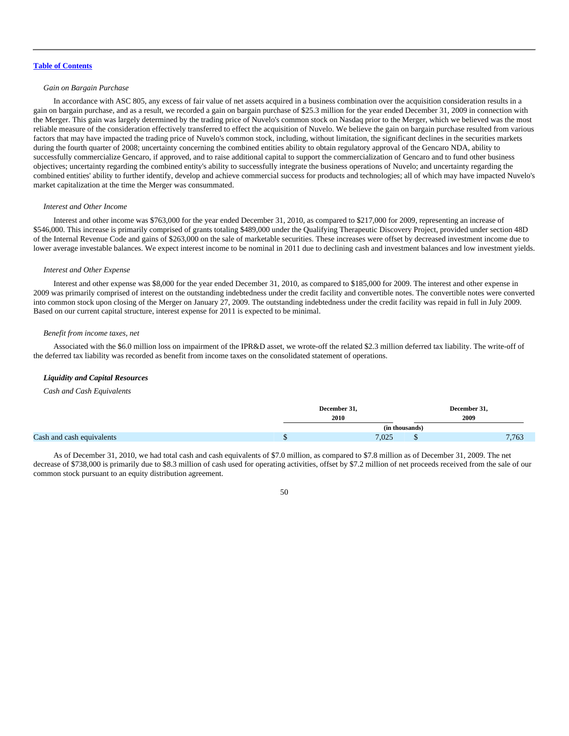[Table of Contents](#)

*Gain on Bargain Purchase*

In accordance with ASC 805, any excess of fair value of net assets acquired in a business combination over the acquisition consideration results in a gain on bargain purchase, and as a result, we recorded a gain on bargain purchase of $25.3 million for the year ended December 31, 2009 in connection with the Merger. This gain was largely determined by the trading price of Nuvelo's common stock on Nasdaq prior to the Merger, which we believed was the most reliable measure of the consideration effectively transferred to effect the acquisition of Nuvelo. We believe the gain on bargain purchase resulted from various factors that may have impacted the trading price of Nuvelo's common stock, including, without limitation, the significant declines in the securities markets during the fourth quarter of 2008; uncertainty concerning the combined entities ability to obtain regulatory approval of the Gencaro NDA, ability to successfully commercialize Gencaro, if approved, and to raise additional capital to support the commercialization of Gencaro and to fund other business objectives; uncertainty regarding the combined entity's ability to successfully integrate the business operations of Nuvelo; and uncertainty regarding the combined entities' ability to further identify, develop and achieve commercial success for products and technologies; all of which may have impacted Nuvelo's market capitalization at the time the Merger was consummated.

*Interest and Other Income*

Interest and other income was $763,000 for the year ended December 31, 2010, as compared to $217,000 for 2009, representing an increase of $546,000. This increase is primarily comprised of grants totaling $489,000 under the Qualifying Therapeutic Discovery Project, provided under section 48D of the Internal Revenue Code and gains of $263,000 on the sale of marketable securities. These increases were offset by decreased investment income due to lower average investable balances. We expect interest income to be nominal in 2011 due to declining cash and investment balances and low investment yields.

*Interest and Other Expense*

Interest and other expense was $8,000 for the year ended December 31, 2010, as compared to $185,000 for 2009. The interest and other expense in 2009 was primarily comprised of interest on the outstanding indebtedness under the credit facility and convertible notes. The convertible notes were converted into common stock upon closing of the Merger on January 27, 2009. The outstanding indebtedness under the credit facility was repaid in full in July 2009. Based on our current capital structure, interest expense for 2011 is expected to be minimal.

*Benefit from income taxes, net*

Associated with the $6.0 million loss on impairment of the IPR&D asset, we wrote-off the related $2.3 million deferred tax liability. The write-off of the deferred tax liability was recorded as benefit from income taxes on the consolidated statement of operations.

***Liquidity and Capital Resources***

*Cash and Cash Equivalents*

| | December 31, 2010 | December 31, 2009 |
|---|---|---|
| | (in thousands) | |
| Cash and cash equivalents | $ 7,025 | $ 7,763 |

As of December 31, 2010, we had total cash and cash equivalents of $7.0 million, as compared to $7.8 million as of December 31, 2009. The net decrease of $738,000 is primarily due to $8.3 million of cash used for operating activities, offset by $7.2 million of net proceeds received from the sale of our common stock pursuant to an equity distribution agreement.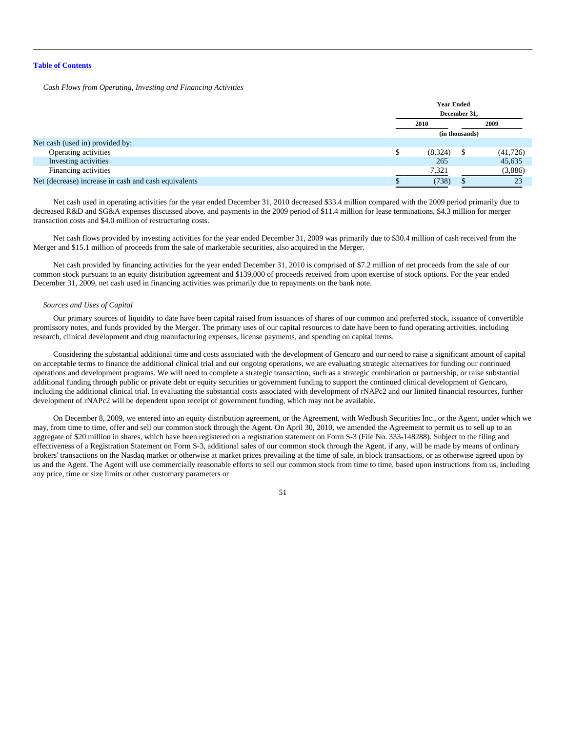[Table of Contents](#)

*Cash Flows from Operating, Investing and Financing Activities*

| | Year Ended December 31, | |
|---|---|---|
| | 2010 | 2009 |
| | (in thousands) | |
| Net cash (used in) provided by: | | |
| Operating activities | $ (8,324) | $ (41,726) |
| Investing activities | 265 | 45,635 |
| Financing activities | 7,321 | (3,886) |
| Net (decrease) increase in cash and cash equivalents | $ (738) | $ 23 |

Net cash used in operating activities for the year ended December 31, 2010 decreased $33.4 million compared with the 2009 period primarily due to decreased R&D and SG&A expenses discussed above, and payments in the 2009 period of $11.4 million for lease terminations, $4.3 million for merger transaction costs and $4.0 million of restructuring costs.

Net cash flows provided by investing activities for the year ended December 31, 2009 was primarily due to $30.4 million of cash received from the Merger and $15.1 million of proceeds from the sale of marketable securities, also acquired in the Merger.

Net cash provided by financing activities for the year ended December 31, 2010 is comprised of $7.2 million of net proceeds from the sale of our common stock pursuant to an equity distribution agreement and $139,000 of proceeds received from upon exercise of stock options. For the year ended December 31, 2009, net cash used in financing activities was primarily due to repayments on the bank note.

*Sources and Uses of Capital*

Our primary sources of liquidity to date have been capital raised from issuances of shares of our common and preferred stock, issuance of convertible promissory notes, and funds provided by the Merger. The primary uses of our capital resources to date have been to fund operating activities, including research, clinical development and drug manufacturing expenses, license payments, and spending on capital items.

Considering the substantial additional time and costs associated with the development of Gencaro and our need to raise a significant amount of capital on acceptable terms to finance the additional clinical trial and our ongoing operations, we are evaluating strategic alternatives for funding our continued operations and development programs. We will need to complete a strategic transaction, such as a strategic combination or partnership, or raise substantial additional funding through public or private debt or equity securities or government funding to support the continued clinical development of Gencaro, including the additional clinical trial. In evaluating the substantial costs associated with development of rNAPc2 and our limited financial resources, further development of rNAPc2 will be dependent upon receipt of government funding, which may not be available.

On December 8, 2009, we entered into an equity distribution agreement, or the Agreement, with Wedbush Securities Inc., or the Agent, under which we may, from time to time, offer and sell our common stock through the Agent. On April 30, 2010, we amended the Agreement to permit us to sell up to an aggregate of $20 million in shares, which have been registered on a registration statement on Form S-3 (File No. 333-148288). Subject to the filing and effectiveness of a Registration Statement on Form S-3, additional sales of our common stock through the Agent, if any, will be made by means of ordinary brokers' transactions on the Nasdaq market or otherwise at market prices prevailing at the time of sale, in block transactions, or as otherwise agreed upon by us and the Agent. The Agent will use commercially reasonable efforts to sell our common stock from time to time, based upon instructions from us, including any price, time or size limits or other customary parameters or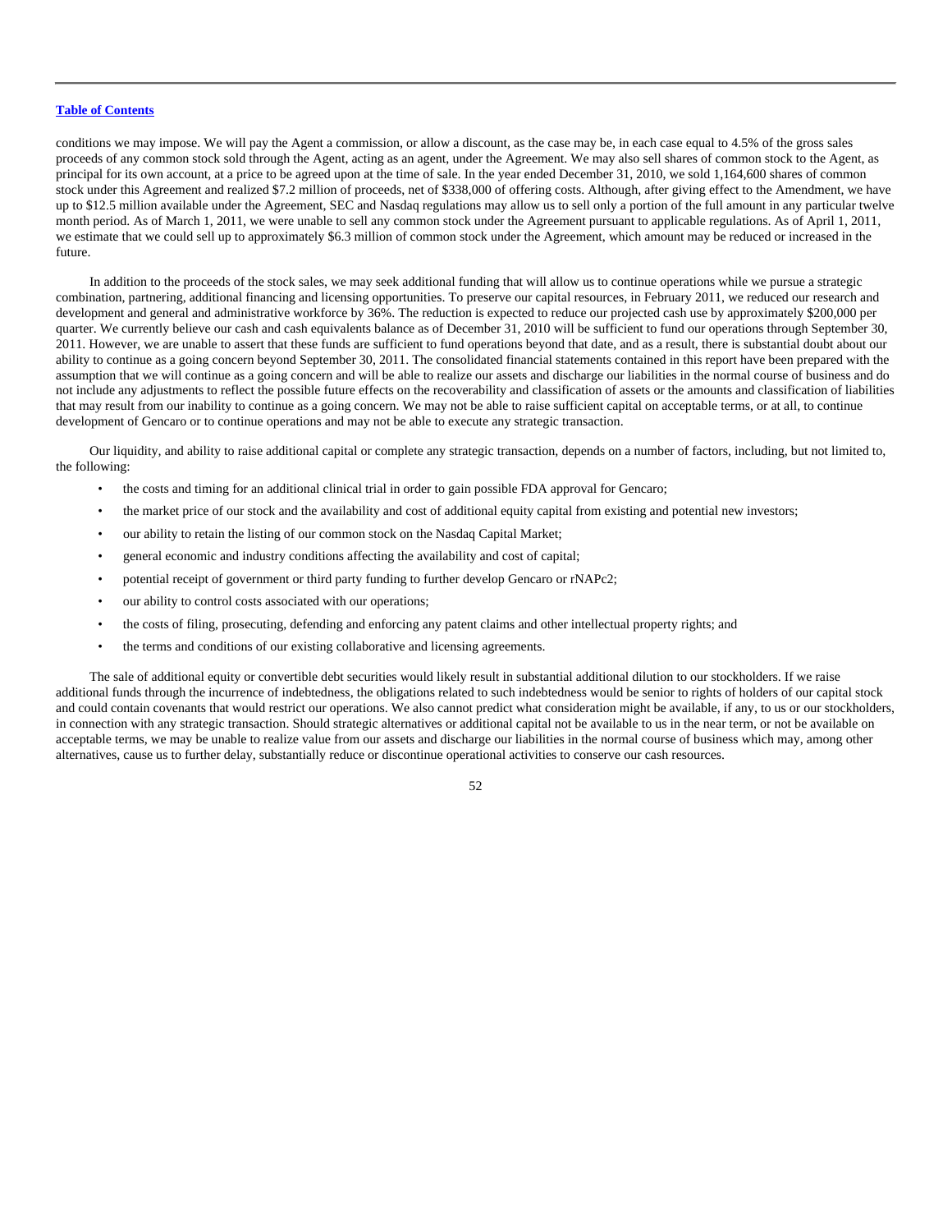conditions we may impose. We will pay the Agent a commission, or allow a discount, as the case may be, in each case equal to 4.5% of the gross sales proceeds of any common stock sold through the Agent, acting as an agent, under the Agreement. We may also sell shares of common stock to the Agent, as principal for its own account, at a price to be agreed upon at the time of sale. In the year ended December 31, 2010, we sold 1,164,600 shares of common stock under this Agreement and realized $7.2 million of proceeds, net of $338,000 of offering costs. Although, after giving effect to the Amendment, we have up to $12.5 million available under the Agreement, SEC and Nasdaq regulations may allow us to sell only a portion of the full amount in any particular twelve month period. As of March 1, 2011, we were unable to sell any common stock under the Agreement pursuant to applicable regulations. As of April 1, 2011, we estimate that we could sell up to approximately $6.3 million of common stock under the Agreement, which amount may be reduced or increased in the future.

In addition to the proceeds of the stock sales, we may seek additional funding that will allow us to continue operations while we pursue a strategic combination, partnering, additional financing and licensing opportunities. To preserve our capital resources, in February 2011, we reduced our research and development and general and administrative workforce by 36%. The reduction is expected to reduce our projected cash use by approximately $200,000 per quarter. We currently believe our cash and cash equivalents balance as of December 31, 2010 will be sufficient to fund our operations through September 30, 2011. However, we are unable to assert that these funds are sufficient to fund operations beyond that date, and as a result, there is substantial doubt about our ability to continue as a going concern beyond September 30, 2011. The consolidated financial statements contained in this report have been prepared with the assumption that we will continue as a going concern and will be able to realize our assets and discharge our liabilities in the normal course of business and do not include any adjustments to reflect the possible future effects on the recoverability and classification of assets or the amounts and classification of liabilities that may result from our inability to continue as a going concern. We may not be able to raise sufficient capital on acceptable terms, or at all, to continue development of Gencaro or to continue operations and may not be able to execute any strategic transaction.

Our liquidity, and ability to raise additional capital or complete any strategic transaction, depends on a number of factors, including, but not limited to, the following:

- the costs and timing for an additional clinical trial in order to gain possible FDA approval for Gencaro;
- the market price of our stock and the availability and cost of additional equity capital from existing and potential new investors;
- our ability to retain the listing of our common stock on the Nasdaq Capital Market;
- general economic and industry conditions affecting the availability and cost of capital;
- potential receipt of government or third party funding to further develop Gencaro or rNAPc2;
- our ability to control costs associated with our operations;
- the costs of filing, prosecuting, defending and enforcing any patent claims and other intellectual property rights; and
- the terms and conditions of our existing collaborative and licensing agreements.

The sale of additional equity or convertible debt securities would likely result in substantial additional dilution to our stockholders. If we raise additional funds through the incurrence of indebtedness, the obligations related to such indebtedness would be senior to rights of holders of our capital stock and could contain covenants that would restrict our operations. We also cannot predict what consideration might be available, if any, to us or our stockholders, in connection with any strategic transaction. Should strategic alternatives or additional capital not be available to us in the near term, or not be available on acceptable terms, we may be unable to realize value from our assets and discharge our liabilities in the normal course of business which may, among other alternatives, cause us to further delay, substantially reduce or discontinue operational activities to conserve our cash resources.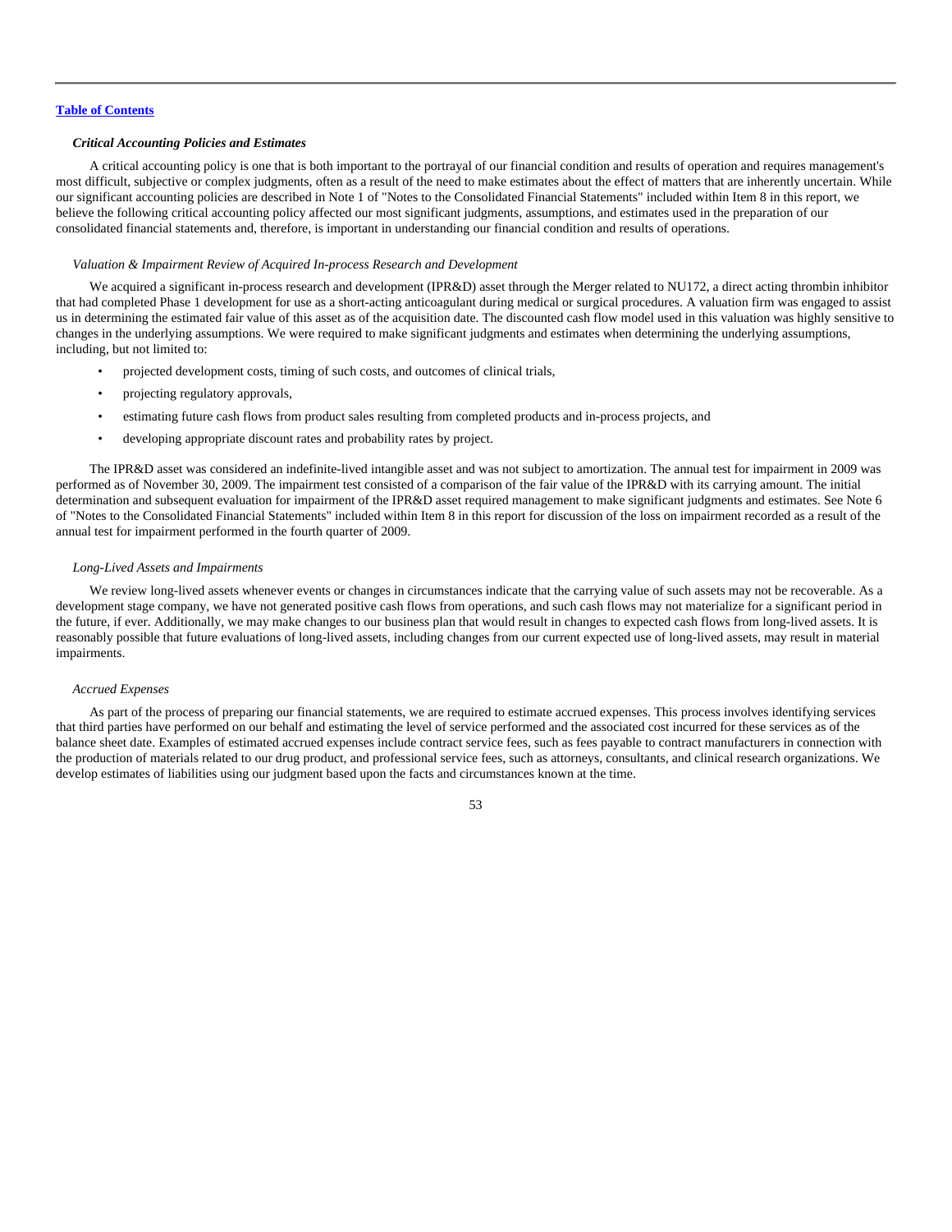### *Critical Accounting Policies and Estimates*

A critical accounting policy is one that is both important to the portrayal of our financial condition and results of operation and requires management's most difficult, subjective or complex judgments, often as a result of the need to make estimates about the effect of matters that are inherently uncertain. While our significant accounting policies are described in Note 1 of "Notes to the Consolidated Financial Statements" included within Item 8 in this report, we believe the following critical accounting policy affected our most significant judgments, assumptions, and estimates used in the preparation of our consolidated financial statements and, therefore, is important in understanding our financial condition and results of operations.

*Valuation & Impairment Review of Acquired In-process Research and Development*

We acquired a significant in-process research and development (IPR&D) asset through the Merger related to NU172, a direct acting thrombin inhibitor that had completed Phase 1 development for use as a short-acting anticoagulant during medical or surgical procedures. A valuation firm was engaged to assist us in determining the estimated fair value of this asset as of the acquisition date. The discounted cash flow model used in this valuation was highly sensitive to changes in the underlying assumptions. We were required to make significant judgments and estimates when determining the underlying assumptions, including, but not limited to:

- projected development costs, timing of such costs, and outcomes of clinical trials,
- projecting regulatory approvals,
- estimating future cash flows from product sales resulting from completed products and in-process projects, and
- developing appropriate discount rates and probability rates by project.

The IPR&D asset was considered an indefinite-lived intangible asset and was not subject to amortization. The annual test for impairment in 2009 was performed as of November 30, 2009. The impairment test consisted of a comparison of the fair value of the IPR&D with its carrying amount. The initial determination and subsequent evaluation for impairment of the IPR&D asset required management to make significant judgments and estimates. See Note 6 of "Notes to the Consolidated Financial Statements" included within Item 8 in this report for discussion of the loss on impairment recorded as a result of the annual test for impairment performed in the fourth quarter of 2009.

*Long-Lived Assets and Impairments*

We review long-lived assets whenever events or changes in circumstances indicate that the carrying value of such assets may not be recoverable. As a development stage company, we have not generated positive cash flows from operations, and such cash flows may not materialize for a significant period in the future, if ever. Additionally, we may make changes to our business plan that would result in changes to expected cash flows from long-lived assets. It is reasonably possible that future evaluations of long-lived assets, including changes from our current expected use of long-lived assets, may result in material impairments.

*Accrued Expenses*

As part of the process of preparing our financial statements, we are required to estimate accrued expenses. This process involves identifying services that third parties have performed on our behalf and estimating the level of service performed and the associated cost incurred for these services as of the balance sheet date. Examples of estimated accrued expenses include contract service fees, such as fees payable to contract manufacturers in connection with the production of materials related to our drug product, and professional service fees, such as attorneys, consultants, and clinical research organizations. We develop estimates of liabilities using our judgment based upon the facts and circumstances known at the time.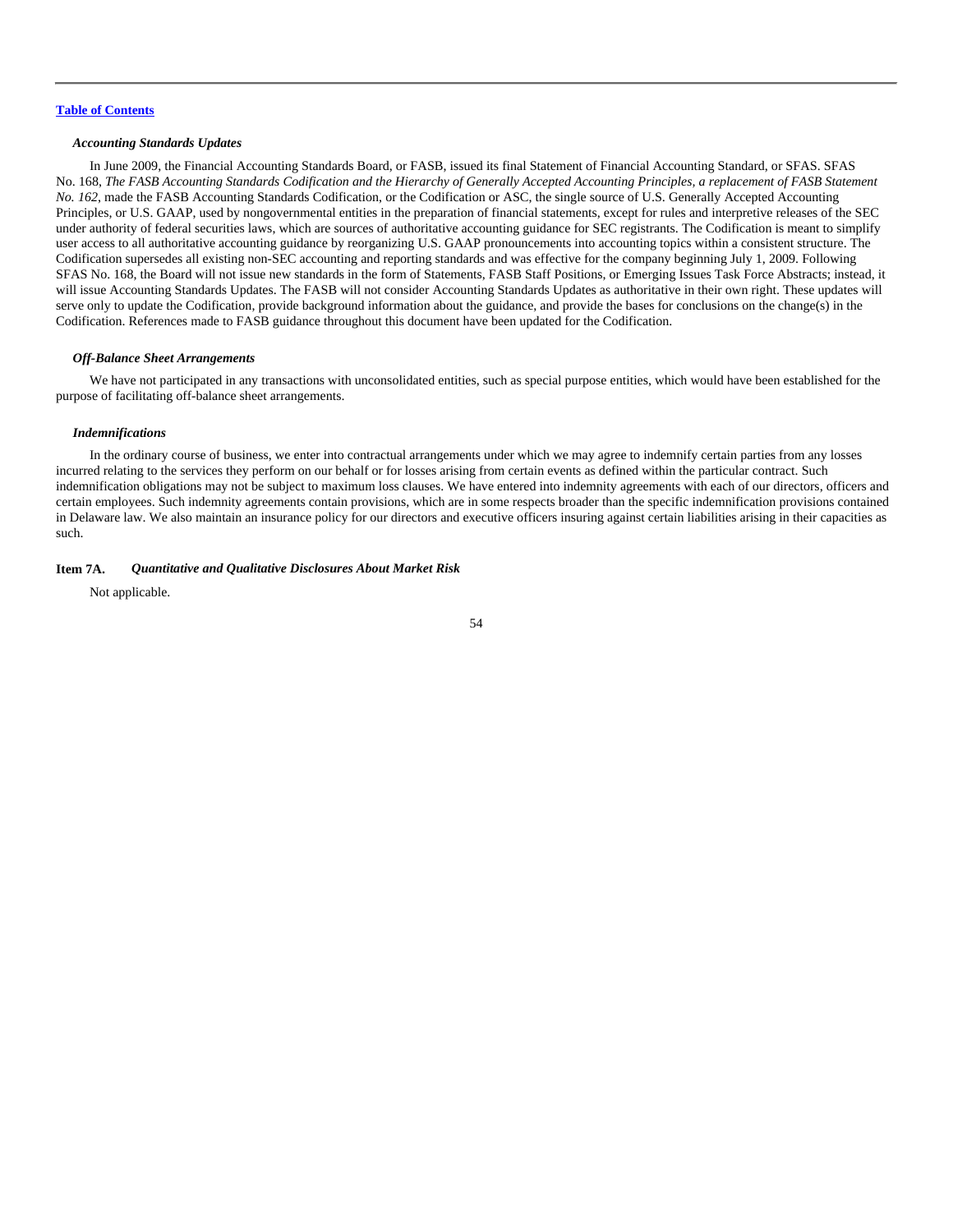### *Accounting Standards Updates*

In June 2009, the Financial Accounting Standards Board, or FASB, issued its final Statement of Financial Accounting Standard, or SFAS. SFAS No. 168, *The FASB Accounting Standards Codification and the Hierarchy of Generally Accepted Accounting Principles, a replacement of FASB Statement No. 162*, made the FASB Accounting Standards Codification, or the Codification or ASC, the single source of U.S. Generally Accepted Accounting Principles, or U.S. GAAP, used by nongovernmental entities in the preparation of financial statements, except for rules and interpretive releases of the SEC under authority of federal securities laws, which are sources of authoritative accounting guidance for SEC registrants. The Codification is meant to simplify user access to all authoritative accounting guidance by reorganizing U.S. GAAP pronouncements into accounting topics within a consistent structure. The Codification supersedes all existing non-SEC accounting and reporting standards and was effective for the company beginning July 1, 2009. Following SFAS No. 168, the Board will not issue new standards in the form of Statements, FASB Staff Positions, or Emerging Issues Task Force Abstracts; instead, it will issue Accounting Standards Updates. The FASB will not consider Accounting Standards Updates as authoritative in their own right. These updates will serve only to update the Codification, provide background information about the guidance, and provide the bases for conclusions on the change(s) in the Codification. References made to FASB guidance throughout this document have been updated for the Codification.

### *Off-Balance Sheet Arrangements*

We have not participated in any transactions with unconsolidated entities, such as special purpose entities, which would have been established for the purpose of facilitating off-balance sheet arrangements.

### *Indemnifications*

In the ordinary course of business, we enter into contractual arrangements under which we may agree to indemnify certain parties from any losses incurred relating to the services they perform on our behalf or for losses arising from certain events as defined within the particular contract. Such indemnification obligations may not be subject to maximum loss clauses. We have entered into indemnity agreements with each of our directors, officers and certain employees. Such indemnity agreements contain provisions, which are in some respects broader than the specific indemnification provisions contained in Delaware law. We also maintain an insurance policy for our directors and executive officers insuring against certain liabilities arising in their capacities as such.

## Item 7A. *Quantitative and Qualitative Disclosures About Market Risk*

Not applicable.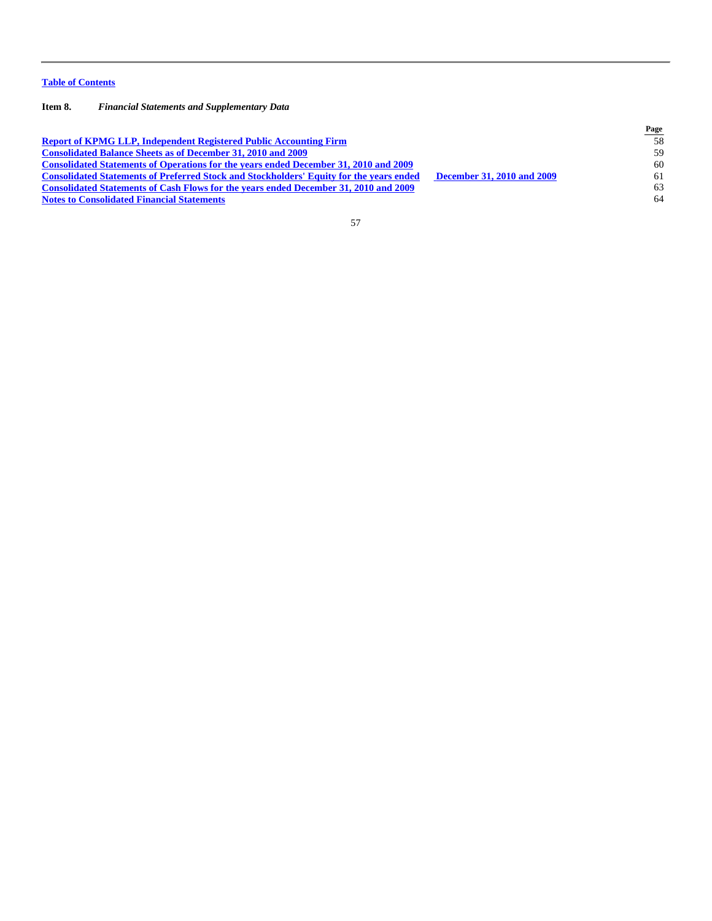Table of Contents

**Item 8.** ***Financial Statements and Supplementary Data***

| | Page |
|---|---|
| Report of KPMG LLP, Independent Registered Public Accounting Firm | 58 |
| Consolidated Balance Sheets as of December 31, 2010 and 2009 | 59 |
| Consolidated Statements of Operations for the years ended December 31, 2010 and 2009 | 60 |
| Consolidated Statements of Preferred Stock and Stockholders' Equity for the years ended December 31, 2010 and 2009 | 61 |
| Consolidated Statements of Cash Flows for the years ended December 31, 2010 and 2009 | 63 |
| Notes to Consolidated Financial Statements | 64 |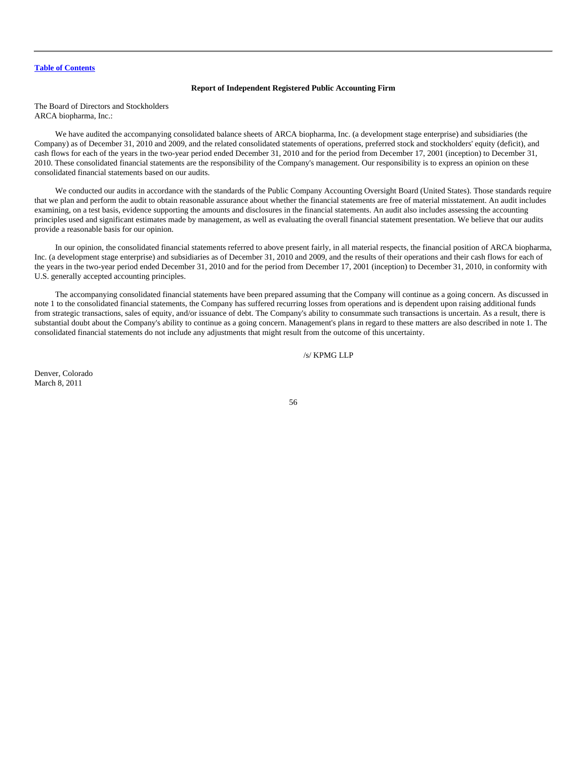[Table of Contents](#)

## Report of Independent Registered Public Accounting Firm

The Board of Directors and Stockholders
ARCA biopharma, Inc.:

We have audited the accompanying consolidated balance sheets of ARCA biopharma, Inc. (a development stage enterprise) and subsidiaries (the Company) as of December 31, 2010 and 2009, and the related consolidated statements of operations, preferred stock and stockholders' equity (deficit), and cash flows for each of the years in the two-year period ended December 31, 2010 and for the period from December 17, 2001 (inception) to December 31, 2010. These consolidated financial statements are the responsibility of the Company's management. Our responsibility is to express an opinion on these consolidated financial statements based on our audits.

We conducted our audits in accordance with the standards of the Public Company Accounting Oversight Board (United States). Those standards require that we plan and perform the audit to obtain reasonable assurance about whether the financial statements are free of material misstatement. An audit includes examining, on a test basis, evidence supporting the amounts and disclosures in the financial statements. An audit also includes assessing the accounting principles used and significant estimates made by management, as well as evaluating the overall financial statement presentation. We believe that our audits provide a reasonable basis for our opinion.

In our opinion, the consolidated financial statements referred to above present fairly, in all material respects, the financial position of ARCA biopharma, Inc. (a development stage enterprise) and subsidiaries as of December 31, 2010 and 2009, and the results of their operations and their cash flows for each of the years in the two-year period ended December 31, 2010 and for the period from December 17, 2001 (inception) to December 31, 2010, in conformity with U.S. generally accepted accounting principles.

The accompanying consolidated financial statements have been prepared assuming that the Company will continue as a going concern. As discussed in note 1 to the consolidated financial statements, the Company has suffered recurring losses from operations and is dependent upon raising additional funds from strategic transactions, sales of equity, and/or issuance of debt. The Company's ability to consummate such transactions is uncertain. As a result, there is substantial doubt about the Company's ability to continue as a going concern. Management's plans in regard to these matters are also described in note 1. The consolidated financial statements do not include any adjustments that might result from the outcome of this uncertainty.

/s/ KPMG LLP

Denver, Colorado
March 8, 2011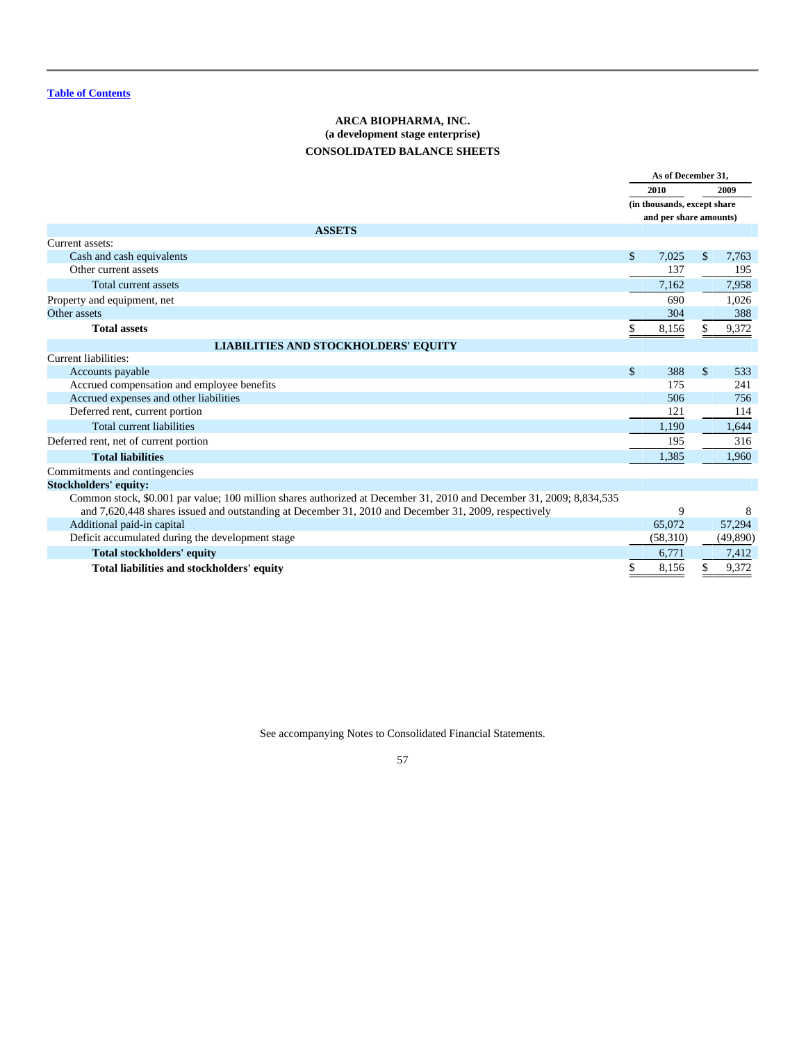[Table of Contents](#)

**ARCA BIOPHARMA, INC.**
**(a development stage enterprise)**
**CONSOLIDATED BALANCE SHEETS**

| | As of December 31, | |
|---|---|---|
| | 2010 | 2009 |
| | (in thousands, except share and per share amounts) | |
| **ASSETS** | | |
| Current assets: | | |
| Cash and cash equivalents | $ 7,025 | $ 7,763 |
| Other current assets | 137 | 195 |
| Total current assets | 7,162 | 7,958 |
| Property and equipment, net | 690 | 1,026 |
| Other assets | 304 | 388 |
| **Total assets** | $ 8,156 | $ 9,372 |
| **LIABILITIES AND STOCKHOLDERS' EQUITY** | | |
| Current liabilities: | | |
| Accounts payable | $ 388 | $ 533 |
| Accrued compensation and employee benefits | 175 | 241 |
| Accrued expenses and other liabilities | 506 | 756 |
| Deferred rent, current portion | 121 | 114 |
| Total current liabilities | 1,190 | 1,644 |
| Deferred rent, net of current portion | 195 | 316 |
| **Total liabilities** | 1,385 | 1,960 |
| Commitments and contingencies | | |
| **Stockholders' equity:** | | |
| Common stock, $0.001 par value; 100 million shares authorized at December 31, 2010 and December 31, 2009; 8,834,535 and 7,620,448 shares issued and outstanding at December 31, 2010 and December 31, 2009, respectively | 9 | 8 |
| Additional paid-in capital | 65,072 | 57,294 |
| Deficit accumulated during the development stage | (58,310) | (49,890) |
| **Total stockholders' equity** | 6,771 | 7,412 |
| **Total liabilities and stockholders' equity** | $ 8,156 | $ 9,372 |

See accompanying Notes to Consolidated Financial Statements.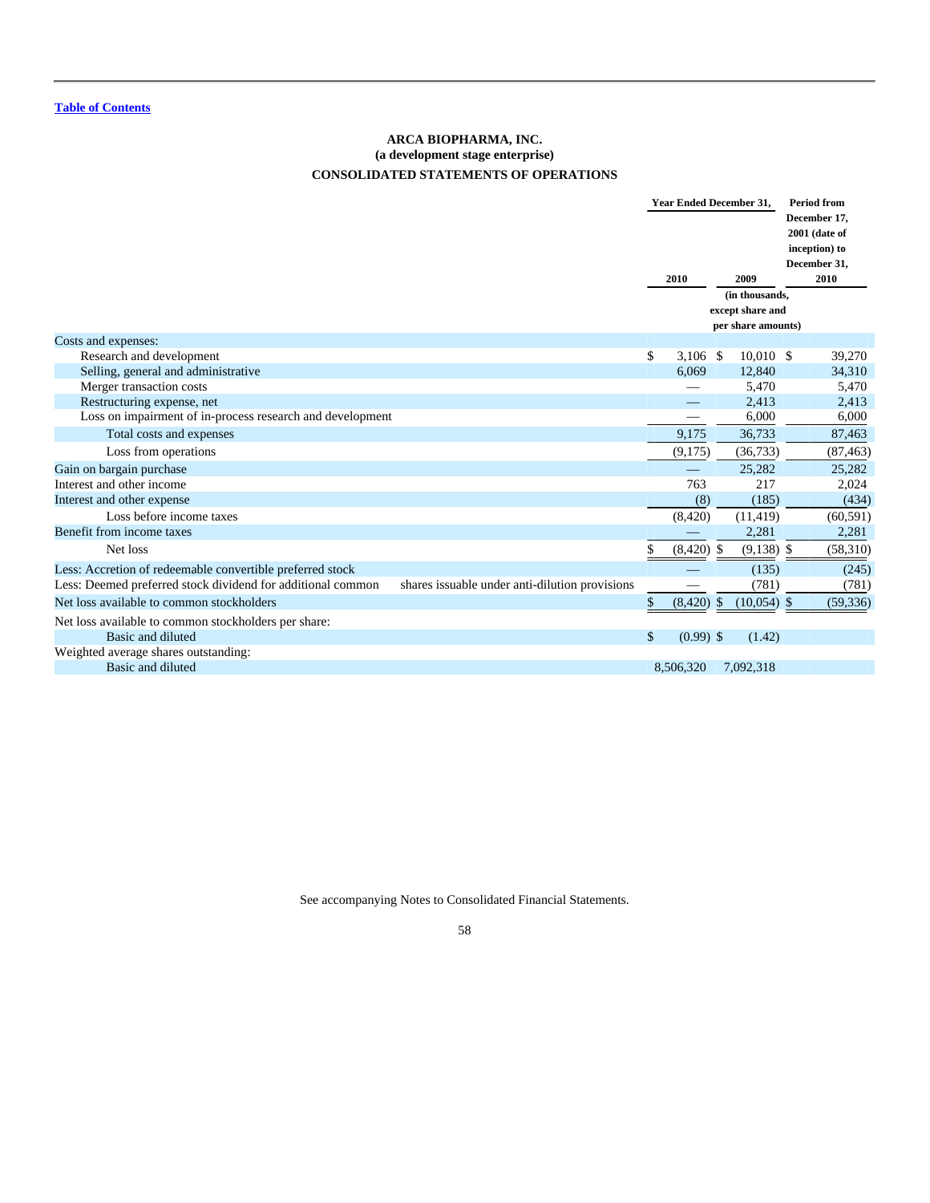[Table of Contents](#)

**ARCA BIOPHARMA, INC.**
**(a development stage enterprise)**
**CONSOLIDATED STATEMENTS OF OPERATIONS**

| | Year Ended December 31, 2010 | Year Ended December 31, 2009 | Period from December 17, 2001 (date of inception) to December 31, 2010 |
|---|---|---|---|
| | | (in thousands, except share and per share amounts) | |
| Costs and expenses: | | | |
| Research and development | $ 3,106 | $ 10,010 | $ 39,270 |
| Selling, general and administrative | 6,069 | 12,840 | 34,310 |
| Merger transaction costs | — | 5,470 | 5,470 |
| Restructuring expense, net | — | 2,413 | 2,413 |
| Loss on impairment of in-process research and development | — | 6,000 | 6,000 |
| Total costs and expenses | 9,175 | 36,733 | 87,463 |
| Loss from operations | (9,175) | (36,733) | (87,463) |
| Gain on bargain purchase | — | 25,282 | 25,282 |
| Interest and other income | 763 | 217 | 2,024 |
| Interest and other expense | (8) | (185) | (434) |
| Loss before income taxes | (8,420) | (11,419) | (60,591) |
| Benefit from income taxes | — | 2,281 | 2,281 |
| Net loss | $ (8,420) | $ (9,138) | $ (58,310) |
| Less: Accretion of redeemable convertible preferred stock | — | (135) | (245) |
| Less: Deemed preferred stock dividend for additional common shares issuable under anti-dilution provisions | — | (781) | (781) |
| Net loss available to common stockholders | $ (8,420) | $ (10,054) | $ (59,336) |
| Net loss available to common stockholders per share: | | | |
| Basic and diluted | $ (0.99) | $ (1.42) | |
| Weighted average shares outstanding: | | | |
| Basic and diluted | 8,506,320 | 7,092,318 | |

See accompanying Notes to Consolidated Financial Statements.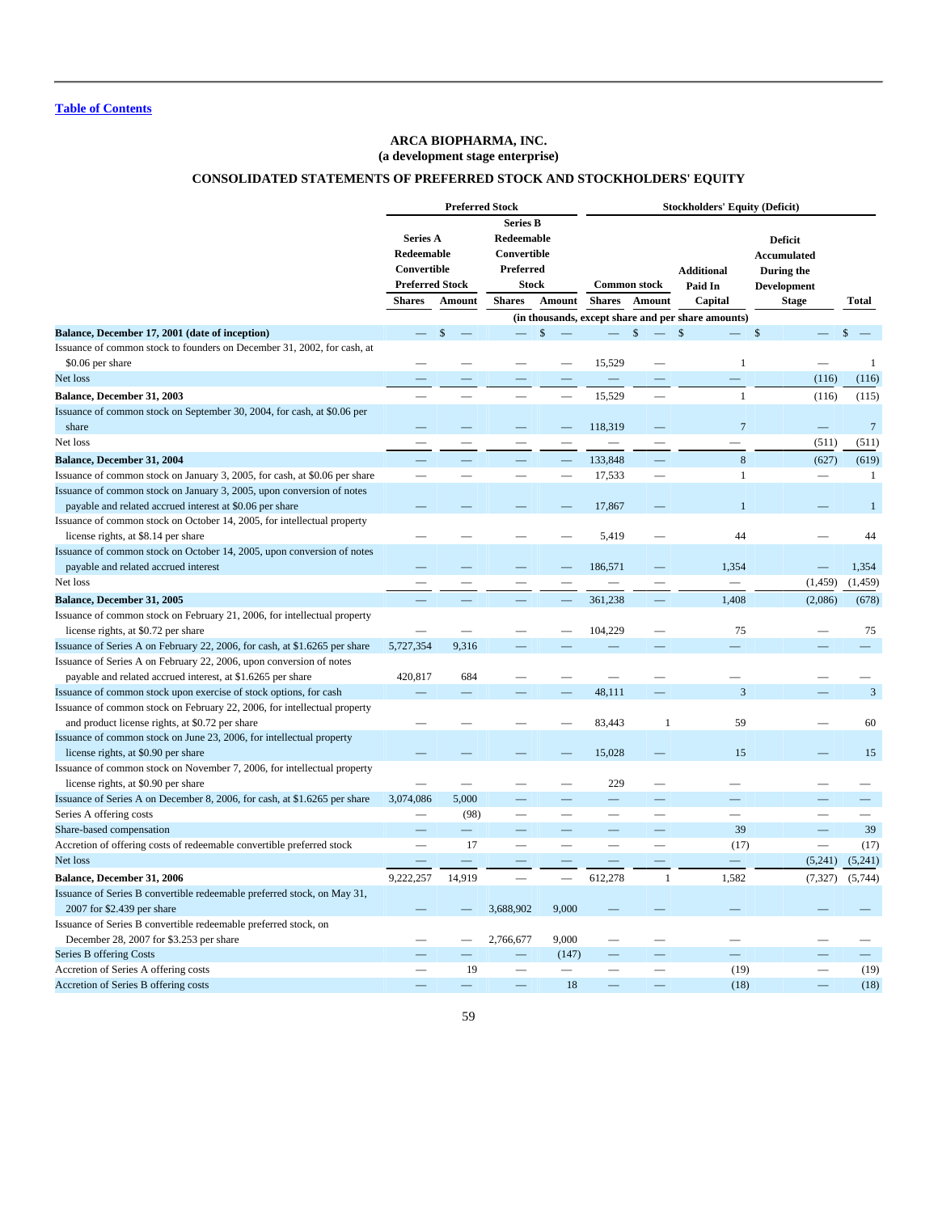[Table of Contents](#)

**ARCA BIOPHARMA, INC.**
**(a development stage enterprise)**

**CONSOLIDATED STATEMENTS OF PREFERRED STOCK AND STOCKHOLDERS' EQUITY**

| | Preferred Stock | | | | Stockholders' Equity (Deficit) | | | | |
|---|---|---|---|---|---|---|---|---|---|
| | Series A Redeemable Convertible Preferred Stock | | Series B Redeemable Convertible Preferred Stock | | Common stock | | Additional Paid In Capital | Deficit Accumulated During the Development Stage | Total |
| | Shares | Amount | Shares | Amount | Shares | Amount | | | |
| | (in thousands, except share and per share amounts) | | | | | | | | |
| **Balance, December 17, 2001 (date of inception)** | — | $ — | — | $ — | — | $ — | $ — | $ — | $ — |
| Issuance of common stock to founders on December 31, 2002, for cash, at $0.06 per share | — | — | — | — | 15,529 | — | 1 | — | 1 |
| Net loss | — | — | — | — | — | — | — | (116) | (116) |
| **Balance, December 31, 2003** | — | — | — | — | 15,529 | — | 1 | (116) | (115) |
| Issuance of common stock on September 30, 2004, for cash, at $0.06 per share | — | — | — | — | 118,319 | — | 7 | — | 7 |
| Net loss | — | — | — | — | — | — | — | (511) | (511) |
| **Balance, December 31, 2004** | — | — | — | — | 133,848 | — | 8 | (627) | (619) |
| Issuance of common stock on January 3, 2005, for cash, at $0.06 per share | — | — | — | — | 17,533 | — | 1 | — | 1 |
| Issuance of common stock on January 3, 2005, upon conversion of notes payable and related accrued interest at $0.06 per share | — | — | — | — | 17,867 | — | 1 | — | 1 |
| Issuance of common stock on October 14, 2005, for intellectual property license rights, at $8.14 per share | — | — | — | — | 5,419 | — | 44 | — | 44 |
| Issuance of common stock on October 14, 2005, upon conversion of notes payable and related accrued interest | — | — | — | — | 186,571 | — | 1,354 | — | 1,354 |
| Net loss | — | — | — | — | — | — | — | (1,459) | (1,459) |
| **Balance, December 31, 2005** | — | — | — | — | 361,238 | — | 1,408 | (2,086) | (678) |
| Issuance of common stock on February 21, 2006, for intellectual property license rights, at $0.72 per share | — | — | — | — | 104,229 | — | 75 | — | 75 |
| Issuance of Series A on February 22, 2006, for cash, at $1.6265 per share | 5,727,354 | 9,316 | — | — | — | — | — | — | — |
| Issuance of Series A on February 22, 2006, upon conversion of notes payable and related accrued interest, at $1.6265 per share | 420,817 | 684 | — | — | — | — | — | — | — |
| Issuance of common stock upon exercise of stock options, for cash | — | — | — | — | 48,111 | — | 3 | — | 3 |
| Issuance of common stock on February 22, 2006, for intellectual property and product license rights, at $0.72 per share | — | — | — | — | 83,443 | 1 | 59 | — | 60 |
| Issuance of common stock on June 23, 2006, for intellectual property license rights, at $0.90 per share | — | — | — | — | 15,028 | — | 15 | — | 15 |
| Issuance of common stock on November 7, 2006, for intellectual property license rights, at $0.90 per share | — | — | — | — | 229 | — | — | — | — |
| Issuance of Series A on December 8, 2006, for cash, at $1.6265 per share | 3,074,086 | 5,000 | — | — | — | — | — | — | — |
| Series A offering costs | — | (98) | — | — | — | — | — | — | — |
| Share-based compensation | — | — | — | — | — | — | 39 | — | 39 |
| Accretion of offering costs of redeemable convertible preferred stock | — | 17 | — | — | — | — | (17) | — | (17) |
| Net loss | — | — | — | — | — | — | — | (5,241) | (5,241) |
| **Balance, December 31, 2006** | 9,222,257 | 14,919 | — | — | 612,278 | 1 | 1,582 | (7,327) | (5,744) |
| Issuance of Series B convertible redeemable preferred stock, on May 31, 2007 for $2.439 per share | — | — | 3,688,902 | 9,000 | — | — | — | — | — |
| Issuance of Series B convertible redeemable preferred stock, on December 28, 2007 for $3.253 per share | — | — | 2,766,677 | 9,000 | — | — | — | — | — |
| Series B offering Costs | — | — | — | (147) | — | — | — | — | — |
| Accretion of Series A offering costs | — | 19 | — | — | — | — | (19) | — | (19) |
| Accretion of Series B offering costs | — | — | — | 18 | — | — | (18) | — | (18) |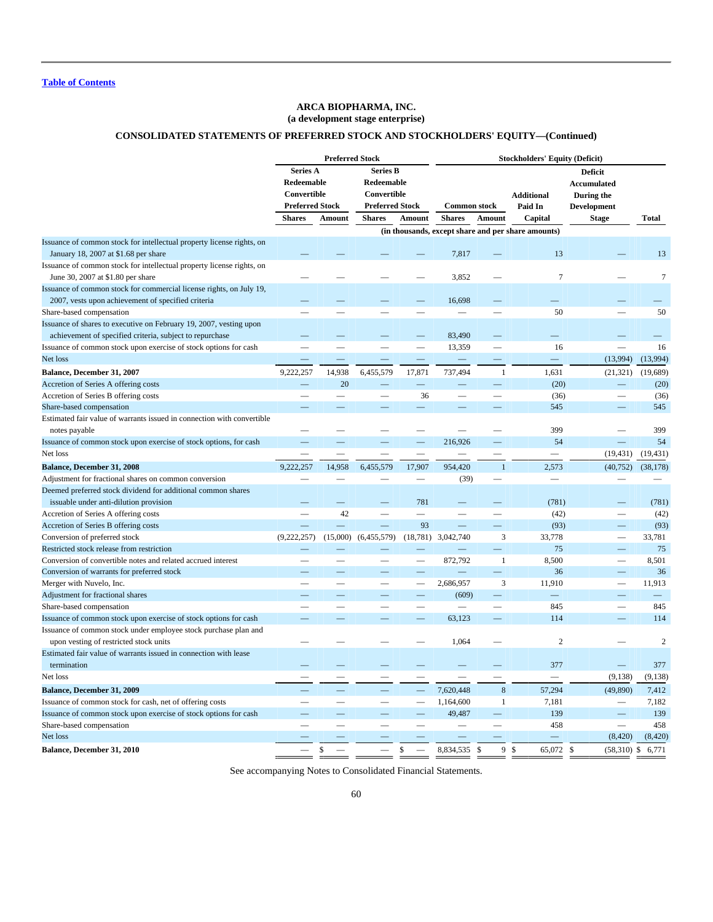Table of Contents

## ARCA BIOPHARMA, INC.
## (a development stage enterprise)

## CONSOLIDATED STATEMENTS OF PREFERRED STOCK AND STOCKHOLDERS' EQUITY—(Continued)

| | Preferred Stock | | | | Stockholders' Equity (Deficit) | | | | |
|---|---|---|---|---|---|---|---|---|---|
| | Series A Redeemable Convertible Preferred Stock | | Series B Redeemable Convertible Preferred Stock | | Common stock | | Additional Paid In Capital | Deficit Accumulated During the Development Stage | Total |
| | Shares | Amount | Shares | Amount | Shares | Amount | | | |
| | (in thousands, except share and per share amounts) | | | | | | | | |
| Issuance of common stock for intellectual property license rights, on January 18, 2007 at $1.68 per share | — | — | — | — | 7,817 | — | 13 | — | 13 |
| Issuance of common stock for intellectual property license rights, on June 30, 2007 at $1.80 per share | — | — | — | — | 3,852 | — | 7 | — | 7 |
| Issuance of common stock for commercial license rights, on July 19, 2007, vests upon achievement of specified criteria | — | — | — | — | 16,698 | — | — | — | — |
| Share-based compensation | — | — | — | — | — | — | 50 | — | 50 |
| Issuance of shares to executive on February 19, 2007, vesting upon achievement of specified criteria, subject to repurchase | — | — | — | — | 83,490 | — | — | — | — |
| Issuance of common stock upon exercise of stock options for cash | — | — | — | — | 13,359 | — | 16 | — | 16 |
| Net loss | — | — | — | — | — | — | — | (13,994) | (13,994) |
| **Balance, December 31, 2007** | 9,222,257 | 14,938 | 6,455,579 | 17,871 | 737,494 | 1 | 1,631 | (21,321) | (19,689) |
| Accretion of Series A offering costs | — | 20 | — | — | — | — | (20) | — | (20) |
| Accretion of Series B offering costs | — | — | — | 36 | — | — | (36) | — | (36) |
| Share-based compensation | — | — | — | — | — | — | 545 | — | 545 |
| Estimated fair value of warrants issued in connection with convertible notes payable | — | — | — | — | — | — | 399 | — | 399 |
| Issuance of common stock upon exercise of stock options, for cash | — | — | — | — | 216,926 | — | 54 | — | 54 |
| Net loss | — | — | — | — | — | — | — | (19,431) | (19,431) |
| **Balance, December 31, 2008** | 9,222,257 | 14,958 | 6,455,579 | 17,907 | 954,420 | 1 | 2,573 | (40,752) | (38,178) |
| Adjustment for fractional shares on common conversion | — | — | — | — | (39) | — | — | — | — |
| Deemed preferred stock dividend for additional common shares issuable under anti-dilution provision | — | — | — | 781 | — | — | (781) | — | (781) |
| Accretion of Series A offering costs | — | 42 | — | — | — | — | (42) | — | (42) |
| Accretion of Series B offering costs | — | — | — | 93 | — | — | (93) | — | (93) |
| Conversion of preferred stock | (9,222,257) | (15,000) | (6,455,579) | (18,781) | 3,042,740 | 3 | 33,778 | — | 33,781 |
| Restricted stock release from restriction | — | — | — | — | — | — | 75 | — | 75 |
| Conversion of convertible notes and related accrued interest | — | — | — | — | 872,792 | 1 | 8,500 | — | 8,501 |
| Conversion of warrants for preferred stock | — | — | — | — | — | — | 36 | — | 36 |
| Merger with Nuvelo, Inc. | — | — | — | — | 2,686,957 | 3 | 11,910 | — | 11,913 |
| Adjustment for fractional shares | — | — | — | — | (609) | — | — | — | — |
| Share-based compensation | — | — | — | — | — | — | 845 | — | 845 |
| Issuance of common stock upon exercise of stock options for cash | — | — | — | — | 63,123 | — | 114 | — | 114 |
| Issuance of common stock under employee stock purchase plan and upon vesting of restricted stock units | — | — | — | — | 1,064 | — | 2 | — | 2 |
| Estimated fair value of warrants issued in connection with lease termination | — | — | — | — | — | — | 377 | — | 377 |
| Net loss | — | — | — | — | — | — | — | (9,138) | (9,138) |
| **Balance, December 31, 2009** | — | — | — | — | 7,620,448 | 8 | 57,294 | (49,890) | 7,412 |
| Issuance of common stock for cash, net of offering costs | — | — | — | — | 1,164,600 | 1 | 7,181 | — | 7,182 |
| Issuance of common stock upon exercise of stock options for cash | — | — | — | — | 49,487 | — | 139 | — | 139 |
| Share-based compensation | — | — | — | — | — | — | 458 | — | 458 |
| Net loss | — | — | — | — | — | — | — | (8,420) | (8,420) |
| **Balance, December 31, 2010** | — | $ — | — | $ — | 8,834,535 | $ 9 | $ 65,072 | $ (58,310) | $ 6,771 |

See accompanying Notes to Consolidated Financial Statements.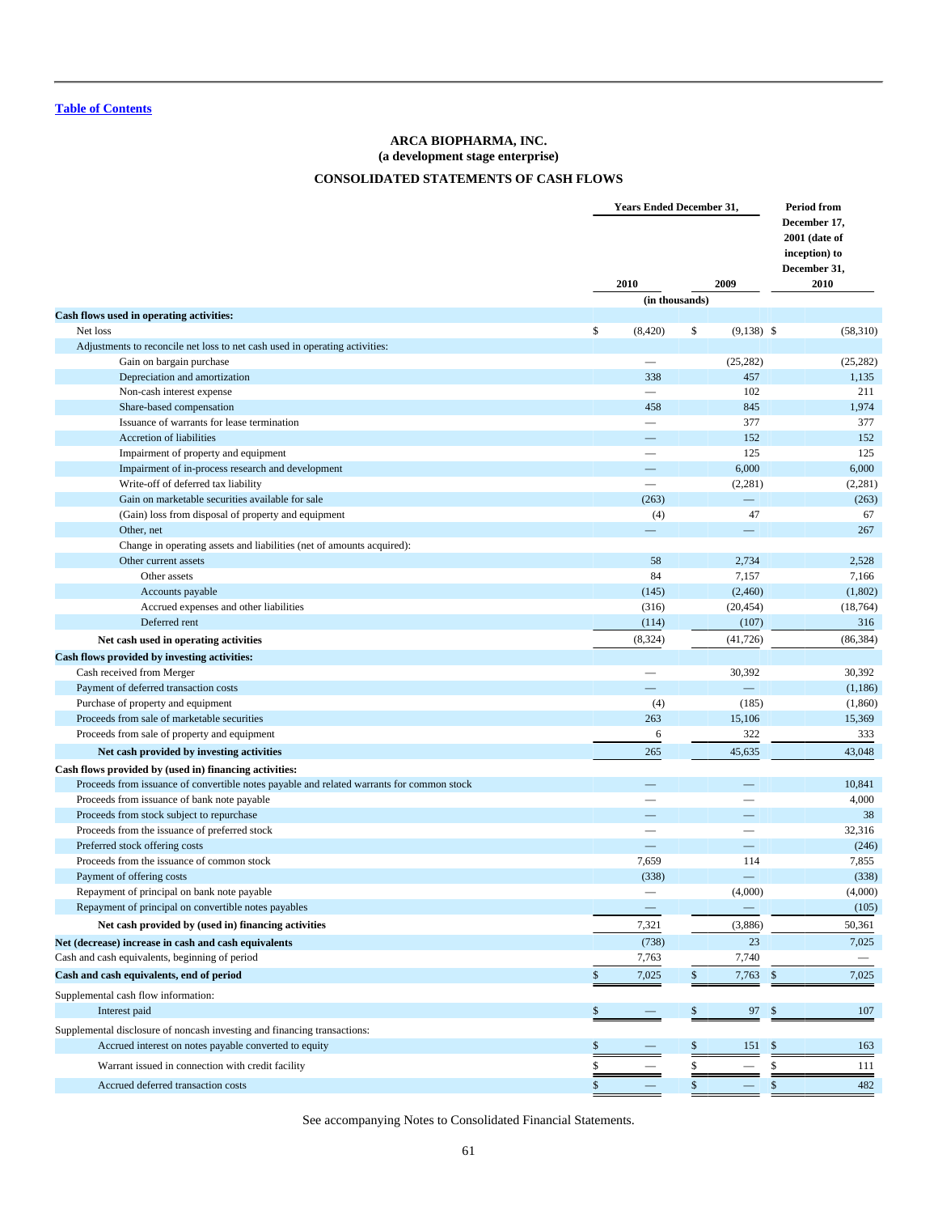[Table of Contents](#)

**ARCA BIOPHARMA, INC.**
**(a development stage enterprise)**

**CONSOLIDATED STATEMENTS OF CASH FLOWS**

| | Years Ended December 31, 2010 | Years Ended December 31, 2009 | Period from December 17, 2001 (date of inception) to December 31, 2010 |
|---|---|---|---|
| | (in thousands) | | |
| **Cash flows used in operating activities:** | | | |
| Net loss | $ (8,420) | $ (9,138) | $ (58,310) |
| Adjustments to reconcile net loss to net cash used in operating activities: | | | |
| Gain on bargain purchase | — | (25,282) | (25,282) |
| Depreciation and amortization | 338 | 457 | 1,135 |
| Non-cash interest expense | — | 102 | 211 |
| Share-based compensation | 458 | 845 | 1,974 |
| Issuance of warrants for lease termination | — | 377 | 377 |
| Accretion of liabilities | — | 152 | 152 |
| Impairment of property and equipment | — | 125 | 125 |
| Impairment of in-process research and development | — | 6,000 | 6,000 |
| Write-off of deferred tax liability | — | (2,281) | (2,281) |
| Gain on marketable securities available for sale | (263) | — | (263) |
| (Gain) loss from disposal of property and equipment | (4) | 47 | 67 |
| Other, net | — | — | 267 |
| Change in operating assets and liabilities (net of amounts acquired): | | | |
| Other current assets | 58 | 2,734 | 2,528 |
| Other assets | 84 | 7,157 | 7,166 |
| Accounts payable | (145) | (2,460) | (1,802) |
| Accrued expenses and other liabilities | (316) | (20,454) | (18,764) |
| Deferred rent | (114) | (107) | 316 |
| **Net cash used in operating activities** | (8,324) | (41,726) | (86,384) |
| **Cash flows provided by investing activities:** | | | |
| Cash received from Merger | — | 30,392 | 30,392 |
| Payment of deferred transaction costs | — | — | (1,186) |
| Purchase of property and equipment | (4) | (185) | (1,860) |
| Proceeds from sale of marketable securities | 263 | 15,106 | 15,369 |
| Proceeds from sale of property and equipment | 6 | 322 | 333 |
| **Net cash provided by investing activities** | 265 | 45,635 | 43,048 |
| **Cash flows provided by (used in) financing activities:** | | | |
| Proceeds from issuance of convertible notes payable and related warrants for common stock | — | — | 10,841 |
| Proceeds from issuance of bank note payable | — | — | 4,000 |
| Proceeds from stock subject to repurchase | — | — | 38 |
| Proceeds from the issuance of preferred stock | — | — | 32,316 |
| Preferred stock offering costs | — | — | (246) |
| Proceeds from the issuance of common stock | 7,659 | 114 | 7,855 |
| Payment of offering costs | (338) | — | (338) |
| Repayment of principal on bank note payable | — | (4,000) | (4,000) |
| Repayment of principal on convertible notes payables | — | — | (105) |
| **Net cash provided by (used in) financing activities** | 7,321 | (3,886) | 50,361 |
| **Net (decrease) increase in cash and cash equivalents** | (738) | 23 | 7,025 |
| Cash and cash equivalents, beginning of period | 7,763 | 7,740 | — |
| **Cash and cash equivalents, end of period** | $ 7,025 | $ 7,763 | $ 7,025 |
| Supplemental cash flow information: | | | |
| Interest paid | $ — | $ 97 | $ 107 |
| Supplemental disclosure of noncash investing and financing transactions: | | | |
| Accrued interest on notes payable converted to equity | $ — | $ 151 | $ 163 |
| Warrant issued in connection with credit facility | $ — | $ — | $ 111 |
| Accrued deferred transaction costs | $ — | $ — | $ 482 |

See accompanying Notes to Consolidated Financial Statements.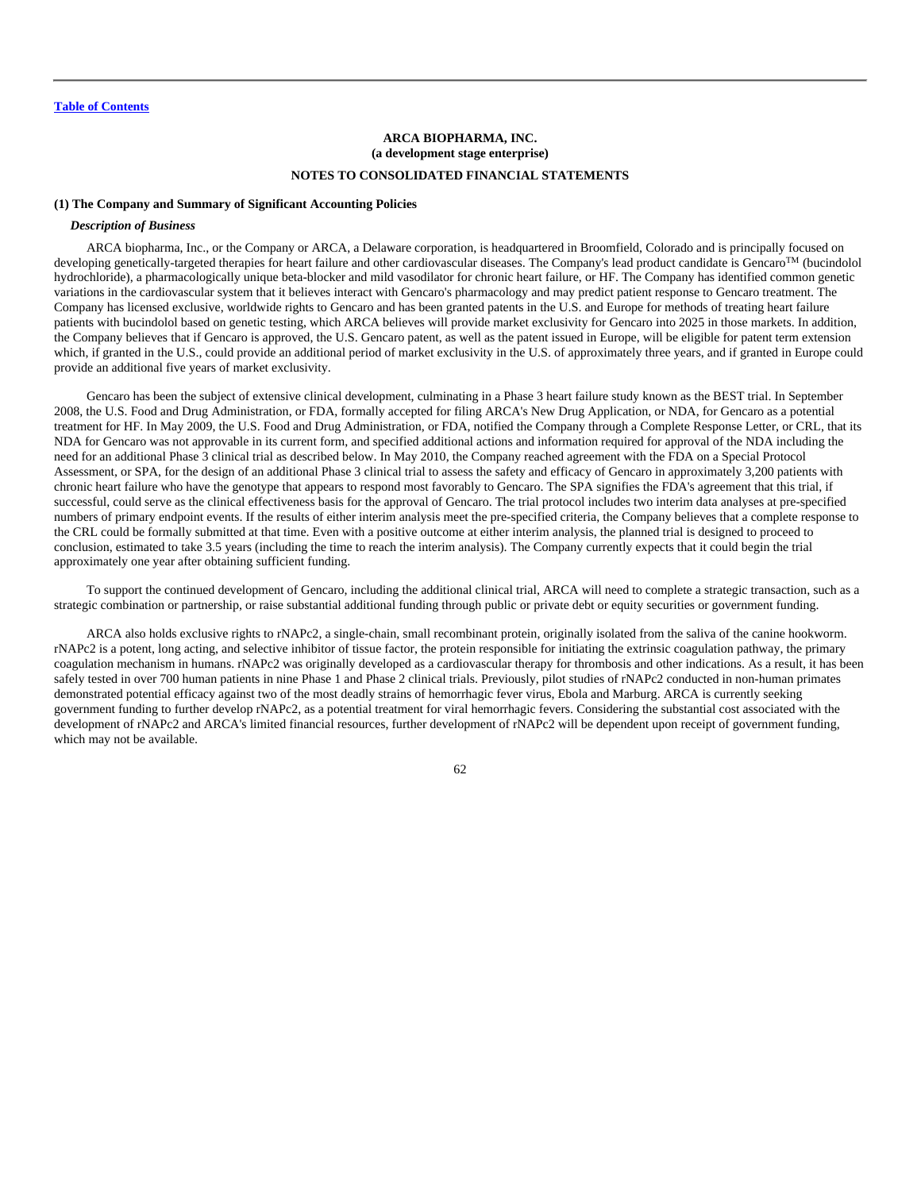[Table of Contents](#)

**ARCA BIOPHARMA, INC.**
**(a development stage enterprise)**

**NOTES TO CONSOLIDATED FINANCIAL STATEMENTS**

**(1) The Company and Summary of Significant Accounting Policies**

***Description of Business***

ARCA biopharma, Inc., or the Company or ARCA, a Delaware corporation, is headquartered in Broomfield, Colorado and is principally focused on developing genetically-targeted therapies for heart failure and other cardiovascular diseases. The Company's lead product candidate is Gencaro™ (bucindolol hydrochloride), a pharmacologically unique beta-blocker and mild vasodilator for chronic heart failure, or HF. The Company has identified common genetic variations in the cardiovascular system that it believes interact with Gencaro's pharmacology and may predict patient response to Gencaro treatment. The Company has licensed exclusive, worldwide rights to Gencaro and has been granted patents in the U.S. and Europe for methods of treating heart failure patients with bucindolol based on genetic testing, which ARCA believes will provide market exclusivity for Gencaro into 2025 in those markets. In addition, the Company believes that if Gencaro is approved, the U.S. Gencaro patent, as well as the patent issued in Europe, will be eligible for patent term extension which, if granted in the U.S., could provide an additional period of market exclusivity in the U.S. of approximately three years, and if granted in Europe could provide an additional five years of market exclusivity.

Gencaro has been the subject of extensive clinical development, culminating in a Phase 3 heart failure study known as the BEST trial. In September 2008, the U.S. Food and Drug Administration, or FDA, formally accepted for filing ARCA's New Drug Application, or NDA, for Gencaro as a potential treatment for HF. In May 2009, the U.S. Food and Drug Administration, or FDA, notified the Company through a Complete Response Letter, or CRL, that its NDA for Gencaro was not approvable in its current form, and specified additional actions and information required for approval of the NDA including the need for an additional Phase 3 clinical trial as described below. In May 2010, the Company reached agreement with the FDA on a Special Protocol Assessment, or SPA, for the design of an additional Phase 3 clinical trial to assess the safety and efficacy of Gencaro in approximately 3,200 patients with chronic heart failure who have the genotype that appears to respond most favorably to Gencaro. The SPA signifies the FDA's agreement that this trial, if successful, could serve as the clinical effectiveness basis for the approval of Gencaro. The trial protocol includes two interim data analyses at pre-specified numbers of primary endpoint events. If the results of either interim analysis meet the pre-specified criteria, the Company believes that a complete response to the CRL could be formally submitted at that time. Even with a positive outcome at either interim analysis, the planned trial is designed to proceed to conclusion, estimated to take 3.5 years (including the time to reach the interim analysis). The Company currently expects that it could begin the trial approximately one year after obtaining sufficient funding.

To support the continued development of Gencaro, including the additional clinical trial, ARCA will need to complete a strategic transaction, such as a strategic combination or partnership, or raise substantial additional funding through public or private debt or equity securities or government funding.

ARCA also holds exclusive rights to rNAPc2, a single-chain, small recombinant protein, originally isolated from the saliva of the canine hookworm. rNAPc2 is a potent, long acting, and selective inhibitor of tissue factor, the protein responsible for initiating the extrinsic coagulation pathway, the primary coagulation mechanism in humans. rNAPc2 was originally developed as a cardiovascular therapy for thrombosis and other indications. As a result, it has been safely tested in over 700 human patients in nine Phase 1 and Phase 2 clinical trials. Previously, pilot studies of rNAPc2 conducted in non-human primates demonstrated potential efficacy against two of the most deadly strains of hemorrhagic fever virus, Ebola and Marburg. ARCA is currently seeking government funding to further develop rNAPc2, as a potential treatment for viral hemorrhagic fevers. Considering the substantial cost associated with the development of rNAPc2 and ARCA's limited financial resources, further development of rNAPc2 will be dependent upon receipt of government funding, which may not be available.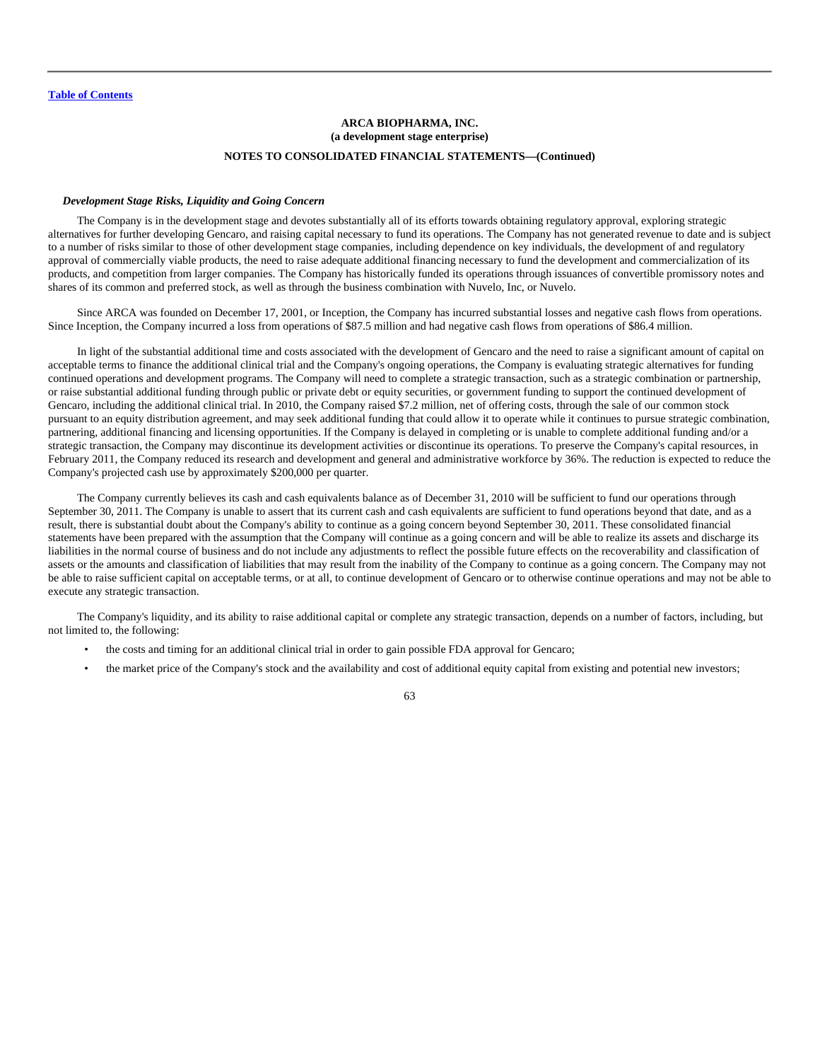[Table of Contents](#)

**ARCA BIOPHARMA, INC.**
**(a development stage enterprise)**

**NOTES TO CONSOLIDATED FINANCIAL STATEMENTS—(Continued)**

***Development Stage Risks, Liquidity and Going Concern***

The Company is in the development stage and devotes substantially all of its efforts towards obtaining regulatory approval, exploring strategic alternatives for further developing Gencaro, and raising capital necessary to fund its operations. The Company has not generated revenue to date and is subject to a number of risks similar to those of other development stage companies, including dependence on key individuals, the development of and regulatory approval of commercially viable products, the need to raise adequate additional financing necessary to fund the development and commercialization of its products, and competition from larger companies. The Company has historically funded its operations through issuances of convertible promissory notes and shares of its common and preferred stock, as well as through the business combination with Nuvelo, Inc, or Nuvelo.

Since ARCA was founded on December 17, 2001, or Inception, the Company has incurred substantial losses and negative cash flows from operations. Since Inception, the Company incurred a loss from operations of $87.5 million and had negative cash flows from operations of $86.4 million.

In light of the substantial additional time and costs associated with the development of Gencaro and the need to raise a significant amount of capital on acceptable terms to finance the additional clinical trial and the Company's ongoing operations, the Company is evaluating strategic alternatives for funding continued operations and development programs. The Company will need to complete a strategic transaction, such as a strategic combination or partnership, or raise substantial additional funding through public or private debt or equity securities, or government funding to support the continued development of Gencaro, including the additional clinical trial. In 2010, the Company raised $7.2 million, net of offering costs, through the sale of our common stock pursuant to an equity distribution agreement, and may seek additional funding that could allow it to operate while it continues to pursue strategic combination, partnering, additional financing and licensing opportunities. If the Company is delayed in completing or is unable to complete additional funding and/or a strategic transaction, the Company may discontinue its development activities or discontinue its operations. To preserve the Company's capital resources, in February 2011, the Company reduced its research and development and general and administrative workforce by 36%. The reduction is expected to reduce the Company's projected cash use by approximately $200,000 per quarter.

The Company currently believes its cash and cash equivalents balance as of December 31, 2010 will be sufficient to fund our operations through September 30, 2011. The Company is unable to assert that its current cash and cash equivalents are sufficient to fund operations beyond that date, and as a result, there is substantial doubt about the Company's ability to continue as a going concern beyond September 30, 2011. These consolidated financial statements have been prepared with the assumption that the Company will continue as a going concern and will be able to realize its assets and discharge its liabilities in the normal course of business and do not include any adjustments to reflect the possible future effects on the recoverability and classification of assets or the amounts and classification of liabilities that may result from the inability of the Company to continue as a going concern. The Company may not be able to raise sufficient capital on acceptable terms, or at all, to continue development of Gencaro or to otherwise continue operations and may not be able to execute any strategic transaction.

The Company's liquidity, and its ability to raise additional capital or complete any strategic transaction, depends on a number of factors, including, but not limited to, the following:

- the costs and timing for an additional clinical trial in order to gain possible FDA approval for Gencaro;
- the market price of the Company's stock and the availability and cost of additional equity capital from existing and potential new investors;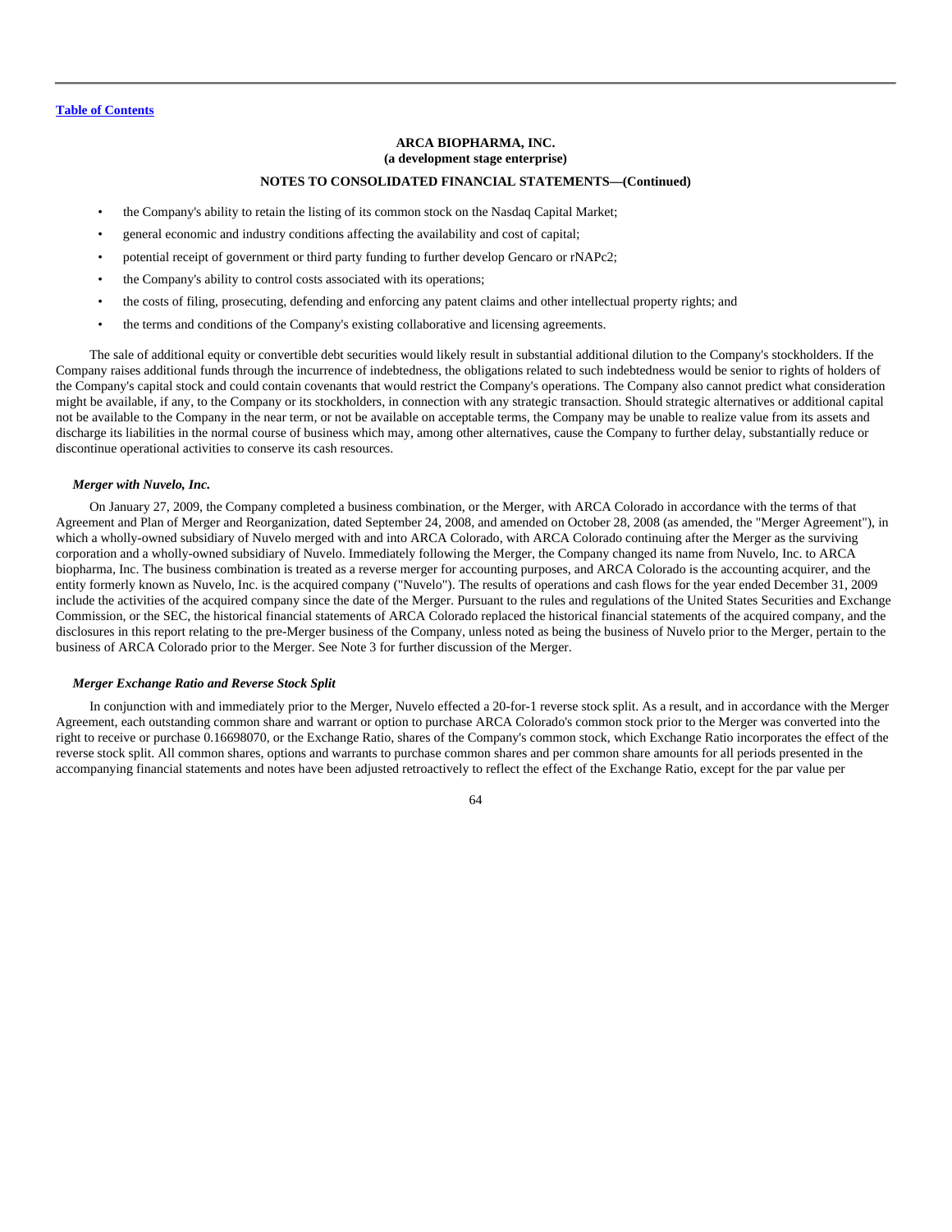- the Company's ability to retain the listing of its common stock on the Nasdaq Capital Market;
- general economic and industry conditions affecting the availability and cost of capital;
- potential receipt of government or third party funding to further develop Gencaro or rNAPc2;
- the Company's ability to control costs associated with its operations;
- the costs of filing, prosecuting, defending and enforcing any patent claims and other intellectual property rights; and
- the terms and conditions of the Company's existing collaborative and licensing agreements.

The sale of additional equity or convertible debt securities would likely result in substantial additional dilution to the Company's stockholders. If the Company raises additional funds through the incurrence of indebtedness, the obligations related to such indebtedness would be senior to rights of holders of the Company's capital stock and could contain covenants that would restrict the Company's operations. The Company also cannot predict what consideration might be available, if any, to the Company or its stockholders, in connection with any strategic transaction. Should strategic alternatives or additional capital not be available to the Company in the near term, or not be available on acceptable terms, the Company may be unable to realize value from its assets and discharge its liabilities in the normal course of business which may, among other alternatives, cause the Company to further delay, substantially reduce or discontinue operational activities to conserve its cash resources.

***Merger with Nuvelo, Inc.***

On January 27, 2009, the Company completed a business combination, or the Merger, with ARCA Colorado in accordance with the terms of that Agreement and Plan of Merger and Reorganization, dated September 24, 2008, and amended on October 28, 2008 (as amended, the "Merger Agreement"), in which a wholly-owned subsidiary of Nuvelo merged with and into ARCA Colorado, with ARCA Colorado continuing after the Merger as the surviving corporation and a wholly-owned subsidiary of Nuvelo. Immediately following the Merger, the Company changed its name from Nuvelo, Inc. to ARCA biopharma, Inc. The business combination is treated as a reverse merger for accounting purposes, and ARCA Colorado is the accounting acquirer, and the entity formerly known as Nuvelo, Inc. is the acquired company ("Nuvelo"). The results of operations and cash flows for the year ended December 31, 2009 include the activities of the acquired company since the date of the Merger. Pursuant to the rules and regulations of the United States Securities and Exchange Commission, or the SEC, the historical financial statements of ARCA Colorado replaced the historical financial statements of the acquired company, and the disclosures in this report relating to the pre-Merger business of the Company, unless noted as being the business of Nuvelo prior to the Merger, pertain to the business of ARCA Colorado prior to the Merger. See Note 3 for further discussion of the Merger.

***Merger Exchange Ratio and Reverse Stock Split***

In conjunction with and immediately prior to the Merger, Nuvelo effected a 20-for-1 reverse stock split. As a result, and in accordance with the Merger Agreement, each outstanding common share and warrant or option to purchase ARCA Colorado's common stock prior to the Merger was converted into the right to receive or purchase 0.16698070, or the Exchange Ratio, shares of the Company's common stock, which Exchange Ratio incorporates the effect of the reverse stock split. All common shares, options and warrants to purchase common shares and per common share amounts for all periods presented in the accompanying financial statements and notes have been adjusted retroactively to reflect the effect of the Exchange Ratio, except for the par value per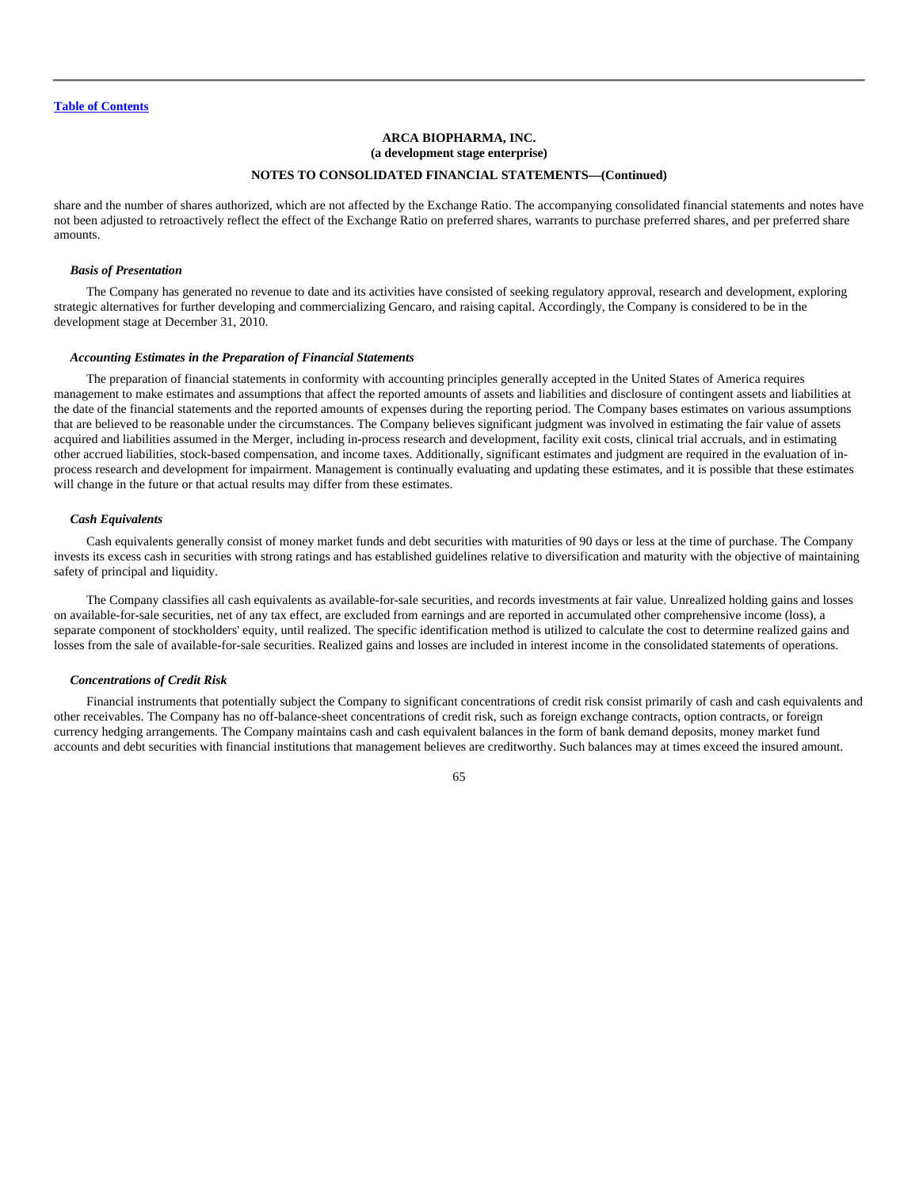**ARCA BIOPHARMA, INC.**
**(a development stage enterprise)**

**NOTES TO CONSOLIDATED FINANCIAL STATEMENTS—(Continued)**

share and the number of shares authorized, which are not affected by the Exchange Ratio. The accompanying consolidated financial statements and notes have not been adjusted to retroactively reflect the effect of the Exchange Ratio on preferred shares, warrants to purchase preferred shares, and per preferred share amounts.

***Basis of Presentation***

The Company has generated no revenue to date and its activities have consisted of seeking regulatory approval, research and development, exploring strategic alternatives for further developing and commercializing Gencaro, and raising capital. Accordingly, the Company is considered to be in the development stage at December 31, 2010.

***Accounting Estimates in the Preparation of Financial Statements***

The preparation of financial statements in conformity with accounting principles generally accepted in the United States of America requires management to make estimates and assumptions that affect the reported amounts of assets and liabilities and disclosure of contingent assets and liabilities at the date of the financial statements and the reported amounts of expenses during the reporting period. The Company bases estimates on various assumptions that are believed to be reasonable under the circumstances. The Company believes significant judgment was involved in estimating the fair value of assets acquired and liabilities assumed in the Merger, including in-process research and development, facility exit costs, clinical trial accruals, and in estimating other accrued liabilities, stock-based compensation, and income taxes. Additionally, significant estimates and judgment are required in the evaluation of in-process research and development for impairment. Management is continually evaluating and updating these estimates, and it is possible that these estimates will change in the future or that actual results may differ from these estimates.

***Cash Equivalents***

Cash equivalents generally consist of money market funds and debt securities with maturities of 90 days or less at the time of purchase. The Company invests its excess cash in securities with strong ratings and has established guidelines relative to diversification and maturity with the objective of maintaining safety of principal and liquidity.

The Company classifies all cash equivalents as available-for-sale securities, and records investments at fair value. Unrealized holding gains and losses on available-for-sale securities, net of any tax effect, are excluded from earnings and are reported in accumulated other comprehensive income (loss), a separate component of stockholders' equity, until realized. The specific identification method is utilized to calculate the cost to determine realized gains and losses from the sale of available-for-sale securities. Realized gains and losses are included in interest income in the consolidated statements of operations.

***Concentrations of Credit Risk***

Financial instruments that potentially subject the Company to significant concentrations of credit risk consist primarily of cash and cash equivalents and other receivables. The Company has no off-balance-sheet concentrations of credit risk, such as foreign exchange contracts, option contracts, or foreign currency hedging arrangements. The Company maintains cash and cash equivalent balances in the form of bank demand deposits, money market fund accounts and debt securities with financial institutions that management believes are creditworthy. Such balances may at times exceed the insured amount.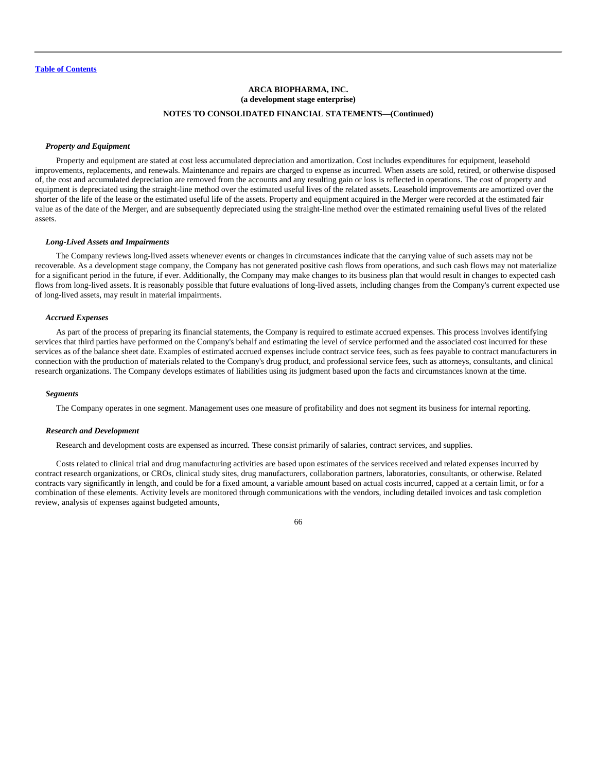[Table of Contents](#)

**ARCA BIOPHARMA, INC.**
**(a development stage enterprise)**

**NOTES TO CONSOLIDATED FINANCIAL STATEMENTS—(Continued)**

***Property and Equipment***

Property and equipment are stated at cost less accumulated depreciation and amortization. Cost includes expenditures for equipment, leasehold improvements, replacements, and renewals. Maintenance and repairs are charged to expense as incurred. When assets are sold, retired, or otherwise disposed of, the cost and accumulated depreciation are removed from the accounts and any resulting gain or loss is reflected in operations. The cost of property and equipment is depreciated using the straight-line method over the estimated useful lives of the related assets. Leasehold improvements are amortized over the shorter of the life of the lease or the estimated useful life of the assets. Property and equipment acquired in the Merger were recorded at the estimated fair value as of the date of the Merger, and are subsequently depreciated using the straight-line method over the estimated remaining useful lives of the related assets.

***Long-Lived Assets and Impairments***

The Company reviews long-lived assets whenever events or changes in circumstances indicate that the carrying value of such assets may not be recoverable. As a development stage company, the Company has not generated positive cash flows from operations, and such cash flows may not materialize for a significant period in the future, if ever. Additionally, the Company may make changes to its business plan that would result in changes to expected cash flows from long-lived assets. It is reasonably possible that future evaluations of long-lived assets, including changes from the Company's current expected use of long-lived assets, may result in material impairments.

***Accrued Expenses***

As part of the process of preparing its financial statements, the Company is required to estimate accrued expenses. This process involves identifying services that third parties have performed on the Company's behalf and estimating the level of service performed and the associated cost incurred for these services as of the balance sheet date. Examples of estimated accrued expenses include contract service fees, such as fees payable to contract manufacturers in connection with the production of materials related to the Company's drug product, and professional service fees, such as attorneys, consultants, and clinical research organizations. The Company develops estimates of liabilities using its judgment based upon the facts and circumstances known at the time.

***Segments***

The Company operates in one segment. Management uses one measure of profitability and does not segment its business for internal reporting.

***Research and Development***

Research and development costs are expensed as incurred. These consist primarily of salaries, contract services, and supplies.

Costs related to clinical trial and drug manufacturing activities are based upon estimates of the services received and related expenses incurred by contract research organizations, or CROs, clinical study sites, drug manufacturers, collaboration partners, laboratories, consultants, or otherwise. Related contracts vary significantly in length, and could be for a fixed amount, a variable amount based on actual costs incurred, capped at a certain limit, or for a combination of these elements. Activity levels are monitored through communications with the vendors, including detailed invoices and task completion review, analysis of expenses against budgeted amounts,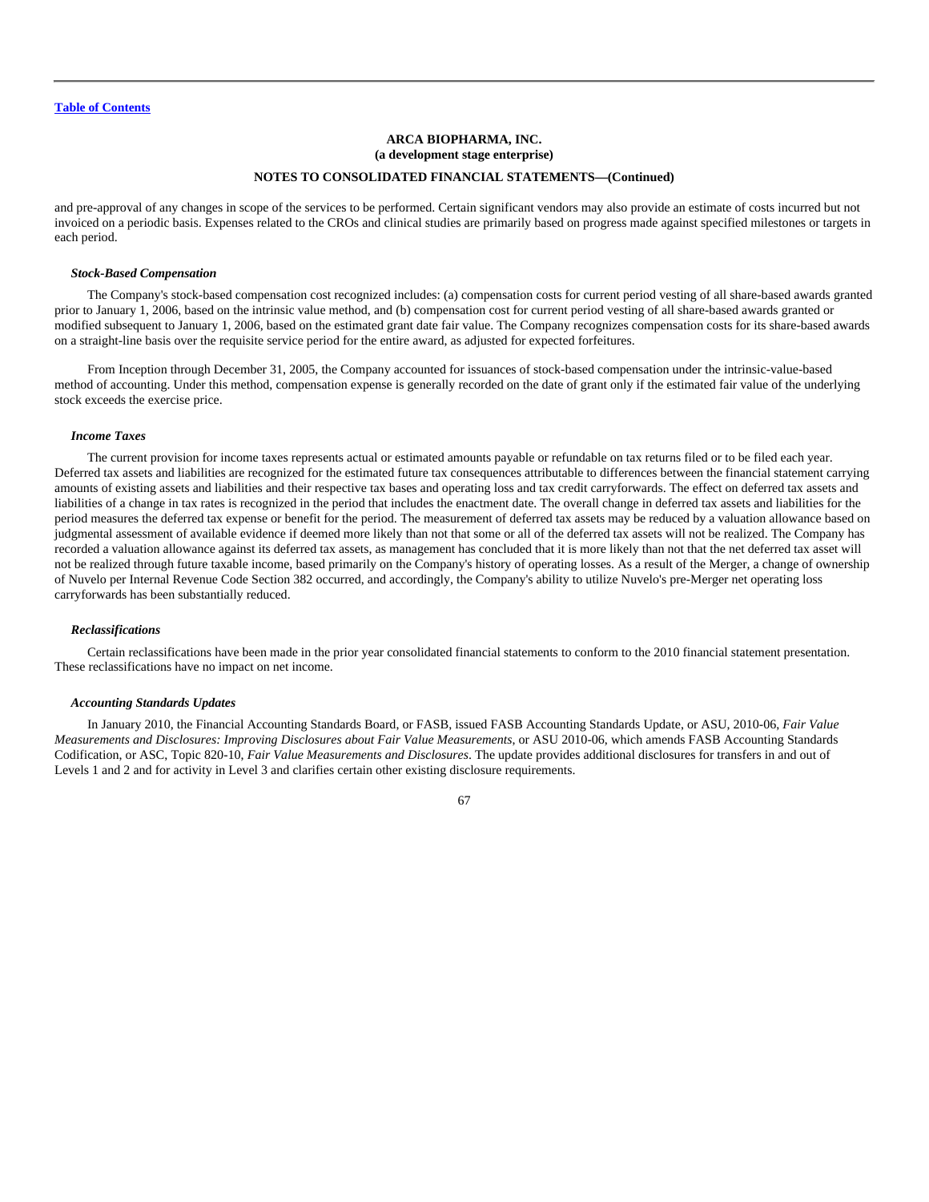and pre-approval of any changes in scope of the services to be performed. Certain significant vendors may also provide an estimate of costs incurred but not invoiced on a periodic basis. Expenses related to the CROs and clinical studies are primarily based on progress made against specified milestones or targets in each period.

***Stock-Based Compensation***

The Company's stock-based compensation cost recognized includes: (a) compensation costs for current period vesting of all share-based awards granted prior to January 1, 2006, based on the intrinsic value method, and (b) compensation cost for current period vesting of all share-based awards granted or modified subsequent to January 1, 2006, based on the estimated grant date fair value. The Company recognizes compensation costs for its share-based awards on a straight-line basis over the requisite service period for the entire award, as adjusted for expected forfeitures.

From Inception through December 31, 2005, the Company accounted for issuances of stock-based compensation under the intrinsic-value-based method of accounting. Under this method, compensation expense is generally recorded on the date of grant only if the estimated fair value of the underlying stock exceeds the exercise price.

***Income Taxes***

The current provision for income taxes represents actual or estimated amounts payable or refundable on tax returns filed or to be filed each year. Deferred tax assets and liabilities are recognized for the estimated future tax consequences attributable to differences between the financial statement carrying amounts of existing assets and liabilities and their respective tax bases and operating loss and tax credit carryforwards. The effect on deferred tax assets and liabilities of a change in tax rates is recognized in the period that includes the enactment date. The overall change in deferred tax assets and liabilities for the period measures the deferred tax expense or benefit for the period. The measurement of deferred tax assets may be reduced by a valuation allowance based on judgmental assessment of available evidence if deemed more likely than not that some or all of the deferred tax assets will not be realized. The Company has recorded a valuation allowance against its deferred tax assets, as management has concluded that it is more likely than not that the net deferred tax asset will not be realized through future taxable income, based primarily on the Company's history of operating losses. As a result of the Merger, a change of ownership of Nuvelo per Internal Revenue Code Section 382 occurred, and accordingly, the Company's ability to utilize Nuvelo's pre-Merger net operating loss carryforwards has been substantially reduced.

***Reclassifications***

Certain reclassifications have been made in the prior year consolidated financial statements to conform to the 2010 financial statement presentation. These reclassifications have no impact on net income.

***Accounting Standards Updates***

In January 2010, the Financial Accounting Standards Board, or FASB, issued FASB Accounting Standards Update, or ASU, 2010-06, *Fair Value Measurements and Disclosures: Improving Disclosures about Fair Value Measurements*, or ASU 2010-06, which amends FASB Accounting Standards Codification, or ASC, Topic 820-10, *Fair Value Measurements and Disclosures*. The update provides additional disclosures for transfers in and out of Levels 1 and 2 and for activity in Level 3 and clarifies certain other existing disclosure requirements.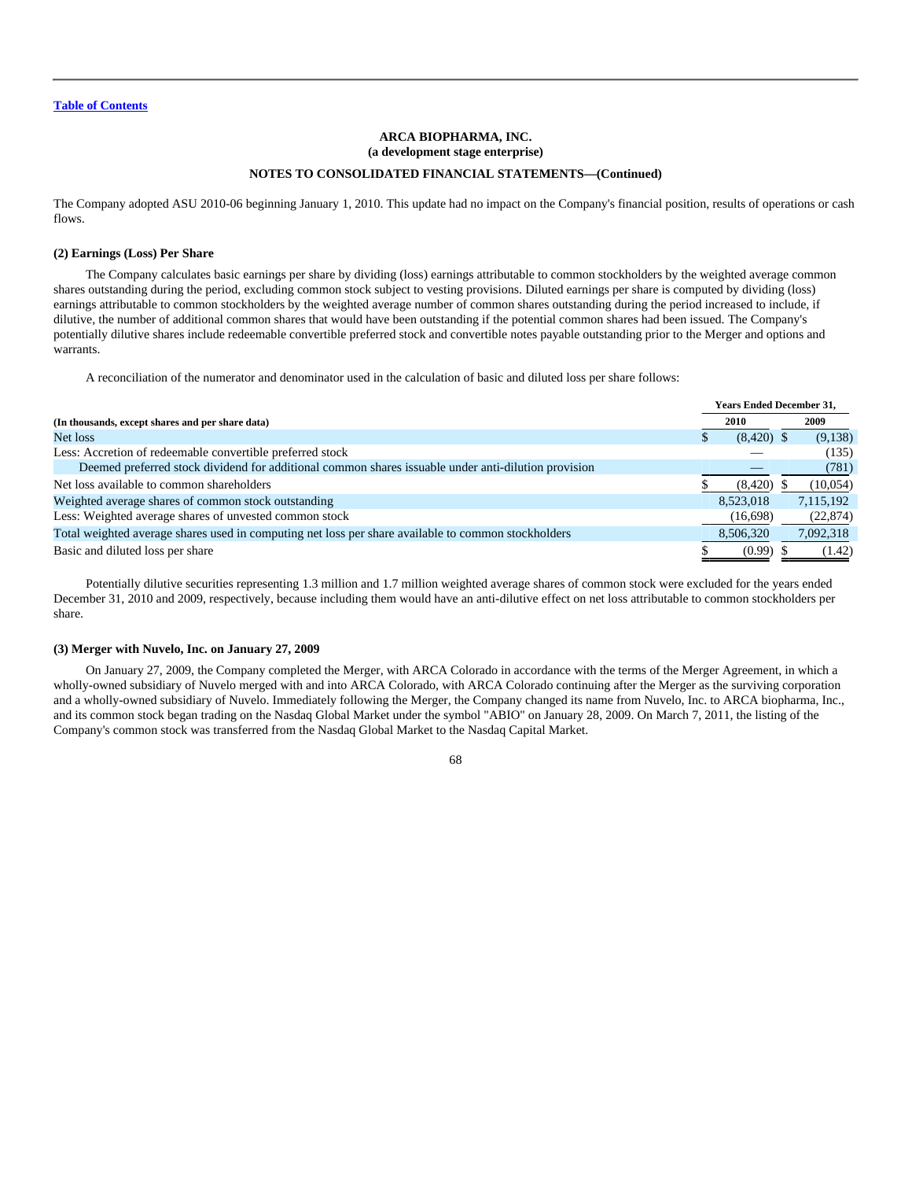[Table of Contents](#)

**ARCA BIOPHARMA, INC.**
**(a development stage enterprise)**

**NOTES TO CONSOLIDATED FINANCIAL STATEMENTS—(Continued)**

The Company adopted ASU 2010-06 beginning January 1, 2010. This update had no impact on the Company's financial position, results of operations or cash flows.

**(2) Earnings (Loss) Per Share**

The Company calculates basic earnings per share by dividing (loss) earnings attributable to common stockholders by the weighted average common shares outstanding during the period, excluding common stock subject to vesting provisions. Diluted earnings per share is computed by dividing (loss) earnings attributable to common stockholders by the weighted average number of common shares outstanding during the period increased to include, if dilutive, the number of additional common shares that would have been outstanding if the potential common shares had been issued. The Company's potentially dilutive shares include redeemable convertible preferred stock and convertible notes payable outstanding prior to the Merger and options and warrants.

A reconciliation of the numerator and denominator used in the calculation of basic and diluted loss per share follows:

| | Years Ended December 31, | |
|---|---|---|
| **(In thousands, except shares and per share data)** | **2010** | **2009** |
| Net loss | $ (8,420) | $ (9,138) |
| Less: Accretion of redeemable convertible preferred stock | — | (135) |
| Deemed preferred stock dividend for additional common shares issuable under anti-dilution provision | — | (781) |
| Net loss available to common shareholders | $ (8,420) | $ (10,054) |
| Weighted average shares of common stock outstanding | 8,523,018 | 7,115,192 |
| Less: Weighted average shares of unvested common stock | (16,698) | (22,874) |
| Total weighted average shares used in computing net loss per share available to common stockholders | 8,506,320 | 7,092,318 |
| Basic and diluted loss per share | $ (0.99) | $ (1.42) |

Potentially dilutive securities representing 1.3 million and 1.7 million weighted average shares of common stock were excluded for the years ended December 31, 2010 and 2009, respectively, because including them would have an anti-dilutive effect on net loss attributable to common stockholders per share.

**(3) Merger with Nuvelo, Inc. on January 27, 2009**

On January 27, 2009, the Company completed the Merger, with ARCA Colorado in accordance with the terms of the Merger Agreement, in which a wholly-owned subsidiary of Nuvelo merged with and into ARCA Colorado, with ARCA Colorado continuing after the Merger as the surviving corporation and a wholly-owned subsidiary of Nuvelo. Immediately following the Merger, the Company changed its name from Nuvelo, Inc. to ARCA biopharma, Inc., and its common stock began trading on the Nasdaq Global Market under the symbol "ABIO" on January 28, 2009. On March 7, 2011, the listing of the Company's common stock was transferred from the Nasdaq Global Market to the Nasdaq Capital Market.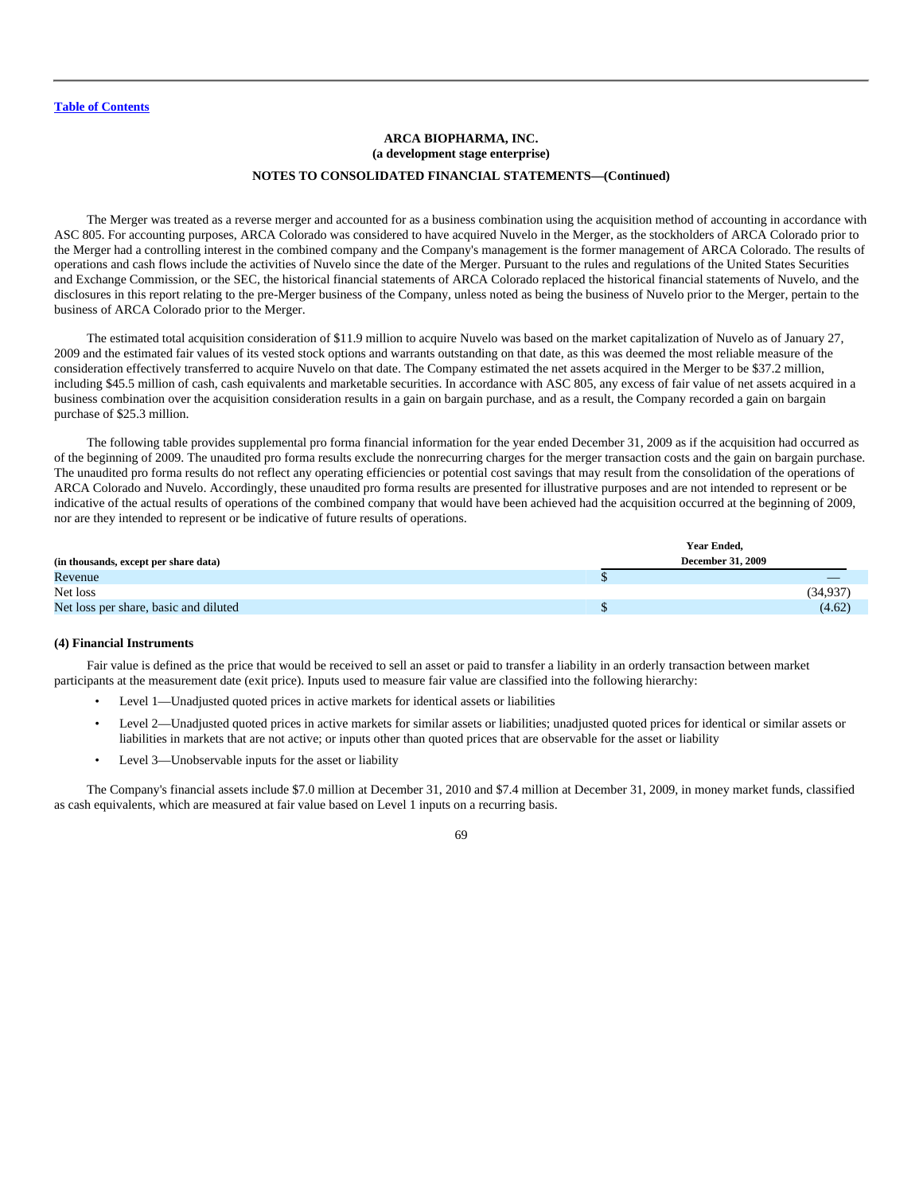ARCA BIOPHARMA, INC.
(a development stage enterprise)

NOTES TO CONSOLIDATED FINANCIAL STATEMENTS—(Continued)

The Merger was treated as a reverse merger and accounted for as a business combination using the acquisition method of accounting in accordance with ASC 805. For accounting purposes, ARCA Colorado was considered to have acquired Nuvelo in the Merger, as the stockholders of ARCA Colorado prior to the Merger had a controlling interest in the combined company and the Company's management is the former management of ARCA Colorado. The results of operations and cash flows include the activities of Nuvelo since the date of the Merger. Pursuant to the rules and regulations of the United States Securities and Exchange Commission, or the SEC, the historical financial statements of ARCA Colorado replaced the historical financial statements of Nuvelo, and the disclosures in this report relating to the pre-Merger business of the Company, unless noted as being the business of Nuvelo prior to the Merger, pertain to the business of ARCA Colorado prior to the Merger.

The estimated total acquisition consideration of $11.9 million to acquire Nuvelo was based on the market capitalization of Nuvelo as of January 27, 2009 and the estimated fair values of its vested stock options and warrants outstanding on that date, as this was deemed the most reliable measure of the consideration effectively transferred to acquire Nuvelo on that date. The Company estimated the net assets acquired in the Merger to be $37.2 million, including $45.5 million of cash, cash equivalents and marketable securities. In accordance with ASC 805, any excess of fair value of net assets acquired in a business combination over the acquisition consideration results in a gain on bargain purchase, and as a result, the Company recorded a gain on bargain purchase of $25.3 million.

The following table provides supplemental pro forma financial information for the year ended December 31, 2009 as if the acquisition had occurred as of the beginning of 2009. The unaudited pro forma results exclude the nonrecurring charges for the merger transaction costs and the gain on bargain purchase. The unaudited pro forma results do not reflect any operating efficiencies or potential cost savings that may result from the consolidation of the operations of ARCA Colorado and Nuvelo. Accordingly, these unaudited pro forma results are presented for illustrative purposes and are not intended to represent or be indicative of the actual results of operations of the combined company that would have been achieved had the acquisition occurred at the beginning of 2009, nor are they intended to represent or be indicative of future results of operations.

| (in thousands, except per share data) | Year Ended, December 31, 2009 |
|---|---|
| Revenue | $ — |
| Net loss | (34,937) |
| Net loss per share, basic and diluted | $ (4.62) |

**(4) Financial Instruments**

Fair value is defined as the price that would be received to sell an asset or paid to transfer a liability in an orderly transaction between market participants at the measurement date (exit price). Inputs used to measure fair value are classified into the following hierarchy:

- Level 1—Unadjusted quoted prices in active markets for identical assets or liabilities
- Level 2—Unadjusted quoted prices in active markets for similar assets or liabilities; unadjusted quoted prices for identical or similar assets or liabilities in markets that are not active; or inputs other than quoted prices that are observable for the asset or liability
- Level 3—Unobservable inputs for the asset or liability

The Company's financial assets include $7.0 million at December 31, 2010 and $7.4 million at December 31, 2009, in money market funds, classified as cash equivalents, which are measured at fair value based on Level 1 inputs on a recurring basis.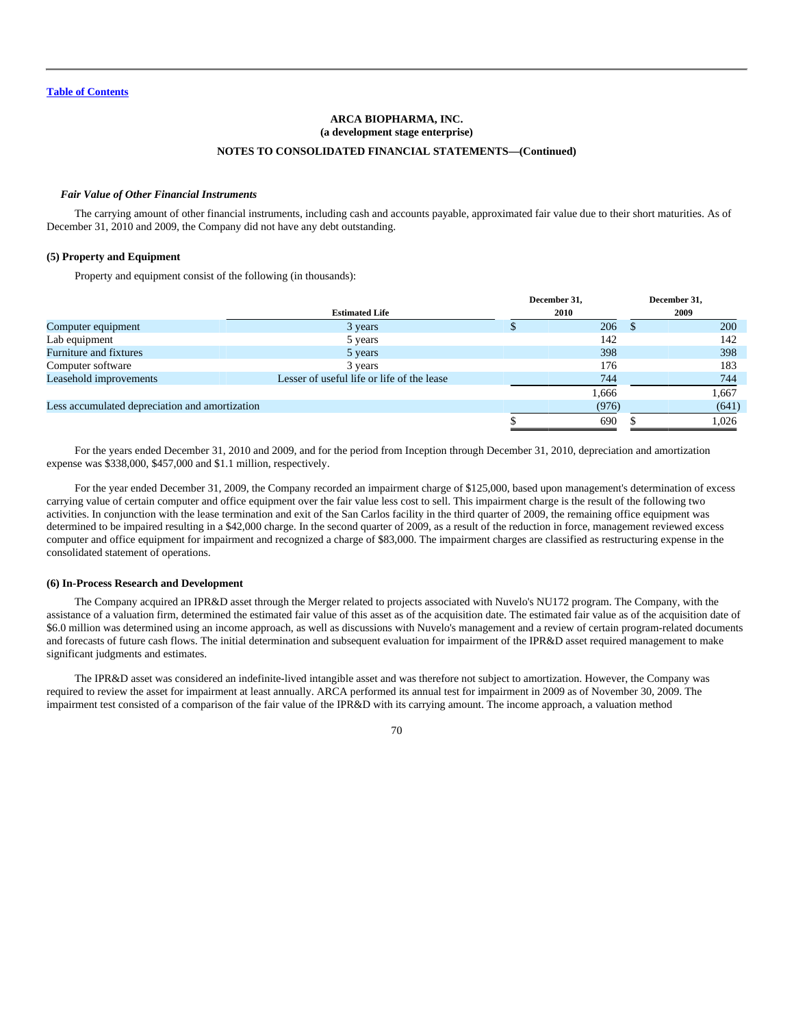[Table of Contents](#)

**ARCA BIOPHARMA, INC.**
**(a development stage enterprise)**

**NOTES TO CONSOLIDATED FINANCIAL STATEMENTS—(Continued)**

***Fair Value of Other Financial Instruments***

The carrying amount of other financial instruments, including cash and accounts payable, approximated fair value due to their short maturities. As of December 31, 2010 and 2009, the Company did not have any debt outstanding.

**(5) Property and Equipment**

Property and equipment consist of the following (in thousands):

| | Estimated Life | December 31, 2010 | December 31, 2009 |
|---|---|---|---|
| Computer equipment | 3 years | $ 206 | $ 200 |
| Lab equipment | 5 years | 142 | 142 |
| Furniture and fixtures | 5 years | 398 | 398 |
| Computer software | 3 years | 176 | 183 |
| Leasehold improvements | Lesser of useful life or life of the lease | 744 | 744 |
| | | 1,666 | 1,667 |
| Less accumulated depreciation and amortization | | (976) | (641) |
| | | $ 690 | $ 1,026 |

For the years ended December 31, 2010 and 2009, and for the period from Inception through December 31, 2010, depreciation and amortization expense was $338,000, $457,000 and $1.1 million, respectively.

For the year ended December 31, 2009, the Company recorded an impairment charge of $125,000, based upon management's determination of excess carrying value of certain computer and office equipment over the fair value less cost to sell. This impairment charge is the result of the following two activities. In conjunction with the lease termination and exit of the San Carlos facility in the third quarter of 2009, the remaining office equipment was determined to be impaired resulting in a $42,000 charge. In the second quarter of 2009, as a result of the reduction in force, management reviewed excess computer and office equipment for impairment and recognized a charge of $83,000. The impairment charges are classified as restructuring expense in the consolidated statement of operations.

**(6) In-Process Research and Development**

The Company acquired an IPR&D asset through the Merger related to projects associated with Nuvelo's NU172 program. The Company, with the assistance of a valuation firm, determined the estimated fair value of this asset as of the acquisition date. The estimated fair value as of the acquisition date of $6.0 million was determined using an income approach, as well as discussions with Nuvelo's management and a review of certain program-related documents and forecasts of future cash flows. The initial determination and subsequent evaluation for impairment of the IPR&D asset required management to make significant judgments and estimates.

The IPR&D asset was considered an indefinite-lived intangible asset and was therefore not subject to amortization. However, the Company was required to review the asset for impairment at least annually. ARCA performed its annual test for impairment in 2009 as of November 30, 2009. The impairment test consisted of a comparison of the fair value of the IPR&D with its carrying amount. The income approach, a valuation method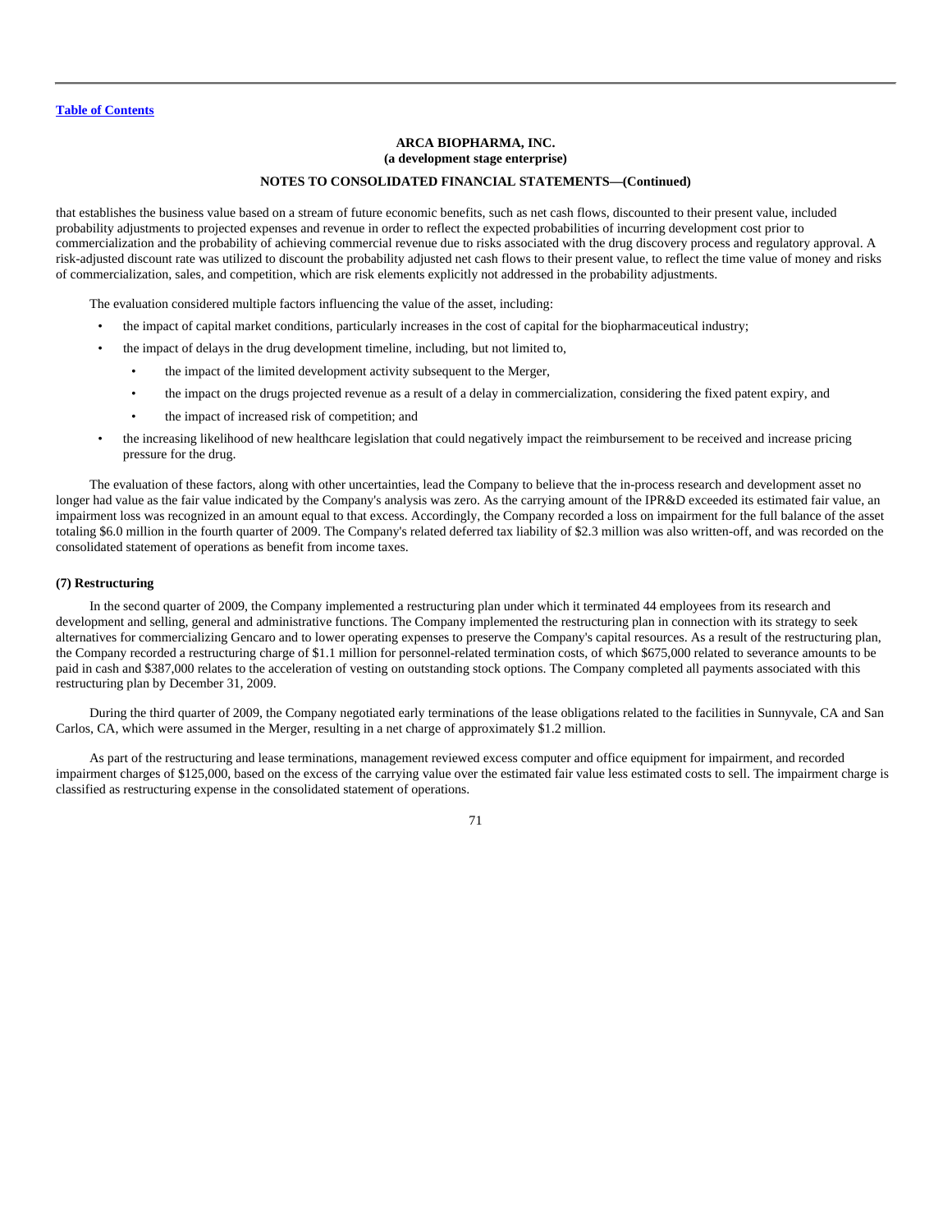[Table of Contents](#)

**ARCA BIOPHARMA, INC.**
**(a development stage enterprise)**

**NOTES TO CONSOLIDATED FINANCIAL STATEMENTS—(Continued)**

that establishes the business value based on a stream of future economic benefits, such as net cash flows, discounted to their present value, included probability adjustments to projected expenses and revenue in order to reflect the expected probabilities of incurring development cost prior to commercialization and the probability of achieving commercial revenue due to risks associated with the drug discovery process and regulatory approval. A risk-adjusted discount rate was utilized to discount the probability adjusted net cash flows to their present value, to reflect the time value of money and risks of commercialization, sales, and competition, which are risk elements explicitly not addressed in the probability adjustments.

The evaluation considered multiple factors influencing the value of the asset, including:

- the impact of capital market conditions, particularly increases in the cost of capital for the biopharmaceutical industry;
- the impact of delays in the drug development timeline, including, but not limited to,
  - the impact of the limited development activity subsequent to the Merger,
  - the impact on the drugs projected revenue as a result of a delay in commercialization, considering the fixed patent expiry, and
  - the impact of increased risk of competition; and
- the increasing likelihood of new healthcare legislation that could negatively impact the reimbursement to be received and increase pricing pressure for the drug.

The evaluation of these factors, along with other uncertainties, lead the Company to believe that the in-process research and development asset no longer had value as the fair value indicated by the Company's analysis was zero. As the carrying amount of the IPR&D exceeded its estimated fair value, an impairment loss was recognized in an amount equal to that excess. Accordingly, the Company recorded a loss on impairment for the full balance of the asset totaling $6.0 million in the fourth quarter of 2009. The Company's related deferred tax liability of $2.3 million was also written-off, and was recorded on the consolidated statement of operations as benefit from income taxes.

**(7) Restructuring**

In the second quarter of 2009, the Company implemented a restructuring plan under which it terminated 44 employees from its research and development and selling, general and administrative functions. The Company implemented the restructuring plan in connection with its strategy to seek alternatives for commercializing Gencaro and to lower operating expenses to preserve the Company's capital resources. As a result of the restructuring plan, the Company recorded a restructuring charge of $1.1 million for personnel-related termination costs, of which $675,000 related to severance amounts to be paid in cash and $387,000 relates to the acceleration of vesting on outstanding stock options. The Company completed all payments associated with this restructuring plan by December 31, 2009.

During the third quarter of 2009, the Company negotiated early terminations of the lease obligations related to the facilities in Sunnyvale, CA and San Carlos, CA, which were assumed in the Merger, resulting in a net charge of approximately $1.2 million.

As part of the restructuring and lease terminations, management reviewed excess computer and office equipment for impairment, and recorded impairment charges of $125,000, based on the excess of the carrying value over the estimated fair value less estimated costs to sell. The impairment charge is classified as restructuring expense in the consolidated statement of operations.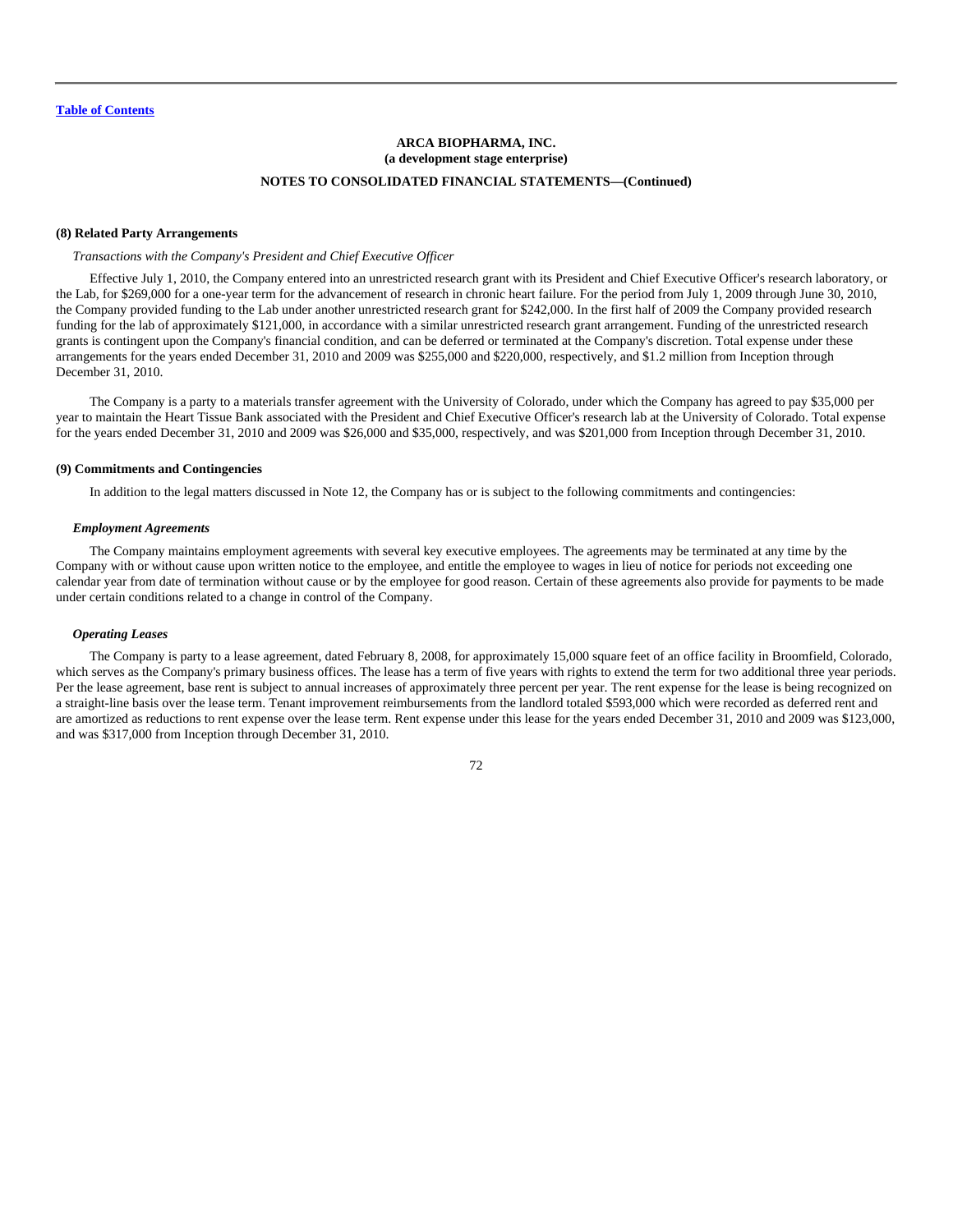**ARCA BIOPHARMA, INC.**
**(a development stage enterprise)**

**NOTES TO CONSOLIDATED FINANCIAL STATEMENTS—(Continued)**

**(8) Related Party Arrangements**

*Transactions with the Company's President and Chief Executive Officer*

Effective July 1, 2010, the Company entered into an unrestricted research grant with its President and Chief Executive Officer's research laboratory, or the Lab, for $269,000 for a one-year term for the advancement of research in chronic heart failure. For the period from July 1, 2009 through June 30, 2010, the Company provided funding to the Lab under another unrestricted research grant for $242,000. In the first half of 2009 the Company provided research funding for the lab of approximately $121,000, in accordance with a similar unrestricted research grant arrangement. Funding of the unrestricted research grants is contingent upon the Company's financial condition, and can be deferred or terminated at the Company's discretion. Total expense under these arrangements for the years ended December 31, 2010 and 2009 was $255,000 and $220,000, respectively, and $1.2 million from Inception through December 31, 2010.

The Company is a party to a materials transfer agreement with the University of Colorado, under which the Company has agreed to pay $35,000 per year to maintain the Heart Tissue Bank associated with the President and Chief Executive Officer's research lab at the University of Colorado. Total expense for the years ended December 31, 2010 and 2009 was $26,000 and $35,000, respectively, and was $201,000 from Inception through December 31, 2010.

**(9) Commitments and Contingencies**

In addition to the legal matters discussed in Note 12, the Company has or is subject to the following commitments and contingencies:

***Employment Agreements***

The Company maintains employment agreements with several key executive employees. The agreements may be terminated at any time by the Company with or without cause upon written notice to the employee, and entitle the employee to wages in lieu of notice for periods not exceeding one calendar year from date of termination without cause or by the employee for good reason. Certain of these agreements also provide for payments to be made under certain conditions related to a change in control of the Company.

***Operating Leases***

The Company is party to a lease agreement, dated February 8, 2008, for approximately 15,000 square feet of an office facility in Broomfield, Colorado, which serves as the Company's primary business offices. The lease has a term of five years with rights to extend the term for two additional three year periods. Per the lease agreement, base rent is subject to annual increases of approximately three percent per year. The rent expense for the lease is being recognized on a straight-line basis over the lease term. Tenant improvement reimbursements from the landlord totaled $593,000 which were recorded as deferred rent and are amortized as reductions to rent expense over the lease term. Rent expense under this lease for the years ended December 31, 2010 and 2009 was $123,000, and was $317,000 from Inception through December 31, 2010.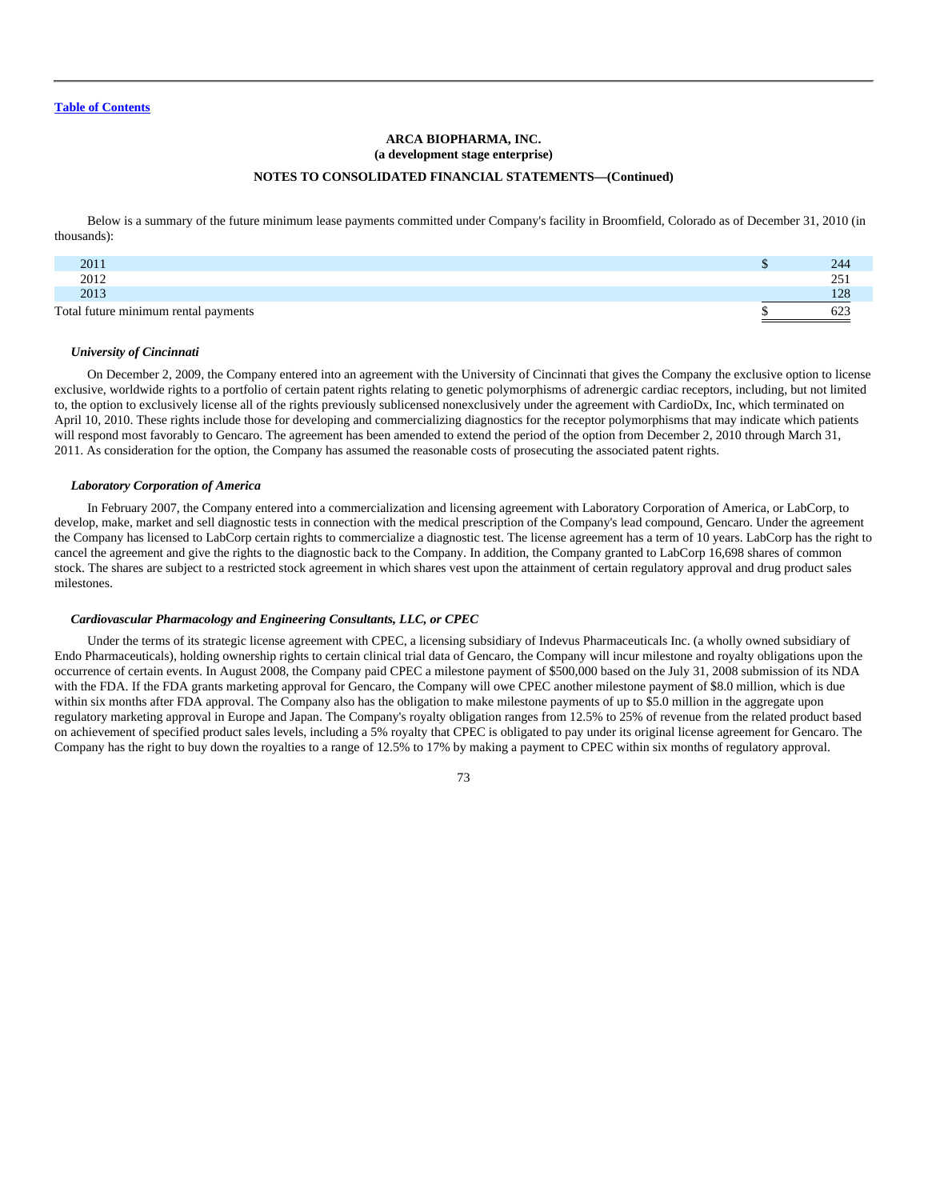**ARCA BIOPHARMA, INC.**
**(a development stage enterprise)**

**NOTES TO CONSOLIDATED FINANCIAL STATEMENTS—(Continued)**

Below is a summary of the future minimum lease payments committed under Company's facility in Broomfield, Colorado as of December 31, 2010 (in thousands):

| | |
|---|---|
| 2011 | $ 244 |
| 2012 | 251 |
| 2013 | 128 |
| Total future minimum rental payments | $ 623 |

***University of Cincinnati***

On December 2, 2009, the Company entered into an agreement with the University of Cincinnati that gives the Company the exclusive option to license exclusive, worldwide rights to a portfolio of certain patent rights relating to genetic polymorphisms of adrenergic cardiac receptors, including, but not limited to, the option to exclusively license all of the rights previously sublicensed nonexclusively under the agreement with CardioDx, Inc, which terminated on April 10, 2010. These rights include those for developing and commercializing diagnostics for the receptor polymorphisms that may indicate which patients will respond most favorably to Gencaro. The agreement has been amended to extend the period of the option from December 2, 2010 through March 31, 2011. As consideration for the option, the Company has assumed the reasonable costs of prosecuting the associated patent rights.

***Laboratory Corporation of America***

In February 2007, the Company entered into a commercialization and licensing agreement with Laboratory Corporation of America, or LabCorp, to develop, make, market and sell diagnostic tests in connection with the medical prescription of the Company's lead compound, Gencaro. Under the agreement the Company has licensed to LabCorp certain rights to commercialize a diagnostic test. The license agreement has a term of 10 years. LabCorp has the right to cancel the agreement and give the rights to the diagnostic back to the Company. In addition, the Company granted to LabCorp 16,698 shares of common stock. The shares are subject to a restricted stock agreement in which shares vest upon the attainment of certain regulatory approval and drug product sales milestones.

***Cardiovascular Pharmacology and Engineering Consultants, LLC, or CPEC***

Under the terms of its strategic license agreement with CPEC, a licensing subsidiary of Indevus Pharmaceuticals Inc. (a wholly owned subsidiary of Endo Pharmaceuticals), holding ownership rights to certain clinical trial data of Gencaro, the Company will incur milestone and royalty obligations upon the occurrence of certain events. In August 2008, the Company paid CPEC a milestone payment of $500,000 based on the July 31, 2008 submission of its NDA with the FDA. If the FDA grants marketing approval for Gencaro, the Company will owe CPEC another milestone payment of $8.0 million, which is due within six months after FDA approval. The Company also has the obligation to make milestone payments of up to $5.0 million in the aggregate upon regulatory marketing approval in Europe and Japan. The Company's royalty obligation ranges from 12.5% to 25% of revenue from the related product based on achievement of specified product sales levels, including a 5% royalty that CPEC is obligated to pay under its original license agreement for Gencaro. The Company has the right to buy down the royalties to a range of 12.5% to 17% by making a payment to CPEC within six months of regulatory approval.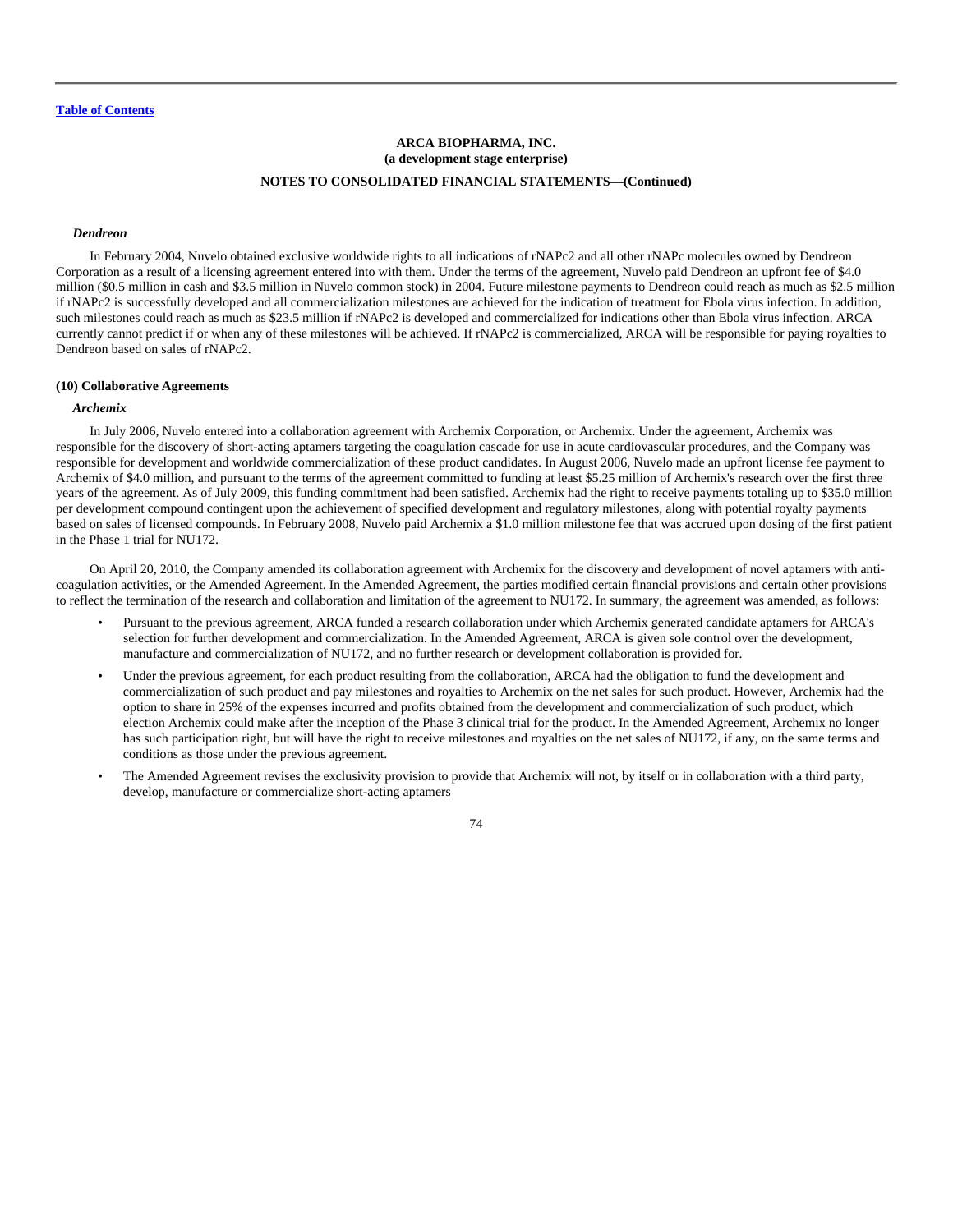ARCA BIOPHARMA, INC.
(a development stage enterprise)

NOTES TO CONSOLIDATED FINANCIAL STATEMENTS—(Continued)

***Dendreon***

In February 2004, Nuvelo obtained exclusive worldwide rights to all indications of rNAPc2 and all other rNAPc molecules owned by Dendreon Corporation as a result of a licensing agreement entered into with them. Under the terms of the agreement, Nuvelo paid Dendreon an upfront fee of $4.0 million ($0.5 million in cash and $3.5 million in Nuvelo common stock) in 2004. Future milestone payments to Dendreon could reach as much as $2.5 million if rNAPc2 is successfully developed and all commercialization milestones are achieved for the indication of treatment for Ebola virus infection. In addition, such milestones could reach as much as $23.5 million if rNAPc2 is developed and commercialized for indications other than Ebola virus infection. ARCA currently cannot predict if or when any of these milestones will be achieved. If rNAPc2 is commercialized, ARCA will be responsible for paying royalties to Dendreon based on sales of rNAPc2.

**(10) Collaborative Agreements**

***Archemix***

In July 2006, Nuvelo entered into a collaboration agreement with Archemix Corporation, or Archemix. Under the agreement, Archemix was responsible for the discovery of short-acting aptamers targeting the coagulation cascade for use in acute cardiovascular procedures, and the Company was responsible for development and worldwide commercialization of these product candidates. In August 2006, Nuvelo made an upfront license fee payment to Archemix of $4.0 million, and pursuant to the terms of the agreement committed to funding at least $5.25 million of Archemix's research over the first three years of the agreement. As of July 2009, this funding commitment had been satisfied. Archemix had the right to receive payments totaling up to $35.0 million per development compound contingent upon the achievement of specified development and regulatory milestones, along with potential royalty payments based on sales of licensed compounds. In February 2008, Nuvelo paid Archemix a $1.0 million milestone fee that was accrued upon dosing of the first patient in the Phase 1 trial for NU172.

On April 20, 2010, the Company amended its collaboration agreement with Archemix for the discovery and development of novel aptamers with anti-coagulation activities, or the Amended Agreement. In the Amended Agreement, the parties modified certain financial provisions and certain other provisions to reflect the termination of the research and collaboration and limitation of the agreement to NU172. In summary, the agreement was amended, as follows:

- Pursuant to the previous agreement, ARCA funded a research collaboration under which Archemix generated candidate aptamers for ARCA's selection for further development and commercialization. In the Amended Agreement, ARCA is given sole control over the development, manufacture and commercialization of NU172, and no further research or development collaboration is provided for.
- Under the previous agreement, for each product resulting from the collaboration, ARCA had the obligation to fund the development and commercialization of such product and pay milestones and royalties to Archemix on the net sales for such product. However, Archemix had the option to share in 25% of the expenses incurred and profits obtained from the development and commercialization of such product, which election Archemix could make after the inception of the Phase 3 clinical trial for the product. In the Amended Agreement, Archemix no longer has such participation right, but will have the right to receive milestones and royalties on the net sales of NU172, if any, on the same terms and conditions as those under the previous agreement.
- The Amended Agreement revises the exclusivity provision to provide that Archemix will not, by itself or in collaboration with a third party, develop, manufacture or commercialize short-acting aptamers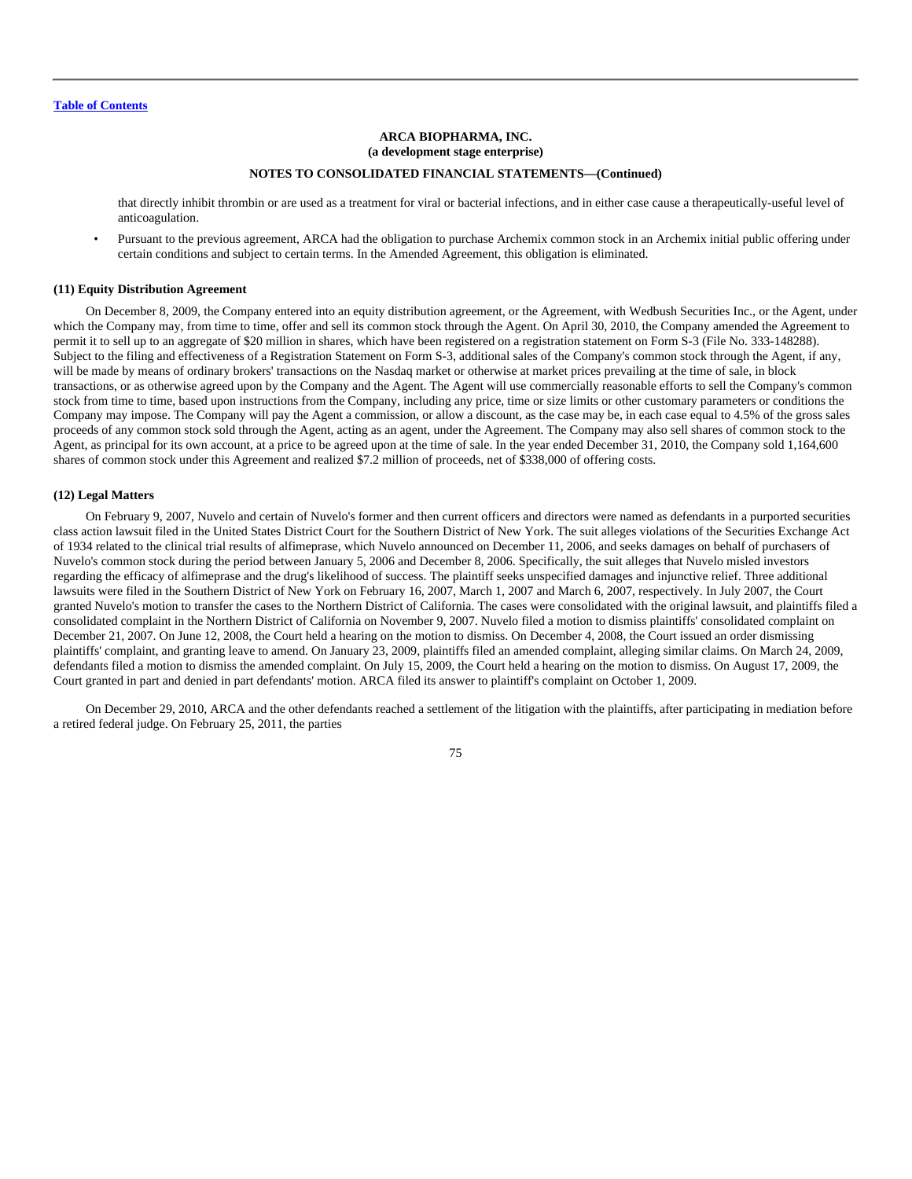**ARCA BIOPHARMA, INC.**
**(a development stage enterprise)**

**NOTES TO CONSOLIDATED FINANCIAL STATEMENTS—(Continued)**

that directly inhibit thrombin or are used as a treatment for viral or bacterial infections, and in either case cause a therapeutically-useful level of anticoagulation.

- Pursuant to the previous agreement, ARCA had the obligation to purchase Archemix common stock in an Archemix initial public offering under certain conditions and subject to certain terms. In the Amended Agreement, this obligation is eliminated.

**(11) Equity Distribution Agreement**

On December 8, 2009, the Company entered into an equity distribution agreement, or the Agreement, with Wedbush Securities Inc., or the Agent, under which the Company may, from time to time, offer and sell its common stock through the Agent. On April 30, 2010, the Company amended the Agreement to permit it to sell up to an aggregate of $20 million in shares, which have been registered on a registration statement on Form S-3 (File No. 333-148288). Subject to the filing and effectiveness of a Registration Statement on Form S-3, additional sales of the Company's common stock through the Agent, if any, will be made by means of ordinary brokers' transactions on the Nasdaq market or otherwise at market prices prevailing at the time of sale, in block transactions, or as otherwise agreed upon by the Company and the Agent. The Agent will use commercially reasonable efforts to sell the Company's common stock from time to time, based upon instructions from the Company, including any price, time or size limits or other customary parameters or conditions the Company may impose. The Company will pay the Agent a commission, or allow a discount, as the case may be, in each case equal to 4.5% of the gross sales proceeds of any common stock sold through the Agent, acting as an agent, under the Agreement. The Company may also sell shares of common stock to the Agent, as principal for its own account, at a price to be agreed upon at the time of sale. In the year ended December 31, 2010, the Company sold 1,164,600 shares of common stock under this Agreement and realized $7.2 million of proceeds, net of $338,000 of offering costs.

**(12) Legal Matters**

On February 9, 2007, Nuvelo and certain of Nuvelo's former and then current officers and directors were named as defendants in a purported securities class action lawsuit filed in the United States District Court for the Southern District of New York. The suit alleges violations of the Securities Exchange Act of 1934 related to the clinical trial results of alfimeprase, which Nuvelo announced on December 11, 2006, and seeks damages on behalf of purchasers of Nuvelo's common stock during the period between January 5, 2006 and December 8, 2006. Specifically, the suit alleges that Nuvelo misled investors regarding the efficacy of alfimeprase and the drug's likelihood of success. The plaintiff seeks unspecified damages and injunctive relief. Three additional lawsuits were filed in the Southern District of New York on February 16, 2007, March 1, 2007 and March 6, 2007, respectively. In July 2007, the Court granted Nuvelo's motion to transfer the cases to the Northern District of California. The cases were consolidated with the original lawsuit, and plaintiffs filed a consolidated complaint in the Northern District of California on November 9, 2007. Nuvelo filed a motion to dismiss plaintiffs' consolidated complaint on December 21, 2007. On June 12, 2008, the Court held a hearing on the motion to dismiss. On December 4, 2008, the Court issued an order dismissing plaintiffs' complaint, and granting leave to amend. On January 23, 2009, plaintiffs filed an amended complaint, alleging similar claims. On March 24, 2009, defendants filed a motion to dismiss the amended complaint. On July 15, 2009, the Court held a hearing on the motion to dismiss. On August 17, 2009, the Court granted in part and denied in part defendants' motion. ARCA filed its answer to plaintiff's complaint on October 1, 2009.

On December 29, 2010, ARCA and the other defendants reached a settlement of the litigation with the plaintiffs, after participating in mediation before a retired federal judge. On February 25, 2011, the parties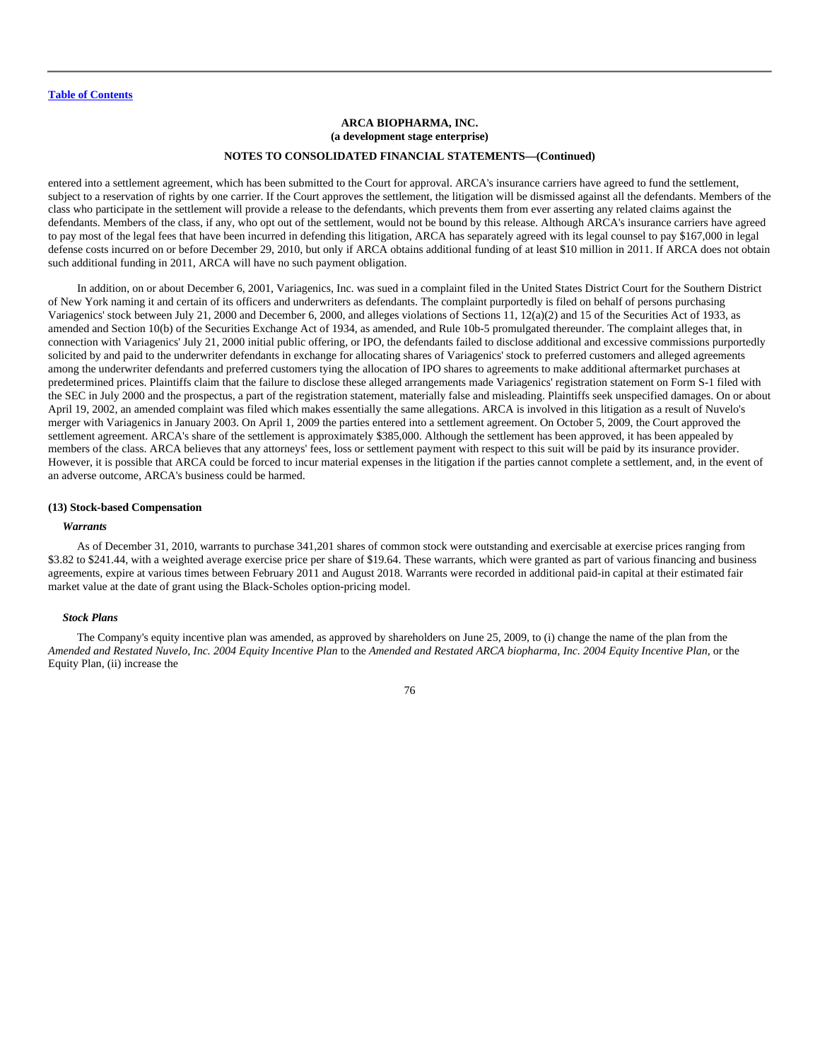entered into a settlement agreement, which has been submitted to the Court for approval. ARCA's insurance carriers have agreed to fund the settlement, subject to a reservation of rights by one carrier. If the Court approves the settlement, the litigation will be dismissed against all the defendants. Members of the class who participate in the settlement will provide a release to the defendants, which prevents them from ever asserting any related claims against the defendants. Members of the class, if any, who opt out of the settlement, would not be bound by this release. Although ARCA's insurance carriers have agreed to pay most of the legal fees that have been incurred in defending this litigation, ARCA has separately agreed with its legal counsel to pay $167,000 in legal defense costs incurred on or before December 29, 2010, but only if ARCA obtains additional funding of at least $10 million in 2011. If ARCA does not obtain such additional funding in 2011, ARCA will have no such payment obligation.

In addition, on or about December 6, 2001, Variagenics, Inc. was sued in a complaint filed in the United States District Court for the Southern District of New York naming it and certain of its officers and underwriters as defendants. The complaint purportedly is filed on behalf of persons purchasing Variagenics' stock between July 21, 2000 and December 6, 2000, and alleges violations of Sections 11, 12(a)(2) and 15 of the Securities Act of 1933, as amended and Section 10(b) of the Securities Exchange Act of 1934, as amended, and Rule 10b-5 promulgated thereunder. The complaint alleges that, in connection with Variagenics' July 21, 2000 initial public offering, or IPO, the defendants failed to disclose additional and excessive commissions purportedly solicited by and paid to the underwriter defendants in exchange for allocating shares of Variagenics' stock to preferred customers and alleged agreements among the underwriter defendants and preferred customers tying the allocation of IPO shares to agreements to make additional aftermarket purchases at predetermined prices. Plaintiffs claim that the failure to disclose these alleged arrangements made Variagenics' registration statement on Form S-1 filed with the SEC in July 2000 and the prospectus, a part of the registration statement, materially false and misleading. Plaintiffs seek unspecified damages. On or about April 19, 2002, an amended complaint was filed which makes essentially the same allegations. ARCA is involved in this litigation as a result of Nuvelo's merger with Variagenics in January 2003. On April 1, 2009 the parties entered into a settlement agreement. On October 5, 2009, the Court approved the settlement agreement. ARCA's share of the settlement is approximately $385,000. Although the settlement has been approved, it has been appealed by members of the class. ARCA believes that any attorneys' fees, loss or settlement payment with respect to this suit will be paid by its insurance provider. However, it is possible that ARCA could be forced to incur material expenses in the litigation if the parties cannot complete a settlement, and, in the event of an adverse outcome, ARCA's business could be harmed.

### (13) Stock-based Compensation

***Warrants***

As of December 31, 2010, warrants to purchase 341,201 shares of common stock were outstanding and exercisable at exercise prices ranging from $3.82 to $241.44, with a weighted average exercise price per share of $19.64. These warrants, which were granted as part of various financing and business agreements, expire at various times between February 2011 and August 2018. Warrants were recorded in additional paid-in capital at their estimated fair market value at the date of grant using the Black-Scholes option-pricing model.

***Stock Plans***

The Company's equity incentive plan was amended, as approved by shareholders on June 25, 2009, to (i) change the name of the plan from the *Amended and Restated Nuvelo, Inc. 2004 Equity Incentive Plan* to the *Amended and Restated ARCA biopharma, Inc. 2004 Equity Incentive Plan*, or the Equity Plan, (ii) increase the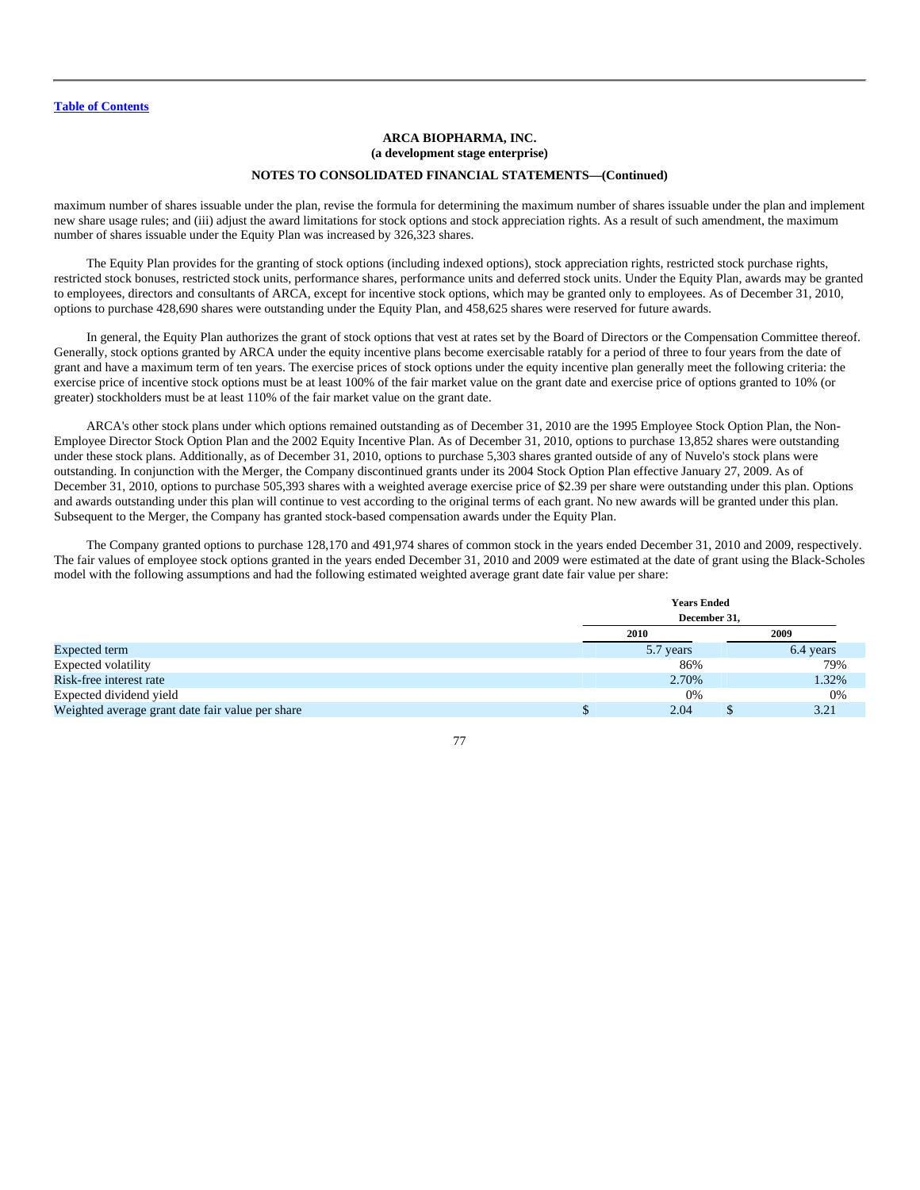maximum number of shares issuable under the plan, revise the formula for determining the maximum number of shares issuable under the plan and implement new share usage rules; and (iii) adjust the award limitations for stock options and stock appreciation rights. As a result of such amendment, the maximum number of shares issuable under the Equity Plan was increased by 326,323 shares.

The Equity Plan provides for the granting of stock options (including indexed options), stock appreciation rights, restricted stock purchase rights, restricted stock bonuses, restricted stock units, performance shares, performance units and deferred stock units. Under the Equity Plan, awards may be granted to employees, directors and consultants of ARCA, except for incentive stock options, which may be granted only to employees. As of December 31, 2010, options to purchase 428,690 shares were outstanding under the Equity Plan, and 458,625 shares were reserved for future awards.

In general, the Equity Plan authorizes the grant of stock options that vest at rates set by the Board of Directors or the Compensation Committee thereof. Generally, stock options granted by ARCA under the equity incentive plans become exercisable ratably for a period of three to four years from the date of grant and have a maximum term of ten years. The exercise prices of stock options under the equity incentive plan generally meet the following criteria: the exercise price of incentive stock options must be at least 100% of the fair market value on the grant date and exercise price of options granted to 10% (or greater) stockholders must be at least 110% of the fair market value on the grant date.

ARCA's other stock plans under which options remained outstanding as of December 31, 2010 are the 1995 Employee Stock Option Plan, the Non-Employee Director Stock Option Plan and the 2002 Equity Incentive Plan. As of December 31, 2010, options to purchase 13,852 shares were outstanding under these stock plans. Additionally, as of December 31, 2010, options to purchase 5,303 shares granted outside of any of Nuvelo's stock plans were outstanding. In conjunction with the Merger, the Company discontinued grants under its 2004 Stock Option Plan effective January 27, 2009. As of December 31, 2010, options to purchase 505,393 shares with a weighted average exercise price of $2.39 per share were outstanding under this plan. Options and awards outstanding under this plan will continue to vest according to the original terms of each grant. No new awards will be granted under this plan. Subsequent to the Merger, the Company has granted stock-based compensation awards under the Equity Plan.

The Company granted options to purchase 128,170 and 491,974 shares of common stock in the years ended December 31, 2010 and 2009, respectively. The fair values of employee stock options granted in the years ended December 31, 2010 and 2009 were estimated at the date of grant using the Black-Scholes model with the following assumptions and had the following estimated weighted average grant date fair value per share:

| | Years Ended December 31, | |
|---|---|---|
| | 2010 | 2009 |
| Expected term | 5.7 years | 6.4 years |
| Expected volatility | 86% | 79% |
| Risk-free interest rate | 2.70% | 1.32% |
| Expected dividend yield | 0% | 0% |
| Weighted average grant date fair value per share | $ 2.04 | $ 3.21 |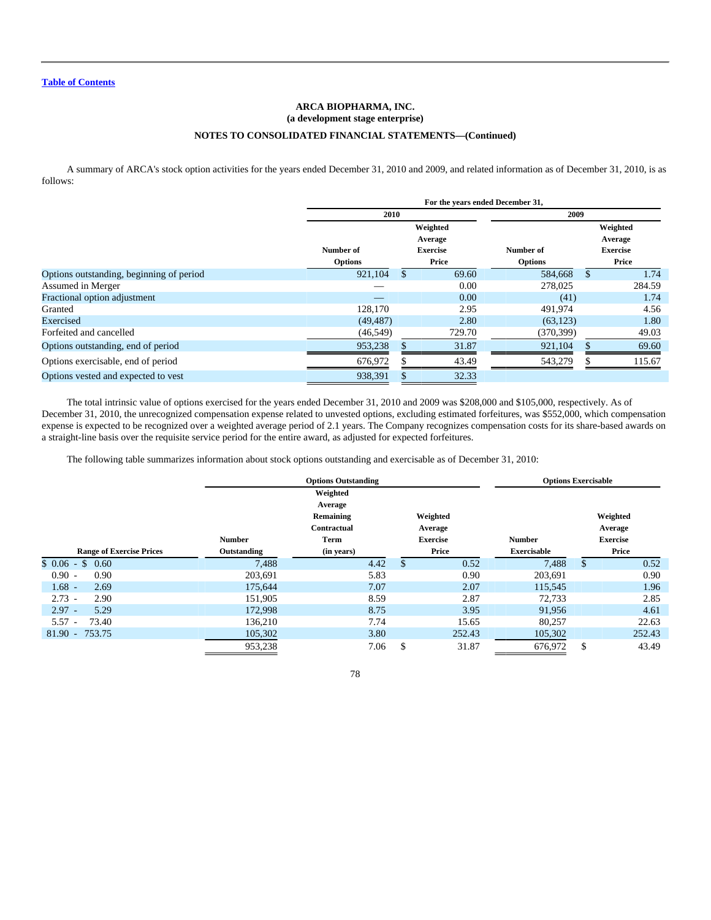[Table of Contents](#)

**ARCA BIOPHARMA, INC.**
**(a development stage enterprise)**

**NOTES TO CONSOLIDATED FINANCIAL STATEMENTS—(Continued)**

A summary of ARCA's stock option activities for the years ended December 31, 2010 and 2009, and related information as of December 31, 2010, is as follows:

| | For the years ended December 31, | | | |
|---|---|---|---|---|
| | 2010 | | 2009 | |
| | Number of Options | Weighted Average Exercise Price | Number of Options | Weighted Average Exercise Price |
| Options outstanding, beginning of period | 921,104 | $ 69.60 | 584,668 | $ 1.74 |
| Assumed in Merger | — | 0.00 | 278,025 | 284.59 |
| Fractional option adjustment | — | 0.00 | (41) | 1.74 |
| Granted | 128,170 | 2.95 | 491,974 | 4.56 |
| Exercised | (49,487) | 2.80 | (63,123) | 1.80 |
| Forfeited and cancelled | (46,549) | 729.70 | (370,399) | 49.03 |
| Options outstanding, end of period | 953,238 | $ 31.87 | 921,104 | $ 69.60 |
| Options exercisable, end of period | 676,972 | $ 43.49 | 543,279 | $ 115.67 |
| Options vested and expected to vest | 938,391 | $ 32.33 | | |

The total intrinsic value of options exercised for the years ended December 31, 2010 and 2009 was $208,000 and $105,000, respectively. As of December 31, 2010, the unrecognized compensation expense related to unvested options, excluding estimated forfeitures, was $552,000, which compensation expense is expected to be recognized over a weighted average period of 2.1 years. The Company recognizes compensation costs for its share-based awards on a straight-line basis over the requisite service period for the entire award, as adjusted for expected forfeitures.

The following table summarizes information about stock options outstanding and exercisable as of December 31, 2010:

| | Options Outstanding | | | Options Exercisable | |
|---|---|---|---|---|---|
| Range of Exercise Prices | Number Outstanding | Weighted Average Remaining Contractual Term (in years) | Weighted Average Exercise Price | Number Exercisable | Weighted Average Exercise Price |
| $ 0.06 - $ 0.60 | 7,488 | 4.42 | $ 0.52 | 7,488 | $ 0.52 |
| 0.90 - 0.90 | 203,691 | 5.83 | 0.90 | 203,691 | 0.90 |
| 1.68 - 2.69 | 175,644 | 7.07 | 2.07 | 115,545 | 1.96 |
| 2.73 - 2.90 | 151,905 | 8.59 | 2.87 | 72,733 | 2.85 |
| 2.97 - 5.29 | 172,998 | 8.75 | 3.95 | 91,956 | 4.61 |
| 5.57 - 73.40 | 136,210 | 7.74 | 15.65 | 80,257 | 22.63 |
| 81.90 - 753.75 | 105,302 | 3.80 | 252.43 | 105,302 | 252.43 |
| | 953,238 | 7.06 | $ 31.87 | 676,972 | $ 43.49 |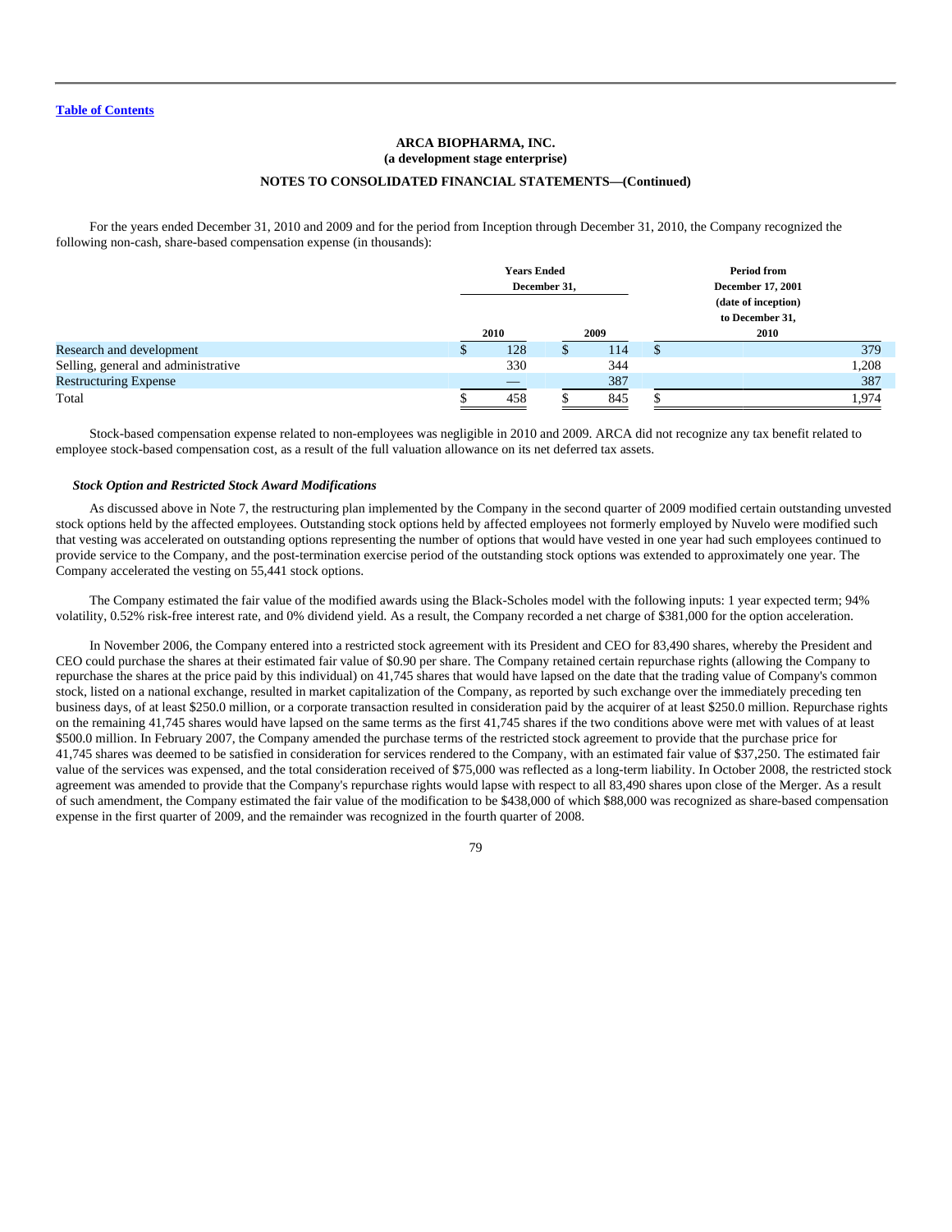**ARCA BIOPHARMA, INC.**
**(a development stage enterprise)**

**NOTES TO CONSOLIDATED FINANCIAL STATEMENTS—(Continued)**

For the years ended December 31, 2010 and 2009 and for the period from Inception through December 31, 2010, the Company recognized the following non-cash, share-based compensation expense (in thousands):

| | Years Ended December 31, | | Period from December 17, 2001 (date of inception) to December 31, |
|---|---|---|---|
| | 2010 | 2009 | 2010 |
| Research and development | $ 128 | $ 114 | $ 379 |
| Selling, general and administrative | 330 | 344 | 1,208 |
| Restructuring Expense | — | 387 | 387 |
| Total | $ 458 | $ 845 | $ 1,974 |

Stock-based compensation expense related to non-employees was negligible in 2010 and 2009. ARCA did not recognize any tax benefit related to employee stock-based compensation cost, as a result of the full valuation allowance on its net deferred tax assets.

***Stock Option and Restricted Stock Award Modifications***

As discussed above in Note 7, the restructuring plan implemented by the Company in the second quarter of 2009 modified certain outstanding unvested stock options held by the affected employees. Outstanding stock options held by affected employees not formerly employed by Nuvelo were modified such that vesting was accelerated on outstanding options representing the number of options that would have vested in one year had such employees continued to provide service to the Company, and the post-termination exercise period of the outstanding stock options was extended to approximately one year. The Company accelerated the vesting on 55,441 stock options.

The Company estimated the fair value of the modified awards using the Black-Scholes model with the following inputs: 1 year expected term; 94% volatility, 0.52% risk-free interest rate, and 0% dividend yield. As a result, the Company recorded a net charge of $381,000 for the option acceleration.

In November 2006, the Company entered into a restricted stock agreement with its President and CEO for 83,490 shares, whereby the President and CEO could purchase the shares at their estimated fair value of $0.90 per share. The Company retained certain repurchase rights (allowing the Company to repurchase the shares at the price paid by this individual) on 41,745 shares that would have lapsed on the date that the trading value of Company's common stock, listed on a national exchange, resulted in market capitalization of the Company, as reported by such exchange over the immediately preceding ten business days, of at least $250.0 million, or a corporate transaction resulted in consideration paid by the acquirer of at least $250.0 million. Repurchase rights on the remaining 41,745 shares would have lapsed on the same terms as the first 41,745 shares if the two conditions above were met with values of at least $500.0 million. In February 2007, the Company amended the purchase terms of the restricted stock agreement to provide that the purchase price for 41,745 shares was deemed to be satisfied in consideration for services rendered to the Company, with an estimated fair value of $37,250. The estimated fair value of the services was expensed, and the total consideration received of $75,000 was reflected as a long-term liability. In October 2008, the restricted stock agreement was amended to provide that the Company's repurchase rights would lapse with respect to all 83,490 shares upon close of the Merger. As a result of such amendment, the Company estimated the fair value of the modification to be $438,000 of which $88,000 was recognized as share-based compensation expense in the first quarter of 2009, and the remainder was recognized in the fourth quarter of 2008.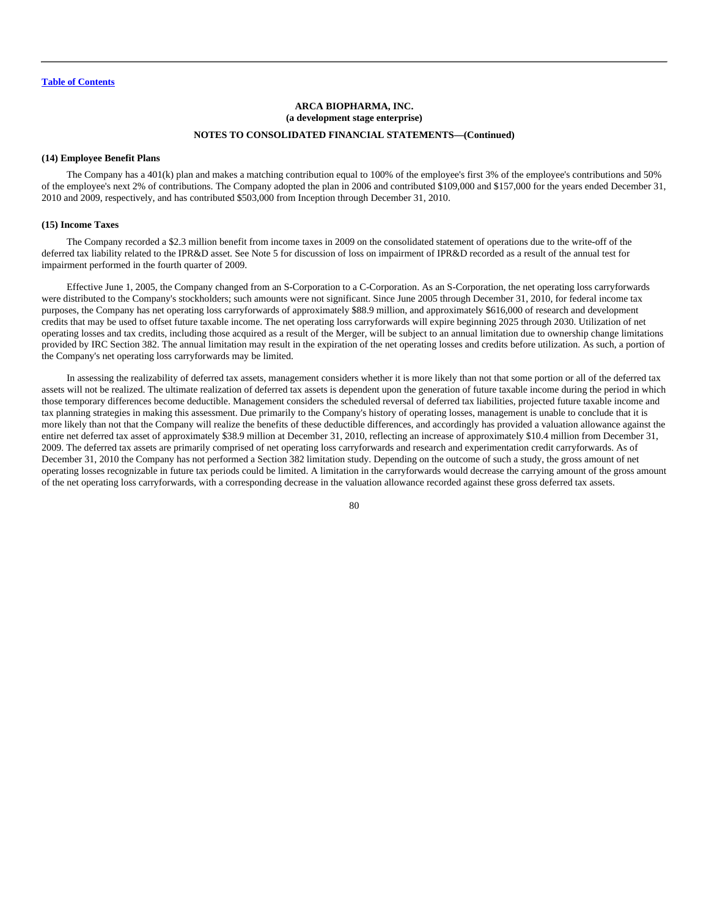**ARCA BIOPHARMA, INC.**
**(a development stage enterprise)**

**NOTES TO CONSOLIDATED FINANCIAL STATEMENTS—(Continued)**

**(14) Employee Benefit Plans**

The Company has a 401(k) plan and makes a matching contribution equal to 100% of the employee's first 3% of the employee's contributions and 50% of the employee's next 2% of contributions. The Company adopted the plan in 2006 and contributed $109,000 and $157,000 for the years ended December 31, 2010 and 2009, respectively, and has contributed $503,000 from Inception through December 31, 2010.

**(15) Income Taxes**

The Company recorded a $2.3 million benefit from income taxes in 2009 on the consolidated statement of operations due to the write-off of the deferred tax liability related to the IPR&D asset. See Note 5 for discussion of loss on impairment of IPR&D recorded as a result of the annual test for impairment performed in the fourth quarter of 2009.

Effective June 1, 2005, the Company changed from an S-Corporation to a C-Corporation. As an S-Corporation, the net operating loss carryforwards were distributed to the Company's stockholders; such amounts were not significant. Since June 2005 through December 31, 2010, for federal income tax purposes, the Company has net operating loss carryforwards of approximately $88.9 million, and approximately $616,000 of research and development credits that may be used to offset future taxable income. The net operating loss carryforwards will expire beginning 2025 through 2030. Utilization of net operating losses and tax credits, including those acquired as a result of the Merger, will be subject to an annual limitation due to ownership change limitations provided by IRC Section 382. The annual limitation may result in the expiration of the net operating losses and credits before utilization. As such, a portion of the Company's net operating loss carryforwards may be limited.

In assessing the realizability of deferred tax assets, management considers whether it is more likely than not that some portion or all of the deferred tax assets will not be realized. The ultimate realization of deferred tax assets is dependent upon the generation of future taxable income during the period in which those temporary differences become deductible. Management considers the scheduled reversal of deferred tax liabilities, projected future taxable income and tax planning strategies in making this assessment. Due primarily to the Company's history of operating losses, management is unable to conclude that it is more likely than not that the Company will realize the benefits of these deductible differences, and accordingly has provided a valuation allowance against the entire net deferred tax asset of approximately $38.9 million at December 31, 2010, reflecting an increase of approximately $10.4 million from December 31, 2009. The deferred tax assets are primarily comprised of net operating loss carryforwards and research and experimentation credit carryforwards. As of December 31, 2010 the Company has not performed a Section 382 limitation study. Depending on the outcome of such a study, the gross amount of net operating losses recognizable in future tax periods could be limited. A limitation in the carryforwards would decrease the carrying amount of the gross amount of the net operating loss carryforwards, with a corresponding decrease in the valuation allowance recorded against these gross deferred tax assets.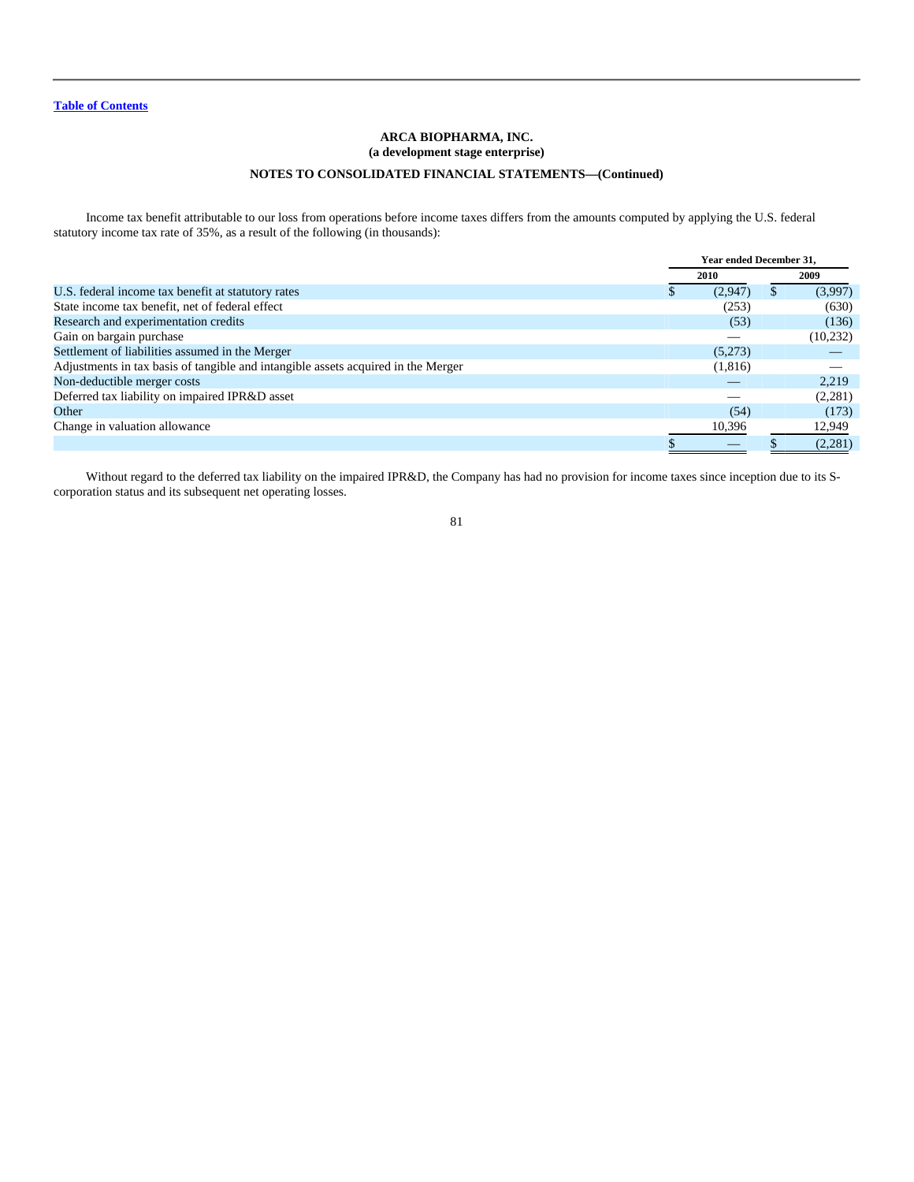**ARCA BIOPHARMA, INC.**
**(a development stage enterprise)**

**NOTES TO CONSOLIDATED FINANCIAL STATEMENTS—(Continued)**

Income tax benefit attributable to our loss from operations before income taxes differs from the amounts computed by applying the U.S. federal statutory income tax rate of 35%, as a result of the following (in thousands):

| | Year ended December 31, | |
|---|---|---|
| | 2010 | 2009 |
| U.S. federal income tax benefit at statutory rates | $ (2,947) | $ (3,997) |
| State income tax benefit, net of federal effect | (253) | (630) |
| Research and experimentation credits | (53) | (136) |
| Gain on bargain purchase | — | (10,232) |
| Settlement of liabilities assumed in the Merger | (5,273) | — |
| Adjustments in tax basis of tangible and intangible assets acquired in the Merger | (1,816) | — |
| Non-deductible merger costs | — | 2,219 |
| Deferred tax liability on impaired IPR&D asset | — | (2,281) |
| Other | (54) | (173) |
| Change in valuation allowance | 10,396 | 12,949 |
| | $ — | $ (2,281) |

Without regard to the deferred tax liability on the impaired IPR&D, the Company has had no provision for income taxes since inception due to its S-corporation status and its subsequent net operating losses.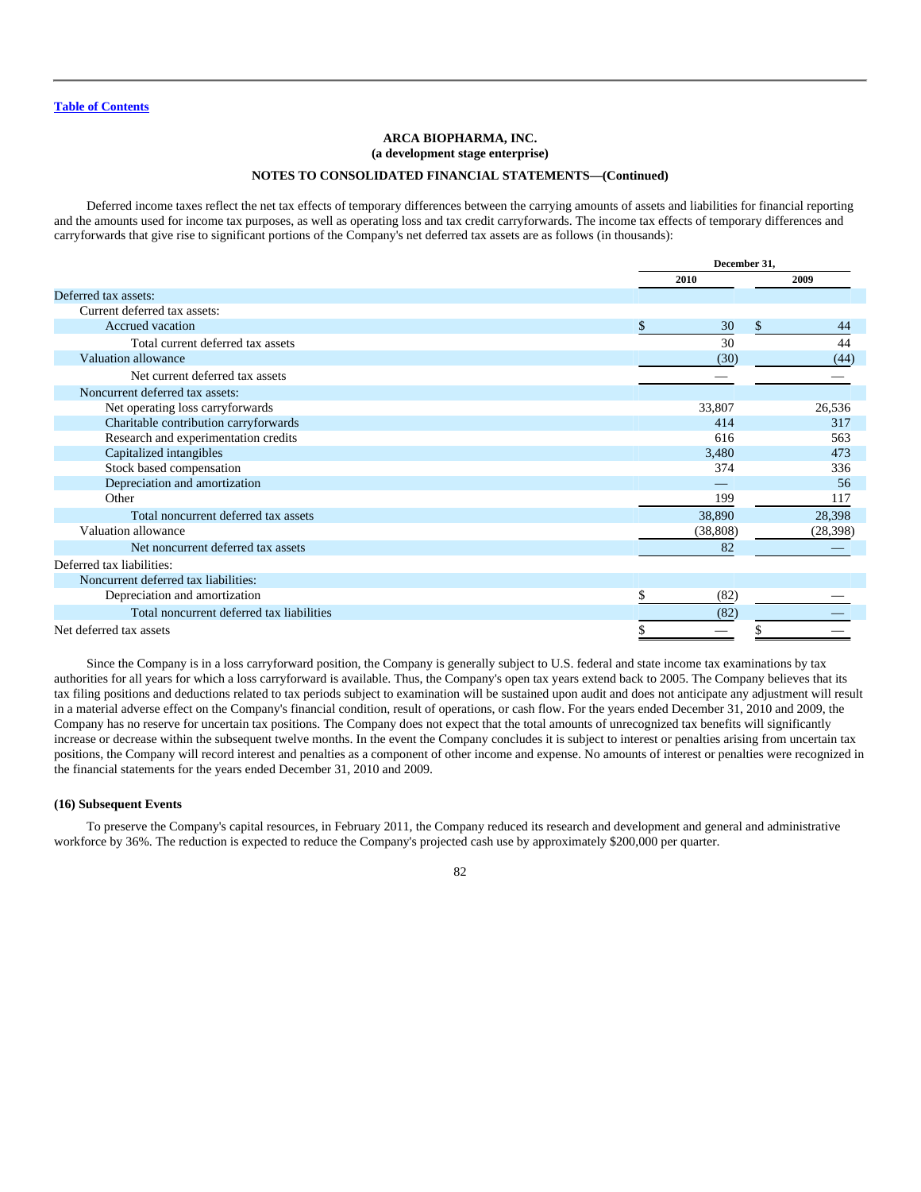**ARCA BIOPHARMA, INC.**
**(a development stage enterprise)**

**NOTES TO CONSOLIDATED FINANCIAL STATEMENTS—(Continued)**

Deferred income taxes reflect the net tax effects of temporary differences between the carrying amounts of assets and liabilities for financial reporting and the amounts used for income tax purposes, as well as operating loss and tax credit carryforwards. The income tax effects of temporary differences and carryforwards that give rise to significant portions of the Company's net deferred tax assets are as follows (in thousands):

| | December 31, | |
|---|---|---|
| | 2010 | 2009 |
| Deferred tax assets: | | |
| Current deferred tax assets: | | |
| Accrued vacation | $ 30 | $ 44 |
| Total current deferred tax assets | 30 | 44 |
| Valuation allowance | (30) | (44) |
| Net current deferred tax assets | — | — |
| Noncurrent deferred tax assets: | | |
| Net operating loss carryforwards | 33,807 | 26,536 |
| Charitable contribution carryforwards | 414 | 317 |
| Research and experimentation credits | 616 | 563 |
| Capitalized intangibles | 3,480 | 473 |
| Stock based compensation | 374 | 336 |
| Depreciation and amortization | — | 56 |
| Other | 199 | 117 |
| Total noncurrent deferred tax assets | 38,890 | 28,398 |
| Valuation allowance | (38,808) | (28,398) |
| Net noncurrent deferred tax assets | 82 | — |
| Deferred tax liabilities: | | |
| Noncurrent deferred tax liabilities: | | |
| Depreciation and amortization | $ (82) | — |
| Total noncurrent deferred tax liabilities | (82) | — |
| Net deferred tax assets | $ — | $ — |

Since the Company is in a loss carryforward position, the Company is generally subject to U.S. federal and state income tax examinations by tax authorities for all years for which a loss carryforward is available. Thus, the Company's open tax years extend back to 2005. The Company believes that its tax filing positions and deductions related to tax periods subject to examination will be sustained upon audit and does not anticipate any adjustment will result in a material adverse effect on the Company's financial condition, result of operations, or cash flow. For the years ended December 31, 2010 and 2009, the Company has no reserve for uncertain tax positions. The Company does not expect that the total amounts of unrecognized tax benefits will significantly increase or decrease within the subsequent twelve months. In the event the Company concludes it is subject to interest or penalties arising from uncertain tax positions, the Company will record interest and penalties as a component of other income and expense. No amounts of interest or penalties were recognized in the financial statements for the years ended December 31, 2010 and 2009.

**(16) Subsequent Events**

To preserve the Company's capital resources, in February 2011, the Company reduced its research and development and general and administrative workforce by 36%. The reduction is expected to reduce the Company's projected cash use by approximately $200,000 per quarter.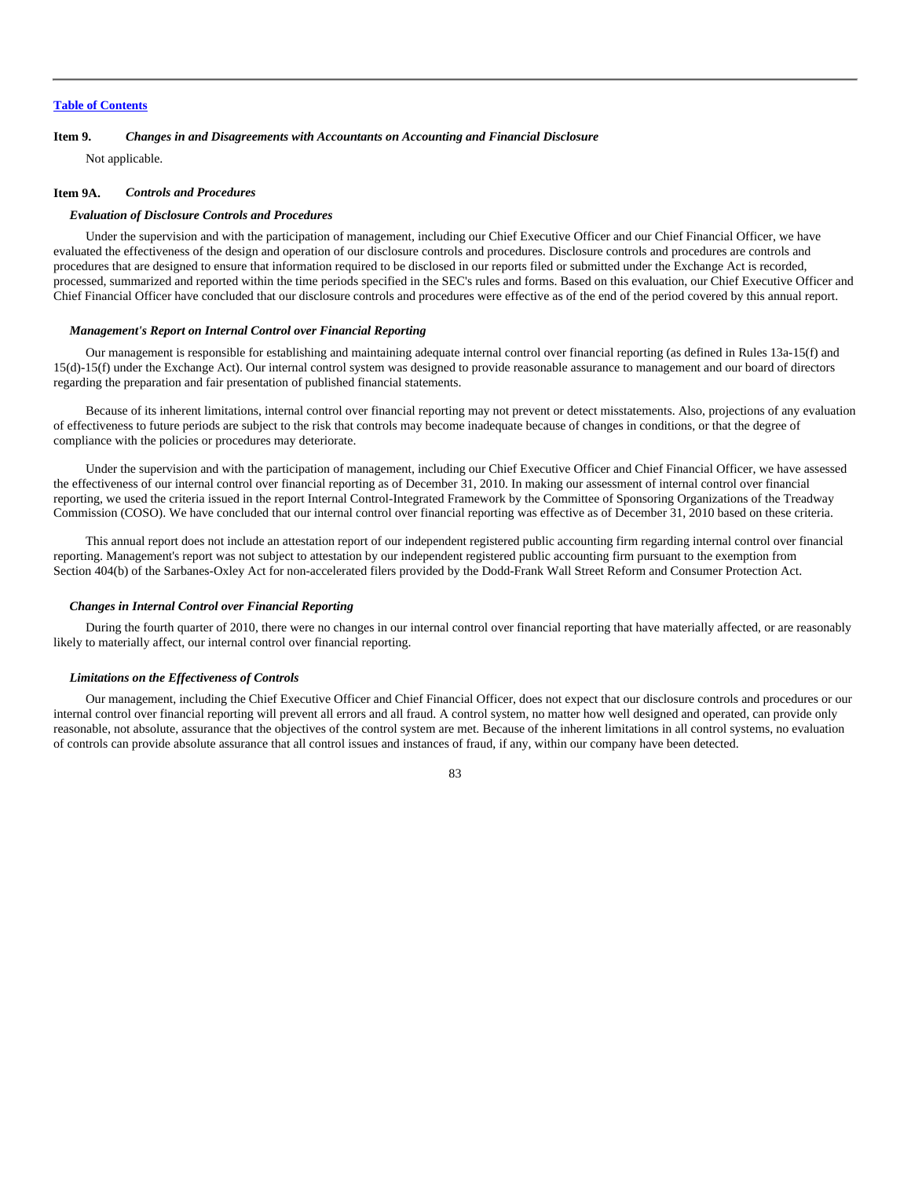Table of Contents

**Item 9.** ***Changes in and Disagreements with Accountants on Accounting and Financial Disclosure***

Not applicable.

**Item 9A.** ***Controls and Procedures***

***Evaluation of Disclosure Controls and Procedures***

Under the supervision and with the participation of management, including our Chief Executive Officer and our Chief Financial Officer, we have evaluated the effectiveness of the design and operation of our disclosure controls and procedures. Disclosure controls and procedures are controls and procedures that are designed to ensure that information required to be disclosed in our reports filed or submitted under the Exchange Act is recorded, processed, summarized and reported within the time periods specified in the SEC's rules and forms. Based on this evaluation, our Chief Executive Officer and Chief Financial Officer have concluded that our disclosure controls and procedures were effective as of the end of the period covered by this annual report.

***Management's Report on Internal Control over Financial Reporting***

Our management is responsible for establishing and maintaining adequate internal control over financial reporting (as defined in Rules 13a-15(f) and 15(d)-15(f) under the Exchange Act). Our internal control system was designed to provide reasonable assurance to management and our board of directors regarding the preparation and fair presentation of published financial statements.

Because of its inherent limitations, internal control over financial reporting may not prevent or detect misstatements. Also, projections of any evaluation of effectiveness to future periods are subject to the risk that controls may become inadequate because of changes in conditions, or that the degree of compliance with the policies or procedures may deteriorate.

Under the supervision and with the participation of management, including our Chief Executive Officer and Chief Financial Officer, we have assessed the effectiveness of our internal control over financial reporting as of December 31, 2010. In making our assessment of internal control over financial reporting, we used the criteria issued in the report Internal Control-Integrated Framework by the Committee of Sponsoring Organizations of the Treadway Commission (COSO). We have concluded that our internal control over financial reporting was effective as of December 31, 2010 based on these criteria.

This annual report does not include an attestation report of our independent registered public accounting firm regarding internal control over financial reporting. Management's report was not subject to attestation by our independent registered public accounting firm pursuant to the exemption from Section 404(b) of the Sarbanes-Oxley Act for non-accelerated filers provided by the Dodd-Frank Wall Street Reform and Consumer Protection Act.

***Changes in Internal Control over Financial Reporting***

During the fourth quarter of 2010, there were no changes in our internal control over financial reporting that have materially affected, or are reasonably likely to materially affect, our internal control over financial reporting.

***Limitations on the Effectiveness of Controls***

Our management, including the Chief Executive Officer and Chief Financial Officer, does not expect that our disclosure controls and procedures or our internal control over financial reporting will prevent all errors and all fraud. A control system, no matter how well designed and operated, can provide only reasonable, not absolute, assurance that the objectives of the control system are met. Because of the inherent limitations in all control systems, no evaluation of controls can provide absolute assurance that all control issues and instances of fraud, if any, within our company have been detected.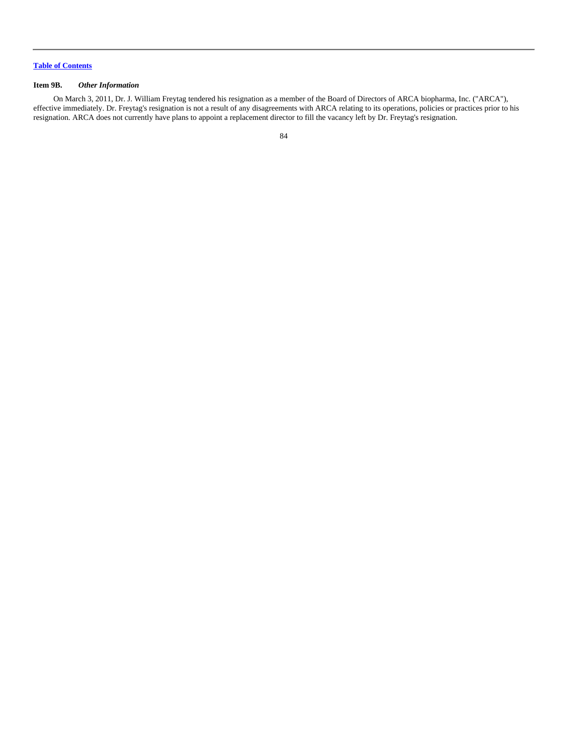[Table of Contents](#)

### Item 9B. *Other Information*

On March 3, 2011, Dr. J. William Freytag tendered his resignation as a member of the Board of Directors of ARCA biopharma, Inc. ("ARCA"), effective immediately. Dr. Freytag's resignation is not a result of any disagreements with ARCA relating to its operations, policies or practices prior to his resignation. ARCA does not currently have plans to appoint a replacement director to fill the vacancy left by Dr. Freytag's resignation.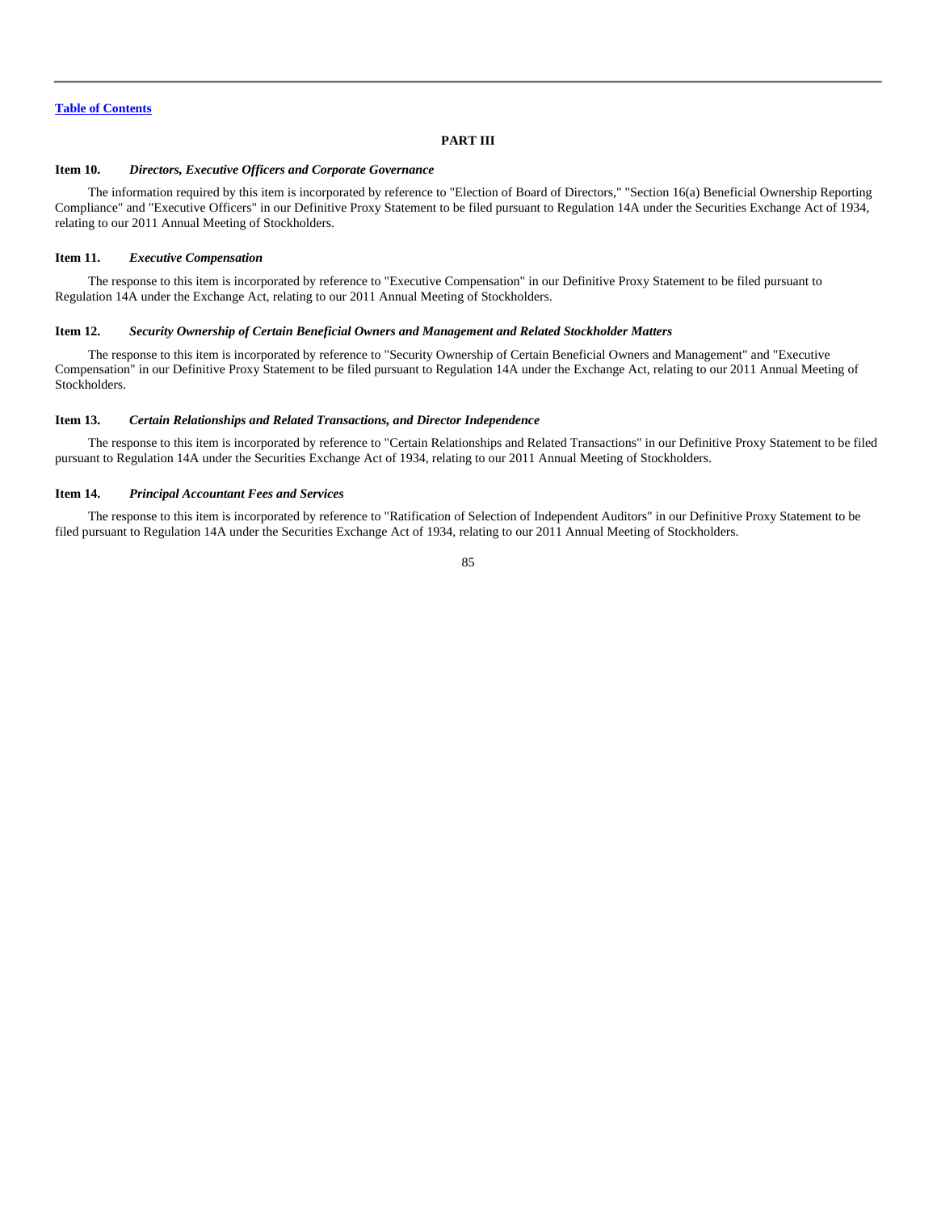## PART III

### Item 10. *Directors, Executive Officers and Corporate Governance*

The information required by this item is incorporated by reference to "Election of Board of Directors," "Section 16(a) Beneficial Ownership Reporting Compliance" and "Executive Officers" in our Definitive Proxy Statement to be filed pursuant to Regulation 14A under the Securities Exchange Act of 1934, relating to our 2011 Annual Meeting of Stockholders.

### Item 11. *Executive Compensation*

The response to this item is incorporated by reference to "Executive Compensation" in our Definitive Proxy Statement to be filed pursuant to Regulation 14A under the Exchange Act, relating to our 2011 Annual Meeting of Stockholders.

### Item 12. *Security Ownership of Certain Beneficial Owners and Management and Related Stockholder Matters*

The response to this item is incorporated by reference to "Security Ownership of Certain Beneficial Owners and Management" and "Executive Compensation" in our Definitive Proxy Statement to be filed pursuant to Regulation 14A under the Exchange Act, relating to our 2011 Annual Meeting of Stockholders.

### Item 13. *Certain Relationships and Related Transactions, and Director Independence*

The response to this item is incorporated by reference to "Certain Relationships and Related Transactions" in our Definitive Proxy Statement to be filed pursuant to Regulation 14A under the Securities Exchange Act of 1934, relating to our 2011 Annual Meeting of Stockholders.

### Item 14. *Principal Accountant Fees and Services*

The response to this item is incorporated by reference to "Ratification of Selection of Independent Auditors" in our Definitive Proxy Statement to be filed pursuant to Regulation 14A under the Securities Exchange Act of 1934, relating to our 2011 Annual Meeting of Stockholders.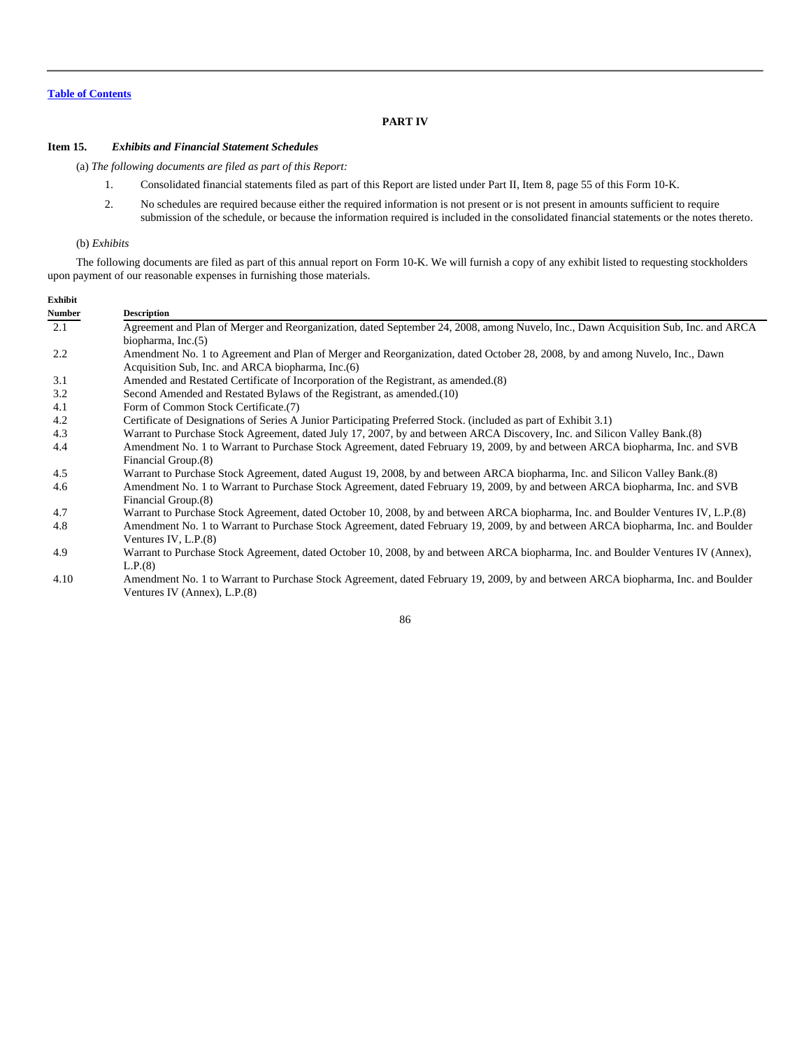Table of Contents

# PART IV

## Item 15. *Exhibits and Financial Statement Schedules*

(a) *The following documents are filed as part of this Report:*

1. Consolidated financial statements filed as part of this Report are listed under Part II, Item 8, page 55 of this Form 10-K.
2. No schedules are required because either the required information is not present or is not present in amounts sufficient to require submission of the schedule, or because the information required is included in the consolidated financial statements or the notes thereto.

(b) *Exhibits*

The following documents are filed as part of this annual report on Form 10-K. We will furnish a copy of any exhibit listed to requesting stockholders upon payment of our reasonable expenses in furnishing those materials.

| Exhibit Number | Description |
|---|---|
| 2.1 | Agreement and Plan of Merger and Reorganization, dated September 24, 2008, among Nuvelo, Inc., Dawn Acquisition Sub, Inc. and ARCA biopharma, Inc.(5) |
| 2.2 | Amendment No. 1 to Agreement and Plan of Merger and Reorganization, dated October 28, 2008, by and among Nuvelo, Inc., Dawn Acquisition Sub, Inc. and ARCA biopharma, Inc.(6) |
| 3.1 | Amended and Restated Certificate of Incorporation of the Registrant, as amended.(8) |
| 3.2 | Second Amended and Restated Bylaws of the Registrant, as amended.(10) |
| 4.1 | Form of Common Stock Certificate.(7) |
| 4.2 | Certificate of Designations of Series A Junior Participating Preferred Stock. (included as part of Exhibit 3.1) |
| 4.3 | Warrant to Purchase Stock Agreement, dated July 17, 2007, by and between ARCA Discovery, Inc. and Silicon Valley Bank.(8) |
| 4.4 | Amendment No. 1 to Warrant to Purchase Stock Agreement, dated February 19, 2009, by and between ARCA biopharma, Inc. and SVB Financial Group.(8) |
| 4.5 | Warrant to Purchase Stock Agreement, dated August 19, 2008, by and between ARCA biopharma, Inc. and Silicon Valley Bank.(8) |
| 4.6 | Amendment No. 1 to Warrant to Purchase Stock Agreement, dated February 19, 2009, by and between ARCA biopharma, Inc. and SVB Financial Group.(8) |
| 4.7 | Warrant to Purchase Stock Agreement, dated October 10, 2008, by and between ARCA biopharma, Inc. and Boulder Ventures IV, L.P.(8) |
| 4.8 | Amendment No. 1 to Warrant to Purchase Stock Agreement, dated February 19, 2009, by and between ARCA biopharma, Inc. and Boulder Ventures IV, L.P.(8) |
| 4.9 | Warrant to Purchase Stock Agreement, dated October 10, 2008, by and between ARCA biopharma, Inc. and Boulder Ventures IV (Annex), L.P.(8) |
| 4.10 | Amendment No. 1 to Warrant to Purchase Stock Agreement, dated February 19, 2009, by and between ARCA biopharma, Inc. and Boulder Ventures IV (Annex), L.P.(8) |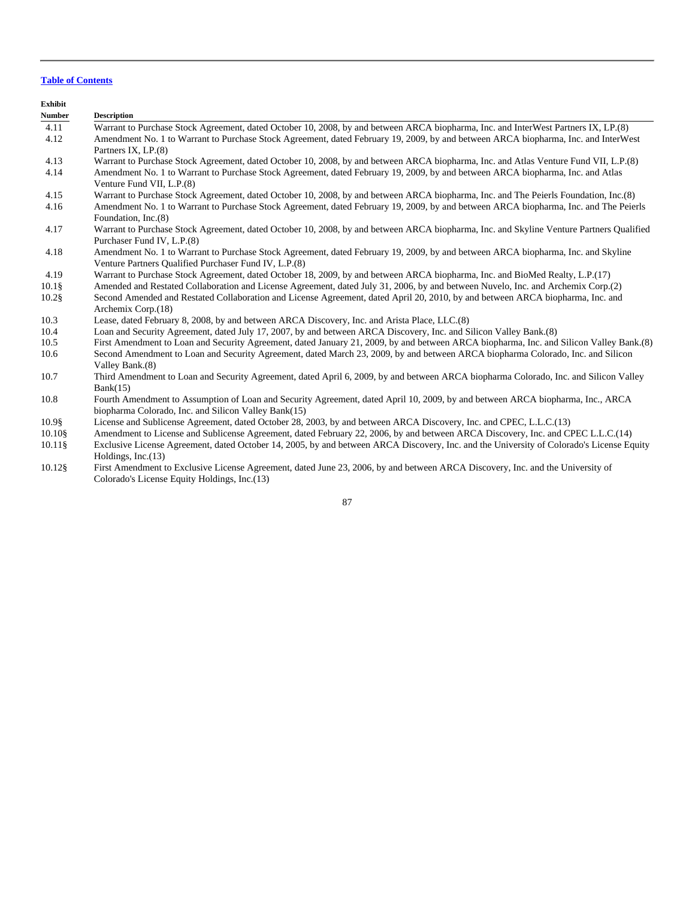[Table of Contents]

| Exhibit Number | Description |
| --- | --- |
| 4.11 | Warrant to Purchase Stock Agreement, dated October 10, 2008, by and between ARCA biopharma, Inc. and InterWest Partners IX, LP.(8) |
| 4.12 | Amendment No. 1 to Warrant to Purchase Stock Agreement, dated February 19, 2009, by and between ARCA biopharma, Inc. and InterWest Partners IX, LP.(8) |
| 4.13 | Warrant to Purchase Stock Agreement, dated October 10, 2008, by and between ARCA biopharma, Inc. and Atlas Venture Fund VII, L.P.(8) |
| 4.14 | Amendment No. 1 to Warrant to Purchase Stock Agreement, dated February 19, 2009, by and between ARCA biopharma, Inc. and Atlas Venture Fund VII, L.P.(8) |
| 4.15 | Warrant to Purchase Stock Agreement, dated October 10, 2008, by and between ARCA biopharma, Inc. and The Peierls Foundation, Inc.(8) |
| 4.16 | Amendment No. 1 to Warrant to Purchase Stock Agreement, dated February 19, 2009, by and between ARCA biopharma, Inc. and The Peierls Foundation, Inc.(8) |
| 4.17 | Warrant to Purchase Stock Agreement, dated October 10, 2008, by and between ARCA biopharma, Inc. and Skyline Venture Partners Qualified Purchaser Fund IV, L.P.(8) |
| 4.18 | Amendment No. 1 to Warrant to Purchase Stock Agreement, dated February 19, 2009, by and between ARCA biopharma, Inc. and Skyline Venture Partners Qualified Purchaser Fund IV, L.P.(8) |
| 4.19 | Warrant to Purchase Stock Agreement, dated October 18, 2009, by and between ARCA biopharma, Inc. and BioMed Realty, L.P.(17) |
| 10.1§ | Amended and Restated Collaboration and License Agreement, dated July 31, 2006, by and between Nuvelo, Inc. and Archemix Corp.(2) |
| 10.2§ | Second Amended and Restated Collaboration and License Agreement, dated April 20, 2010, by and between ARCA biopharma, Inc. and Archemix Corp.(18) |
| 10.3 | Lease, dated February 8, 2008, by and between ARCA Discovery, Inc. and Arista Place, LLC.(8) |
| 10.4 | Loan and Security Agreement, dated July 17, 2007, by and between ARCA Discovery, Inc. and Silicon Valley Bank.(8) |
| 10.5 | First Amendment to Loan and Security Agreement, dated January 21, 2009, by and between ARCA biopharma, Inc. and Silicon Valley Bank.(8) |
| 10.6 | Second Amendment to Loan and Security Agreement, dated March 23, 2009, by and between ARCA biopharma Colorado, Inc. and Silicon Valley Bank.(8) |
| 10.7 | Third Amendment to Loan and Security Agreement, dated April 6, 2009, by and between ARCA biopharma Colorado, Inc. and Silicon Valley Bank(15) |
| 10.8 | Fourth Amendment to Assumption of Loan and Security Agreement, dated April 10, 2009, by and between ARCA biopharma, Inc., ARCA biopharma Colorado, Inc. and Silicon Valley Bank(15) |
| 10.9§ | License and Sublicense Agreement, dated October 28, 2003, by and between ARCA Discovery, Inc. and CPEC, L.L.C.(13) |
| 10.10§ | Amendment to License and Sublicense Agreement, dated February 22, 2006, by and between ARCA Discovery, Inc. and CPEC L.L.C.(14) |
| 10.11§ | Exclusive License Agreement, dated October 14, 2005, by and between ARCA Discovery, Inc. and the University of Colorado's License Equity Holdings, Inc.(13) |
| 10.12§ | First Amendment to Exclusive License Agreement, dated June 23, 2006, by and between ARCA Discovery, Inc. and the University of Colorado's License Equity Holdings, Inc.(13) |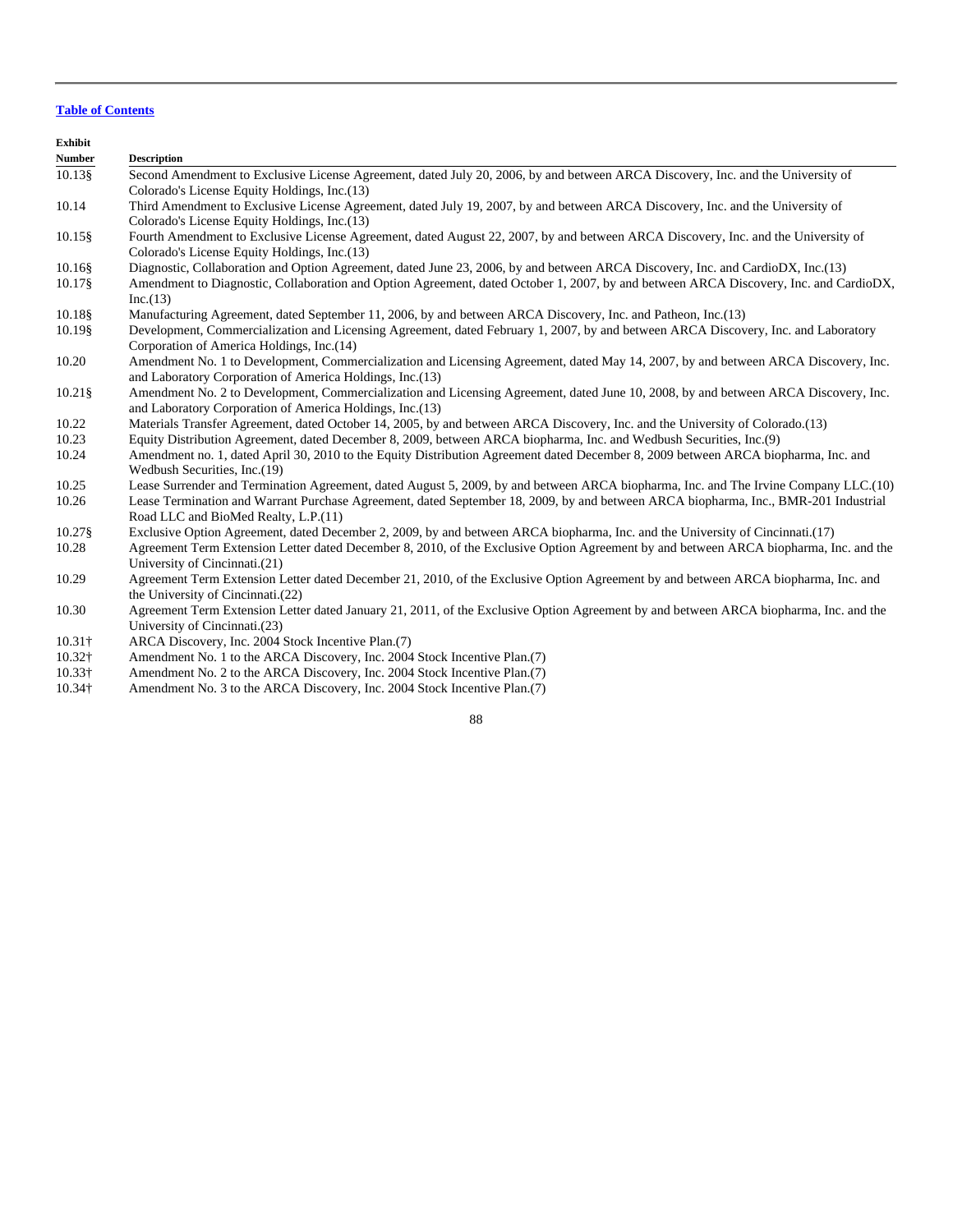[Table of Contents](#)

| Exhibit Number | Description |
| --- | --- |
| 10.13§ | Second Amendment to Exclusive License Agreement, dated July 20, 2006, by and between ARCA Discovery, Inc. and the University of Colorado's License Equity Holdings, Inc.(13) |
| 10.14 | Third Amendment to Exclusive License Agreement, dated July 19, 2007, by and between ARCA Discovery, Inc. and the University of Colorado's License Equity Holdings, Inc.(13) |
| 10.15§ | Fourth Amendment to Exclusive License Agreement, dated August 22, 2007, by and between ARCA Discovery, Inc. and the University of Colorado's License Equity Holdings, Inc.(13) |
| 10.16§ | Diagnostic, Collaboration and Option Agreement, dated June 23, 2006, by and between ARCA Discovery, Inc. and CardioDX, Inc.(13) |
| 10.17§ | Amendment to Diagnostic, Collaboration and Option Agreement, dated October 1, 2007, by and between ARCA Discovery, Inc. and CardioDX, Inc.(13) |
| 10.18§ | Manufacturing Agreement, dated September 11, 2006, by and between ARCA Discovery, Inc. and Patheon, Inc.(13) |
| 10.19§ | Development, Commercialization and Licensing Agreement, dated February 1, 2007, by and between ARCA Discovery, Inc. and Laboratory Corporation of America Holdings, Inc.(14) |
| 10.20 | Amendment No. 1 to Development, Commercialization and Licensing Agreement, dated May 14, 2007, by and between ARCA Discovery, Inc. and Laboratory Corporation of America Holdings, Inc.(13) |
| 10.21§ | Amendment No. 2 to Development, Commercialization and Licensing Agreement, dated June 10, 2008, by and between ARCA Discovery, Inc. and Laboratory Corporation of America Holdings, Inc.(13) |
| 10.22 | Materials Transfer Agreement, dated October 14, 2005, by and between ARCA Discovery, Inc. and the University of Colorado.(13) |
| 10.23 | Equity Distribution Agreement, dated December 8, 2009, between ARCA biopharma, Inc. and Wedbush Securities, Inc.(9) |
| 10.24 | Amendment no. 1, dated April 30, 2010 to the Equity Distribution Agreement dated December 8, 2009 between ARCA biopharma, Inc. and Wedbush Securities, Inc.(19) |
| 10.25 | Lease Surrender and Termination Agreement, dated August 5, 2009, by and between ARCA biopharma, Inc. and The Irvine Company LLC.(10) |
| 10.26 | Lease Termination and Warrant Purchase Agreement, dated September 18, 2009, by and between ARCA biopharma, Inc., BMR-201 Industrial Road LLC and BioMed Realty, L.P.(11) |
| 10.27§ | Exclusive Option Agreement, dated December 2, 2009, by and between ARCA biopharma, Inc. and the University of Cincinnati.(17) |
| 10.28 | Agreement Term Extension Letter dated December 8, 2010, of the Exclusive Option Agreement by and between ARCA biopharma, Inc. and the University of Cincinnati.(21) |
| 10.29 | Agreement Term Extension Letter dated December 21, 2010, of the Exclusive Option Agreement by and between ARCA biopharma, Inc. and the University of Cincinnati.(22) |
| 10.30 | Agreement Term Extension Letter dated January 21, 2011, of the Exclusive Option Agreement by and between ARCA biopharma, Inc. and the University of Cincinnati.(23) |
| 10.31† | ARCA Discovery, Inc. 2004 Stock Incentive Plan.(7) |
| 10.32† | Amendment No. 1 to the ARCA Discovery, Inc. 2004 Stock Incentive Plan.(7) |
| 10.33† | Amendment No. 2 to the ARCA Discovery, Inc. 2004 Stock Incentive Plan.(7) |
| 10.34† | Amendment No. 3 to the ARCA Discovery, Inc. 2004 Stock Incentive Plan.(7) |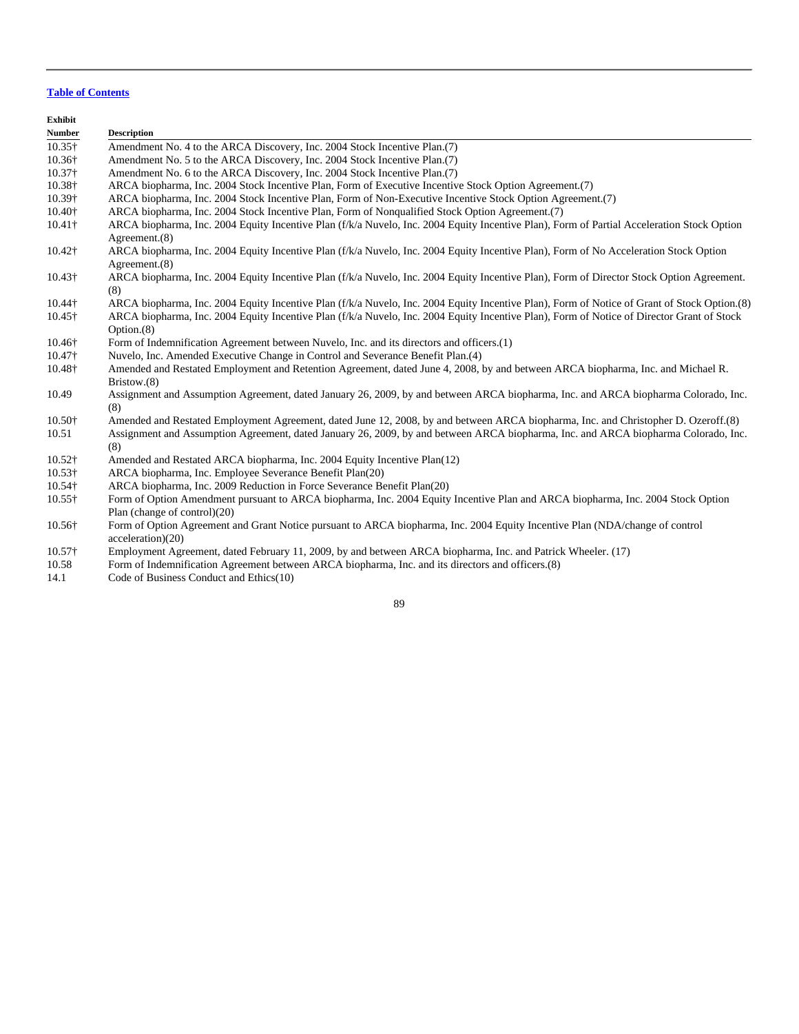[Table of Contents](#)

| Exhibit Number | Description |
|---|---|
| 10.35† | Amendment No. 4 to the ARCA Discovery, Inc. 2004 Stock Incentive Plan.(7) |
| 10.36† | Amendment No. 5 to the ARCA Discovery, Inc. 2004 Stock Incentive Plan.(7) |
| 10.37† | Amendment No. 6 to the ARCA Discovery, Inc. 2004 Stock Incentive Plan.(7) |
| 10.38† | ARCA biopharma, Inc. 2004 Stock Incentive Plan, Form of Executive Incentive Stock Option Agreement.(7) |
| 10.39† | ARCA biopharma, Inc. 2004 Stock Incentive Plan, Form of Non-Executive Incentive Stock Option Agreement.(7) |
| 10.40† | ARCA biopharma, Inc. 2004 Stock Incentive Plan, Form of Nonqualified Stock Option Agreement.(7) |
| 10.41† | ARCA biopharma, Inc. 2004 Equity Incentive Plan (f/k/a Nuvelo, Inc. 2004 Equity Incentive Plan), Form of Partial Acceleration Stock Option Agreement.(8) |
| 10.42† | ARCA biopharma, Inc. 2004 Equity Incentive Plan (f/k/a Nuvelo, Inc. 2004 Equity Incentive Plan), Form of No Acceleration Stock Option Agreement.(8) |
| 10.43† | ARCA biopharma, Inc. 2004 Equity Incentive Plan (f/k/a Nuvelo, Inc. 2004 Equity Incentive Plan), Form of Director Stock Option Agreement.(8) |
| 10.44† | ARCA biopharma, Inc. 2004 Equity Incentive Plan (f/k/a Nuvelo, Inc. 2004 Equity Incentive Plan), Form of Notice of Grant of Stock Option.(8) |
| 10.45† | ARCA biopharma, Inc. 2004 Equity Incentive Plan (f/k/a Nuvelo, Inc. 2004 Equity Incentive Plan), Form of Notice of Director Grant of Stock Option.(8) |
| 10.46† | Form of Indemnification Agreement between Nuvelo, Inc. and its directors and officers.(1) |
| 10.47† | Nuvelo, Inc. Amended Executive Change in Control and Severance Benefit Plan.(4) |
| 10.48† | Amended and Restated Employment and Retention Agreement, dated June 4, 2008, by and between ARCA biopharma, Inc. and Michael R. Bristow.(8) |
| 10.49 | Assignment and Assumption Agreement, dated January 26, 2009, by and between ARCA biopharma, Inc. and ARCA biopharma Colorado, Inc.(8) |
| 10.50† | Amended and Restated Employment Agreement, dated June 12, 2008, by and between ARCA biopharma, Inc. and Christopher D. Ozeroff.(8) |
| 10.51 | Assignment and Assumption Agreement, dated January 26, 2009, by and between ARCA biopharma, Inc. and ARCA biopharma Colorado, Inc.(8) |
| 10.52† | Amended and Restated ARCA biopharma, Inc. 2004 Equity Incentive Plan(12) |
| 10.53† | ARCA biopharma, Inc. Employee Severance Benefit Plan(20) |
| 10.54† | ARCA biopharma, Inc. 2009 Reduction in Force Severance Benefit Plan(20) |
| 10.55† | Form of Option Amendment pursuant to ARCA biopharma, Inc. 2004 Equity Incentive Plan and ARCA biopharma, Inc. 2004 Stock Option Plan (change of control)(20) |
| 10.56† | Form of Option Agreement and Grant Notice pursuant to ARCA biopharma, Inc. 2004 Equity Incentive Plan (NDA/change of control acceleration)(20) |
| 10.57† | Employment Agreement, dated February 11, 2009, by and between ARCA biopharma, Inc. and Patrick Wheeler. (17) |
| 10.58 | Form of Indemnification Agreement between ARCA biopharma, Inc. and its directors and officers.(8) |
| 14.1 | Code of Business Conduct and Ethics(10) |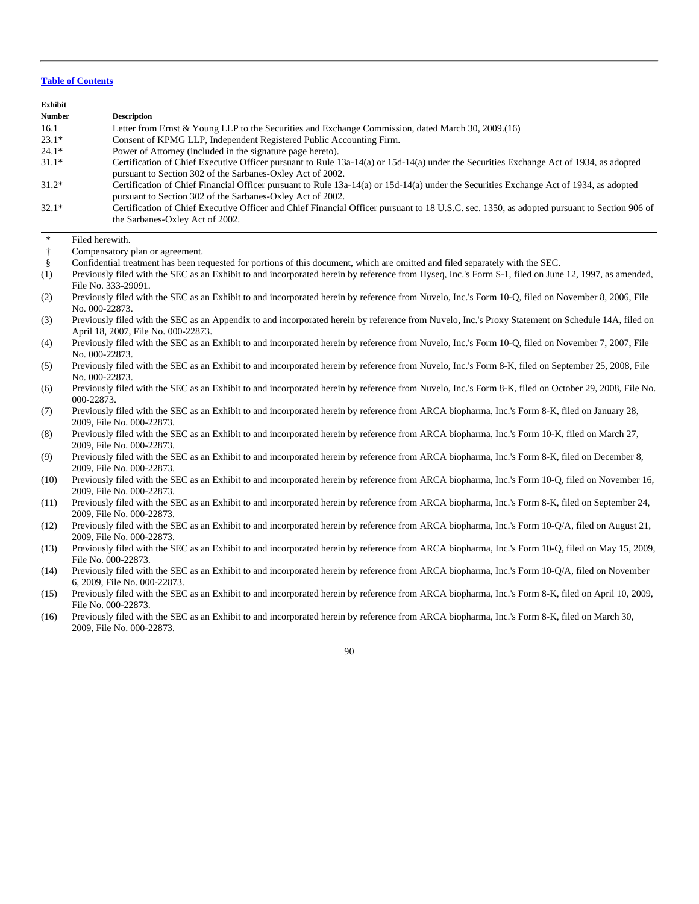[Table of Contents](#)

| Exhibit Number | Description |
| --- | --- |
| 16.1 | Letter from Ernst & Young LLP to the Securities and Exchange Commission, dated March 30, 2009.(16) |
| 23.1* | Consent of KPMG LLP, Independent Registered Public Accounting Firm. |
| 24.1* | Power of Attorney (included in the signature page hereto). |
| 31.1* | Certification of Chief Executive Officer pursuant to Rule 13a-14(a) or 15d-14(a) under the Securities Exchange Act of 1934, as adopted pursuant to Section 302 of the Sarbanes-Oxley Act of 2002. |
| 31.2* | Certification of Chief Financial Officer pursuant to Rule 13a-14(a) or 15d-14(a) under the Securities Exchange Act of 1934, as adopted pursuant to Section 302 of the Sarbanes-Oxley Act of 2002. |
| 32.1* | Certification of Chief Executive Officer and Chief Financial Officer pursuant to 18 U.S.C. sec. 1350, as adopted pursuant to Section 906 of the Sarbanes-Oxley Act of 2002. |

\* Filed herewith.

† Compensatory plan or agreement.

§ Confidential treatment has been requested for portions of this document, which are omitted and filed separately with the SEC.

(1) Previously filed with the SEC as an Exhibit to and incorporated herein by reference from Hyseq, Inc.'s Form S-1, filed on June 12, 1997, as amended, File No. 333-29091.

(2) Previously filed with the SEC as an Exhibit to and incorporated herein by reference from Nuvelo, Inc.'s Form 10-Q, filed on November 8, 2006, File No. 000-22873.

(3) Previously filed with the SEC as an Appendix to and incorporated herein by reference from Nuvelo, Inc.'s Proxy Statement on Schedule 14A, filed on April 18, 2007, File No. 000-22873.

(4) Previously filed with the SEC as an Exhibit to and incorporated herein by reference from Nuvelo, Inc.'s Form 10-Q, filed on November 7, 2007, File No. 000-22873.

(5) Previously filed with the SEC as an Exhibit to and incorporated herein by reference from Nuvelo, Inc.'s Form 8-K, filed on September 25, 2008, File No. 000-22873.

(6) Previously filed with the SEC as an Exhibit to and incorporated herein by reference from Nuvelo, Inc.'s Form 8-K, filed on October 29, 2008, File No. 000-22873.

(7) Previously filed with the SEC as an Exhibit to and incorporated herein by reference from ARCA biopharma, Inc.'s Form 8-K, filed on January 28, 2009, File No. 000-22873.

(8) Previously filed with the SEC as an Exhibit to and incorporated herein by reference from ARCA biopharma, Inc.'s Form 10-K, filed on March 27, 2009, File No. 000-22873.

(9) Previously filed with the SEC as an Exhibit to and incorporated herein by reference from ARCA biopharma, Inc.'s Form 8-K, filed on December 8, 2009, File No. 000-22873.

(10) Previously filed with the SEC as an Exhibit to and incorporated herein by reference from ARCA biopharma, Inc.'s Form 10-Q, filed on November 16, 2009, File No. 000-22873.

(11) Previously filed with the SEC as an Exhibit to and incorporated herein by reference from ARCA biopharma, Inc.'s Form 8-K, filed on September 24, 2009, File No. 000-22873.

(12) Previously filed with the SEC as an Exhibit to and incorporated herein by reference from ARCA biopharma, Inc.'s Form 10-Q/A, filed on August 21, 2009, File No. 000-22873.

(13) Previously filed with the SEC as an Exhibit to and incorporated herein by reference from ARCA biopharma, Inc.'s Form 10-Q, filed on May 15, 2009, File No. 000-22873.

(14) Previously filed with the SEC as an Exhibit to and incorporated herein by reference from ARCA biopharma, Inc.'s Form 10-Q/A, filed on November 6, 2009, File No. 000-22873.

(15) Previously filed with the SEC as an Exhibit to and incorporated herein by reference from ARCA biopharma, Inc.'s Form 8-K, filed on April 10, 2009, File No. 000-22873.

(16) Previously filed with the SEC as an Exhibit to and incorporated herein by reference from ARCA biopharma, Inc.'s Form 8-K, filed on March 30, 2009, File No. 000-22873.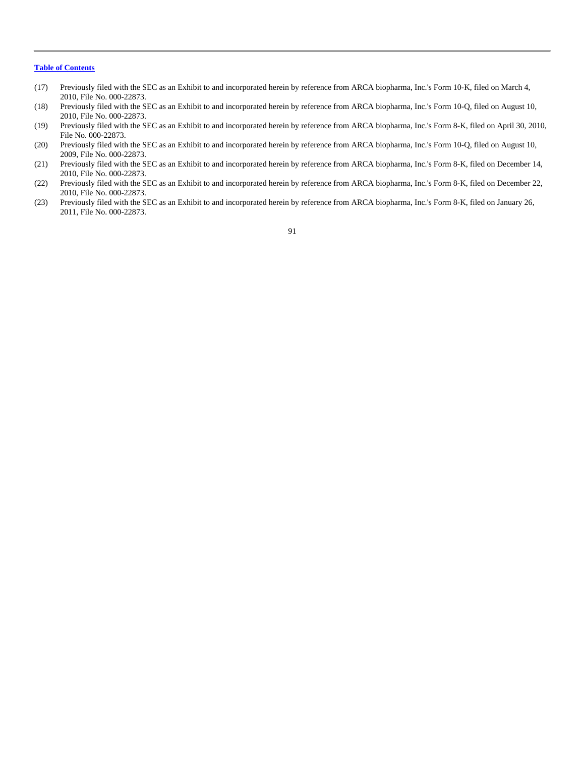[Table of Contents](#)

(17) Previously filed with the SEC as an Exhibit to and incorporated herein by reference from ARCA biopharma, Inc.'s Form 10-K, filed on March 4, 2010, File No. 000-22873.

(18) Previously filed with the SEC as an Exhibit to and incorporated herein by reference from ARCA biopharma, Inc.'s Form 10-Q, filed on August 10, 2010, File No. 000-22873.

(19) Previously filed with the SEC as an Exhibit to and incorporated herein by reference from ARCA biopharma, Inc.'s Form 8-K, filed on April 30, 2010, File No. 000-22873.

(20) Previously filed with the SEC as an Exhibit to and incorporated herein by reference from ARCA biopharma, Inc.'s Form 10-Q, filed on August 10, 2009, File No. 000-22873.

(21) Previously filed with the SEC as an Exhibit to and incorporated herein by reference from ARCA biopharma, Inc.'s Form 8-K, filed on December 14, 2010, File No. 000-22873.

(22) Previously filed with the SEC as an Exhibit to and incorporated herein by reference from ARCA biopharma, Inc.'s Form 8-K, filed on December 22, 2010, File No. 000-22873.

(23) Previously filed with the SEC as an Exhibit to and incorporated herein by reference from ARCA biopharma, Inc.'s Form 8-K, filed on January 26, 2011, File No. 000-22873.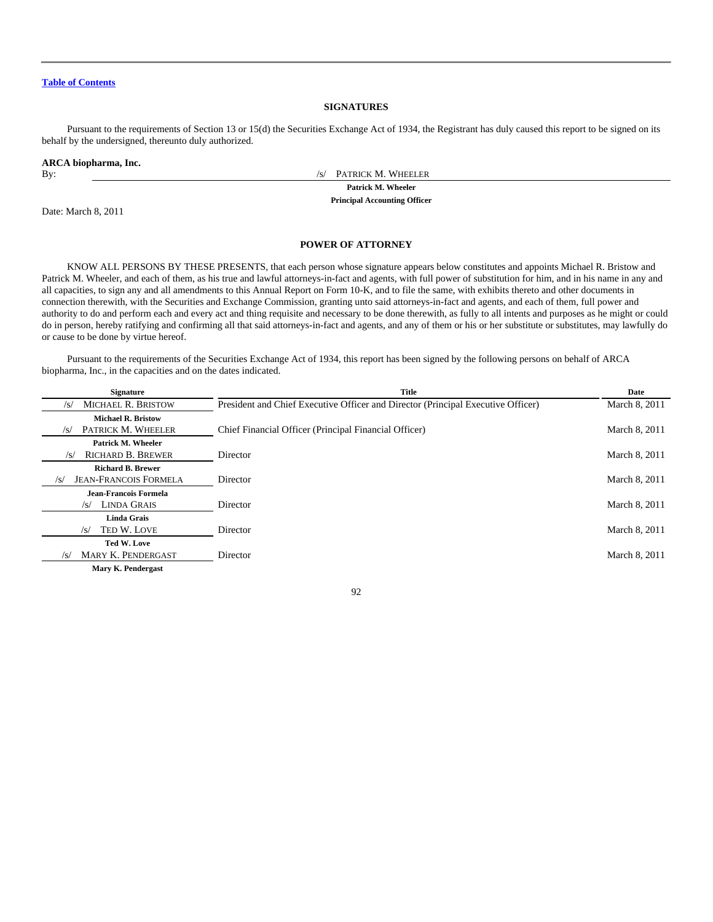[Table of Contents](#)

## SIGNATURES

Pursuant to the requirements of Section 13 or 15(d) the Securities Exchange Act of 1934, the Registrant has duly caused this report to be signed on its behalf by the undersigned, thereunto duly authorized.

**ARCA biopharma, Inc.**

By: /s/ PATRICK M. WHEELER

**Patrick M. Wheeler**

**Principal Accounting Officer**

Date: March 8, 2011

## POWER OF ATTORNEY

KNOW ALL PERSONS BY THESE PRESENTS, that each person whose signature appears below constitutes and appoints Michael R. Bristow and Patrick M. Wheeler, and each of them, as his true and lawful attorneys-in-fact and agents, with full power of substitution for him, and in his name in any and all capacities, to sign any and all amendments to this Annual Report on Form 10-K, and to file the same, with exhibits thereto and other documents in connection therewith, with the Securities and Exchange Commission, granting unto said attorneys-in-fact and agents, and each of them, full power and authority to do and perform each and every act and thing requisite and necessary to be done therewith, as fully to all intents and purposes as he might or could do in person, hereby ratifying and confirming all that said attorneys-in-fact and agents, and any of them or his or her substitute or substitutes, may lawfully do or cause to be done by virtue hereof.

Pursuant to the requirements of the Securities Exchange Act of 1934, this report has been signed by the following persons on behalf of ARCA biopharma, Inc., in the capacities and on the dates indicated.

| Signature | Title | Date |
|---|---|---|
| /s/ MICHAEL R. BRISTOW<br>**Michael R. Bristow** | President and Chief Executive Officer and Director (Principal Executive Officer) | March 8, 2011 |
| /s/ PATRICK M. WHEELER<br>**Patrick M. Wheeler** | Chief Financial Officer (Principal Financial Officer) | March 8, 2011 |
| /s/ RICHARD B. BREWER<br>**Richard B. Brewer** | Director | March 8, 2011 |
| /s/ JEAN-FRANCOIS FORMELA<br>**Jean-Francois Formela** | Director | March 8, 2011 |
| /s/ LINDA GRAIS<br>**Linda Grais** | Director | March 8, 2011 |
| /s/ TED W. LOVE<br>**Ted W. Love** | Director | March 8, 2011 |
| /s/ MARY K. PENDERGAST<br>**Mary K. Pendergast** | Director | March 8, 2011 |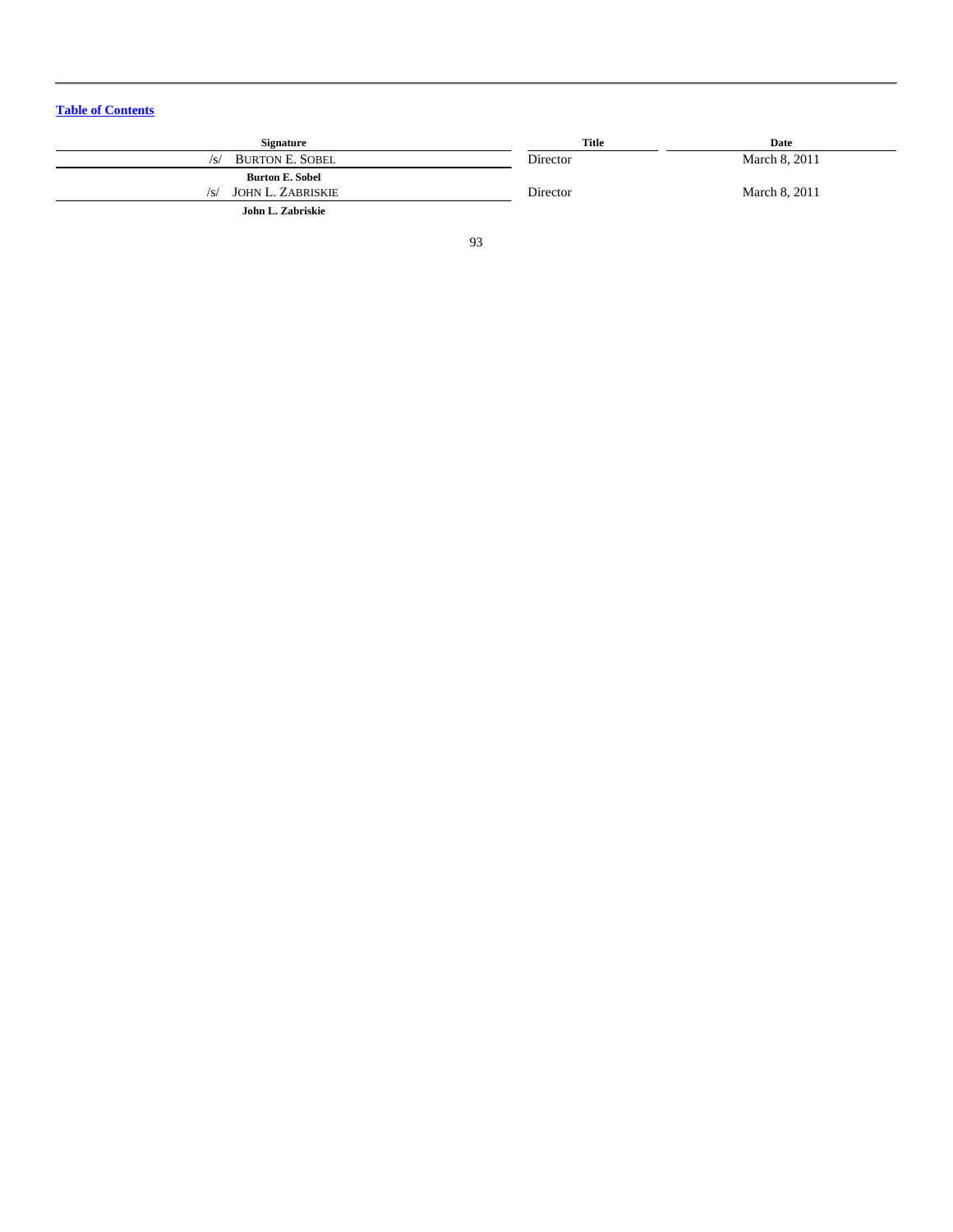[Table of Contents](#)

| Signature | Title | Date |
| --- | --- | --- |
| /s/ BURTON E. SOBEL<br>**Burton E. Sobel** | Director | March 8, 2011 |
| /s/ JOHN L. ZABRISKIE<br>**John L. Zabriskie** | Director | March 8, 2011 |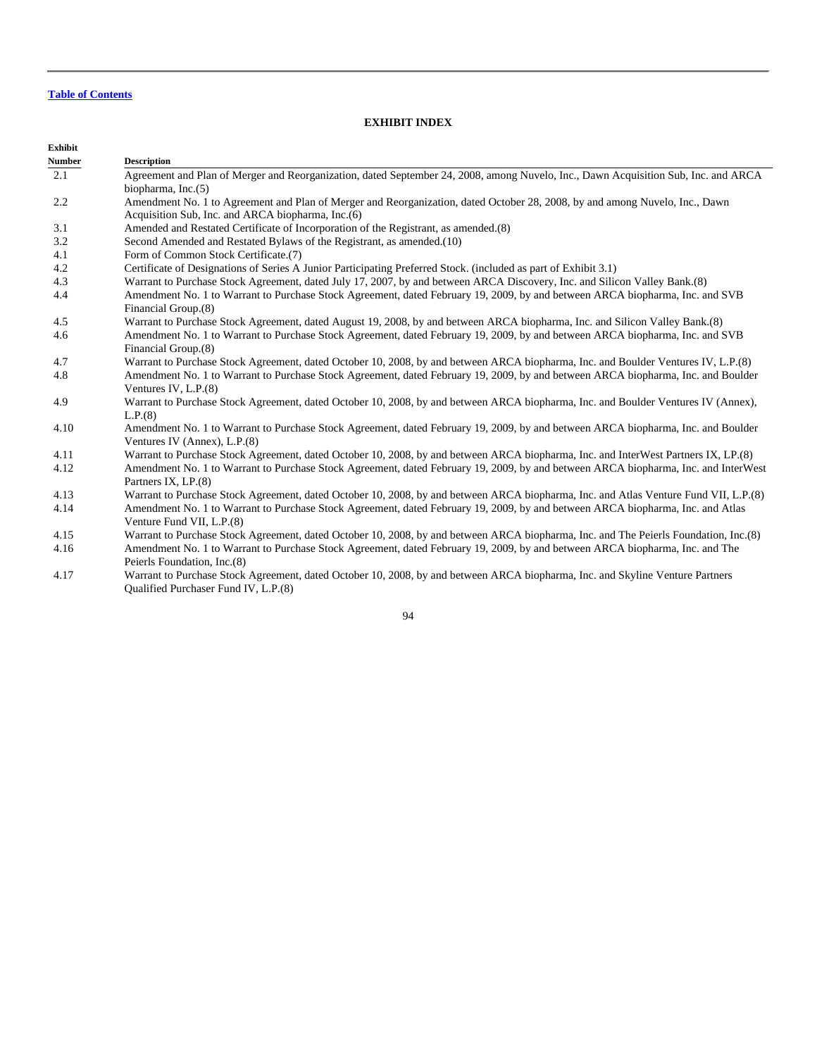Table of Contents

## EXHIBIT INDEX

| Exhibit Number | Description |
|---|---|
| 2.1 | Agreement and Plan of Merger and Reorganization, dated September 24, 2008, among Nuvelo, Inc., Dawn Acquisition Sub, Inc. and ARCA biopharma, Inc.(5) |
| 2.2 | Amendment No. 1 to Agreement and Plan of Merger and Reorganization, dated October 28, 2008, by and among Nuvelo, Inc., Dawn Acquisition Sub, Inc. and ARCA biopharma, Inc.(6) |
| 3.1 | Amended and Restated Certificate of Incorporation of the Registrant, as amended.(8) |
| 3.2 | Second Amended and Restated Bylaws of the Registrant, as amended.(10) |
| 4.1 | Form of Common Stock Certificate.(7) |
| 4.2 | Certificate of Designations of Series A Junior Participating Preferred Stock. (included as part of Exhibit 3.1) |
| 4.3 | Warrant to Purchase Stock Agreement, dated July 17, 2007, by and between ARCA Discovery, Inc. and Silicon Valley Bank.(8) |
| 4.4 | Amendment No. 1 to Warrant to Purchase Stock Agreement, dated February 19, 2009, by and between ARCA biopharma, Inc. and SVB Financial Group.(8) |
| 4.5 | Warrant to Purchase Stock Agreement, dated August 19, 2008, by and between ARCA biopharma, Inc. and Silicon Valley Bank.(8) |
| 4.6 | Amendment No. 1 to Warrant to Purchase Stock Agreement, dated February 19, 2009, by and between ARCA biopharma, Inc. and SVB Financial Group.(8) |
| 4.7 | Warrant to Purchase Stock Agreement, dated October 10, 2008, by and between ARCA biopharma, Inc. and Boulder Ventures IV, L.P.(8) |
| 4.8 | Amendment No. 1 to Warrant to Purchase Stock Agreement, dated February 19, 2009, by and between ARCA biopharma, Inc. and Boulder Ventures IV, L.P.(8) |
| 4.9 | Warrant to Purchase Stock Agreement, dated October 10, 2008, by and between ARCA biopharma, Inc. and Boulder Ventures IV (Annex), L.P.(8) |
| 4.10 | Amendment No. 1 to Warrant to Purchase Stock Agreement, dated February 19, 2009, by and between ARCA biopharma, Inc. and Boulder Ventures IV (Annex), L.P.(8) |
| 4.11 | Warrant to Purchase Stock Agreement, dated October 10, 2008, by and between ARCA biopharma, Inc. and InterWest Partners IX, LP.(8) |
| 4.12 | Amendment No. 1 to Warrant to Purchase Stock Agreement, dated February 19, 2009, by and between ARCA biopharma, Inc. and InterWest Partners IX, LP.(8) |
| 4.13 | Warrant to Purchase Stock Agreement, dated October 10, 2008, by and between ARCA biopharma, Inc. and Atlas Venture Fund VII, L.P.(8) |
| 4.14 | Amendment No. 1 to Warrant to Purchase Stock Agreement, dated February 19, 2009, by and between ARCA biopharma, Inc. and Atlas Venture Fund VII, L.P.(8) |
| 4.15 | Warrant to Purchase Stock Agreement, dated October 10, 2008, by and between ARCA biopharma, Inc. and The Peierls Foundation, Inc.(8) |
| 4.16 | Amendment No. 1 to Warrant to Purchase Stock Agreement, dated February 19, 2009, by and between ARCA biopharma, Inc. and The Peierls Foundation, Inc.(8) |
| 4.17 | Warrant to Purchase Stock Agreement, dated October 10, 2008, by and between ARCA biopharma, Inc. and Skyline Venture Partners Qualified Purchaser Fund IV, L.P.(8) |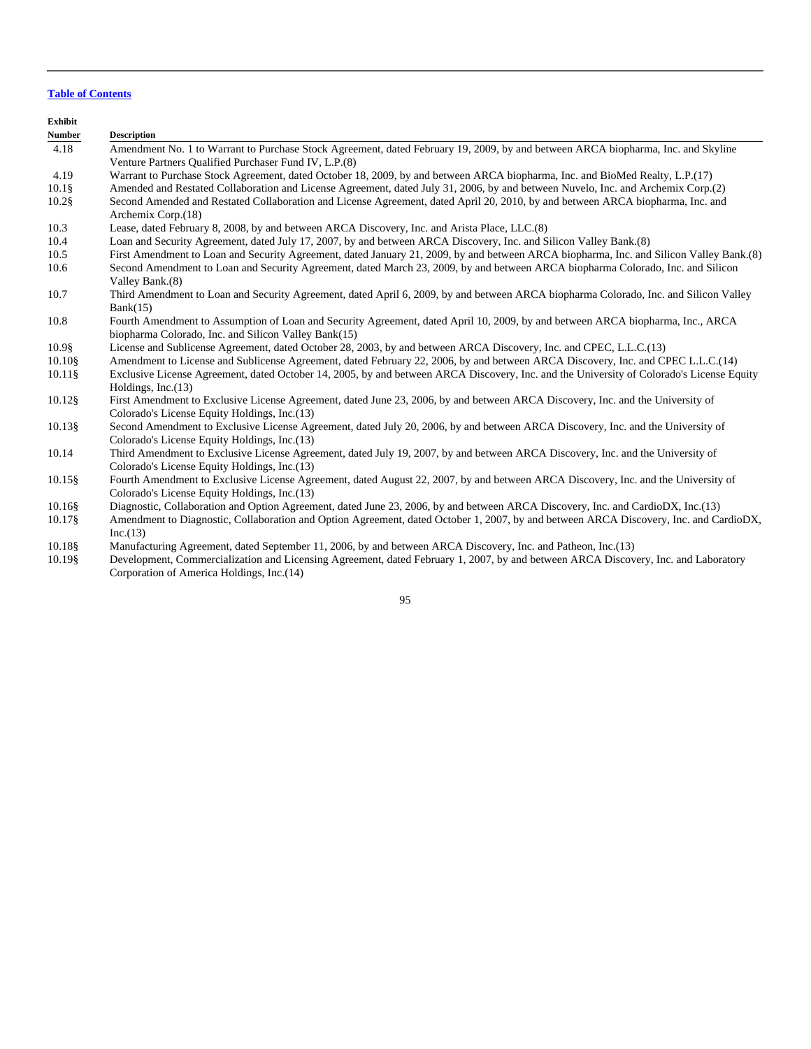[Table of Contents](#)

| Exhibit Number | Description |
| --- | --- |
| 4.18 | Amendment No. 1 to Warrant to Purchase Stock Agreement, dated February 19, 2009, by and between ARCA biopharma, Inc. and Skyline Venture Partners Qualified Purchaser Fund IV, L.P.(8) |
| 4.19 | Warrant to Purchase Stock Agreement, dated October 18, 2009, by and between ARCA biopharma, Inc. and BioMed Realty, L.P.(17) |
| 10.1§ | Amended and Restated Collaboration and License Agreement, dated July 31, 2006, by and between Nuvelo, Inc. and Archemix Corp.(2) |
| 10.2§ | Second Amended and Restated Collaboration and License Agreement, dated April 20, 2010, by and between ARCA biopharma, Inc. and Archemix Corp.(18) |
| 10.3 | Lease, dated February 8, 2008, by and between ARCA Discovery, Inc. and Arista Place, LLC.(8) |
| 10.4 | Loan and Security Agreement, dated July 17, 2007, by and between ARCA Discovery, Inc. and Silicon Valley Bank.(8) |
| 10.5 | First Amendment to Loan and Security Agreement, dated January 21, 2009, by and between ARCA biopharma, Inc. and Silicon Valley Bank.(8) |
| 10.6 | Second Amendment to Loan and Security Agreement, dated March 23, 2009, by and between ARCA biopharma Colorado, Inc. and Silicon Valley Bank.(8) |
| 10.7 | Third Amendment to Loan and Security Agreement, dated April 6, 2009, by and between ARCA biopharma Colorado, Inc. and Silicon Valley Bank(15) |
| 10.8 | Fourth Amendment to Assumption of Loan and Security Agreement, dated April 10, 2009, by and between ARCA biopharma, Inc., ARCA biopharma Colorado, Inc. and Silicon Valley Bank(15) |
| 10.9§ | License and Sublicense Agreement, dated October 28, 2003, by and between ARCA Discovery, Inc. and CPEC, L.L.C.(13) |
| 10.10§ | Amendment to License and Sublicense Agreement, dated February 22, 2006, by and between ARCA Discovery, Inc. and CPEC L.L.C.(14) |
| 10.11§ | Exclusive License Agreement, dated October 14, 2005, by and between ARCA Discovery, Inc. and the University of Colorado's License Equity Holdings, Inc.(13) |
| 10.12§ | First Amendment to Exclusive License Agreement, dated June 23, 2006, by and between ARCA Discovery, Inc. and the University of Colorado's License Equity Holdings, Inc.(13) |
| 10.13§ | Second Amendment to Exclusive License Agreement, dated July 20, 2006, by and between ARCA Discovery, Inc. and the University of Colorado's License Equity Holdings, Inc.(13) |
| 10.14 | Third Amendment to Exclusive License Agreement, dated July 19, 2007, by and between ARCA Discovery, Inc. and the University of Colorado's License Equity Holdings, Inc.(13) |
| 10.15§ | Fourth Amendment to Exclusive License Agreement, dated August 22, 2007, by and between ARCA Discovery, Inc. and the University of Colorado's License Equity Holdings, Inc.(13) |
| 10.16§ | Diagnostic, Collaboration and Option Agreement, dated June 23, 2006, by and between ARCA Discovery, Inc. and CardioDX, Inc.(13) |
| 10.17§ | Amendment to Diagnostic, Collaboration and Option Agreement, dated October 1, 2007, by and between ARCA Discovery, Inc. and CardioDX, Inc.(13) |
| 10.18§ | Manufacturing Agreement, dated September 11, 2006, by and between ARCA Discovery, Inc. and Patheon, Inc.(13) |
| 10.19§ | Development, Commercialization and Licensing Agreement, dated February 1, 2007, by and between ARCA Discovery, Inc. and Laboratory Corporation of America Holdings, Inc.(14) |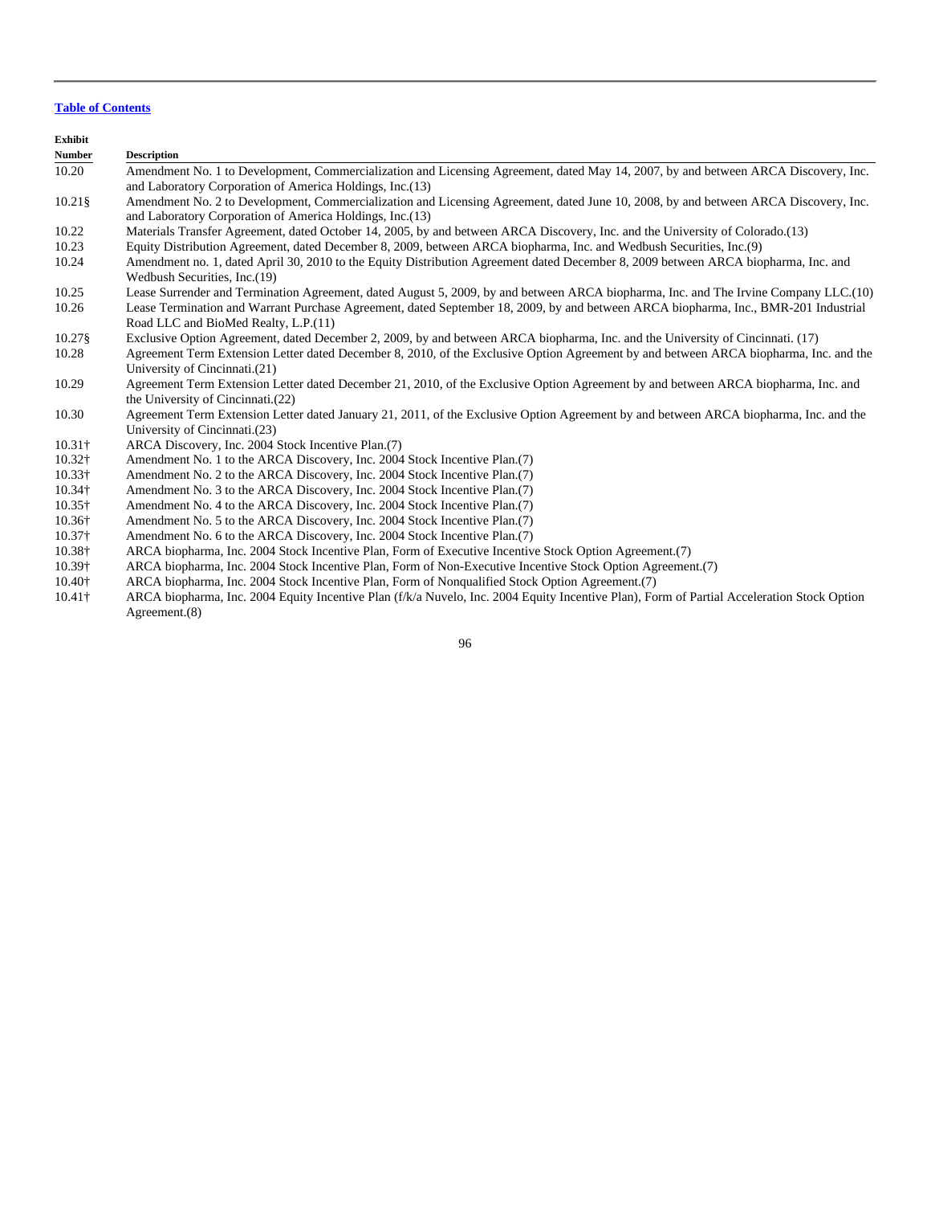[Table of Contents](#)

| Exhibit Number | Description |
|---|---|
| 10.20 | Amendment No. 1 to Development, Commercialization and Licensing Agreement, dated May 14, 2007, by and between ARCA Discovery, Inc. and Laboratory Corporation of America Holdings, Inc.(13) |
| 10.21§ | Amendment No. 2 to Development, Commercialization and Licensing Agreement, dated June 10, 2008, by and between ARCA Discovery, Inc. and Laboratory Corporation of America Holdings, Inc.(13) |
| 10.22 | Materials Transfer Agreement, dated October 14, 2005, by and between ARCA Discovery, Inc. and the University of Colorado.(13) |
| 10.23 | Equity Distribution Agreement, dated December 8, 2009, between ARCA biopharma, Inc. and Wedbush Securities, Inc.(9) |
| 10.24 | Amendment no. 1, dated April 30, 2010 to the Equity Distribution Agreement dated December 8, 2009 between ARCA biopharma, Inc. and Wedbush Securities, Inc.(19) |
| 10.25 | Lease Surrender and Termination Agreement, dated August 5, 2009, by and between ARCA biopharma, Inc. and The Irvine Company LLC.(10) |
| 10.26 | Lease Termination and Warrant Purchase Agreement, dated September 18, 2009, by and between ARCA biopharma, Inc., BMR-201 Industrial Road LLC and BioMed Realty, L.P.(11) |
| 10.27§ | Exclusive Option Agreement, dated December 2, 2009, by and between ARCA biopharma, Inc. and the University of Cincinnati. (17) |
| 10.28 | Agreement Term Extension Letter dated December 8, 2010, of the Exclusive Option Agreement by and between ARCA biopharma, Inc. and the University of Cincinnati.(21) |
| 10.29 | Agreement Term Extension Letter dated December 21, 2010, of the Exclusive Option Agreement by and between ARCA biopharma, Inc. and the University of Cincinnati.(22) |
| 10.30 | Agreement Term Extension Letter dated January 21, 2011, of the Exclusive Option Agreement by and between ARCA biopharma, Inc. and the University of Cincinnati.(23) |
| 10.31† | ARCA Discovery, Inc. 2004 Stock Incentive Plan.(7) |
| 10.32† | Amendment No. 1 to the ARCA Discovery, Inc. 2004 Stock Incentive Plan.(7) |
| 10.33† | Amendment No. 2 to the ARCA Discovery, Inc. 2004 Stock Incentive Plan.(7) |
| 10.34† | Amendment No. 3 to the ARCA Discovery, Inc. 2004 Stock Incentive Plan.(7) |
| 10.35† | Amendment No. 4 to the ARCA Discovery, Inc. 2004 Stock Incentive Plan.(7) |
| 10.36† | Amendment No. 5 to the ARCA Discovery, Inc. 2004 Stock Incentive Plan.(7) |
| 10.37† | Amendment No. 6 to the ARCA Discovery, Inc. 2004 Stock Incentive Plan.(7) |
| 10.38† | ARCA biopharma, Inc. 2004 Stock Incentive Plan, Form of Executive Incentive Stock Option Agreement.(7) |
| 10.39† | ARCA biopharma, Inc. 2004 Stock Incentive Plan, Form of Non-Executive Incentive Stock Option Agreement.(7) |
| 10.40† | ARCA biopharma, Inc. 2004 Stock Incentive Plan, Form of Nonqualified Stock Option Agreement.(7) |
| 10.41† | ARCA biopharma, Inc. 2004 Equity Incentive Plan (f/k/a Nuvelo, Inc. 2004 Equity Incentive Plan), Form of Partial Acceleration Stock Option Agreement.(8) |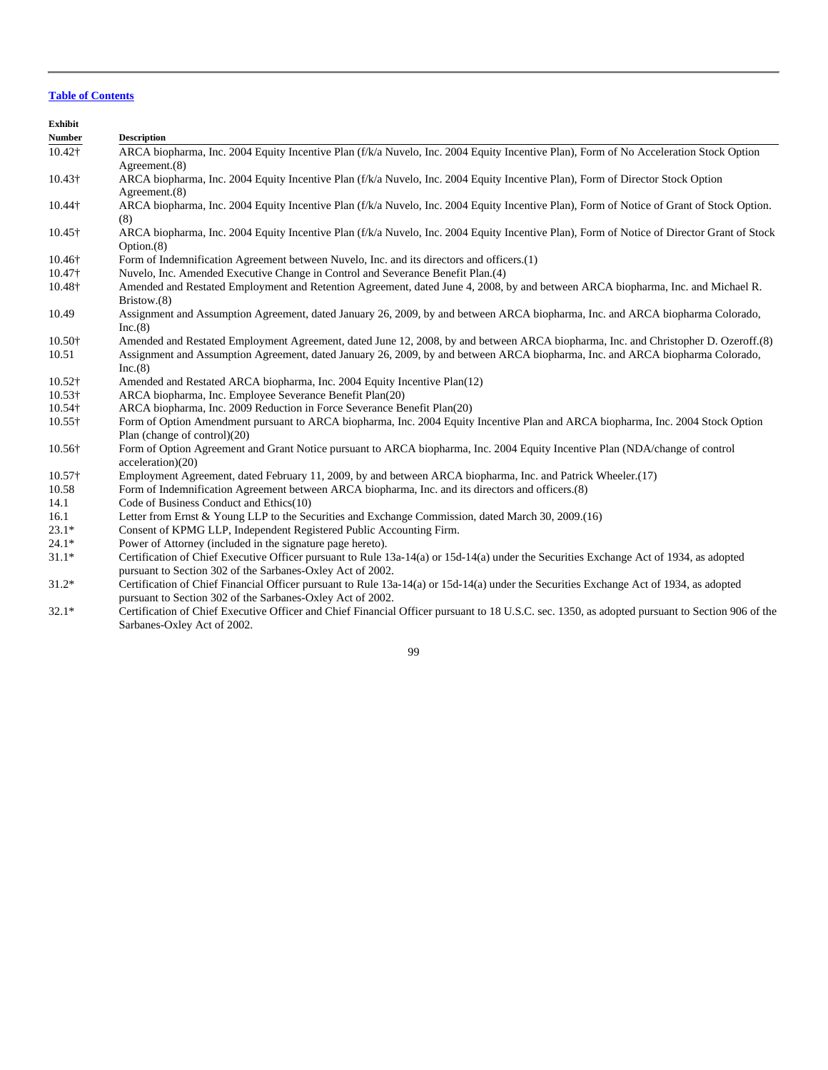[Table of Contents](#)

| Exhibit Number | Description |
| --- | --- |
| 10.42† | ARCA biopharma, Inc. 2004 Equity Incentive Plan (f/k/a Nuvelo, Inc. 2004 Equity Incentive Plan), Form of No Acceleration Stock Option Agreement.(8) |
| 10.43† | ARCA biopharma, Inc. 2004 Equity Incentive Plan (f/k/a Nuvelo, Inc. 2004 Equity Incentive Plan), Form of Director Stock Option Agreement.(8) |
| 10.44† | ARCA biopharma, Inc. 2004 Equity Incentive Plan (f/k/a Nuvelo, Inc. 2004 Equity Incentive Plan), Form of Notice of Grant of Stock Option.(8) |
| 10.45† | ARCA biopharma, Inc. 2004 Equity Incentive Plan (f/k/a Nuvelo, Inc. 2004 Equity Incentive Plan), Form of Notice of Director Grant of Stock Option.(8) |
| 10.46† | Form of Indemnification Agreement between Nuvelo, Inc. and its directors and officers.(1) |
| 10.47† | Nuvelo, Inc. Amended Executive Change in Control and Severance Benefit Plan.(4) |
| 10.48† | Amended and Restated Employment and Retention Agreement, dated June 4, 2008, by and between ARCA biopharma, Inc. and Michael R. Bristow.(8) |
| 10.49 | Assignment and Assumption Agreement, dated January 26, 2009, by and between ARCA biopharma, Inc. and ARCA biopharma Colorado, Inc.(8) |
| 10.50† | Amended and Restated Employment Agreement, dated June 12, 2008, by and between ARCA biopharma, Inc. and Christopher D. Ozeroff.(8) |
| 10.51 | Assignment and Assumption Agreement, dated January 26, 2009, by and between ARCA biopharma, Inc. and ARCA biopharma Colorado, Inc.(8) |
| 10.52† | Amended and Restated ARCA biopharma, Inc. 2004 Equity Incentive Plan(12) |
| 10.53† | ARCA biopharma, Inc. Employee Severance Benefit Plan(20) |
| 10.54† | ARCA biopharma, Inc. 2009 Reduction in Force Severance Benefit Plan(20) |
| 10.55† | Form of Option Amendment pursuant to ARCA biopharma, Inc. 2004 Equity Incentive Plan and ARCA biopharma, Inc. 2004 Stock Option Plan (change of control)(20) |
| 10.56† | Form of Option Agreement and Grant Notice pursuant to ARCA biopharma, Inc. 2004 Equity Incentive Plan (NDA/change of control acceleration)(20) |
| 10.57† | Employment Agreement, dated February 11, 2009, by and between ARCA biopharma, Inc. and Patrick Wheeler.(17) |
| 10.58 | Form of Indemnification Agreement between ARCA biopharma, Inc. and its directors and officers.(8) |
| 14.1 | Code of Business Conduct and Ethics(10) |
| 16.1 | Letter from Ernst & Young LLP to the Securities and Exchange Commission, dated March 30, 2009.(16) |
| 23.1* | Consent of KPMG LLP, Independent Registered Public Accounting Firm. |
| 24.1* | Power of Attorney (included in the signature page hereto). |
| 31.1* | Certification of Chief Executive Officer pursuant to Rule 13a-14(a) or 15d-14(a) under the Securities Exchange Act of 1934, as adopted pursuant to Section 302 of the Sarbanes-Oxley Act of 2002. |
| 31.2* | Certification of Chief Financial Officer pursuant to Rule 13a-14(a) or 15d-14(a) under the Securities Exchange Act of 1934, as adopted pursuant to Section 302 of the Sarbanes-Oxley Act of 2002. |
| 32.1* | Certification of Chief Executive Officer and Chief Financial Officer pursuant to 18 U.S.C. sec. 1350, as adopted pursuant to Section 906 of the Sarbanes-Oxley Act of 2002. |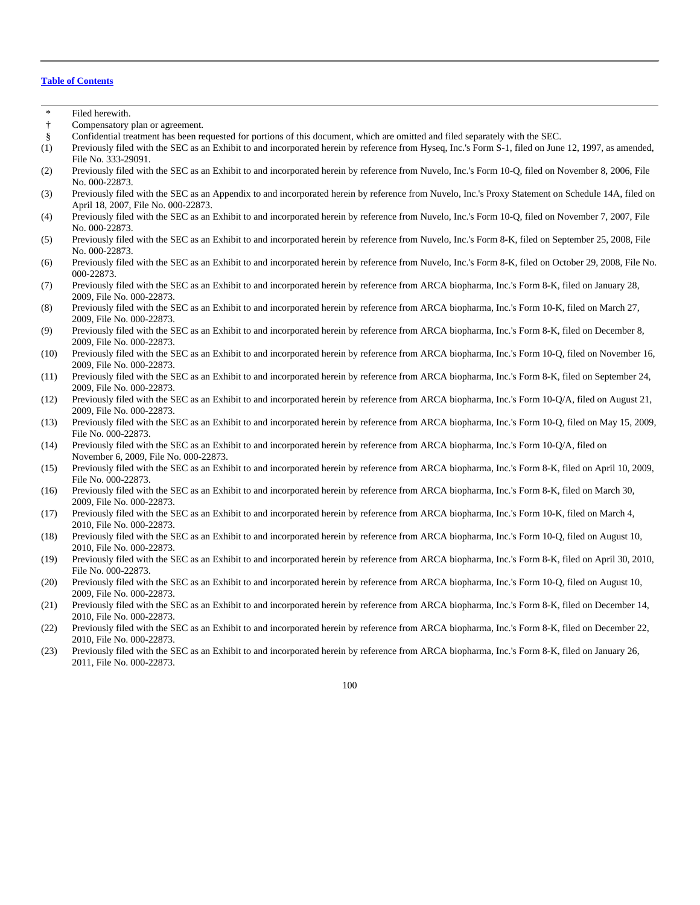[Table of Contents](#)

| | |
|---|---|
| * | Filed herewith. |
| † | Compensatory plan or agreement. |
| § | Confidential treatment has been requested for portions of this document, which are omitted and filed separately with the SEC. |
| (1) | Previously filed with the SEC as an Exhibit to and incorporated herein by reference from Hyseq, Inc.'s Form S-1, filed on June 12, 1997, as amended, File No. 333-29091. |
| (2) | Previously filed with the SEC as an Exhibit to and incorporated herein by reference from Nuvelo, Inc.'s Form 10-Q, filed on November 8, 2006, File No. 000-22873. |
| (3) | Previously filed with the SEC as an Appendix to and incorporated herein by reference from Nuvelo, Inc.'s Proxy Statement on Schedule 14A, filed on April 18, 2007, File No. 000-22873. |
| (4) | Previously filed with the SEC as an Exhibit to and incorporated herein by reference from Nuvelo, Inc.'s Form 10-Q, filed on November 7, 2007, File No. 000-22873. |
| (5) | Previously filed with the SEC as an Exhibit to and incorporated herein by reference from Nuvelo, Inc.'s Form 8-K, filed on September 25, 2008, File No. 000-22873. |
| (6) | Previously filed with the SEC as an Exhibit to and incorporated herein by reference from Nuvelo, Inc.'s Form 8-K, filed on October 29, 2008, File No. 000-22873. |
| (7) | Previously filed with the SEC as an Exhibit to and incorporated herein by reference from ARCA biopharma, Inc.'s Form 8-K, filed on January 28, 2009, File No. 000-22873. |
| (8) | Previously filed with the SEC as an Exhibit to and incorporated herein by reference from ARCA biopharma, Inc.'s Form 10-K, filed on March 27, 2009, File No. 000-22873. |
| (9) | Previously filed with the SEC as an Exhibit to and incorporated herein by reference from ARCA biopharma, Inc.'s Form 8-K, filed on December 8, 2009, File No. 000-22873. |
| (10) | Previously filed with the SEC as an Exhibit to and incorporated herein by reference from ARCA biopharma, Inc.'s Form 10-Q, filed on November 16, 2009, File No. 000-22873. |
| (11) | Previously filed with the SEC as an Exhibit to and incorporated herein by reference from ARCA biopharma, Inc.'s Form 8-K, filed on September 24, 2009, File No. 000-22873. |
| (12) | Previously filed with the SEC as an Exhibit to and incorporated herein by reference from ARCA biopharma, Inc.'s Form 10-Q/A, filed on August 21, 2009, File No. 000-22873. |
| (13) | Previously filed with the SEC as an Exhibit to and incorporated herein by reference from ARCA biopharma, Inc.'s Form 10-Q, filed on May 15, 2009, File No. 000-22873. |
| (14) | Previously filed with the SEC as an Exhibit to and incorporated herein by reference from ARCA biopharma, Inc.'s Form 10-Q/A, filed on November 6, 2009, File No. 000-22873. |
| (15) | Previously filed with the SEC as an Exhibit to and incorporated herein by reference from ARCA biopharma, Inc.'s Form 8-K, filed on April 10, 2009, File No. 000-22873. |
| (16) | Previously filed with the SEC as an Exhibit to and incorporated herein by reference from ARCA biopharma, Inc.'s Form 8-K, filed on March 30, 2009, File No. 000-22873. |
| (17) | Previously filed with the SEC as an Exhibit to and incorporated herein by reference from ARCA biopharma, Inc.'s Form 10-K, filed on March 4, 2010, File No. 000-22873. |
| (18) | Previously filed with the SEC as an Exhibit to and incorporated herein by reference from ARCA biopharma, Inc.'s Form 10-Q, filed on August 10, 2010, File No. 000-22873. |
| (19) | Previously filed with the SEC as an Exhibit to and incorporated herein by reference from ARCA biopharma, Inc.'s Form 8-K, filed on April 30, 2010, File No. 000-22873. |
| (20) | Previously filed with the SEC as an Exhibit to and incorporated herein by reference from ARCA biopharma, Inc.'s Form 10-Q, filed on August 10, 2009, File No. 000-22873. |
| (21) | Previously filed with the SEC as an Exhibit to and incorporated herein by reference from ARCA biopharma, Inc.'s Form 8-K, filed on December 14, 2010, File No. 000-22873. |
| (22) | Previously filed with the SEC as an Exhibit to and incorporated herein by reference from ARCA biopharma, Inc.'s Form 8-K, filed on December 22, 2010, File No. 000-22873. |
| (23) | Previously filed with the SEC as an Exhibit to and incorporated herein by reference from ARCA biopharma, Inc.'s Form 8-K, filed on January 26, 2011, File No. 000-22873. |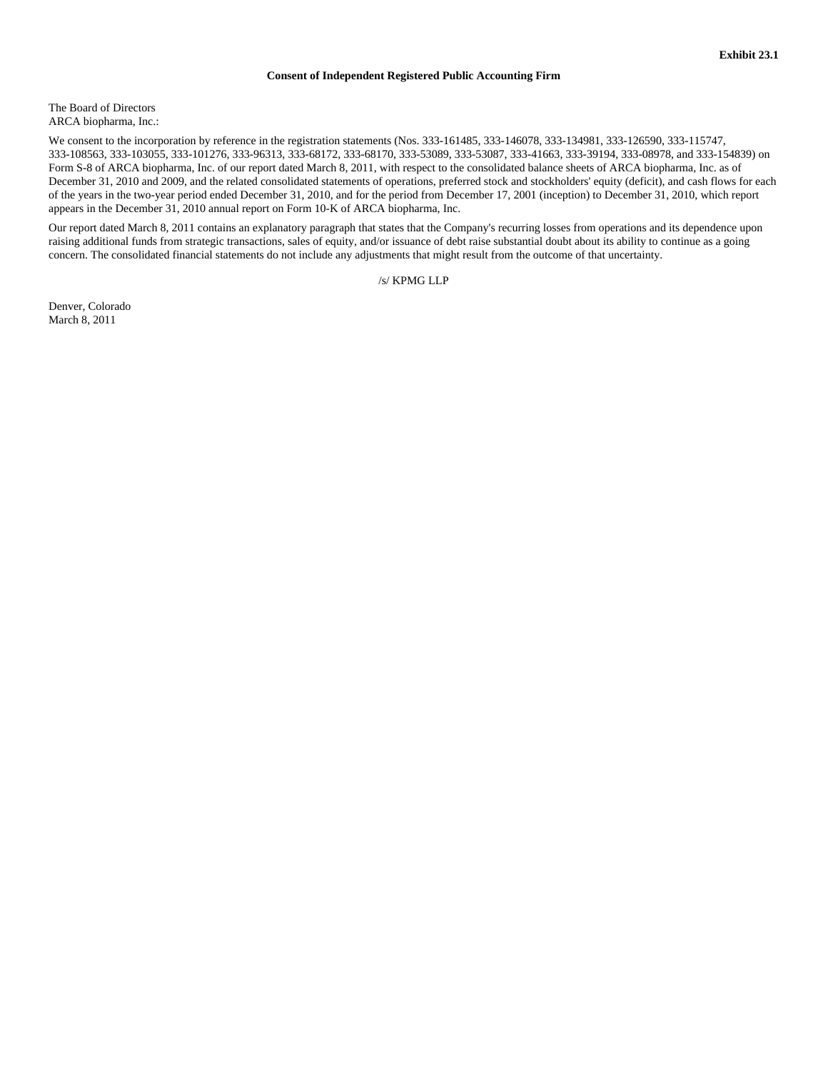**Exhibit 23.1**

**Consent of Independent Registered Public Accounting Firm**

The Board of Directors
ARCA biopharma, Inc.:

We consent to the incorporation by reference in the registration statements (Nos. 333-161485, 333-146078, 333-134981, 333-126590, 333-115747, 333-108563, 333-103055, 333-101276, 333-96313, 333-68172, 333-68170, 333-53089, 333-53087, 333-41663, 333-39194, 333-08978, and 333-154839) on Form S-8 of ARCA biopharma, Inc. of our report dated March 8, 2011, with respect to the consolidated balance sheets of ARCA biopharma, Inc. as of December 31, 2010 and 2009, and the related consolidated statements of operations, preferred stock and stockholders' equity (deficit), and cash flows for each of the years in the two-year period ended December 31, 2010, and for the period from December 17, 2001 (inception) to December 31, 2010, which report appears in the December 31, 2010 annual report on Form 10-K of ARCA biopharma, Inc.

Our report dated March 8, 2011 contains an explanatory paragraph that states that the Company's recurring losses from operations and its dependence upon raising additional funds from strategic transactions, sales of equity, and/or issuance of debt raise substantial doubt about its ability to continue as a going concern. The consolidated financial statements do not include any adjustments that might result from the outcome of that uncertainty.

/s/ KPMG LLP

Denver, Colorado
March 8, 2011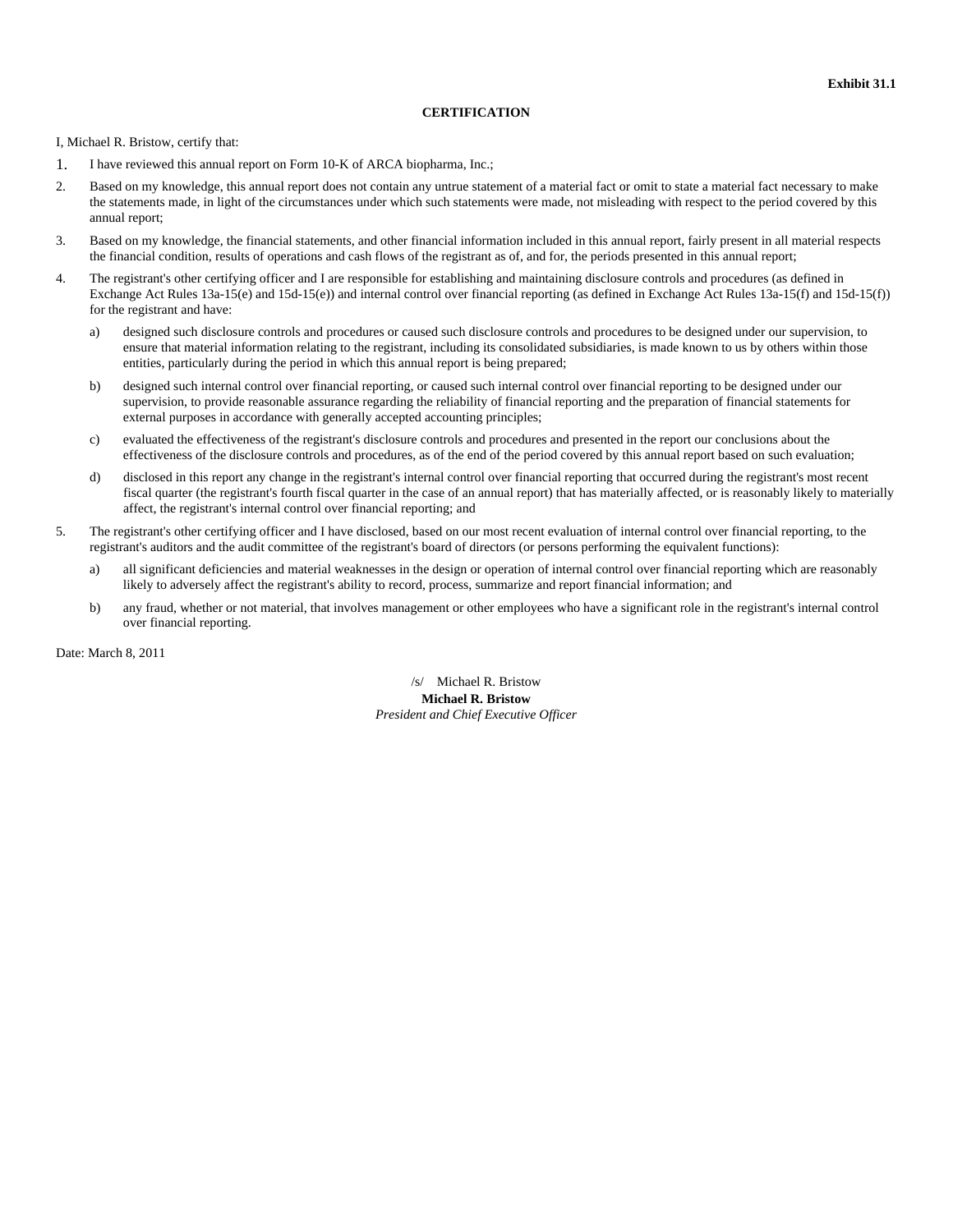**Exhibit 31.1**

**CERTIFICATION**

I, Michael R. Bristow, certify that:

1. I have reviewed this annual report on Form 10-K of ARCA biopharma, Inc.;
2. Based on my knowledge, this annual report does not contain any untrue statement of a material fact or omit to state a material fact necessary to make the statements made, in light of the circumstances under which such statements were made, not misleading with respect to the period covered by this annual report;
3. Based on my knowledge, the financial statements, and other financial information included in this annual report, fairly present in all material respects the financial condition, results of operations and cash flows of the registrant as of, and for, the periods presented in this annual report;
4. The registrant's other certifying officer and I are responsible for establishing and maintaining disclosure controls and procedures (as defined in Exchange Act Rules 13a-15(e) and 15d-15(e)) and internal control over financial reporting (as defined in Exchange Act Rules 13a-15(f) and 15d-15(f)) for the registrant and have:
   a) designed such disclosure controls and procedures or caused such disclosure controls and procedures to be designed under our supervision, to ensure that material information relating to the registrant, including its consolidated subsidiaries, is made known to us by others within those entities, particularly during the period in which this annual report is being prepared;
   b) designed such internal control over financial reporting, or caused such internal control over financial reporting to be designed under our supervision, to provide reasonable assurance regarding the reliability of financial reporting and the preparation of financial statements for external purposes in accordance with generally accepted accounting principles;
   c) evaluated the effectiveness of the registrant's disclosure controls and procedures and presented in the report our conclusions about the effectiveness of the disclosure controls and procedures, as of the end of the period covered by this annual report based on such evaluation;
   d) disclosed in this report any change in the registrant's internal control over financial reporting that occurred during the registrant's most recent fiscal quarter (the registrant's fourth fiscal quarter in the case of an annual report) that has materially affected, or is reasonably likely to materially affect, the registrant's internal control over financial reporting; and
5. The registrant's other certifying officer and I have disclosed, based on our most recent evaluation of internal control over financial reporting, to the registrant's auditors and the audit committee of the registrant's board of directors (or persons performing the equivalent functions):
   a) all significant deficiencies and material weaknesses in the design or operation of internal control over financial reporting which are reasonably likely to adversely affect the registrant's ability to record, process, summarize and report financial information; and
   b) any fraud, whether or not material, that involves management or other employees who have a significant role in the registrant's internal control over financial reporting.

Date: March 8, 2011

/s/ Michael R. Bristow
**Michael R. Bristow**
*President and Chief Executive Officer*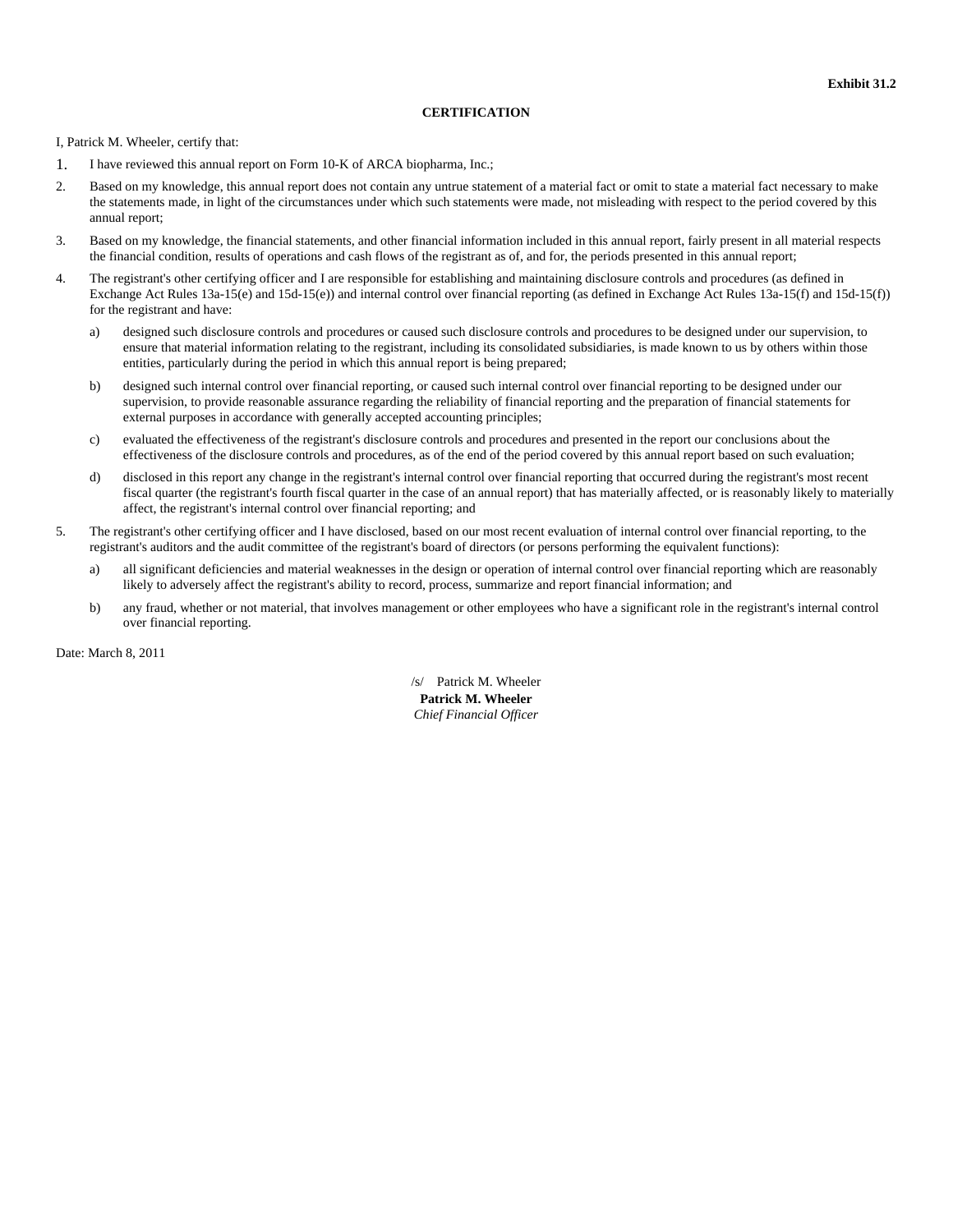**Exhibit 31.2**

**CERTIFICATION**

I, Patrick M. Wheeler, certify that:

1. I have reviewed this annual report on Form 10-K of ARCA biopharma, Inc.;
2. Based on my knowledge, this annual report does not contain any untrue statement of a material fact or omit to state a material fact necessary to make the statements made, in light of the circumstances under which such statements were made, not misleading with respect to the period covered by this annual report;
3. Based on my knowledge, the financial statements, and other financial information included in this annual report, fairly present in all material respects the financial condition, results of operations and cash flows of the registrant as of, and for, the periods presented in this annual report;
4. The registrant's other certifying officer and I are responsible for establishing and maintaining disclosure controls and procedures (as defined in Exchange Act Rules 13a-15(e) and 15d-15(e)) and internal control over financial reporting (as defined in Exchange Act Rules 13a-15(f) and 15d-15(f)) for the registrant and have:
   a) designed such disclosure controls and procedures or caused such disclosure controls and procedures to be designed under our supervision, to ensure that material information relating to the registrant, including its consolidated subsidiaries, is made known to us by others within those entities, particularly during the period in which this annual report is being prepared;
   b) designed such internal control over financial reporting, or caused such internal control over financial reporting to be designed under our supervision, to provide reasonable assurance regarding the reliability of financial reporting and the preparation of financial statements for external purposes in accordance with generally accepted accounting principles;
   c) evaluated the effectiveness of the registrant's disclosure controls and procedures and presented in the report our conclusions about the effectiveness of the disclosure controls and procedures, as of the end of the period covered by this annual report based on such evaluation;
   d) disclosed in this report any change in the registrant's internal control over financial reporting that occurred during the registrant's most recent fiscal quarter (the registrant's fourth fiscal quarter in the case of an annual report) that has materially affected, or is reasonably likely to materially affect, the registrant's internal control over financial reporting; and
5. The registrant's other certifying officer and I have disclosed, based on our most recent evaluation of internal control over financial reporting, to the registrant's auditors and the audit committee of the registrant's board of directors (or persons performing the equivalent functions):
   a) all significant deficiencies and material weaknesses in the design or operation of internal control over financial reporting which are reasonably likely to adversely affect the registrant's ability to record, process, summarize and report financial information; and
   b) any fraud, whether or not material, that involves management or other employees who have a significant role in the registrant's internal control over financial reporting.

Date: March 8, 2011

/s/ Patrick M. Wheeler
**Patrick M. Wheeler**
*Chief Financial Officer*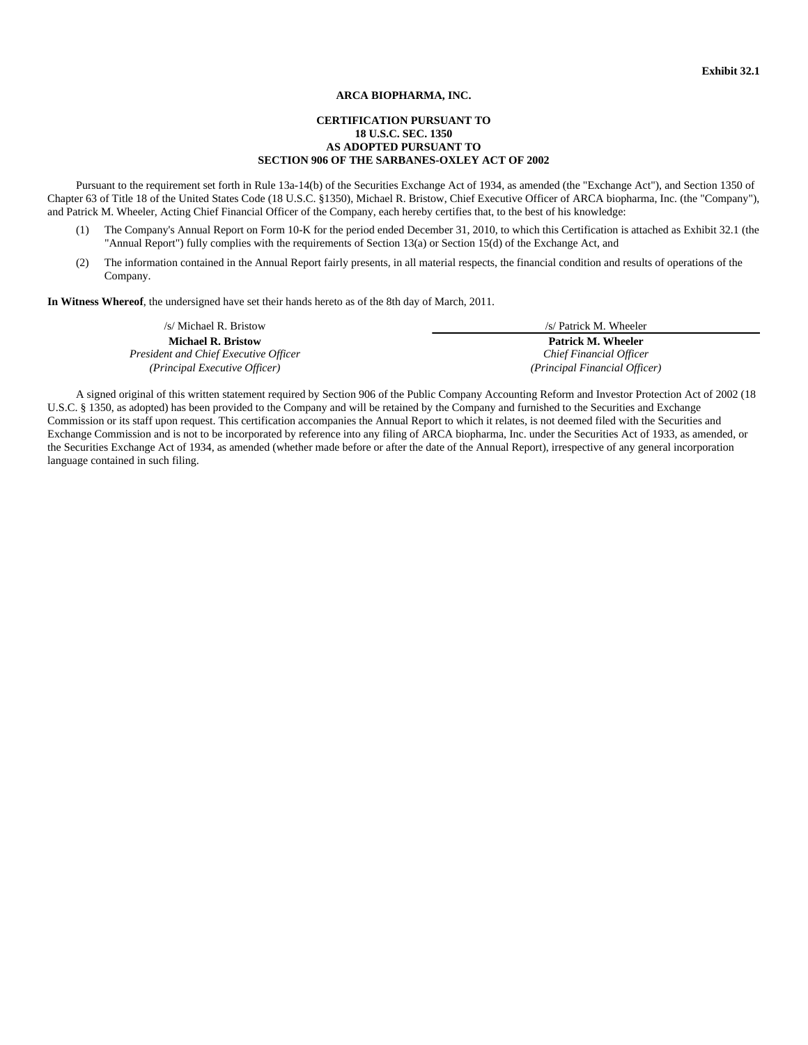**Exhibit 32.1**

**ARCA BIOPHARMA, INC.**

**CERTIFICATION PURSUANT TO**
**18 U.S.C. SEC. 1350**
**AS ADOPTED PURSUANT TO**
**SECTION 906 OF THE SARBANES-OXLEY ACT OF 2002**

Pursuant to the requirement set forth in Rule 13a-14(b) of the Securities Exchange Act of 1934, as amended (the "Exchange Act"), and Section 1350 of Chapter 63 of Title 18 of the United States Code (18 U.S.C. §1350), Michael R. Bristow, Chief Executive Officer of ARCA biopharma, Inc. (the "Company"), and Patrick M. Wheeler, Acting Chief Financial Officer of the Company, each hereby certifies that, to the best of his knowledge:

(1) The Company's Annual Report on Form 10-K for the period ended December 31, 2010, to which this Certification is attached as Exhibit 32.1 (the "Annual Report") fully complies with the requirements of Section 13(a) or Section 15(d) of the Exchange Act, and

(2) The information contained in the Annual Report fairly presents, in all material respects, the financial condition and results of operations of the Company.

**In Witness Whereof**, the undersigned have set their hands hereto as of the 8th day of March, 2011.

| | |
|---|---|
| /s/ Michael R. Bristow | /s/ Patrick M. Wheeler |
| **Michael R. Bristow** | **Patrick M. Wheeler** |
| *President and Chief Executive Officer* | *Chief Financial Officer* |
| *(Principal Executive Officer)* | *(Principal Financial Officer)* |

A signed original of this written statement required by Section 906 of the Public Company Accounting Reform and Investor Protection Act of 2002 (18 U.S.C. § 1350, as adopted) has been provided to the Company and will be retained by the Company and furnished to the Securities and Exchange Commission or its staff upon request. This certification accompanies the Annual Report to which it relates, is not deemed filed with the Securities and Exchange Commission and is not to be incorporated by reference into any filing of ARCA biopharma, Inc. under the Securities Act of 1933, as amended, or the Securities Exchange Act of 1934, as amended (whether made before or after the date of the Annual Report), irrespective of any general incorporation language contained in such filing.